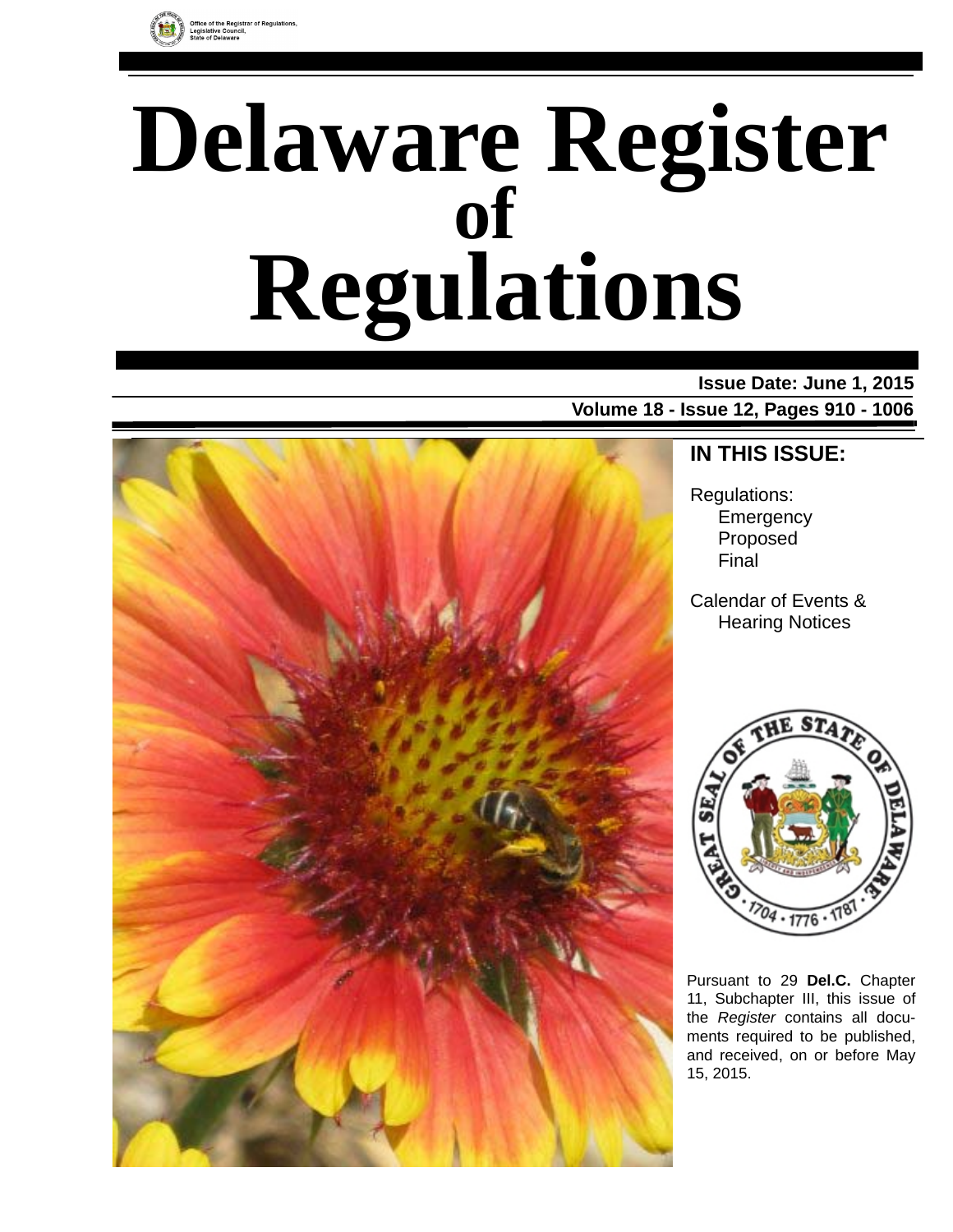Office of the Registrar of Regulations, Legislative Council, State of Delaware

# Delaware Register of Regulations

**Issue Date: June 1, 2015**

**Volume 18 - Issue 12, Pages 910 - 1006**

## IN THIS ISSUE:

Regulations:
- Emergency
- Proposed
- Final

Calendar of Events & Hearing Notices

Pursuant to 29 **Del.C.** Chapter 11, Subchapter III, this issue of the *Register* contains all documents required to be published, and received, on or before May 15, 2015.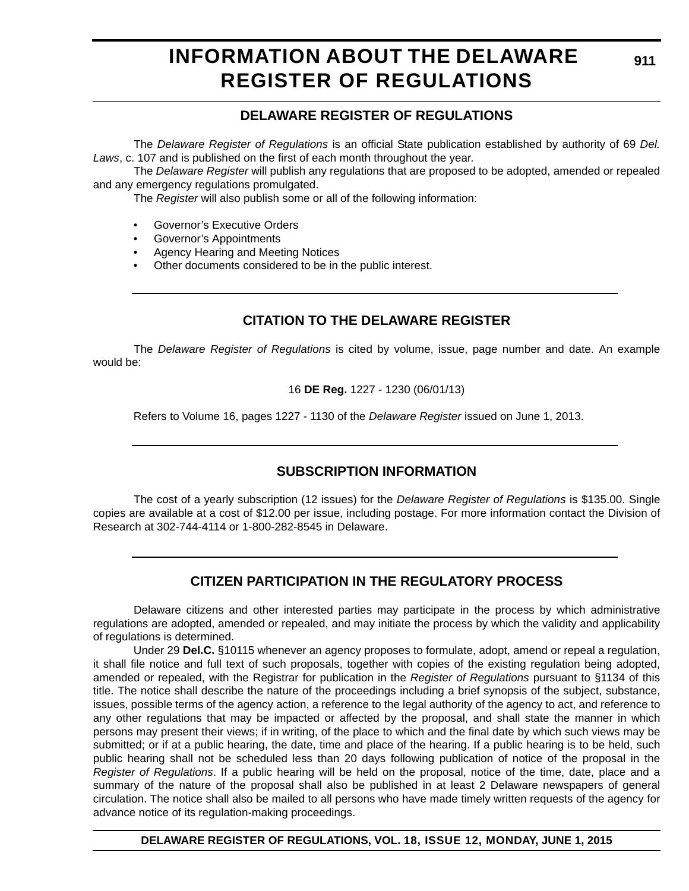# INFORMATION ABOUT THE DELAWARE REGISTER OF REGULATIONS

## DELAWARE REGISTER OF REGULATIONS

The *Delaware Register of Regulations* is an official State publication established by authority of 69 *Del. Laws*, c. 107 and is published on the first of each month throughout the year.

The *Delaware Register* will publish any regulations that are proposed to be adopted, amended or repealed and any emergency regulations promulgated.

The *Register* will also publish some or all of the following information:

- Governor's Executive Orders
- Governor's Appointments
- Agency Hearing and Meeting Notices
- Other documents considered to be in the public interest.

## CITATION TO THE DELAWARE REGISTER

The *Delaware Register of Regulations* is cited by volume, issue, page number and date. An example would be:

16 **DE Reg.** 1227 - 1230 (06/01/13)

Refers to Volume 16, pages 1227 - 1130 of the *Delaware Register* issued on June 1, 2013.

## SUBSCRIPTION INFORMATION

The cost of a yearly subscription (12 issues) for the *Delaware Register of Regulations* is $135.00. Single copies are available at a cost of $12.00 per issue, including postage. For more information contact the Division of Research at 302-744-4114 or 1-800-282-8545 in Delaware.

## CITIZEN PARTICIPATION IN THE REGULATORY PROCESS

Delaware citizens and other interested parties may participate in the process by which administrative regulations are adopted, amended or repealed, and may initiate the process by which the validity and applicability of regulations is determined.

Under 29 **Del.C.** §10115 whenever an agency proposes to formulate, adopt, amend or repeal a regulation, it shall file notice and full text of such proposals, together with copies of the existing regulation being adopted, amended or repealed, with the Registrar for publication in the *Register of Regulations* pursuant to §1134 of this title. The notice shall describe the nature of the proceedings including a brief synopsis of the subject, substance, issues, possible terms of the agency action, a reference to the legal authority of the agency to act, and reference to any other regulations that may be impacted or affected by the proposal, and shall state the manner in which persons may present their views; if in writing, of the place to which and the final date by which such views may be submitted; or if at a public hearing, the date, time and place of the hearing. If a public hearing is to be held, such public hearing shall not be scheduled less than 20 days following publication of notice of the proposal in the *Register of Regulations*. If a public hearing will be held on the proposal, notice of the time, date, place and a summary of the nature of the proposal shall also be published in at least 2 Delaware newspapers of general circulation. The notice shall also be mailed to all persons who have made timely written requests of the agency for advance notice of its regulation-making proceedings.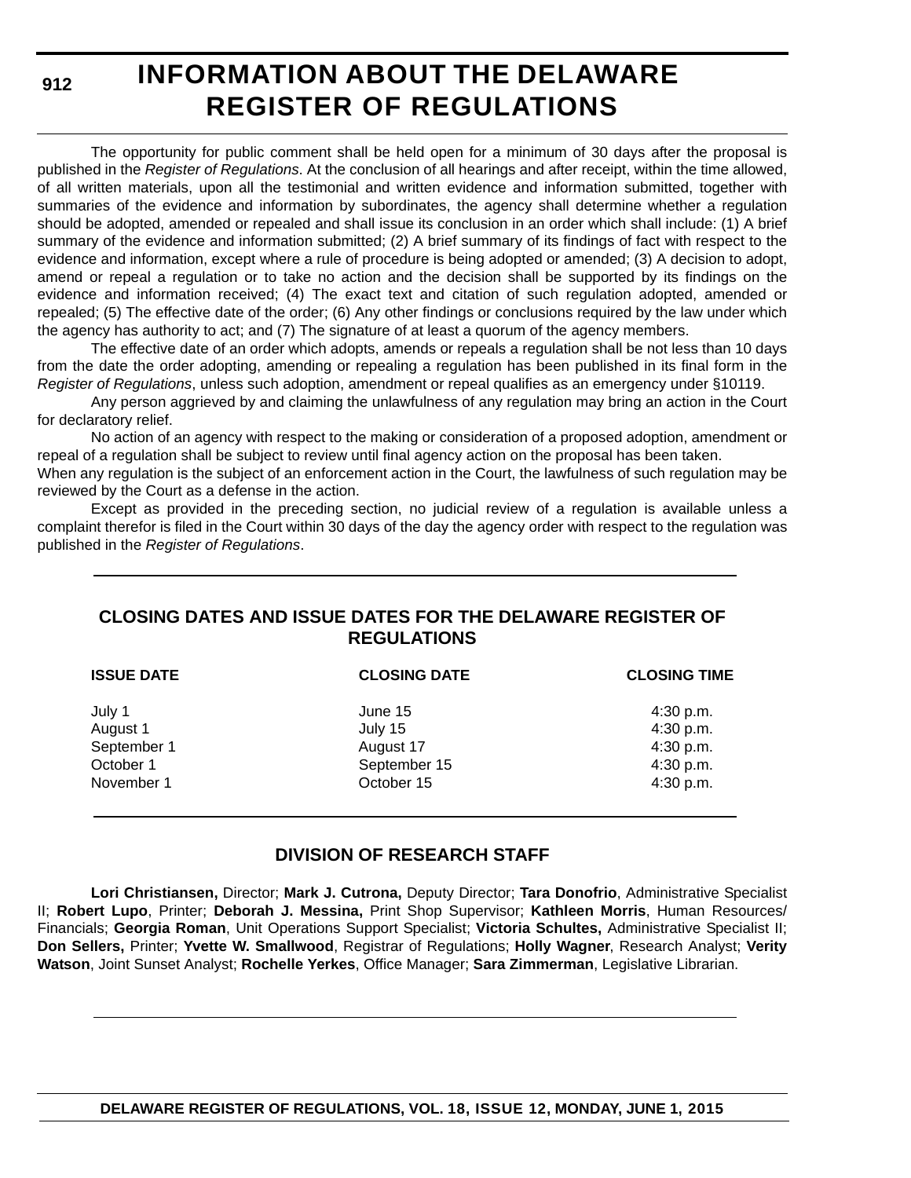# INFORMATION ABOUT THE DELAWARE REGISTER OF REGULATIONS

The opportunity for public comment shall be held open for a minimum of 30 days after the proposal is published in the *Register of Regulations*. At the conclusion of all hearings and after receipt, within the time allowed, of all written materials, upon all the testimonial and written evidence and information submitted, together with summaries of the evidence and information by subordinates, the agency shall determine whether a regulation should be adopted, amended or repealed and shall issue its conclusion in an order which shall include: (1) A brief summary of the evidence and information submitted; (2) A brief summary of its findings of fact with respect to the evidence and information, except where a rule of procedure is being adopted or amended; (3) A decision to adopt, amend or repeal a regulation or to take no action and the decision shall be supported by its findings on the evidence and information received; (4) The exact text and citation of such regulation adopted, amended or repealed; (5) The effective date of the order; (6) Any other findings or conclusions required by the law under which the agency has authority to act; and (7) The signature of at least a quorum of the agency members.

The effective date of an order which adopts, amends or repeals a regulation shall be not less than 10 days from the date the order adopting, amending or repealing a regulation has been published in its final form in the *Register of Regulations*, unless such adoption, amendment or repeal qualifies as an emergency under §10119.

Any person aggrieved by and claiming the unlawfulness of any regulation may bring an action in the Court for declaratory relief.

No action of an agency with respect to the making or consideration of a proposed adoption, amendment or repeal of a regulation shall be subject to review until final agency action on the proposal has been taken.

When any regulation is the subject of an enforcement action in the Court, the lawfulness of such regulation may be reviewed by the Court as a defense in the action.

Except as provided in the preceding section, no judicial review of a regulation is available unless a complaint therefor is filed in the Court within 30 days of the day the agency order with respect to the regulation was published in the *Register of Regulations*.

## CLOSING DATES AND ISSUE DATES FOR THE DELAWARE REGISTER OF REGULATIONS

| ISSUE DATE | CLOSING DATE | CLOSING TIME |
|---|---|---|
| July 1 | June 15 | 4:30 p.m. |
| August 1 | July 15 | 4:30 p.m. |
| September 1 | August 17 | 4:30 p.m. |
| October 1 | September 15 | 4:30 p.m. |
| November 1 | October 15 | 4:30 p.m. |

## DIVISION OF RESEARCH STAFF

**Lori Christiansen,** Director; **Mark J. Cutrona,** Deputy Director; **Tara Donofrio**, Administrative Specialist II; **Robert Lupo**, Printer; **Deborah J. Messina,** Print Shop Supervisor; **Kathleen Morris**, Human Resources/ Financials; **Georgia Roman**, Unit Operations Support Specialist; **Victoria Schultes,** Administrative Specialist II; **Don Sellers,** Printer; **Yvette W. Smallwood**, Registrar of Regulations; **Holly Wagner**, Research Analyst; **Verity Watson**, Joint Sunset Analyst; **Rochelle Yerkes**, Office Manager; **Sara Zimmerman**, Legislative Librarian.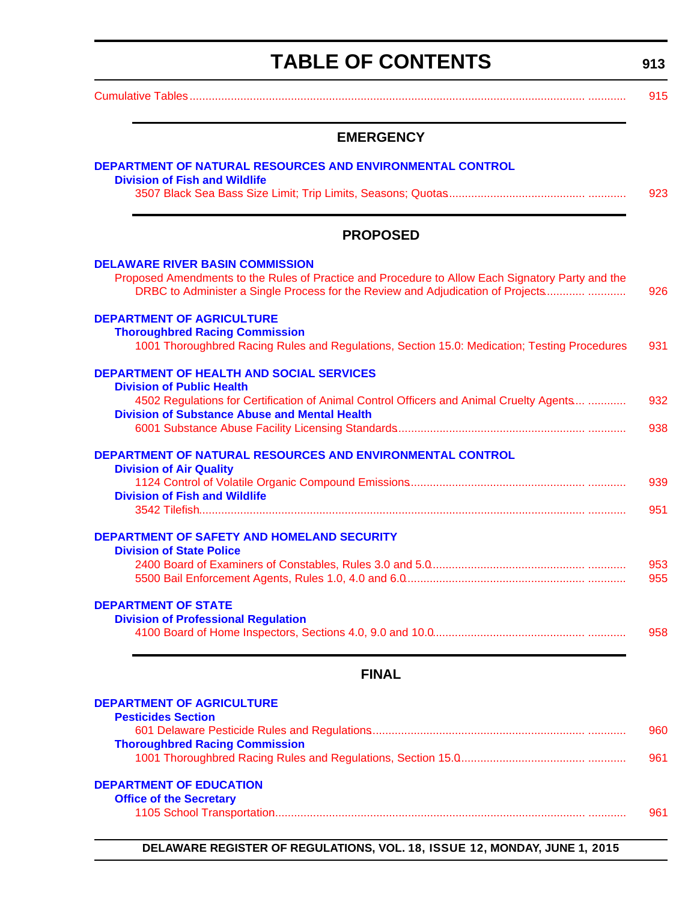# TABLE OF CONTENTS

Cumulative Tables ............ 915

## EMERGENCY

**DEPARTMENT OF NATURAL RESOURCES AND ENVIRONMENTAL CONTROL**

**Division of Fish and Wildlife**

3507 Black Sea Bass Size Limit; Trip Limits, Seasons; Quotas ............ 923

## PROPOSED

**DELAWARE RIVER BASIN COMMISSION**

Proposed Amendments to the Rules of Practice and Procedure to Allow Each Signatory Party and the DRBC to Administer a Single Process for the Review and Adjudication of Projects ............ 926

**DEPARTMENT OF AGRICULTURE**

**Thoroughbred Racing Commission**

1001 Thoroughbred Racing Rules and Regulations, Section 15.0: Medication; Testing Procedures 931

**DEPARTMENT OF HEALTH AND SOCIAL SERVICES**

**Division of Public Health**

4502 Regulations for Certification of Animal Control Officers and Animal Cruelty Agents ............ 932

**Division of Substance Abuse and Mental Health**

6001 Substance Abuse Facility Licensing Standards ............ 938

**DEPARTMENT OF NATURAL RESOURCES AND ENVIRONMENTAL CONTROL**

**Division of Air Quality**

1124 Control of Volatile Organic Compound Emissions ............ 939

**Division of Fish and Wildlife**

3542 Tilefish ............ 951

**DEPARTMENT OF SAFETY AND HOMELAND SECURITY**

**Division of State Police**

2400 Board of Examiners of Constables, Rules 3.0 and 5.0 ............ 953

5500 Bail Enforcement Agents, Rules 1.0, 4.0 and 6.0 ............ 955

**DEPARTMENT OF STATE**

**Division of Professional Regulation**

4100 Board of Home Inspectors, Sections 4.0, 9.0 and 10.0 ............ 958

## FINAL

**DEPARTMENT OF AGRICULTURE**

**Pesticides Section**

601 Delaware Pesticide Rules and Regulations ............ 960

**Thoroughbred Racing Commission**

1001 Thoroughbred Racing Rules and Regulations, Section 15.0 ............ 961

**DEPARTMENT OF EDUCATION**

**Office of the Secretary**

1105 School Transportation ............ 961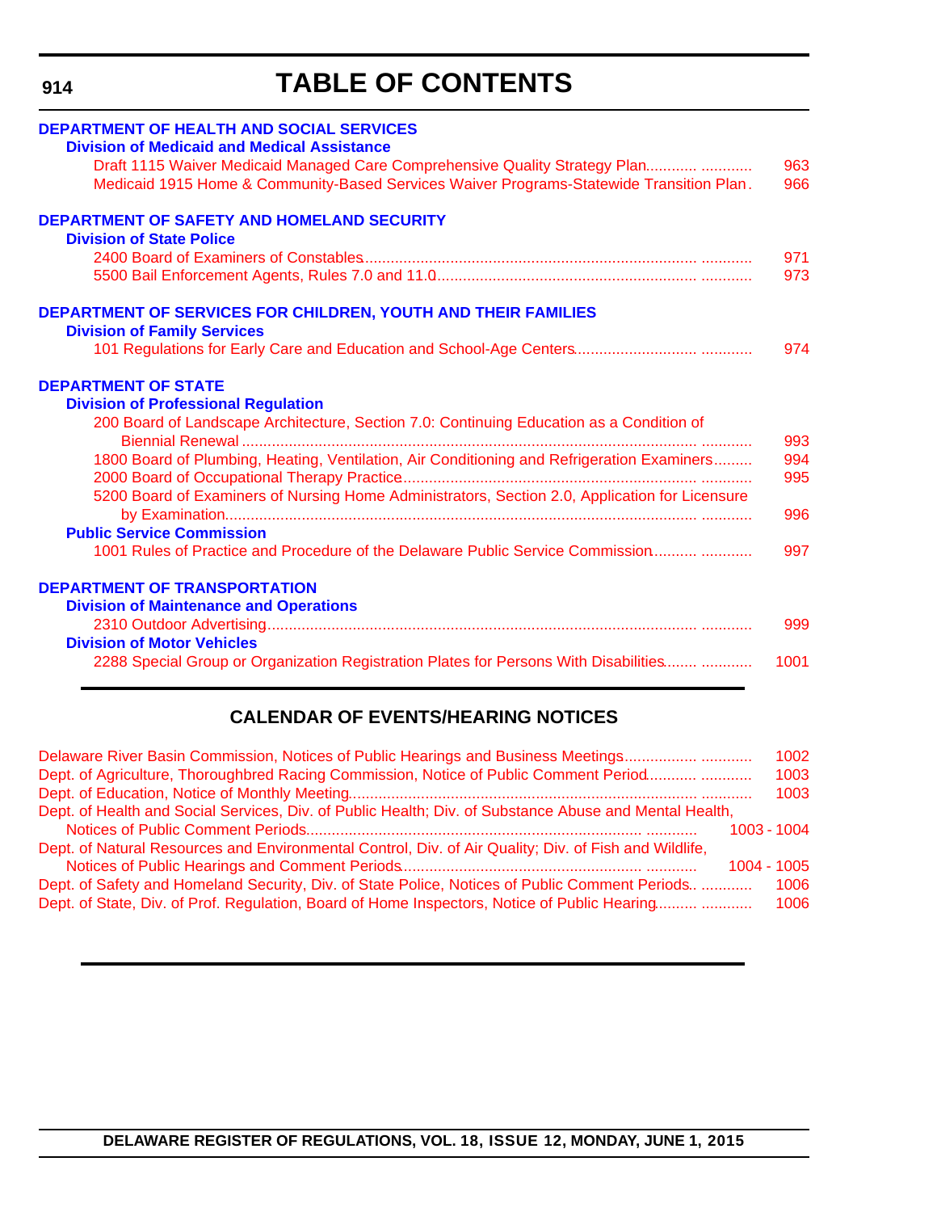# TABLE OF CONTENTS

**DEPARTMENT OF HEALTH AND SOCIAL SERVICES**

**Division of Medicaid and Medical Assistance**

Draft 1115 Waiver Medicaid Managed Care Comprehensive Quality Strategy Plan ..... 963

Medicaid 1915 Home & Community-Based Services Waiver Programs-Statewide Transition Plan ..... 966

**DEPARTMENT OF SAFETY AND HOMELAND SECURITY**

**Division of State Police**

2400 Board of Examiners of Constables ..... 971

5500 Bail Enforcement Agents, Rules 7.0 and 11.0 ..... 973

**DEPARTMENT OF SERVICES FOR CHILDREN, YOUTH AND THEIR FAMILIES**

**Division of Family Services**

101 Regulations for Early Care and Education and School-Age Centers ..... 974

**DEPARTMENT OF STATE**

**Division of Professional Regulation**

200 Board of Landscape Architecture, Section 7.0: Continuing Education as a Condition of Biennial Renewal ..... 993

1800 Board of Plumbing, Heating, Ventilation, Air Conditioning and Refrigeration Examiners ..... 994

2000 Board of Occupational Therapy Practice ..... 995

5200 Board of Examiners of Nursing Home Administrators, Section 2.0, Application for Licensure by Examination ..... 996

**Public Service Commission**

1001 Rules of Practice and Procedure of the Delaware Public Service Commission ..... 997

**DEPARTMENT OF TRANSPORTATION**

**Division of Maintenance and Operations**

2310 Outdoor Advertising ..... 999

**Division of Motor Vehicles**

2288 Special Group or Organization Registration Plates for Persons With Disabilities ..... 1001

## CALENDAR OF EVENTS/HEARING NOTICES

Delaware River Basin Commission, Notices of Public Hearings and Business Meetings ..... 1002

Dept. of Agriculture, Thoroughbred Racing Commission, Notice of Public Comment Period ..... 1003

Dept. of Education, Notice of Monthly Meeting ..... 1003

Dept. of Health and Social Services, Div. of Public Health; Div. of Substance Abuse and Mental Health, Notices of Public Comment Periods ..... 1003 - 1004

Dept. of Natural Resources and Environmental Control, Div. of Air Quality; Div. of Fish and Wildlife, Notices of Public Hearings and Comment Periods ..... 1004 - 1005

Dept. of Safety and Homeland Security, Div. of State Police, Notices of Public Comment Periods ..... 1006

Dept. of State, Div. of Prof. Regulation, Board of Home Inspectors, Notice of Public Hearing ..... 1006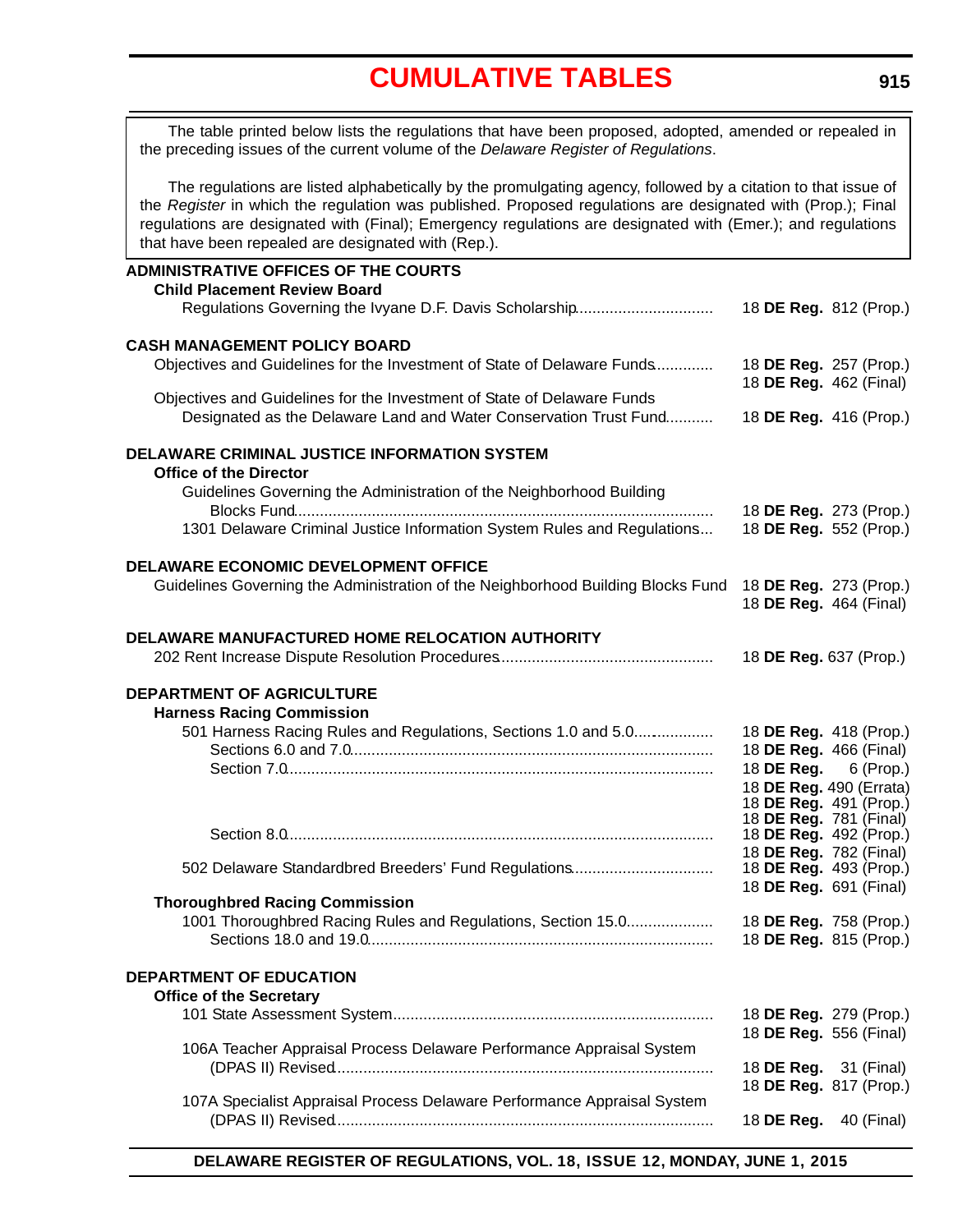# CUMULATIVE TABLES

The table printed below lists the regulations that have been proposed, adopted, amended or repealed in the preceding issues of the current volume of the *Delaware Register of Regulations*.

The regulations are listed alphabetically by the promulgating agency, followed by a citation to that issue of the *Register* in which the regulation was published. Proposed regulations are designated with (Prop.); Final regulations are designated with (Final); Emergency regulations are designated with (Emer.); and regulations that have been repealed are designated with (Rep.).

**ADMINISTRATIVE OFFICES OF THE COURTS**

**Child Placement Review Board**

| Regulation | Citation |
|---|---|
| Regulations Governing the Ivyane D.F. Davis Scholarship | 18 **DE Reg.** 812 (Prop.) |

**CASH MANAGEMENT POLICY BOARD**

| Regulation | Citation |
|---|---|
| Objectives and Guidelines for the Investment of State of Delaware Funds | 18 **DE Reg.** 257 (Prop.) |
| | 18 **DE Reg.** 462 (Final) |
| Objectives and Guidelines for the Investment of State of Delaware Funds Designated as the Delaware Land and Water Conservation Trust Fund | 18 **DE Reg.** 416 (Prop.) |

**DELAWARE CRIMINAL JUSTICE INFORMATION SYSTEM**

**Office of the Director**

| Regulation | Citation |
|---|---|
| Guidelines Governing the Administration of the Neighborhood Building Blocks Fund | 18 **DE Reg.** 273 (Prop.) |
| 1301 Delaware Criminal Justice Information System Rules and Regulations | 18 **DE Reg.** 552 (Prop.) |

**DELAWARE ECONOMIC DEVELOPMENT OFFICE**

| Regulation | Citation |
|---|---|
| Guidelines Governing the Administration of the Neighborhood Building Blocks Fund | 18 **DE Reg.** 273 (Prop.) |
| | 18 **DE Reg.** 464 (Final) |

**DELAWARE MANUFACTURED HOME RELOCATION AUTHORITY**

| Regulation | Citation |
|---|---|
| 202 Rent Increase Dispute Resolution Procedures | 18 **DE Reg.** 637 (Prop.) |

**DEPARTMENT OF AGRICULTURE**

**Harness Racing Commission**

| Regulation | Citation |
|---|---|
| 501 Harness Racing Rules and Regulations, Sections 1.0 and 5.0 | 18 **DE Reg.** 418 (Prop.) |
| Sections 6.0 and 7.0 | 18 **DE Reg.** 466 (Final) |
| Section 7.0 | 18 **DE Reg.** 6 (Prop.) |
| | 18 **DE Reg.** 490 (Errata) |
| | 18 **DE Reg.** 491 (Prop.) |
| | 18 **DE Reg.** 781 (Final) |
| Section 8.0 | 18 **DE Reg.** 492 (Prop.) |
| | 18 **DE Reg.** 782 (Final) |
| 502 Delaware Standardbred Breeders' Fund Regulations | 18 **DE Reg.** 493 (Prop.) |
| | 18 **DE Reg.** 691 (Final) |

**Thoroughbred Racing Commission**

| Regulation | Citation |
|---|---|
| 1001 Thoroughbred Racing Rules and Regulations, Section 15.0 | 18 **DE Reg.** 758 (Prop.) |
| Sections 18.0 and 19.0 | 18 **DE Reg.** 815 (Prop.) |

**DEPARTMENT OF EDUCATION**

**Office of the Secretary**

| Regulation | Citation |
|---|---|
| 101 State Assessment System | 18 **DE Reg.** 279 (Prop.) |
| | 18 **DE Reg.** 556 (Final) |
| 106A Teacher Appraisal Process Delaware Performance Appraisal System (DPAS II) Revised | 18 **DE Reg.** 31 (Final) |
| | 18 **DE Reg.** 817 (Prop.) |
| 107A Specialist Appraisal Process Delaware Performance Appraisal System (DPAS II) Revised | 18 **DE Reg.** 40 (Final) |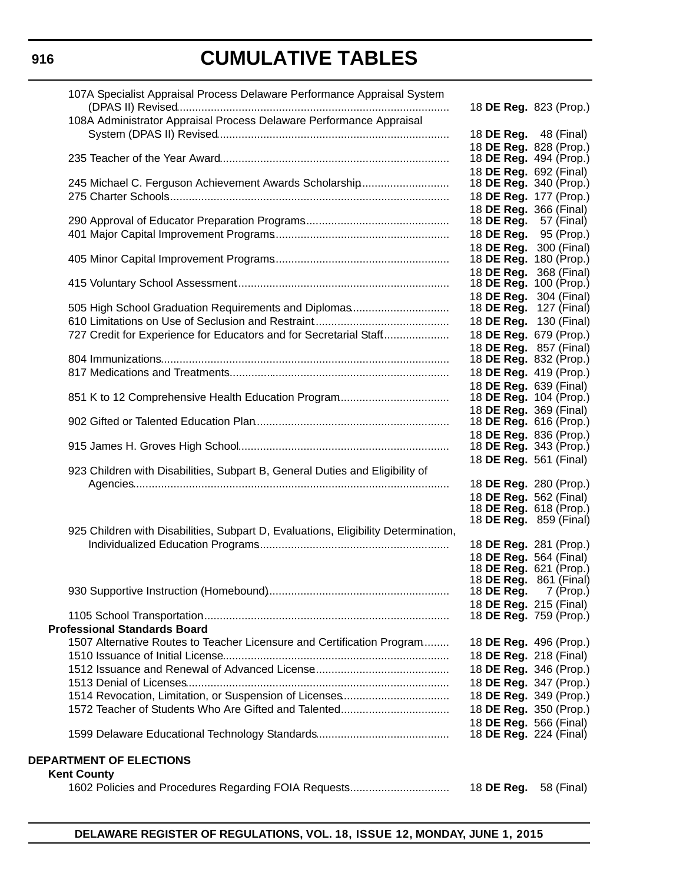# CUMULATIVE TABLES

| Regulation | Citation |
|---|---|
| 107A Specialist Appraisal Process Delaware Performance Appraisal System (DPAS II) Revised | 18 **DE Reg.** 823 (Prop.) |
| 108A Administrator Appraisal Process Delaware Performance Appraisal System (DPAS II) Revised | 18 **DE Reg.** 48 (Final) |
| | 18 **DE Reg.** 828 (Prop.) |
| 235 Teacher of the Year Award | 18 **DE Reg.** 494 (Prop.) |
| | 18 **DE Reg.** 692 (Final) |
| 245 Michael C. Ferguson Achievement Awards Scholarship | 18 **DE Reg.** 340 (Prop.) |
| 275 Charter Schools | 18 **DE Reg.** 177 (Prop.) |
| | 18 **DE Reg.** 366 (Final) |
| 290 Approval of Educator Preparation Programs | 18 **DE Reg.** 57 (Final) |
| 401 Major Capital Improvement Programs | 18 **DE Reg.** 95 (Prop.) |
| | 18 **DE Reg.** 300 (Final) |
| 405 Minor Capital Improvement Programs | 18 **DE Reg.** 180 (Prop.) |
| | 18 **DE Reg.** 368 (Final) |
| 415 Voluntary School Assessment | 18 **DE Reg.** 100 (Prop.) |
| | 18 **DE Reg.** 304 (Final) |
| 505 High School Graduation Requirements and Diplomas | 18 **DE Reg.** 127 (Final) |
| 610 Limitations on Use of Seclusion and Restraint | 18 **DE Reg.** 130 (Final) |
| 727 Credit for Experience for Educators and for Secretarial Staff | 18 **DE Reg.** 679 (Prop.) |
| | 18 **DE Reg.** 857 (Final) |
| 804 Immunizations | 18 **DE Reg.** 832 (Prop.) |
| 817 Medications and Treatments | 18 **DE Reg.** 419 (Prop.) |
| | 18 **DE Reg.** 639 (Final) |
| 851 K to 12 Comprehensive Health Education Program | 18 **DE Reg.** 104 (Prop.) |
| | 18 **DE Reg.** 369 (Final) |
| 902 Gifted or Talented Education Plan | 18 **DE Reg.** 616 (Prop.) |
| | 18 **DE Reg.** 836 (Prop.) |
| 915 James H. Groves High School | 18 **DE Reg.** 343 (Prop.) |
| | 18 **DE Reg.** 561 (Final) |
| 923 Children with Disabilities, Subpart B, General Duties and Eligibility of Agencies | 18 **DE Reg.** 280 (Prop.) |
| | 18 **DE Reg.** 562 (Final) |
| | 18 **DE Reg.** 618 (Prop.) |
| | 18 **DE Reg.** 859 (Final) |
| 925 Children with Disabilities, Subpart D, Evaluations, Eligibility Determination, Individualized Education Programs | 18 **DE Reg.** 281 (Prop.) |
| | 18 **DE Reg.** 564 (Final) |
| | 18 **DE Reg.** 621 (Prop.) |
| | 18 **DE Reg.** 861 (Final) |
| 930 Supportive Instruction (Homebound) | 18 **DE Reg.** 7 (Prop.) |
| | 18 **DE Reg.** 215 (Final) |
| 1105 School Transportation | 18 **DE Reg.** 759 (Prop.) |
| **Professional Standards Board** | |
| 1507 Alternative Routes to Teacher Licensure and Certification Program | 18 **DE Reg.** 496 (Prop.) |
| 1510 Issuance of Initial License | 18 **DE Reg.** 218 (Final) |
| 1512 Issuance and Renewal of Advanced License | 18 **DE Reg.** 346 (Prop.) |
| 1513 Denial of Licenses | 18 **DE Reg.** 347 (Prop.) |
| 1514 Revocation, Limitation, or Suspension of Licenses | 18 **DE Reg.** 349 (Prop.) |
| 1572 Teacher of Students Who Are Gifted and Talented | 18 **DE Reg.** 350 (Prop.) |
| | 18 **DE Reg.** 566 (Final) |
| 1599 Delaware Educational Technology Standards | 18 **DE Reg.** 224 (Final) |

**DEPARTMENT OF ELECTIONS**

**Kent County**

| Regulation | Citation |
|---|---|
| 1602 Policies and Procedures Regarding FOIA Requests | 18 **DE Reg.** 58 (Final) |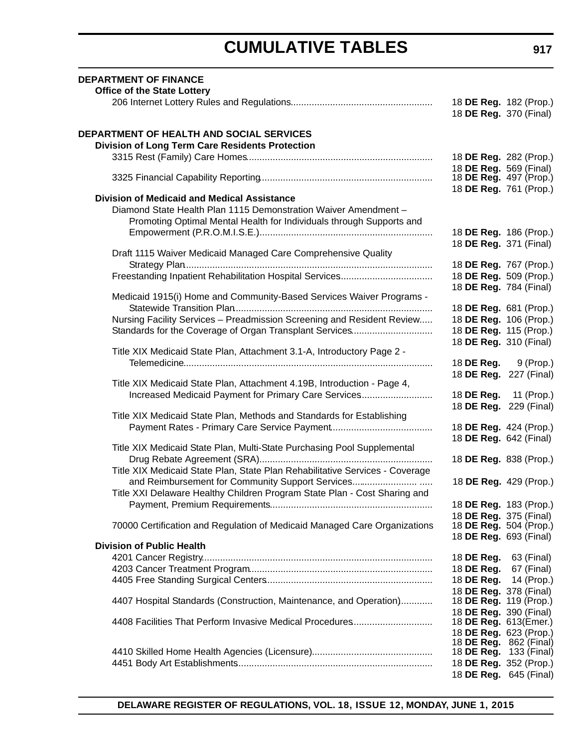# CUMULATIVE TABLES

**DEPARTMENT OF FINANCE**

**Office of the State Lottery**

206 Internet Lottery Rules and Regulations...................................................... 18 **DE Reg.** 182 (Prop.)
18 **DE Reg.** 370 (Final)

**DEPARTMENT OF HEALTH AND SOCIAL SERVICES**

**Division of Long Term Care Residents Protection**

3315 Rest (Family) Care Homes...................................................................... 18 **DE Reg.** 282 (Prop.)
18 **DE Reg.** 569 (Final)

3325 Financial Capability Reporting................................................................. 18 **DE Reg.** 497 (Prop.)
18 **DE Reg.** 761 (Prop.)

**Division of Medicaid and Medical Assistance**

Diamond State Health Plan 1115 Demonstration Waiver Amendment – Promoting Optimal Mental Health for Individuals through Supports and Empowerment (P.R.O.M.I.S.E.)................................................................. 18 **DE Reg.** 186 (Prop.)
18 **DE Reg.** 371 (Final)

Draft 1115 Waiver Medicaid Managed Care Comprehensive Quality Strategy Plan............................................................................................. 18 **DE Reg.** 767 (Prop.)

Freestanding Inpatient Rehabilitation Hospital Services................................... 18 **DE Reg.** 509 (Prop.)
18 **DE Reg.** 784 (Final)

Medicaid 1915(i) Home and Community-Based Services Waiver Programs - Statewide Transition Plan........................................................................... 18 **DE Reg.** 681 (Prop.)

Nursing Facility Services – Preadmission Screening and Resident Review..... 18 **DE Reg.** 106 (Prop.)

Standards for the Coverage of Organ Transplant Services.............................. 18 **DE Reg.** 115 (Prop.)
18 **DE Reg.** 310 (Final)

Title XIX Medicaid State Plan, Attachment 3.1-A, Introductory Page 2 - Telemedicine.............................................................................................. 18 **DE Reg.** 9 (Prop.)
18 **DE Reg.** 227 (Final)

Title XIX Medicaid State Plan, Attachment 4.19B, Introduction - Page 4, Increased Medicaid Payment for Primary Care Services........................... 18 **DE Reg.** 11 (Prop.)
18 **DE Reg.** 229 (Final)

Title XIX Medicaid State Plan, Methods and Standards for Establishing Payment Rates - Primary Care Service Payment...................................... 18 **DE Reg.** 424 (Prop.)
18 **DE Reg.** 642 (Final)

Title XIX Medicaid State Plan, Multi-State Purchasing Pool Supplemental Drug Rebate Agreement (SRA)................................................................. 18 **DE Reg.** 838 (Prop.)

Title XIX Medicaid State Plan, State Plan Rehabilitative Services - Coverage and Reimbursement for Community Support Services......................... ..... 18 **DE Reg.** 429 (Prop.)

Title XXI Delaware Healthy Children Program State Plan - Cost Sharing and Payment, Premium Requirements............................................................. 18 **DE Reg.** 183 (Prop.)
18 **DE Reg.** 375 (Final)

70000 Certification and Regulation of Medicaid Managed Care Organizations 18 **DE Reg.** 504 (Prop.)
18 **DE Reg.** 693 (Final)

**Division of Public Health**

4201 Cancer Registry....................................................................................... 18 **DE Reg.** 63 (Final)

4203 Cancer Treatment Program..................................................................... 18 **DE Reg.** 67 (Final)

4405 Free Standing Surgical Centers............................................................... 18 **DE Reg.** 14 (Prop.)
18 **DE Reg.** 378 (Final)

4407 Hospital Standards (Construction, Maintenance, and Operation)............ 18 **DE Reg.** 119 (Prop.)
18 **DE Reg.** 390 (Final)

4408 Facilities That Perform Invasive Medical Procedures.............................. 18 **DE Reg.** 613(Emer.)
18 **DE Reg.** 623 (Prop.)
18 **DE Reg.** 862 (Final)

4410 Skilled Home Health Agencies (Licensure)............................................. 18 **DE Reg.** 133 (Final)

4451 Body Art Establishments......................................................................... 18 **DE Reg.** 352 (Prop.)
18 **DE Reg.** 645 (Final)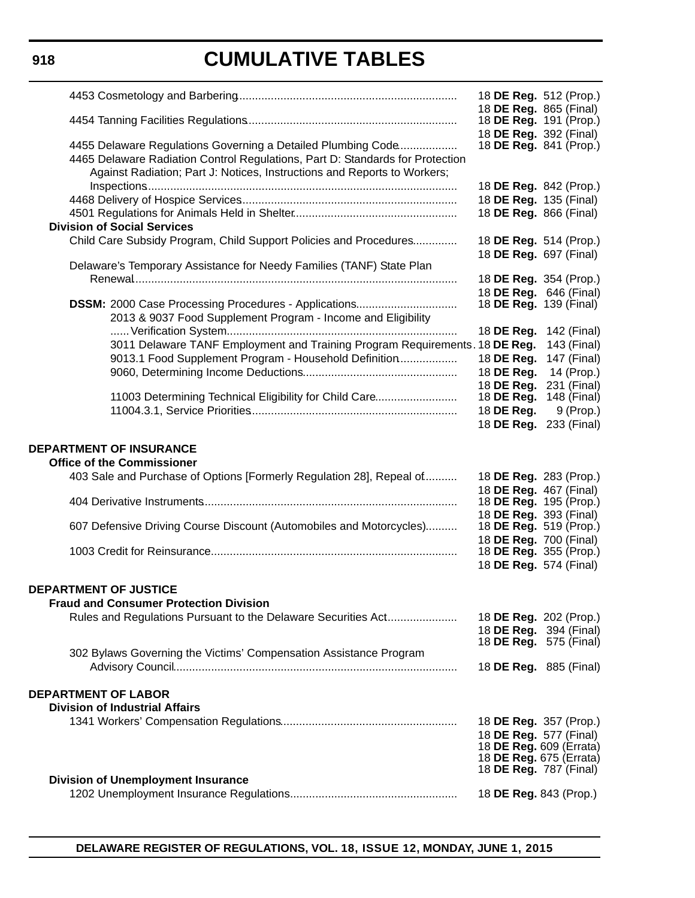4453 Cosmetology and Barbering ..................................................................... 18 **DE Reg.** 512 (Prop.)
18 **DE Reg.** 865 (Final)

4454 Tanning Facilities Regulations .................................................................. 18 **DE Reg.** 191 (Prop.)
18 **DE Reg.** 392 (Final)

4455 Delaware Regulations Governing a Detailed Plumbing Code .................. 18 **DE Reg.** 841 (Prop.)

4465 Delaware Radiation Control Regulations, Part D: Standards for Protection Against Radiation; Part J: Notices, Instructions and Reports to Workers; Inspections ................................................................................................. 18 **DE Reg.** 842 (Prop.)

4468 Delivery of Hospice Services ................................................................... 18 **DE Reg.** 135 (Final)

4501 Regulations for Animals Held in Shelter ................................................... 18 **DE Reg.** 866 (Final)

**Division of Social Services**

Child Care Subsidy Program, Child Support Policies and Procedures .............. 18 **DE Reg.** 514 (Prop.)
18 **DE Reg.** 697 (Final)

Delaware's Temporary Assistance for Needy Families (TANF) State Plan Renewal ...................................................................................................... 18 **DE Reg.** 354 (Prop.)
18 **DE Reg.** 646 (Final)

**DSSM:** 2000 Case Processing Procedures - Applications ................................ 18 **DE Reg.** 139 (Final)

2013 & 9037 Food Supplement Program - Income and Eligibility Verification System ......................................................................... 18 **DE Reg.** 142 (Final)

3011 Delaware TANF Employment and Training Program Requirements . 18 **DE Reg.** 143 (Final)

9013.1 Food Supplement Program - Household Definition .................. 18 **DE Reg.** 147 (Final)

9060, Determining Income Deductions ................................................. 18 **DE Reg.** 14 (Prop.)
18 **DE Reg.** 231 (Final)

11003 Determining Technical Eligibility for Child Care .......................... 18 **DE Reg.** 148 (Final)

11004.3.1, Service Priorities ................................................................. 18 **DE Reg.** 9 (Prop.)
18 **DE Reg.** 233 (Final)

## DEPARTMENT OF INSURANCE

**Office of the Commissioner**

403 Sale and Purchase of Options [Formerly Regulation 28], Repeal of .......... 18 **DE Reg.** 283 (Prop.)
18 **DE Reg.** 467 (Final)

404 Derivative Instruments ................................................................................ 18 **DE Reg.** 195 (Prop.)
18 **DE Reg.** 393 (Final)

607 Defensive Driving Course Discount (Automobiles and Motorcycles) .......... 18 **DE Reg.** 519 (Prop.)
18 **DE Reg.** 700 (Final)

1003 Credit for Reinsurance ............................................................................. 18 **DE Reg.** 355 (Prop.)
18 **DE Reg.** 574 (Final)

## DEPARTMENT OF JUSTICE

**Fraud and Consumer Protection Division**

Rules and Regulations Pursuant to the Delaware Securities Act ...................... 18 **DE Reg.** 202 (Prop.)
18 **DE Reg.** 394 (Final)
18 **DE Reg.** 575 (Final)

302 Bylaws Governing the Victims' Compensation Assistance Program Advisory Council ......................................................................................... 18 **DE Reg.** 885 (Final)

## DEPARTMENT OF LABOR

**Division of Industrial Affairs**

1341 Workers' Compensation Regulations ....................................................... 18 **DE Reg.** 357 (Prop.)
18 **DE Reg.** 577 (Final)
18 **DE Reg.** 609 (Errata)
18 **DE Reg.** 675 (Errata)
18 **DE Reg.** 787 (Final)

**Division of Unemployment Insurance**

1202 Unemployment Insurance Regulations ..................................................... 18 **DE Reg.** 843 (Prop.)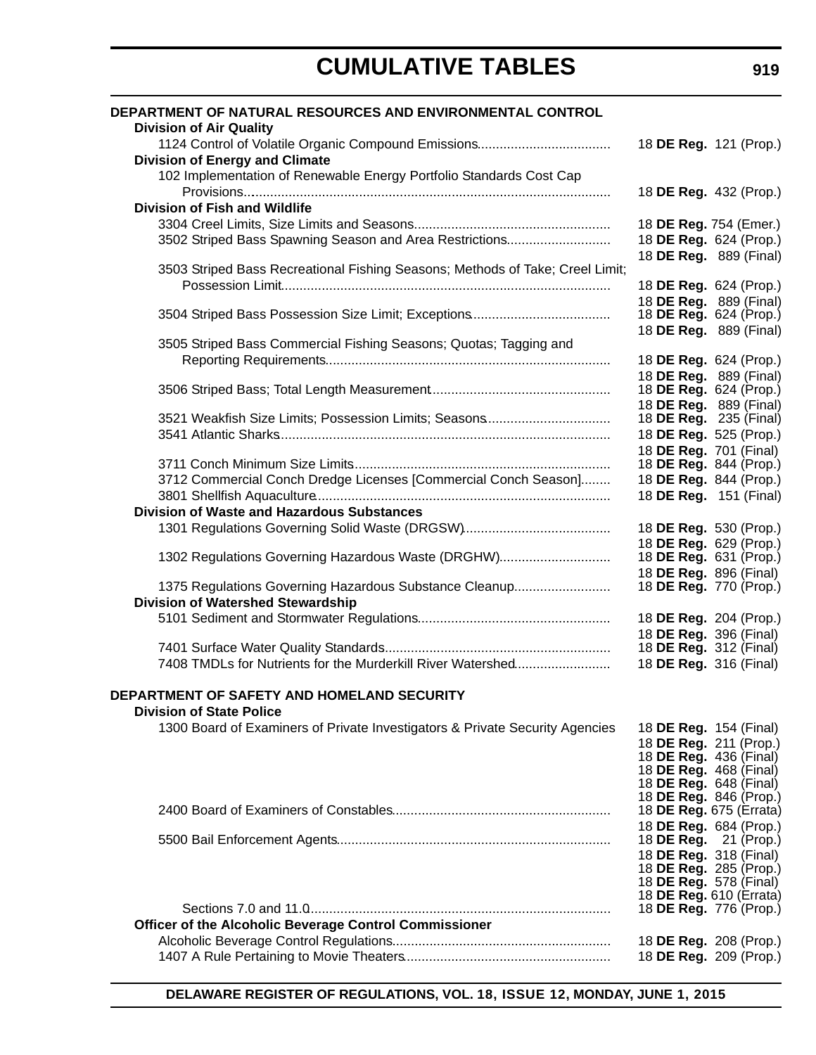# CUMULATIVE TABLES

**DEPARTMENT OF NATURAL RESOURCES AND ENVIRONMENTAL CONTROL**

**Division of Air Quality**

| | |
|---|---|
| 1124 Control of Volatile Organic Compound Emissions | 18 **DE Reg.** 121 (Prop.) |

**Division of Energy and Climate**

| | |
|---|---|
| 102 Implementation of Renewable Energy Portfolio Standards Cost Cap Provisions | 18 **DE Reg.** 432 (Prop.) |

**Division of Fish and Wildlife**

| | |
|---|---|
| 3304 Creel Limits, Size Limits and Seasons | 18 **DE Reg.** 754 (Emer.) |
| 3502 Striped Bass Spawning Season and Area Restrictions | 18 **DE Reg.** 624 (Prop.) |
| | 18 **DE Reg.** 889 (Final) |
| 3503 Striped Bass Recreational Fishing Seasons; Methods of Take; Creel Limit; Possession Limit | 18 **DE Reg.** 624 (Prop.) |
| | 18 **DE Reg.** 889 (Final) |
| 3504 Striped Bass Possession Size Limit; Exceptions | 18 **DE Reg.** 624 (Prop.) |
| | 18 **DE Reg.** 889 (Final) |
| 3505 Striped Bass Commercial Fishing Seasons; Quotas; Tagging and Reporting Requirements | 18 **DE Reg.** 624 (Prop.) |
| | 18 **DE Reg.** 889 (Final) |
| 3506 Striped Bass; Total Length Measurement | 18 **DE Reg.** 624 (Prop.) |
| | 18 **DE Reg.** 889 (Final) |
| 3521 Weakfish Size Limits; Possession Limits; Seasons | 18 **DE Reg.** 235 (Final) |
| 3541 Atlantic Sharks | 18 **DE Reg.** 525 (Prop.) |
| | 18 **DE Reg.** 701 (Final) |
| 3711 Conch Minimum Size Limits | 18 **DE Reg.** 844 (Prop.) |
| 3712 Commercial Conch Dredge Licenses [Commercial Conch Season] | 18 **DE Reg.** 844 (Prop.) |
| 3801 Shellfish Aquaculture | 18 **DE Reg.** 151 (Final) |

**Division of Waste and Hazardous Substances**

| | |
|---|---|
| 1301 Regulations Governing Solid Waste (DRGSW) | 18 **DE Reg.** 530 (Prop.) |
| | 18 **DE Reg.** 629 (Prop.) |
| 1302 Regulations Governing Hazardous Waste (DRGHW) | 18 **DE Reg.** 631 (Prop.) |
| | 18 **DE Reg.** 896 (Final) |
| 1375 Regulations Governing Hazardous Substance Cleanup | 18 **DE Reg.** 770 (Prop.) |

**Division of Watershed Stewardship**

| | |
|---|---|
| 5101 Sediment and Stormwater Regulations | 18 **DE Reg.** 204 (Prop.) |
| | 18 **DE Reg.** 396 (Final) |
| 7401 Surface Water Quality Standards | 18 **DE Reg.** 312 (Final) |
| 7408 TMDLs for Nutrients for the Murderkill River Watershed | 18 **DE Reg.** 316 (Final) |

**DEPARTMENT OF SAFETY AND HOMELAND SECURITY**

**Division of State Police**

| | |
|---|---|
| 1300 Board of Examiners of Private Investigators & Private Security Agencies | 18 **DE Reg.** 154 (Final) |
| | 18 **DE Reg.** 211 (Prop.) |
| | 18 **DE Reg.** 436 (Final) |
| | 18 **DE Reg.** 468 (Final) |
| | 18 **DE Reg.** 648 (Final) |
| | 18 **DE Reg.** 846 (Prop.) |
| 2400 Board of Examiners of Constables | 18 **DE Reg.** 675 (Errata) |
| | 18 **DE Reg.** 684 (Prop.) |
| 5500 Bail Enforcement Agents | 18 **DE Reg.** 21 (Prop.) |
| | 18 **DE Reg.** 318 (Final) |
| | 18 **DE Reg.** 285 (Prop.) |
| | 18 **DE Reg.** 578 (Final) |
| | 18 **DE Reg.** 610 (Errata) |
| Sections 7.0 and 11.0 | 18 **DE Reg.** 776 (Prop.) |

**Officer of the Alcoholic Beverage Control Commissioner**

| | |
|---|---|
| Alcoholic Beverage Control Regulations | 18 **DE Reg.** 208 (Prop.) |
| 1407 A Rule Pertaining to Movie Theaters | 18 **DE Reg.** 209 (Prop.) |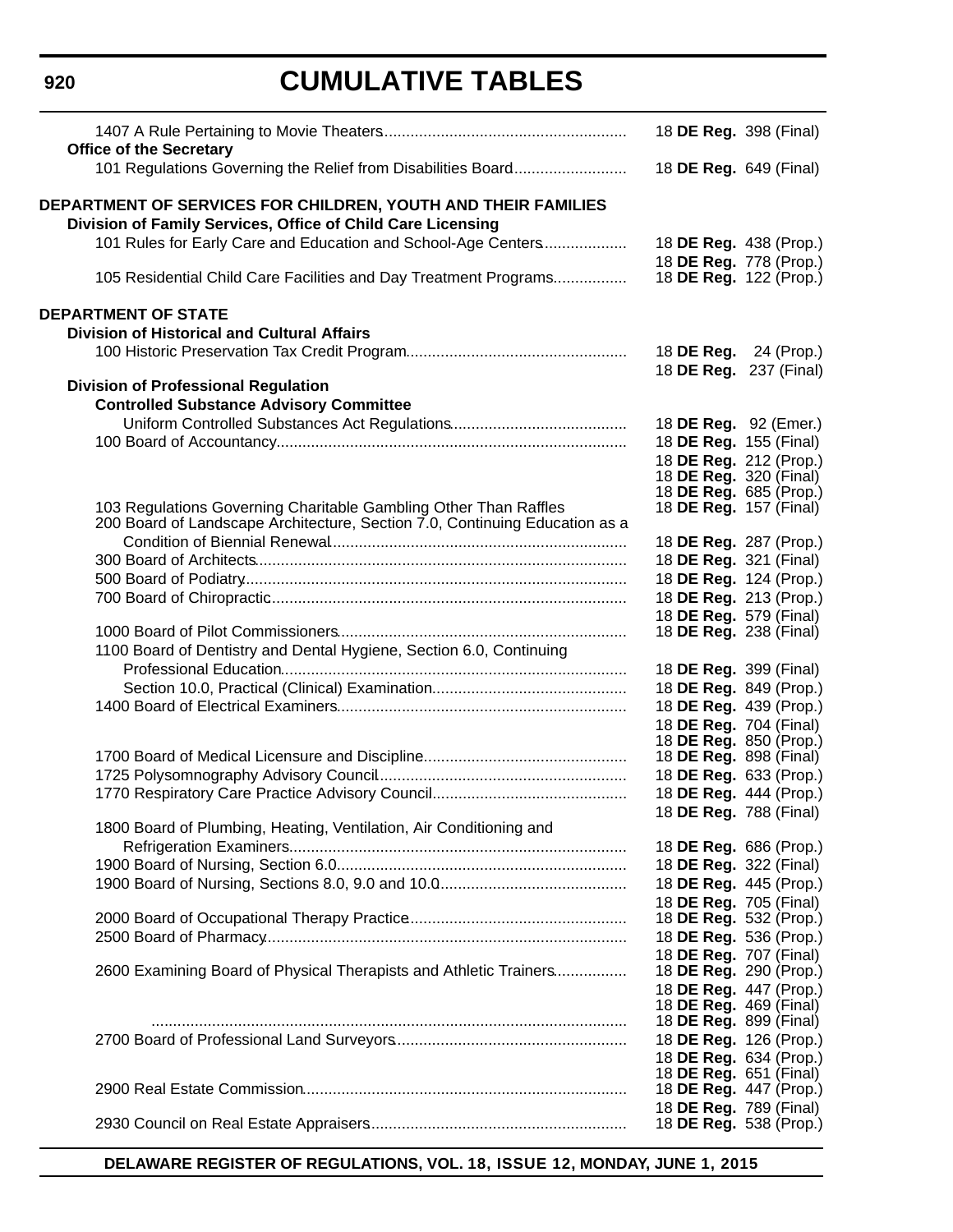# CUMULATIVE TABLES

| Regulation | Citation |
|---|---|
| 1407 A Rule Pertaining to Movie Theaters | 18 **DE Reg.** 398 (Final) |
| **Office of the Secretary** | |
| 101 Regulations Governing the Relief from Disabilities Board | 18 **DE Reg.** 649 (Final) |
| | |
| **DEPARTMENT OF SERVICES FOR CHILDREN, YOUTH AND THEIR FAMILIES** | |
| **Division of Family Services, Office of Child Care Licensing** | |
| 101 Rules for Early Care and Education and School-Age Centers | 18 **DE Reg.** 438 (Prop.) |
| | 18 **DE Reg.** 778 (Prop.) |
| 105 Residential Child Care Facilities and Day Treatment Programs | 18 **DE Reg.** 122 (Prop.) |
| | |
| **DEPARTMENT OF STATE** | |
| **Division of Historical and Cultural Affairs** | |
| 100 Historic Preservation Tax Credit Program | 18 **DE Reg.** 24 (Prop.) |
| | 18 **DE Reg.** 237 (Final) |
| **Division of Professional Regulation** | |
| **Controlled Substance Advisory Committee** | |
| Uniform Controlled Substances Act Regulations | 18 **DE Reg.** 92 (Emer.) |
| 100 Board of Accountancy | 18 **DE Reg.** 155 (Final) |
| | 18 **DE Reg.** 212 (Prop.) |
| | 18 **DE Reg.** 320 (Final) |
| | 18 **DE Reg.** 685 (Prop.) |
| 103 Regulations Governing Charitable Gambling Other Than Raffles | 18 **DE Reg.** 157 (Final) |
| 200 Board of Landscape Architecture, Section 7.0, Continuing Education as a Condition of Biennial Renewal | 18 **DE Reg.** 287 (Prop.) |
| 300 Board of Architects | 18 **DE Reg.** 321 (Final) |
| 500 Board of Podiatry | 18 **DE Reg.** 124 (Prop.) |
| 700 Board of Chiropractic | 18 **DE Reg.** 213 (Prop.) |
| | 18 **DE Reg.** 579 (Final) |
| 1000 Board of Pilot Commissioners | 18 **DE Reg.** 238 (Final) |
| 1100 Board of Dentistry and Dental Hygiene, Section 6.0, Continuing Professional Education | 18 **DE Reg.** 399 (Final) |
| Section 10.0, Practical (Clinical) Examination | 18 **DE Reg.** 849 (Prop.) |
| 1400 Board of Electrical Examiners | 18 **DE Reg.** 439 (Prop.) |
| | 18 **DE Reg.** 704 (Final) |
| | 18 **DE Reg.** 850 (Prop.) |
| 1700 Board of Medical Licensure and Discipline | 18 **DE Reg.** 898 (Final) |
| 1725 Polysomnography Advisory Council | 18 **DE Reg.** 633 (Prop.) |
| 1770 Respiratory Care Practice Advisory Council | 18 **DE Reg.** 444 (Prop.) |
| | 18 **DE Reg.** 788 (Final) |
| 1800 Board of Plumbing, Heating, Ventilation, Air Conditioning and Refrigeration Examiners | 18 **DE Reg.** 686 (Prop.) |
| 1900 Board of Nursing, Section 6.0 | 18 **DE Reg.** 322 (Final) |
| 1900 Board of Nursing, Sections 8.0, 9.0 and 10.0 | 18 **DE Reg.** 445 (Prop.) |
| | 18 **DE Reg.** 705 (Final) |
| 2000 Board of Occupational Therapy Practice | 18 **DE Reg.** 532 (Prop.) |
| 2500 Board of Pharmacy | 18 **DE Reg.** 536 (Prop.) |
| | 18 **DE Reg.** 707 (Final) |
| 2600 Examining Board of Physical Therapists and Athletic Trainers | 18 **DE Reg.** 290 (Prop.) |
| | 18 **DE Reg.** 447 (Prop.) |
| | 18 **DE Reg.** 469 (Final) |
| | 18 **DE Reg.** 899 (Final) |
| 2700 Board of Professional Land Surveyors | 18 **DE Reg.** 126 (Prop.) |
| | 18 **DE Reg.** 634 (Prop.) |
| | 18 **DE Reg.** 651 (Final) |
| 2900 Real Estate Commission | 18 **DE Reg.** 447 (Prop.) |
| | 18 **DE Reg.** 789 (Final) |
| 2930 Council on Real Estate Appraisers | 18 **DE Reg.** 538 (Prop.) |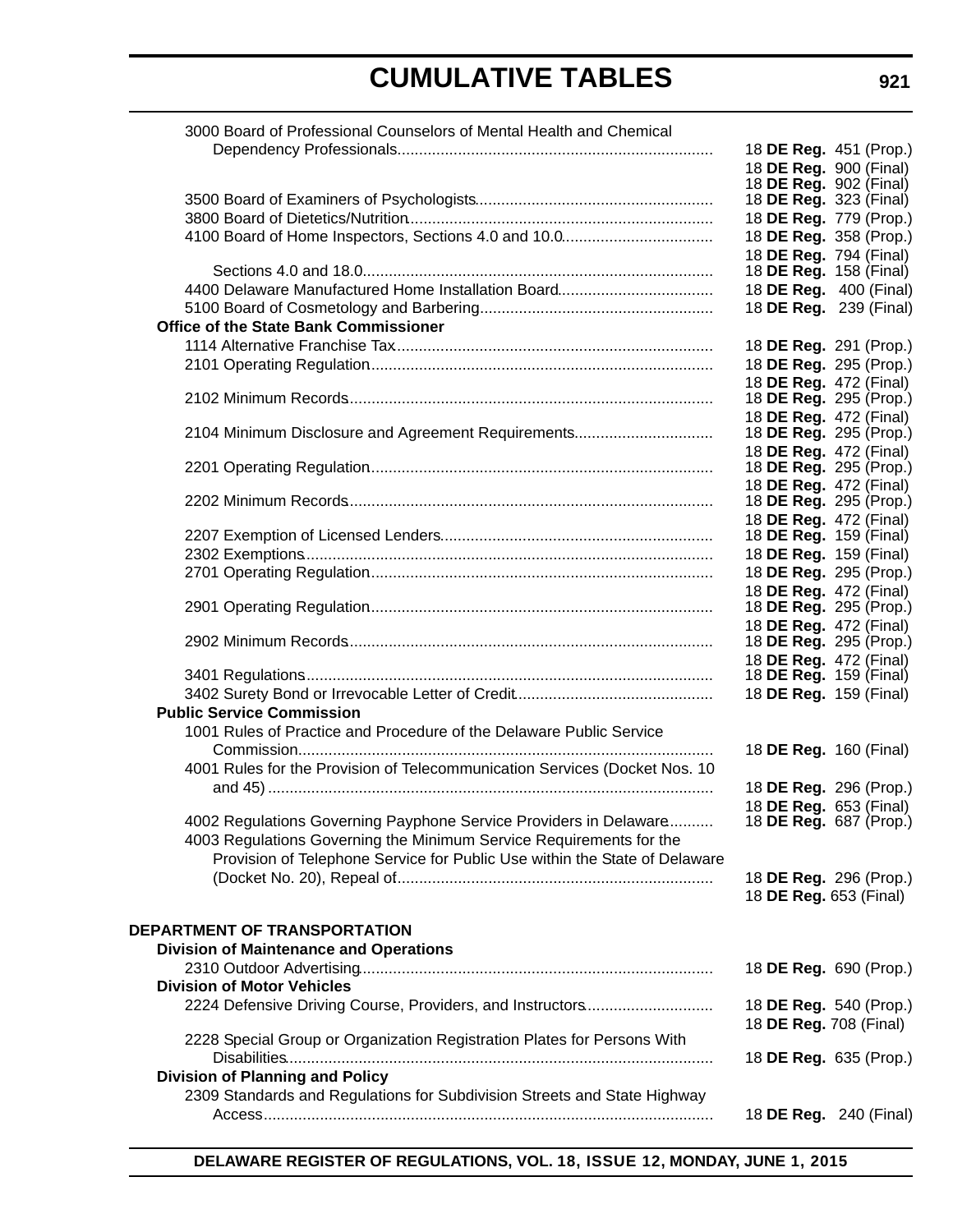3000 Board of Professional Counselors of Mental Health and Chemical Dependency Professionals........................................................................ 18 **DE Reg.** 451 (Prop.)
18 **DE Reg.** 900 (Final)
18 **DE Reg.** 902 (Final)

3500 Board of Examiners of Psychologists...................................................... 18 **DE Reg.** 323 (Final)

3800 Board of Dietetics/Nutrition..................................................................... 18 **DE Reg.** 779 (Prop.)

4100 Board of Home Inspectors, Sections 4.0 and 10.0.................................. 18 **DE Reg.** 358 (Prop.)
18 **DE Reg.** 794 (Final)

Sections 4.0 and 18.0................................................................................ 18 **DE Reg.** 158 (Final)

4400 Delaware Manufactured Home Installation Board................................... 18 **DE Reg.** 400 (Final)

5100 Board of Cosmetology and Barbering..................................................... 18 **DE Reg.** 239 (Final)

**Office of the State Bank Commissioner**

1114 Alternative Franchise Tax........................................................................ 18 **DE Reg.** 291 (Prop.)

2101 Operating Regulation.............................................................................. 18 **DE Reg.** 295 (Prop.)
18 **DE Reg.** 472 (Final)

2102 Minimum Records................................................................................... 18 **DE Reg.** 295 (Prop.)
18 **DE Reg.** 472 (Final)

2104 Minimum Disclosure and Agreement Requirements................................ 18 **DE Reg.** 295 (Prop.)
18 **DE Reg.** 472 (Final)

2201 Operating Regulation.............................................................................. 18 **DE Reg.** 295 (Prop.)
18 **DE Reg.** 472 (Final)

2202 Minimum Records................................................................................... 18 **DE Reg.** 295 (Prop.)
18 **DE Reg.** 472 (Final)

2207 Exemption of Licensed Lenders.............................................................. 18 **DE Reg.** 159 (Final)

2302 Exemptions............................................................................................. 18 **DE Reg.** 159 (Final)

2701 Operating Regulation.............................................................................. 18 **DE Reg.** 295 (Prop.)
18 **DE Reg.** 472 (Final)

2901 Operating Regulation.............................................................................. 18 **DE Reg.** 295 (Prop.)
18 **DE Reg.** 472 (Final)

2902 Minimum Records................................................................................... 18 **DE Reg.** 295 (Prop.)
18 **DE Reg.** 472 (Final)

3401 Regulations............................................................................................. 18 **DE Reg.** 159 (Final)

3402 Surety Bond or Irrevocable Letter of Credit............................................. 18 **DE Reg.** 159 (Final)

**Public Service Commission**

1001 Rules of Practice and Procedure of the Delaware Public Service Commission............................................................................................... 18 **DE Reg.** 160 (Final)

4001 Rules for the Provision of Telecommunication Services (Docket Nos. 10 and 45)...................................................................................................... 18 **DE Reg.** 296 (Prop.)
18 **DE Reg.** 653 (Final)

4002 Regulations Governing Payphone Service Providers in Delaware.......... 18 **DE Reg.** 687 (Prop.)

4003 Regulations Governing the Minimum Service Requirements for the Provision of Telephone Service for Public Use within the State of Delaware (Docket No. 20), Repeal of........................................................................ 18 **DE Reg.** 296 (Prop.)
18 **DE Reg.** 653 (Final)

**DEPARTMENT OF TRANSPORTATION**

**Division of Maintenance and Operations**

2310 Outdoor Advertising................................................................................ 18 **DE Reg.** 690 (Prop.)

**Division of Motor Vehicles**

2224 Defensive Driving Course, Providers, and Instructors............................. 18 **DE Reg.** 540 (Prop.)
18 **DE Reg.** 708 (Final)

2228 Special Group or Organization Registration Plates for Persons With Disabilities................................................................................................. 18 **DE Reg.** 635 (Prop.)

**Division of Planning and Policy**

2309 Standards and Regulations for Subdivision Streets and State Highway Access...................................................................................................... 18 **DE Reg.** 240 (Final)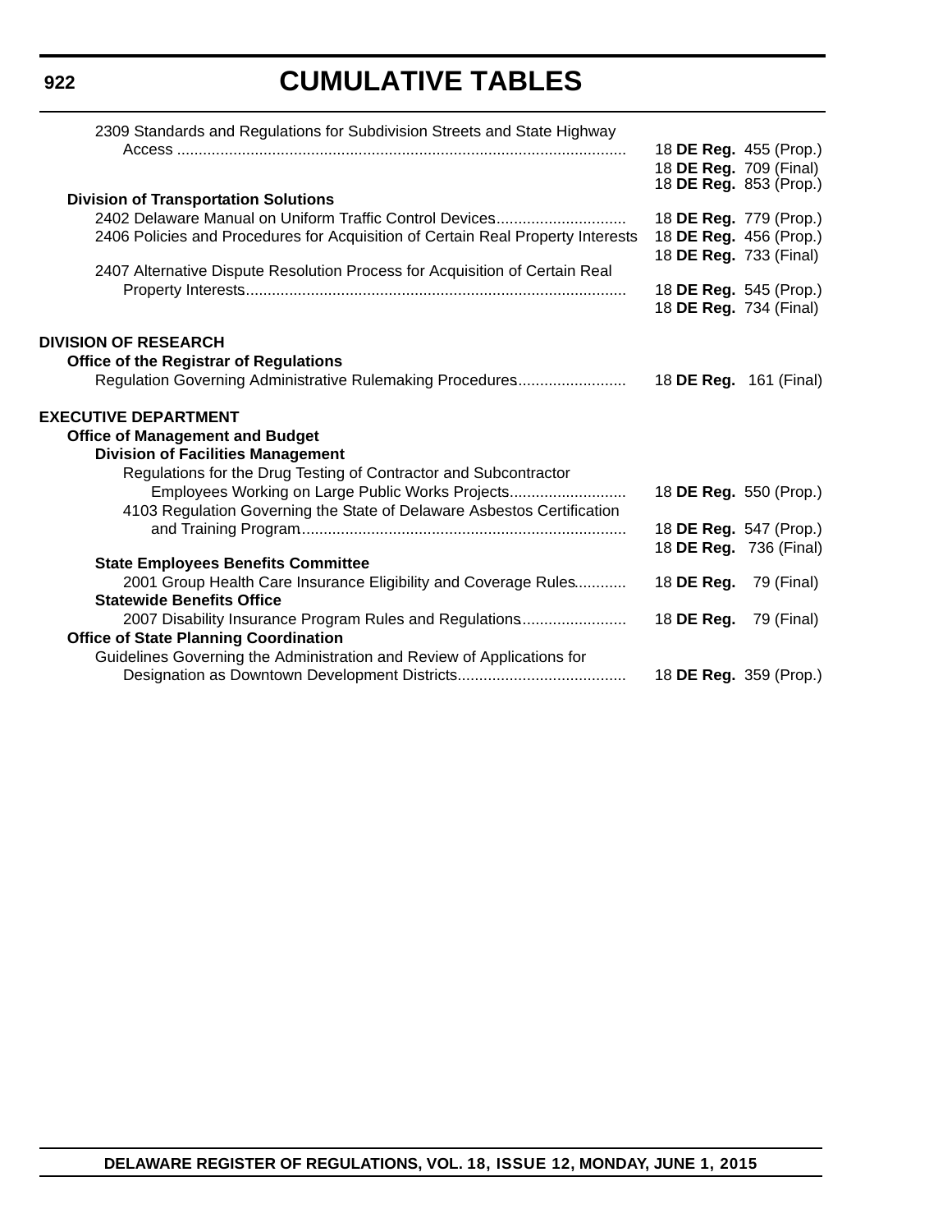# CUMULATIVE TABLES

2309 Standards and Regulations for Subdivision Streets and State Highway Access ........ 18 **DE Reg.** 455 (Prop.)
18 **DE Reg.** 709 (Final)
18 **DE Reg.** 853 (Prop.)

**Division of Transportation Solutions**

2402 Delaware Manual on Uniform Traffic Control Devices........ 18 **DE Reg.** 779 (Prop.)

2406 Policies and Procedures for Acquisition of Certain Real Property Interests 18 **DE Reg.** 456 (Prop.)
18 **DE Reg.** 733 (Final)

2407 Alternative Dispute Resolution Process for Acquisition of Certain Real Property Interests........ 18 **DE Reg.** 545 (Prop.)
18 **DE Reg.** 734 (Final)

**DIVISION OF RESEARCH**

**Office of the Registrar of Regulations**

Regulation Governing Administrative Rulemaking Procedures........ 18 **DE Reg.** 161 (Final)

**EXECUTIVE DEPARTMENT**

**Office of Management and Budget**

**Division of Facilities Management**

Regulations for the Drug Testing of Contractor and Subcontractor Employees Working on Large Public Works Projects........ 18 **DE Reg.** 550 (Prop.)

4103 Regulation Governing the State of Delaware Asbestos Certification and Training Program........ 18 **DE Reg.** 547 (Prop.)
18 **DE Reg.** 736 (Final)

**State Employees Benefits Committee**

2001 Group Health Care Insurance Eligibility and Coverage Rules........ 18 **DE Reg.** 79 (Final)

**Statewide Benefits Office**

2007 Disability Insurance Program Rules and Regulations........ 18 **DE Reg.** 79 (Final)

**Office of State Planning Coordination**

Guidelines Governing the Administration and Review of Applications for Designation as Downtown Development Districts........ 18 **DE Reg.** 359 (Prop.)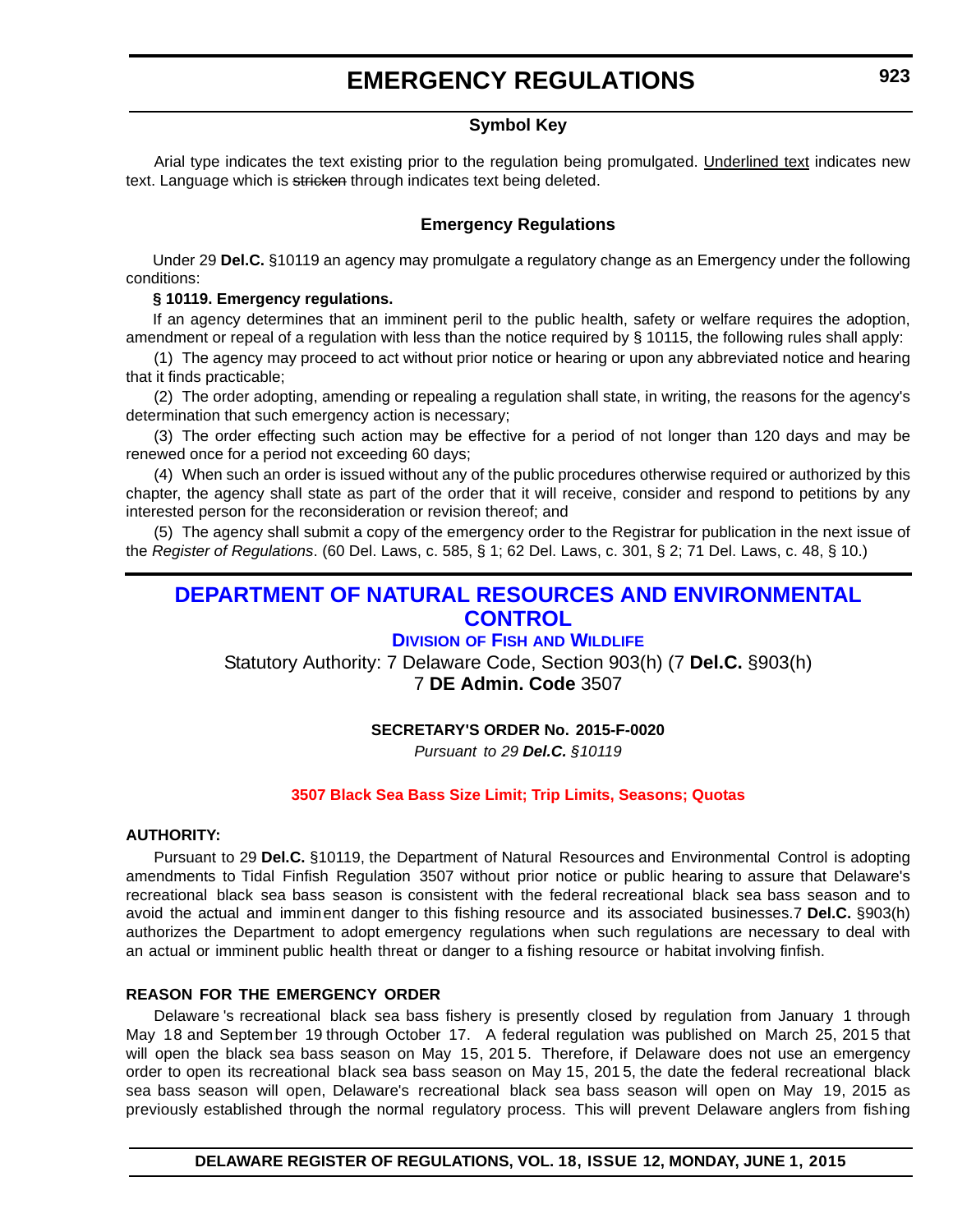# EMERGENCY REGULATIONS

### Symbol Key

Arial type indicates the text existing prior to the regulation being promulgated. Underlined text indicates new text. Language which is ~~stricken~~ through indicates text being deleted.

### Emergency Regulations

Under 29 **Del.C.** §10119 an agency may promulgate a regulatory change as an Emergency under the following conditions:

**§ 10119. Emergency regulations.**

If an agency determines that an imminent peril to the public health, safety or welfare requires the adoption, amendment or repeal of a regulation with less than the notice required by § 10115, the following rules shall apply:

(1) The agency may proceed to act without prior notice or hearing or upon any abbreviated notice and hearing that it finds practicable;

(2) The order adopting, amending or repealing a regulation shall state, in writing, the reasons for the agency's determination that such emergency action is necessary;

(3) The order effecting such action may be effective for a period of not longer than 120 days and may be renewed once for a period not exceeding 60 days;

(4) When such an order is issued without any of the public procedures otherwise required or authorized by this chapter, the agency shall state as part of the order that it will receive, consider and respond to petitions by any interested person for the reconsideration or revision thereof; and

(5) The agency shall submit a copy of the emergency order to the Registrar for publication in the next issue of the *Register of Regulations*. (60 Del. Laws, c. 585, § 1; 62 Del. Laws, c. 301, § 2; 71 Del. Laws, c. 48, § 10.)

## DEPARTMENT OF NATURAL RESOURCES AND ENVIRONMENTAL CONTROL

### Division of Fish and Wildlife

Statutory Authority: 7 Delaware Code, Section 903(h) (7 **Del.C.** §903(h)
7 **DE Admin. Code** 3507

**SECRETARY'S ORDER No. 2015-F-0020**

*Pursuant to 29* ***Del.C.*** *§10119*

**3507 Black Sea Bass Size Limit; Trip Limits, Seasons; Quotas**

**AUTHORITY:**

Pursuant to 29 **Del.C.** §10119, the Department of Natural Resources and Environmental Control is adopting amendments to Tidal Finfish Regulation 3507 without prior notice or public hearing to assure that Delaware's recreational black sea bass season is consistent with the federal recreational black sea bass season and to avoid the actual and imminent danger to this fishing resource and its associated businesses.7 **Del.C.** §903(h) authorizes the Department to adopt emergency regulations when such regulations are necessary to deal with an actual or imminent public health threat or danger to a fishing resource or habitat involving finfish.

**REASON FOR THE EMERGENCY ORDER**

Delaware's recreational black sea bass fishery is presently closed by regulation from January 1 through May 18 and September 19 through October 17. A federal regulation was published on March 25, 2015 that will open the black sea bass season on May 15, 2015. Therefore, if Delaware does not use an emergency order to open its recreational black sea bass season on May 15, 2015, the date the federal recreational black sea bass season will open, Delaware's recreational black sea bass season will open on May 19, 2015 as previously established through the normal regulatory process. This will prevent Delaware anglers from fishing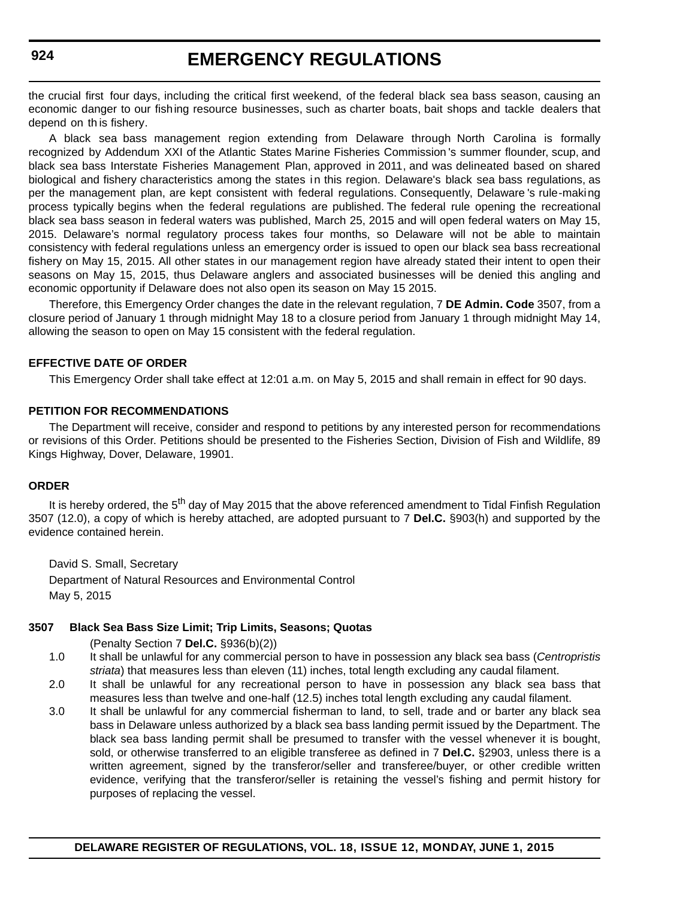the crucial first four days, including the critical first weekend, of the federal black sea bass season, causing an economic danger to our fishing resource businesses, such as charter boats, bait shops and tackle dealers that depend on this fishery.

A black sea bass management region extending from Delaware through North Carolina is formally recognized by Addendum XXI of the Atlantic States Marine Fisheries Commission's summer flounder, scup, and black sea bass Interstate Fisheries Management Plan, approved in 2011, and was delineated based on shared biological and fishery characteristics among the states in this region. Delaware's black sea bass regulations, as per the management plan, are kept consistent with federal regulations. Consequently, Delaware's rule-making process typically begins when the federal regulations are published. The federal rule opening the recreational black sea bass season in federal waters was published, March 25, 2015 and will open federal waters on May 15, 2015. Delaware's normal regulatory process takes four months, so Delaware will not be able to maintain consistency with federal regulations unless an emergency order is issued to open our black sea bass recreational fishery on May 15, 2015. All other states in our management region have already stated their intent to open their seasons on May 15, 2015, thus Delaware anglers and associated businesses will be denied this angling and economic opportunity if Delaware does not also open its season on May 15 2015.

Therefore, this Emergency Order changes the date in the relevant regulation, 7 **DE Admin. Code** 3507, from a closure period of January 1 through midnight May 18 to a closure period from January 1 through midnight May 14, allowing the season to open on May 15 consistent with the federal regulation.

**EFFECTIVE DATE OF ORDER**

This Emergency Order shall take effect at 12:01 a.m. on May 5, 2015 and shall remain in effect for 90 days.

**PETITION FOR RECOMMENDATIONS**

The Department will receive, consider and respond to petitions by any interested person for recommendations or revisions of this Order. Petitions should be presented to the Fisheries Section, Division of Fish and Wildlife, 89 Kings Highway, Dover, Delaware, 19901.

**ORDER**

It is hereby ordered, the 5th day of May 2015 that the above referenced amendment to Tidal Finfish Regulation 3507 (12.0), a copy of which is hereby attached, are adopted pursuant to 7 **Del.C.** §903(h) and supported by the evidence contained herein.

David S. Small, Secretary
Department of Natural Resources and Environmental Control
May 5, 2015

**3507 Black Sea Bass Size Limit; Trip Limits, Seasons; Quotas**

(Penalty Section 7 **Del.C.** §936(b)(2))

1.0 It shall be unlawful for any commercial person to have in possession any black sea bass (*Centropristis striata*) that measures less than eleven (11) inches, total length excluding any caudal filament.

2.0 It shall be unlawful for any recreational person to have in possession any black sea bass that measures less than twelve and one-half (12.5) inches total length excluding any caudal filament.

3.0 It shall be unlawful for any commercial fisherman to land, to sell, trade and or barter any black sea bass in Delaware unless authorized by a black sea bass landing permit issued by the Department. The black sea bass landing permit shall be presumed to transfer with the vessel whenever it is bought, sold, or otherwise transferred to an eligible transferee as defined in 7 **Del.C.** §2903, unless there is a written agreement, signed by the transferor/seller and transferee/buyer, or other credible written evidence, verifying that the transferor/seller is retaining the vessel's fishing and permit history for purposes of replacing the vessel.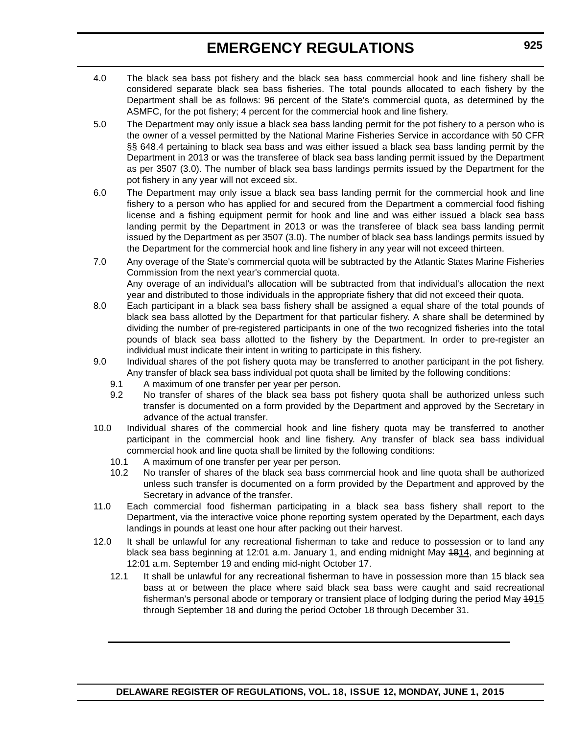4.0 The black sea bass pot fishery and the black sea bass commercial hook and line fishery shall be considered separate black sea bass fisheries. The total pounds allocated to each fishery by the Department shall be as follows: 96 percent of the State's commercial quota, as determined by the ASMFC, for the pot fishery; 4 percent for the commercial hook and line fishery.

5.0 The Department may only issue a black sea bass landing permit for the pot fishery to a person who is the owner of a vessel permitted by the National Marine Fisheries Service in accordance with 50 CFR §§ 648.4 pertaining to black sea bass and was either issued a black sea bass landing permit by the Department in 2013 or was the transferee of black sea bass landing permit issued by the Department as per 3507 (3.0). The number of black sea bass landings permits issued by the Department for the pot fishery in any year will not exceed six.

6.0 The Department may only issue a black sea bass landing permit for the commercial hook and line fishery to a person who has applied for and secured from the Department a commercial food fishing license and a fishing equipment permit for hook and line and was either issued a black sea bass landing permit by the Department in 2013 or was the transferee of black sea bass landing permit issued by the Department as per 3507 (3.0). The number of black sea bass landings permits issued by the Department for the commercial hook and line fishery in any year will not exceed thirteen.

7.0 Any overage of the State's commercial quota will be subtracted by the Atlantic States Marine Fisheries Commission from the next year's commercial quota.
Any overage of an individual's allocation will be subtracted from that individual's allocation the next year and distributed to those individuals in the appropriate fishery that did not exceed their quota.

8.0 Each participant in a black sea bass fishery shall be assigned a equal share of the total pounds of black sea bass allotted by the Department for that particular fishery. A share shall be determined by dividing the number of pre-registered participants in one of the two recognized fisheries into the total pounds of black sea bass allotted to the fishery by the Department. In order to pre-register an individual must indicate their intent in writing to participate in this fishery.

9.0 Individual shares of the pot fishery quota may be transferred to another participant in the pot fishery. Any transfer of black sea bass individual pot quota shall be limited by the following conditions:

- 9.1 A maximum of one transfer per year per person.
- 9.2 No transfer of shares of the black sea bass pot fishery quota shall be authorized unless such transfer is documented on a form provided by the Department and approved by the Secretary in advance of the actual transfer.

10.0 Individual shares of the commercial hook and line fishery quota may be transferred to another participant in the commercial hook and line fishery. Any transfer of black sea bass individual commercial hook and line quota shall be limited by the following conditions:

- 10.1 A maximum of one transfer per year per person.
- 10.2 No transfer of shares of the black sea bass commercial hook and line quota shall be authorized unless such transfer is documented on a form provided by the Department and approved by the Secretary in advance of the transfer.

11.0 Each commercial food fisherman participating in a black sea bass fishery shall report to the Department, via the interactive voice phone reporting system operated by the Department, each days landings in pounds at least one hour after packing out their harvest.

12.0 It shall be unlawful for any recreational fisherman to take and reduce to possession or to land any black sea bass beginning at 12:01 a.m. January 1, and ending midnight May ~~18~~<u>14</u>, and beginning at 12:01 a.m. September 19 and ending mid-night October 17.

- 12.1 It shall be unlawful for any recreational fisherman to have in possession more than 15 black sea bass at or between the place where said black sea bass were caught and said recreational fisherman's personal abode or temporary or transient place of lodging during the period May ~~19~~<u>15</u> through September 18 and during the period October 18 through December 31.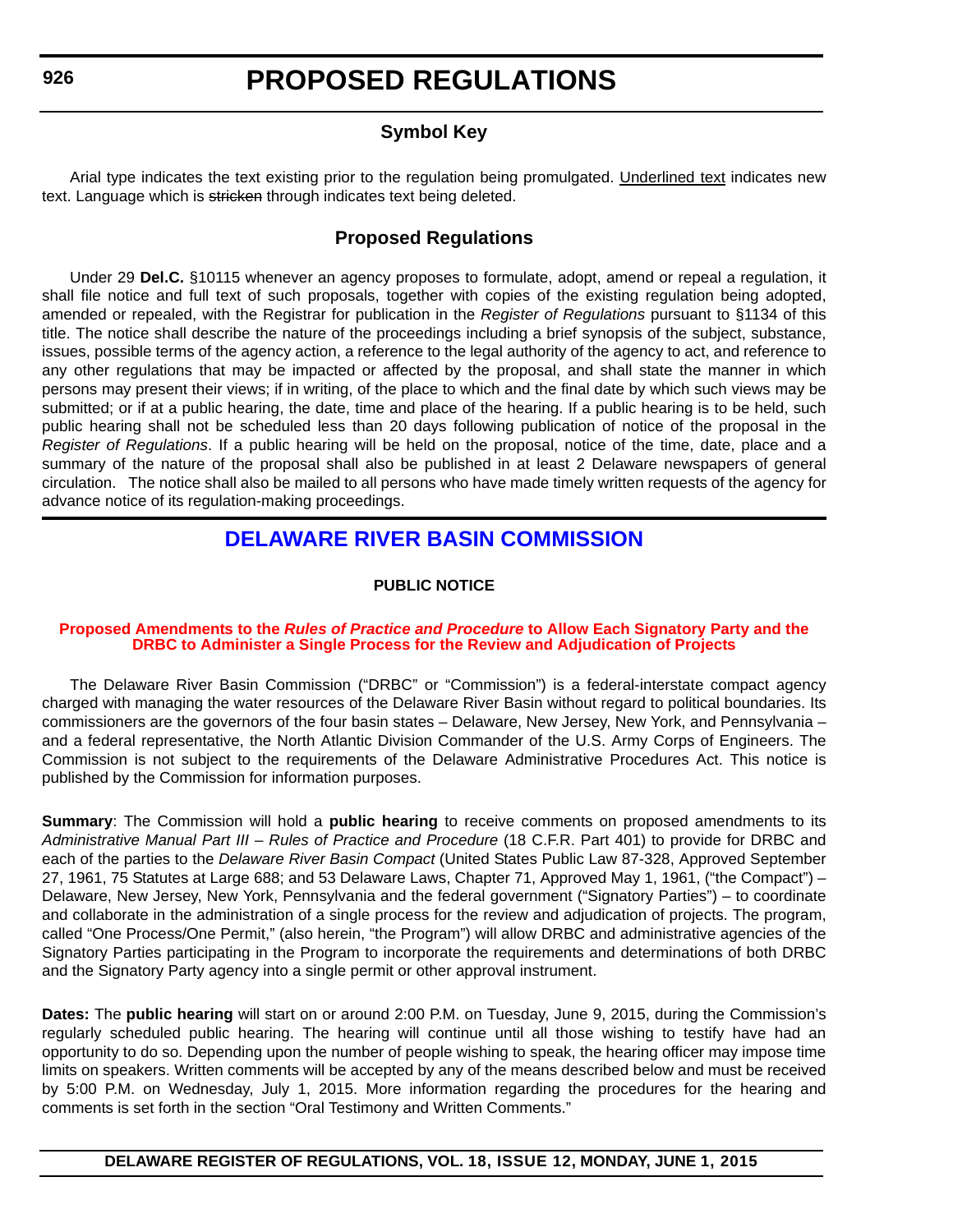# PROPOSED REGULATIONS

## Symbol Key

Arial type indicates the text existing prior to the regulation being promulgated. Underlined text indicates new text. Language which is ~~stricken~~ through indicates text being deleted.

## Proposed Regulations

Under 29 **Del.C.** §10115 whenever an agency proposes to formulate, adopt, amend or repeal a regulation, it shall file notice and full text of such proposals, together with copies of the existing regulation being adopted, amended or repealed, with the Registrar for publication in the *Register of Regulations* pursuant to §1134 of this title. The notice shall describe the nature of the proceedings including a brief synopsis of the subject, substance, issues, possible terms of the agency action, a reference to the legal authority of the agency to act, and reference to any other regulations that may be impacted or affected by the proposal, and shall state the manner in which persons may present their views; if in writing, of the place to which and the final date by which such views may be submitted; or if at a public hearing, the date, time and place of the hearing. If a public hearing is to be held, such public hearing shall not be scheduled less than 20 days following publication of notice of the proposal in the *Register of Regulations*. If a public hearing will be held on the proposal, notice of the time, date, place and a summary of the nature of the proposal shall also be published in at least 2 Delaware newspapers of general circulation. The notice shall also be mailed to all persons who have made timely written requests of the agency for advance notice of its regulation-making proceedings.

## DELAWARE RIVER BASIN COMMISSION

**PUBLIC NOTICE**

### Proposed Amendments to the *Rules of Practice and Procedure* to Allow Each Signatory Party and the DRBC to Administer a Single Process for the Review and Adjudication of Projects

The Delaware River Basin Commission ("DRBC" or "Commission") is a federal-interstate compact agency charged with managing the water resources of the Delaware River Basin without regard to political boundaries. Its commissioners are the governors of the four basin states – Delaware, New Jersey, New York, and Pennsylvania – and a federal representative, the North Atlantic Division Commander of the U.S. Army Corps of Engineers. The Commission is not subject to the requirements of the Delaware Administrative Procedures Act. This notice is published by the Commission for information purposes.

**Summary**: The Commission will hold a **public hearing** to receive comments on proposed amendments to its *Administrative Manual Part III – Rules of Practice and Procedure* (18 C.F.R. Part 401) to provide for DRBC and each of the parties to the *Delaware River Basin Compact* (United States Public Law 87-328, Approved September 27, 1961, 75 Statutes at Large 688; and 53 Delaware Laws, Chapter 71, Approved May 1, 1961, ("the Compact") – Delaware, New Jersey, New York, Pennsylvania and the federal government ("Signatory Parties") – to coordinate and collaborate in the administration of a single process for the review and adjudication of projects. The program, called "One Process/One Permit," (also herein, "the Program") will allow DRBC and administrative agencies of the Signatory Parties participating in the Program to incorporate the requirements and determinations of both DRBC and the Signatory Party agency into a single permit or other approval instrument.

**Dates:** The **public hearing** will start on or around 2:00 P.M. on Tuesday, June 9, 2015, during the Commission's regularly scheduled public hearing. The hearing will continue until all those wishing to testify have had an opportunity to do so. Depending upon the number of people wishing to speak, the hearing officer may impose time limits on speakers. Written comments will be accepted by any of the means described below and must be received by 5:00 P.M. on Wednesday, July 1, 2015. More information regarding the procedures for the hearing and comments is set forth in the section "Oral Testimony and Written Comments."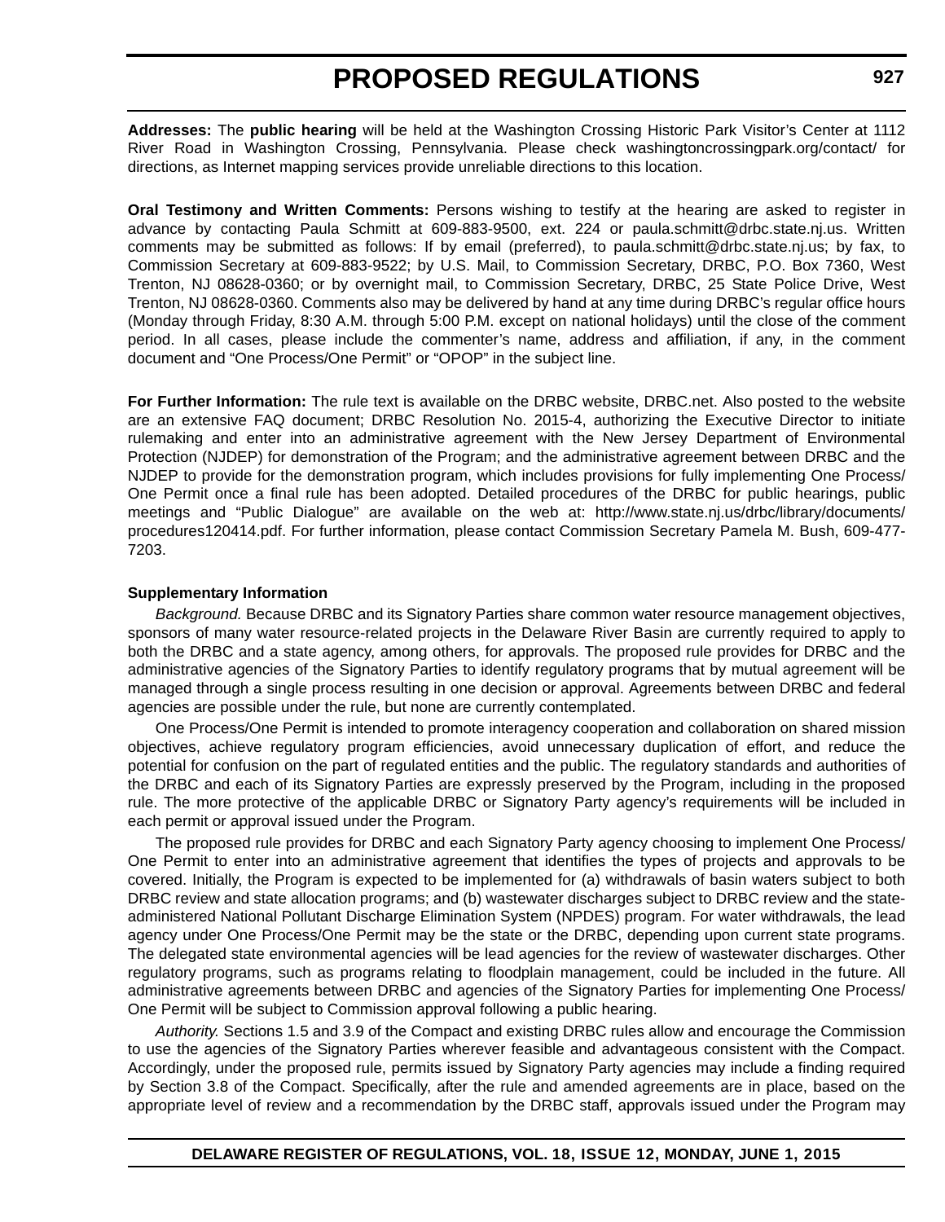**Addresses:** The **public hearing** will be held at the Washington Crossing Historic Park Visitor's Center at 1112 River Road in Washington Crossing, Pennsylvania. Please check washingtoncrossingpark.org/contact/ for directions, as Internet mapping services provide unreliable directions to this location.

**Oral Testimony and Written Comments:** Persons wishing to testify at the hearing are asked to register in advance by contacting Paula Schmitt at 609-883-9500, ext. 224 or paula.schmitt@drbc.state.nj.us. Written comments may be submitted as follows: If by email (preferred), to paula.schmitt@drbc.state.nj.us; by fax, to Commission Secretary at 609-883-9522; by U.S. Mail, to Commission Secretary, DRBC, P.O. Box 7360, West Trenton, NJ 08628-0360; or by overnight mail, to Commission Secretary, DRBC, 25 State Police Drive, West Trenton, NJ 08628-0360. Comments also may be delivered by hand at any time during DRBC's regular office hours (Monday through Friday, 8:30 A.M. through 5:00 P.M. except on national holidays) until the close of the comment period. In all cases, please include the commenter's name, address and affiliation, if any, in the comment document and "One Process/One Permit" or "OPOP" in the subject line.

**For Further Information:** The rule text is available on the DRBC website, DRBC.net. Also posted to the website are an extensive FAQ document; DRBC Resolution No. 2015-4, authorizing the Executive Director to initiate rulemaking and enter into an administrative agreement with the New Jersey Department of Environmental Protection (NJDEP) for demonstration of the Program; and the administrative agreement between DRBC and the NJDEP to provide for the demonstration program, which includes provisions for fully implementing One Process/ One Permit once a final rule has been adopted. Detailed procedures of the DRBC for public hearings, public meetings and "Public Dialogue" are available on the web at: http://www.state.nj.us/drbc/library/documents/procedures120414.pdf. For further information, please contact Commission Secretary Pamela M. Bush, 609-477-7203.

**Supplementary Information**

*Background.* Because DRBC and its Signatory Parties share common water resource management objectives, sponsors of many water resource-related projects in the Delaware River Basin are currently required to apply to both the DRBC and a state agency, among others, for approvals. The proposed rule provides for DRBC and the administrative agencies of the Signatory Parties to identify regulatory programs that by mutual agreement will be managed through a single process resulting in one decision or approval. Agreements between DRBC and federal agencies are possible under the rule, but none are currently contemplated.

One Process/One Permit is intended to promote interagency cooperation and collaboration on shared mission objectives, achieve regulatory program efficiencies, avoid unnecessary duplication of effort, and reduce the potential for confusion on the part of regulated entities and the public. The regulatory standards and authorities of the DRBC and each of its Signatory Parties are expressly preserved by the Program, including in the proposed rule. The more protective of the applicable DRBC or Signatory Party agency's requirements will be included in each permit or approval issued under the Program.

The proposed rule provides for DRBC and each Signatory Party agency choosing to implement One Process/ One Permit to enter into an administrative agreement that identifies the types of projects and approvals to be covered. Initially, the Program is expected to be implemented for (a) withdrawals of basin waters subject to both DRBC review and state allocation programs; and (b) wastewater discharges subject to DRBC review and the state-administered National Pollutant Discharge Elimination System (NPDES) program. For water withdrawals, the lead agency under One Process/One Permit may be the state or the DRBC, depending upon current state programs. The delegated state environmental agencies will be lead agencies for the review of wastewater discharges. Other regulatory programs, such as programs relating to floodplain management, could be included in the future. All administrative agreements between DRBC and agencies of the Signatory Parties for implementing One Process/ One Permit will be subject to Commission approval following a public hearing.

*Authority.* Sections 1.5 and 3.9 of the Compact and existing DRBC rules allow and encourage the Commission to use the agencies of the Signatory Parties wherever feasible and advantageous consistent with the Compact. Accordingly, under the proposed rule, permits issued by Signatory Party agencies may include a finding required by Section 3.8 of the Compact. Specifically, after the rule and amended agreements are in place, based on the appropriate level of review and a recommendation by the DRBC staff, approvals issued under the Program may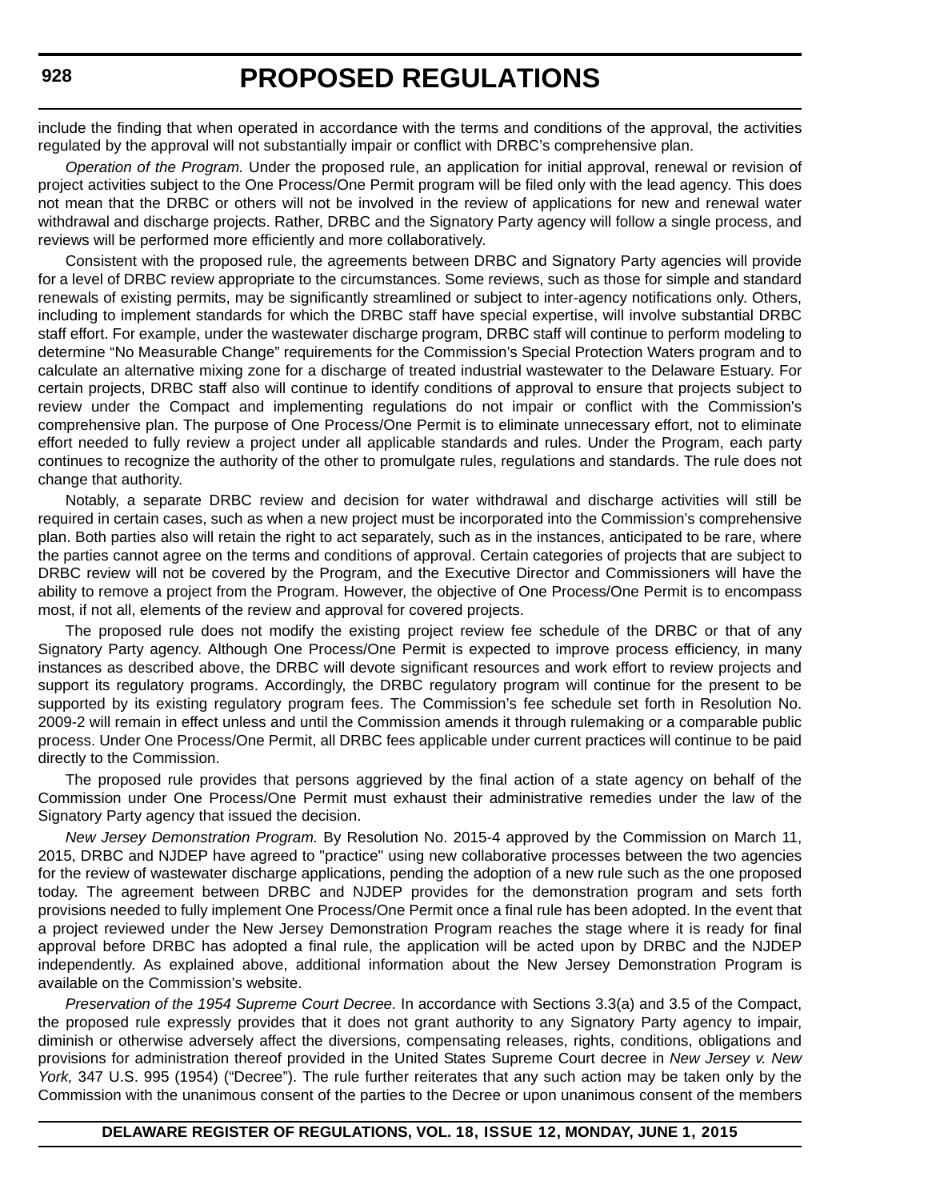include the finding that when operated in accordance with the terms and conditions of the approval, the activities regulated by the approval will not substantially impair or conflict with DRBC's comprehensive plan.

*Operation of the Program.* Under the proposed rule, an application for initial approval, renewal or revision of project activities subject to the One Process/One Permit program will be filed only with the lead agency. This does not mean that the DRBC or others will not be involved in the review of applications for new and renewal water withdrawal and discharge projects. Rather, DRBC and the Signatory Party agency will follow a single process, and reviews will be performed more efficiently and more collaboratively.

Consistent with the proposed rule, the agreements between DRBC and Signatory Party agencies will provide for a level of DRBC review appropriate to the circumstances. Some reviews, such as those for simple and standard renewals of existing permits, may be significantly streamlined or subject to inter-agency notifications only. Others, including to implement standards for which the DRBC staff have special expertise, will involve substantial DRBC staff effort. For example, under the wastewater discharge program, DRBC staff will continue to perform modeling to determine "No Measurable Change" requirements for the Commission's Special Protection Waters program and to calculate an alternative mixing zone for a discharge of treated industrial wastewater to the Delaware Estuary. For certain projects, DRBC staff also will continue to identify conditions of approval to ensure that projects subject to review under the Compact and implementing regulations do not impair or conflict with the Commission's comprehensive plan. The purpose of One Process/One Permit is to eliminate unnecessary effort, not to eliminate effort needed to fully review a project under all applicable standards and rules. Under the Program, each party continues to recognize the authority of the other to promulgate rules, regulations and standards. The rule does not change that authority.

Notably, a separate DRBC review and decision for water withdrawal and discharge activities will still be required in certain cases, such as when a new project must be incorporated into the Commission's comprehensive plan. Both parties also will retain the right to act separately, such as in the instances, anticipated to be rare, where the parties cannot agree on the terms and conditions of approval. Certain categories of projects that are subject to DRBC review will not be covered by the Program, and the Executive Director and Commissioners will have the ability to remove a project from the Program. However, the objective of One Process/One Permit is to encompass most, if not all, elements of the review and approval for covered projects.

The proposed rule does not modify the existing project review fee schedule of the DRBC or that of any Signatory Party agency. Although One Process/One Permit is expected to improve process efficiency, in many instances as described above, the DRBC will devote significant resources and work effort to review projects and support its regulatory programs. Accordingly, the DRBC regulatory program will continue for the present to be supported by its existing regulatory program fees. The Commission's fee schedule set forth in Resolution No. 2009-2 will remain in effect unless and until the Commission amends it through rulemaking or a comparable public process. Under One Process/One Permit, all DRBC fees applicable under current practices will continue to be paid directly to the Commission.

The proposed rule provides that persons aggrieved by the final action of a state agency on behalf of the Commission under One Process/One Permit must exhaust their administrative remedies under the law of the Signatory Party agency that issued the decision.

*New Jersey Demonstration Program.* By Resolution No. 2015-4 approved by the Commission on March 11, 2015, DRBC and NJDEP have agreed to "practice" using new collaborative processes between the two agencies for the review of wastewater discharge applications, pending the adoption of a new rule such as the one proposed today. The agreement between DRBC and NJDEP provides for the demonstration program and sets forth provisions needed to fully implement One Process/One Permit once a final rule has been adopted. In the event that a project reviewed under the New Jersey Demonstration Program reaches the stage where it is ready for final approval before DRBC has adopted a final rule, the application will be acted upon by DRBC and the NJDEP independently. As explained above, additional information about the New Jersey Demonstration Program is available on the Commission's website.

*Preservation of the 1954 Supreme Court Decree.* In accordance with Sections 3.3(a) and 3.5 of the Compact, the proposed rule expressly provides that it does not grant authority to any Signatory Party agency to impair, diminish or otherwise adversely affect the diversions, compensating releases, rights, conditions, obligations and provisions for administration thereof provided in the United States Supreme Court decree in *New Jersey v. New York,* 347 U.S. 995 (1954) ("Decree"). The rule further reiterates that any such action may be taken only by the Commission with the unanimous consent of the parties to the Decree or upon unanimous consent of the members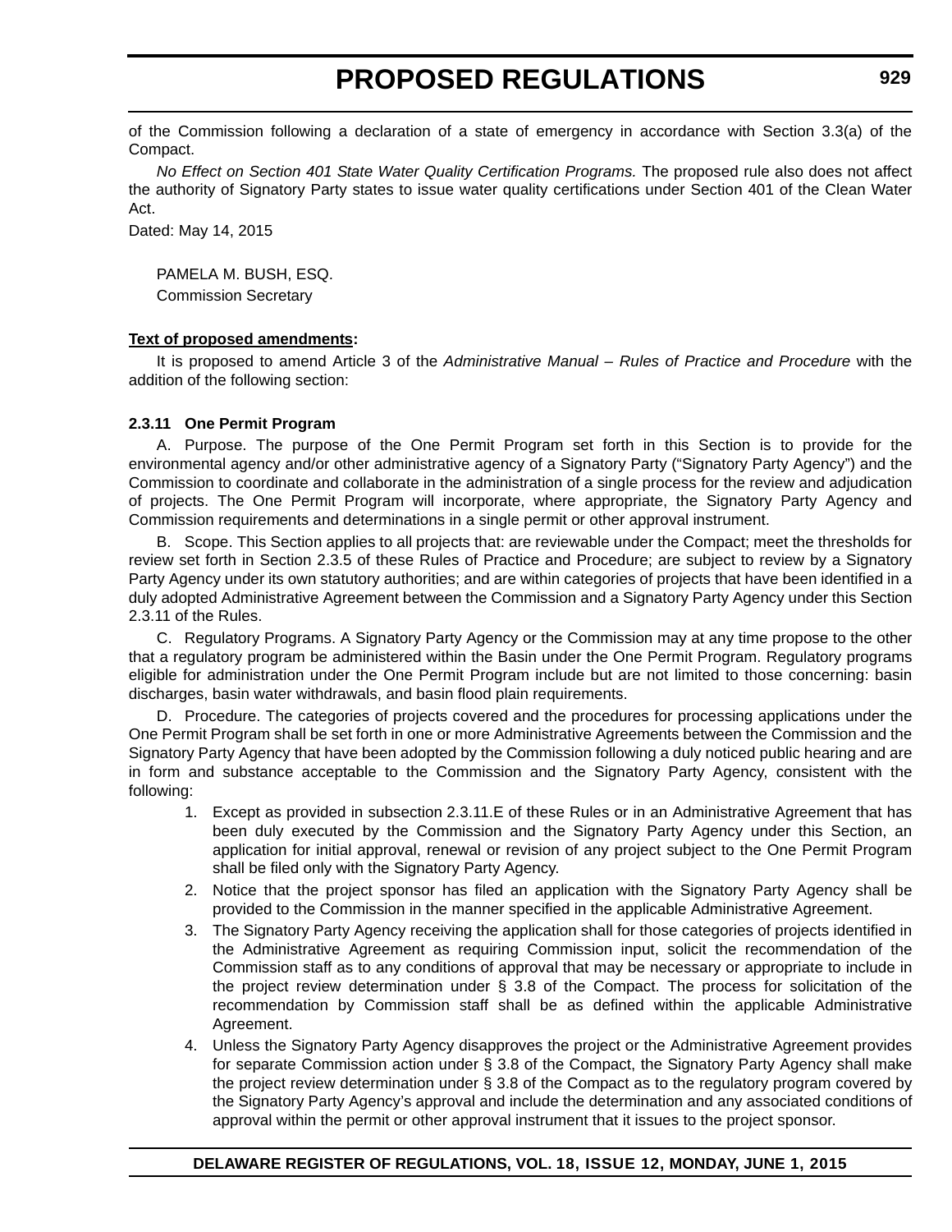of the Commission following a declaration of a state of emergency in accordance with Section 3.3(a) of the Compact.

*No Effect on Section 401 State Water Quality Certification Programs.* The proposed rule also does not affect the authority of Signatory Party states to issue water quality certifications under Section 401 of the Clean Water Act.

Dated: May 14, 2015

PAMELA M. BUSH, ESQ.
Commission Secretary

**Text of proposed amendments:**

It is proposed to amend Article 3 of the *Administrative Manual – Rules of Practice and Procedure* with the addition of the following section:

**2.3.11 One Permit Program**

A. Purpose. The purpose of the One Permit Program set forth in this Section is to provide for the environmental agency and/or other administrative agency of a Signatory Party ("Signatory Party Agency") and the Commission to coordinate and collaborate in the administration of a single process for the review and adjudication of projects. The One Permit Program will incorporate, where appropriate, the Signatory Party Agency and Commission requirements and determinations in a single permit or other approval instrument.

B. Scope. This Section applies to all projects that: are reviewable under the Compact; meet the thresholds for review set forth in Section 2.3.5 of these Rules of Practice and Procedure; are subject to review by a Signatory Party Agency under its own statutory authorities; and are within categories of projects that have been identified in a duly adopted Administrative Agreement between the Commission and a Signatory Party Agency under this Section 2.3.11 of the Rules.

C. Regulatory Programs. A Signatory Party Agency or the Commission may at any time propose to the other that a regulatory program be administered within the Basin under the One Permit Program. Regulatory programs eligible for administration under the One Permit Program include but are not limited to those concerning: basin discharges, basin water withdrawals, and basin flood plain requirements.

D. Procedure. The categories of projects covered and the procedures for processing applications under the One Permit Program shall be set forth in one or more Administrative Agreements between the Commission and the Signatory Party Agency that have been adopted by the Commission following a duly noticed public hearing and are in form and substance acceptable to the Commission and the Signatory Party Agency, consistent with the following:

1. Except as provided in subsection 2.3.11.E of these Rules or in an Administrative Agreement that has been duly executed by the Commission and the Signatory Party Agency under this Section, an application for initial approval, renewal or revision of any project subject to the One Permit Program shall be filed only with the Signatory Party Agency.
2. Notice that the project sponsor has filed an application with the Signatory Party Agency shall be provided to the Commission in the manner specified in the applicable Administrative Agreement.
3. The Signatory Party Agency receiving the application shall for those categories of projects identified in the Administrative Agreement as requiring Commission input, solicit the recommendation of the Commission staff as to any conditions of approval that may be necessary or appropriate to include in the project review determination under § 3.8 of the Compact. The process for solicitation of the recommendation by Commission staff shall be as defined within the applicable Administrative Agreement.
4. Unless the Signatory Party Agency disapproves the project or the Administrative Agreement provides for separate Commission action under § 3.8 of the Compact, the Signatory Party Agency shall make the project review determination under § 3.8 of the Compact as to the regulatory program covered by the Signatory Party Agency's approval and include the determination and any associated conditions of approval within the permit or other approval instrument that it issues to the project sponsor.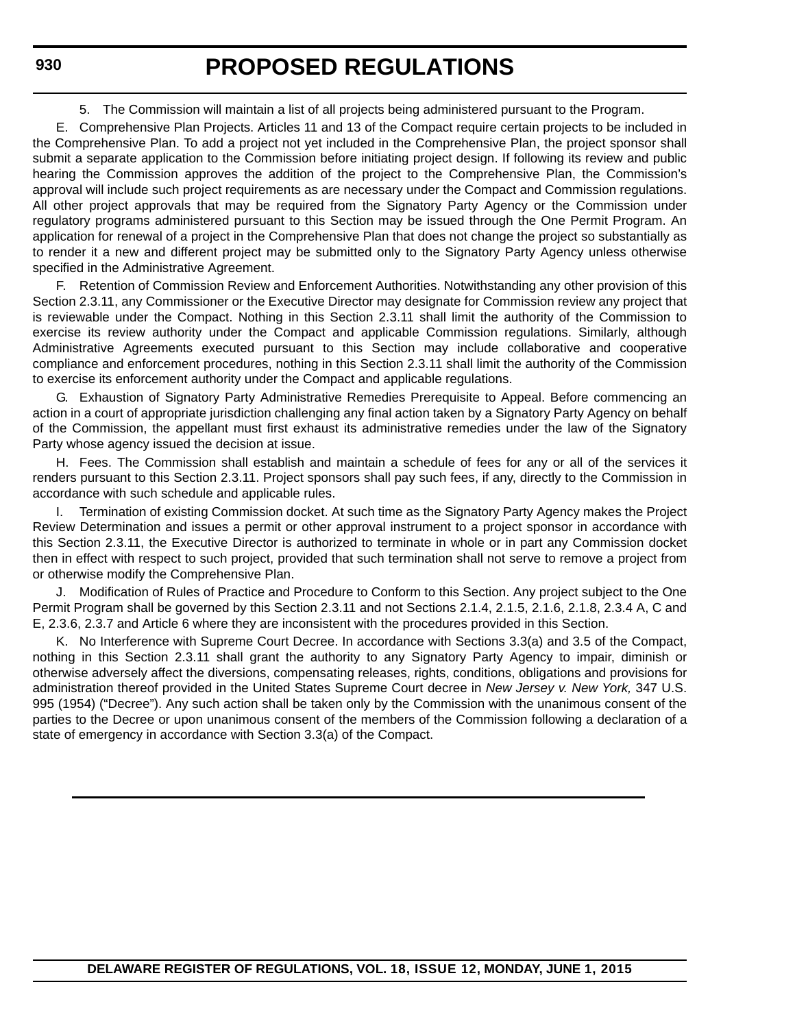5. The Commission will maintain a list of all projects being administered pursuant to the Program.

E. Comprehensive Plan Projects. Articles 11 and 13 of the Compact require certain projects to be included in the Comprehensive Plan. To add a project not yet included in the Comprehensive Plan, the project sponsor shall submit a separate application to the Commission before initiating project design. If following its review and public hearing the Commission approves the addition of the project to the Comprehensive Plan, the Commission's approval will include such project requirements as are necessary under the Compact and Commission regulations. All other project approvals that may be required from the Signatory Party Agency or the Commission under regulatory programs administered pursuant to this Section may be issued through the One Permit Program. An application for renewal of a project in the Comprehensive Plan that does not change the project so substantially as to render it a new and different project may be submitted only to the Signatory Party Agency unless otherwise specified in the Administrative Agreement.

F. Retention of Commission Review and Enforcement Authorities. Notwithstanding any other provision of this Section 2.3.11, any Commissioner or the Executive Director may designate for Commission review any project that is reviewable under the Compact. Nothing in this Section 2.3.11 shall limit the authority of the Commission to exercise its review authority under the Compact and applicable Commission regulations. Similarly, although Administrative Agreements executed pursuant to this Section may include collaborative and cooperative compliance and enforcement procedures, nothing in this Section 2.3.11 shall limit the authority of the Commission to exercise its enforcement authority under the Compact and applicable regulations.

G. Exhaustion of Signatory Party Administrative Remedies Prerequisite to Appeal. Before commencing an action in a court of appropriate jurisdiction challenging any final action taken by a Signatory Party Agency on behalf of the Commission, the appellant must first exhaust its administrative remedies under the law of the Signatory Party whose agency issued the decision at issue.

H. Fees. The Commission shall establish and maintain a schedule of fees for any or all of the services it renders pursuant to this Section 2.3.11. Project sponsors shall pay such fees, if any, directly to the Commission in accordance with such schedule and applicable rules.

I. Termination of existing Commission docket. At such time as the Signatory Party Agency makes the Project Review Determination and issues a permit or other approval instrument to a project sponsor in accordance with this Section 2.3.11, the Executive Director is authorized to terminate in whole or in part any Commission docket then in effect with respect to such project, provided that such termination shall not serve to remove a project from or otherwise modify the Comprehensive Plan.

J. Modification of Rules of Practice and Procedure to Conform to this Section. Any project subject to the One Permit Program shall be governed by this Section 2.3.11 and not Sections 2.1.4, 2.1.5, 2.1.6, 2.1.8, 2.3.4 A, C and E, 2.3.6, 2.3.7 and Article 6 where they are inconsistent with the procedures provided in this Section.

K. No Interference with Supreme Court Decree. In accordance with Sections 3.3(a) and 3.5 of the Compact, nothing in this Section 2.3.11 shall grant the authority to any Signatory Party Agency to impair, diminish or otherwise adversely affect the diversions, compensating releases, rights, conditions, obligations and provisions for administration thereof provided in the United States Supreme Court decree in *New Jersey v. New York,* 347 U.S. 995 (1954) ("Decree"). Any such action shall be taken only by the Commission with the unanimous consent of the parties to the Decree or upon unanimous consent of the members of the Commission following a declaration of a state of emergency in accordance with Section 3.3(a) of the Compact.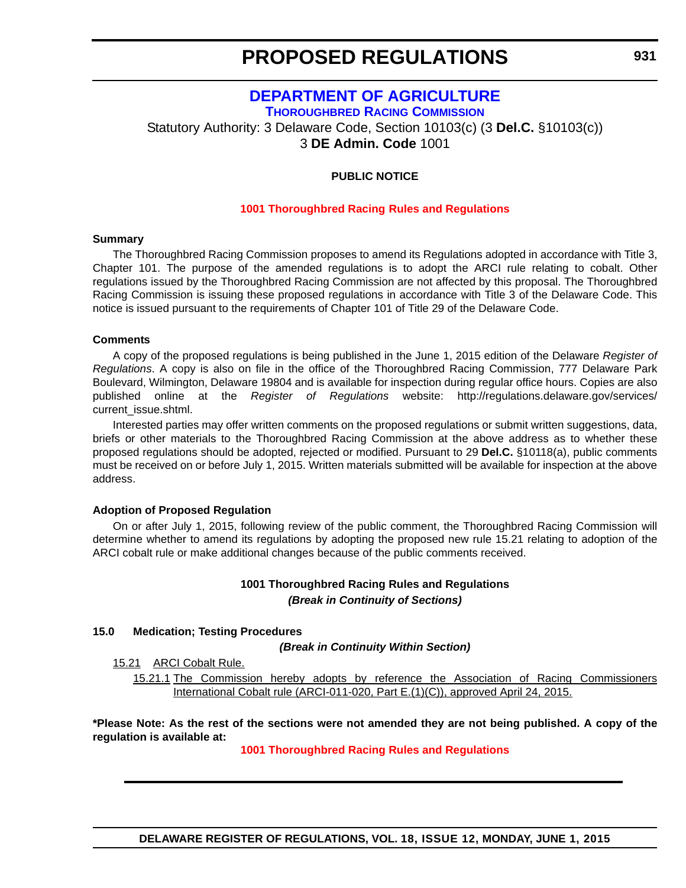# PROPOSED REGULATIONS

## DEPARTMENT OF AGRICULTURE

### THOROUGHBRED RACING COMMISSION

Statutory Authority: 3 Delaware Code, Section 10103(c) (3 **Del.C.** §10103(c))
3 **DE Admin. Code** 1001

**PUBLIC NOTICE**

**1001 Thoroughbred Racing Rules and Regulations**

**Summary**

The Thoroughbred Racing Commission proposes to amend its Regulations adopted in accordance with Title 3, Chapter 101. The purpose of the amended regulations is to adopt the ARCI rule relating to cobalt. Other regulations issued by the Thoroughbred Racing Commission are not affected by this proposal. The Thoroughbred Racing Commission is issuing these proposed regulations in accordance with Title 3 of the Delaware Code. This notice is issued pursuant to the requirements of Chapter 101 of Title 29 of the Delaware Code.

**Comments**

A copy of the proposed regulations is being published in the June 1, 2015 edition of the Delaware *Register of Regulations*. A copy is also on file in the office of the Thoroughbred Racing Commission, 777 Delaware Park Boulevard, Wilmington, Delaware 19804 and is available for inspection during regular office hours. Copies are also published online at the *Register of Regulations* website: http://regulations.delaware.gov/services/current_issue.shtml.

Interested parties may offer written comments on the proposed regulations or submit written suggestions, data, briefs or other materials to the Thoroughbred Racing Commission at the above address as to whether these proposed regulations should be adopted, rejected or modified. Pursuant to 29 **Del.C.** §10118(a), public comments must be received on or before July 1, 2015. Written materials submitted will be available for inspection at the above address.

**Adoption of Proposed Regulation**

On or after July 1, 2015, following review of the public comment, the Thoroughbred Racing Commission will determine whether to amend its regulations by adopting the proposed new rule 15.21 relating to adoption of the ARCI cobalt rule or make additional changes because of the public comments received.

**1001 Thoroughbred Racing Rules and Regulations**

***(Break in Continuity of Sections)***

**15.0 Medication; Testing Procedures**

***(Break in Continuity Within Section)***

<u>15.21 ARCI Cobalt Rule.</u>

<u>15.21.1 The Commission hereby adopts by reference the Association of Racing Commissioners International Cobalt rule (ARCI-011-020, Part E.(1)(C)), approved April 24, 2015.</u>

**\*Please Note: As the rest of the sections were not amended they are not being published. A copy of the regulation is available at:**

**1001 Thoroughbred Racing Rules and Regulations**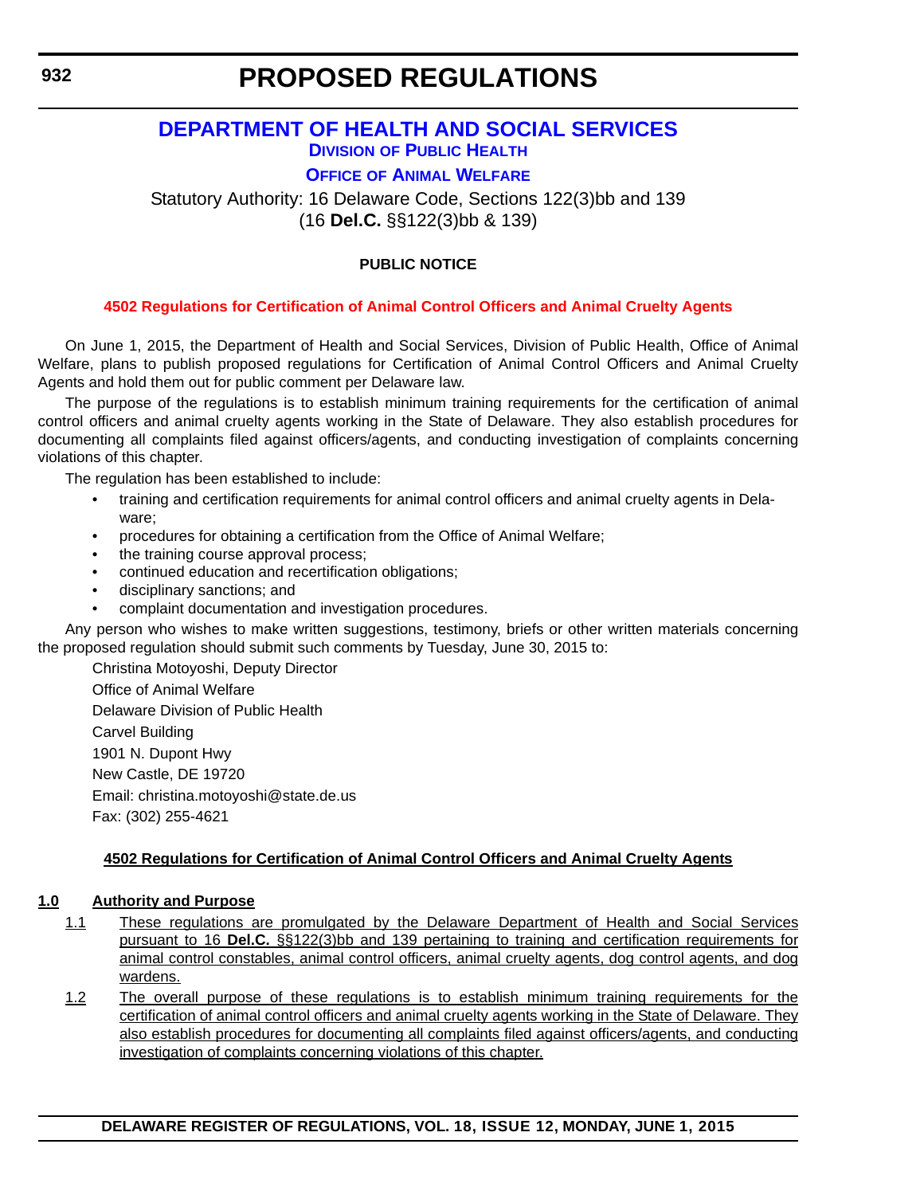# PROPOSED REGULATIONS

## DEPARTMENT OF HEALTH AND SOCIAL SERVICES

### DIVISION OF PUBLIC HEALTH

### OFFICE OF ANIMAL WELFARE

Statutory Authority: 16 Delaware Code, Sections 122(3)bb and 139
(16 **Del.C.** §§122(3)bb & 139)

**PUBLIC NOTICE**

**4502 Regulations for Certification of Animal Control Officers and Animal Cruelty Agents**

On June 1, 2015, the Department of Health and Social Services, Division of Public Health, Office of Animal Welfare, plans to publish proposed regulations for Certification of Animal Control Officers and Animal Cruelty Agents and hold them out for public comment per Delaware law.

The purpose of the regulations is to establish minimum training requirements for the certification of animal control officers and animal cruelty agents working in the State of Delaware. They also establish procedures for documenting all complaints filed against officers/agents, and conducting investigation of complaints concerning violations of this chapter.

The regulation has been established to include:

- training and certification requirements for animal control officers and animal cruelty agents in Delaware;
- procedures for obtaining a certification from the Office of Animal Welfare;
- the training course approval process;
- continued education and recertification obligations;
- disciplinary sanctions; and
- complaint documentation and investigation procedures.

Any person who wishes to make written suggestions, testimony, briefs or other written materials concerning the proposed regulation should submit such comments by Tuesday, June 30, 2015 to:

Christina Motoyoshi, Deputy Director
Office of Animal Welfare
Delaware Division of Public Health
Carvel Building
1901 N. Dupont Hwy
New Castle, DE 19720
Email: christina.motoyoshi@state.de.us
Fax: (302) 255-4621

**4502 Regulations for Certification of Animal Control Officers and Animal Cruelty Agents**

**1.0 Authority and Purpose**

1.1 These regulations are promulgated by the Delaware Department of Health and Social Services pursuant to 16 **Del.C.** §§122(3)bb and 139 pertaining to training and certification requirements for animal control constables, animal control officers, animal cruelty agents, dog control agents, and dog wardens.

1.2 The overall purpose of these regulations is to establish minimum training requirements for the certification of animal control officers and animal cruelty agents working in the State of Delaware. They also establish procedures for documenting all complaints filed against officers/agents, and conducting investigation of complaints concerning violations of this chapter.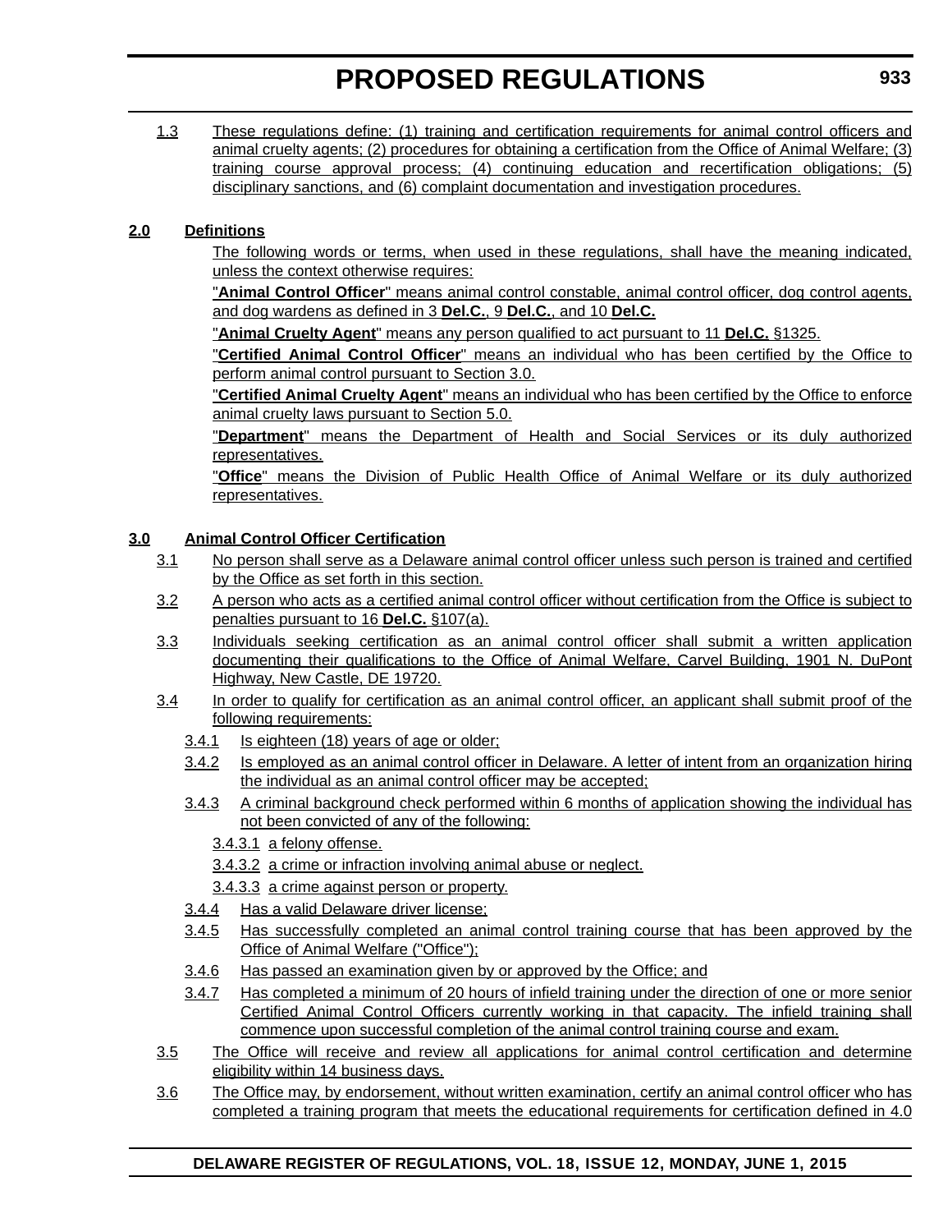1.3 These regulations define: (1) training and certification requirements for animal control officers and animal cruelty agents; (2) procedures for obtaining a certification from the Office of Animal Welfare; (3) training course approval process; (4) continuing education and recertification obligations; (5) disciplinary sanctions, and (6) complaint documentation and investigation procedures.

**2.0 Definitions**

The following words or terms, when used in these regulations, shall have the meaning indicated, unless the context otherwise requires:

"**Animal Control Officer**" means animal control constable, animal control officer, dog control agents, and dog wardens as defined in 3 **Del.C.**, 9 **Del.C.**, and 10 **Del.C.**

"**Animal Cruelty Agent**" means any person qualified to act pursuant to 11 **Del.C.** §1325.

"**Certified Animal Control Officer**" means an individual who has been certified by the Office to perform animal control pursuant to Section 3.0.

"**Certified Animal Cruelty Agent**" means an individual who has been certified by the Office to enforce animal cruelty laws pursuant to Section 5.0.

"**Department**" means the Department of Health and Social Services or its duly authorized representatives.

"**Office**" means the Division of Public Health Office of Animal Welfare or its duly authorized representatives.

**3.0 Animal Control Officer Certification**

3.1 No person shall serve as a Delaware animal control officer unless such person is trained and certified by the Office as set forth in this section.

3.2 A person who acts as a certified animal control officer without certification from the Office is subject to penalties pursuant to 16 **Del.C.** §107(a).

3.3 Individuals seeking certification as an animal control officer shall submit a written application documenting their qualifications to the Office of Animal Welfare, Carvel Building, 1901 N. DuPont Highway, New Castle, DE 19720.

3.4 In order to qualify for certification as an animal control officer, an applicant shall submit proof of the following requirements:

3.4.1 Is eighteen (18) years of age or older;

3.4.2 Is employed as an animal control officer in Delaware. A letter of intent from an organization hiring the individual as an animal control officer may be accepted;

3.4.3 A criminal background check performed within 6 months of application showing the individual has not been convicted of any of the following:

3.4.3.1 a felony offense.

3.4.3.2 a crime or infraction involving animal abuse or neglect.

3.4.3.3 a crime against person or property.

3.4.4 Has a valid Delaware driver license;

3.4.5 Has successfully completed an animal control training course that has been approved by the Office of Animal Welfare ("Office");

3.4.6 Has passed an examination given by or approved by the Office; and

3.4.7 Has completed a minimum of 20 hours of infield training under the direction of one or more senior Certified Animal Control Officers currently working in that capacity. The infield training shall commence upon successful completion of the animal control training course and exam.

3.5 The Office will receive and review all applications for animal control certification and determine eligibility within 14 business days.

3.6 The Office may, by endorsement, without written examination, certify an animal control officer who has completed a training program that meets the educational requirements for certification defined in 4.0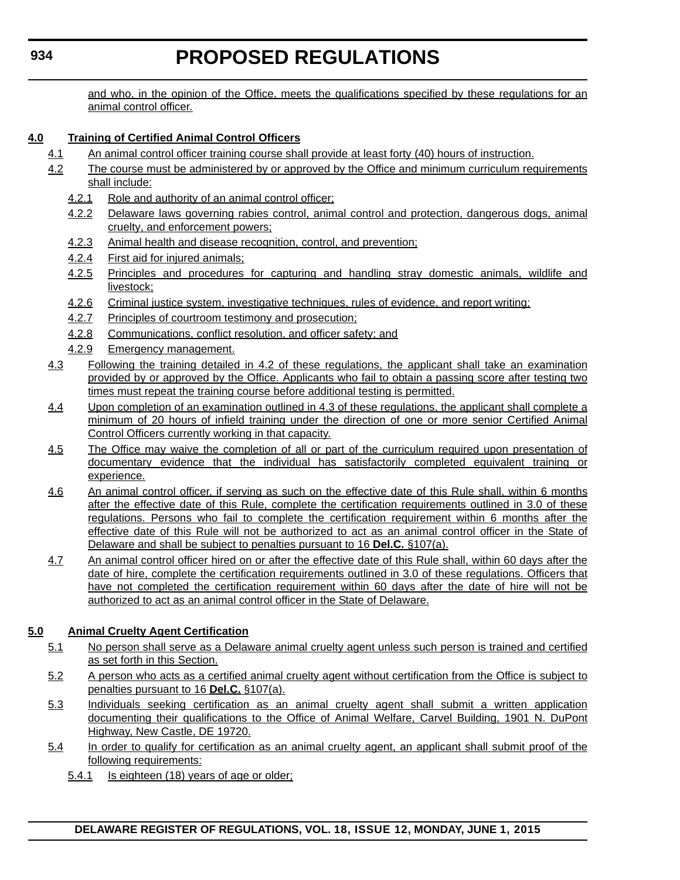and who, in the opinion of the Office, meets the qualifications specified by these regulations for an animal control officer.

**4.0 Training of Certified Animal Control Officers**

4.1 An animal control officer training course shall provide at least forty (40) hours of instruction.

4.2 The course must be administered by or approved by the Office and minimum curriculum requirements shall include:

4.2.1 Role and authority of an animal control officer;

4.2.2 Delaware laws governing rabies control, animal control and protection, dangerous dogs, animal cruelty, and enforcement powers;

4.2.3 Animal health and disease recognition, control, and prevention;

4.2.4 First aid for injured animals;

4.2.5 Principles and procedures for capturing and handling stray domestic animals, wildlife and livestock;

4.2.6 Criminal justice system, investigative techniques, rules of evidence, and report writing;

4.2.7 Principles of courtroom testimony and prosecution;

4.2.8 Communications, conflict resolution, and officer safety; and

4.2.9 Emergency management.

4.3 Following the training detailed in 4.2 of these regulations, the applicant shall take an examination provided by or approved by the Office. Applicants who fail to obtain a passing score after testing two times must repeat the training course before additional testing is permitted.

4.4 Upon completion of an examination outlined in 4.3 of these regulations, the applicant shall complete a minimum of 20 hours of infield training under the direction of one or more senior Certified Animal Control Officers currently working in that capacity.

4.5 The Office may waive the completion of all or part of the curriculum required upon presentation of documentary evidence that the individual has satisfactorily completed equivalent training or experience.

4.6 An animal control officer, if serving as such on the effective date of this Rule shall, within 6 months after the effective date of this Rule, complete the certification requirements outlined in 3.0 of these regulations. Persons who fail to complete the certification requirement within 6 months after the effective date of this Rule will not be authorized to act as an animal control officer in the State of Delaware and shall be subject to penalties pursuant to 16 **Del.C.** §107(a).

4.7 An animal control officer hired on or after the effective date of this Rule shall, within 60 days after the date of hire, complete the certification requirements outlined in 3.0 of these regulations. Officers that have not completed the certification requirement within 60 days after the date of hire will not be authorized to act as an animal control officer in the State of Delaware.

**5.0 Animal Cruelty Agent Certification**

5.1 No person shall serve as a Delaware animal cruelty agent unless such person is trained and certified as set forth in this Section.

5.2 A person who acts as a certified animal cruelty agent without certification from the Office is subject to penalties pursuant to 16 **Del.C.** §107(a).

5.3 Individuals seeking certification as an animal cruelty agent shall submit a written application documenting their qualifications to the Office of Animal Welfare, Carvel Building, 1901 N. DuPont Highway, New Castle, DE 19720.

5.4 In order to qualify for certification as an animal cruelty agent, an applicant shall submit proof of the following requirements:

5.4.1 Is eighteen (18) years of age or older;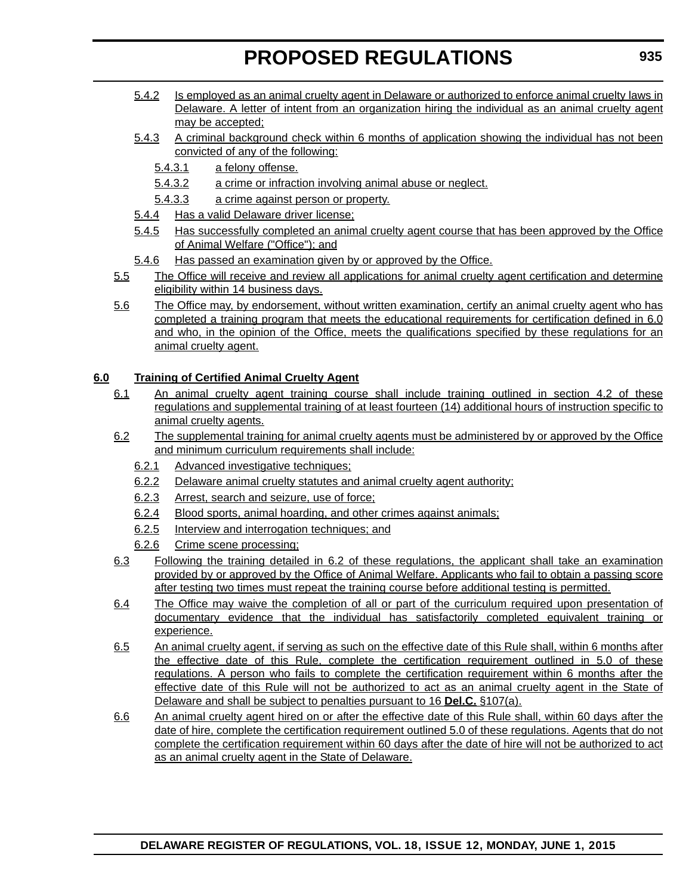5.4.2 Is employed as an animal cruelty agent in Delaware or authorized to enforce animal cruelty laws in Delaware. A letter of intent from an organization hiring the individual as an animal cruelty agent may be accepted;

5.4.3 A criminal background check within 6 months of application showing the individual has not been convicted of any of the following:

5.4.3.1 a felony offense.

5.4.3.2 a crime or infraction involving animal abuse or neglect.

5.4.3.3 a crime against person or property.

5.4.4 Has a valid Delaware driver license;

5.4.5 Has successfully completed an animal cruelty agent course that has been approved by the Office of Animal Welfare ("Office"); and

5.4.6 Has passed an examination given by or approved by the Office.

5.5 The Office will receive and review all applications for animal cruelty agent certification and determine eligibility within 14 business days.

5.6 The Office may, by endorsement, without written examination, certify an animal cruelty agent who has completed a training program that meets the educational requirements for certification defined in 6.0 and who, in the opinion of the Office, meets the qualifications specified by these regulations for an animal cruelty agent.

**6.0 Training of Certified Animal Cruelty Agent**

6.1 An animal cruelty agent training course shall include training outlined in section 4.2 of these regulations and supplemental training of at least fourteen (14) additional hours of instruction specific to animal cruelty agents.

6.2 The supplemental training for animal cruelty agents must be administered by or approved by the Office and minimum curriculum requirements shall include:

6.2.1 Advanced investigative techniques;

6.2.2 Delaware animal cruelty statutes and animal cruelty agent authority;

6.2.3 Arrest, search and seizure, use of force;

6.2.4 Blood sports, animal hoarding, and other crimes against animals;

6.2.5 Interview and interrogation techniques; and

6.2.6 Crime scene processing;

6.3 Following the training detailed in 6.2 of these regulations, the applicant shall take an examination provided by or approved by the Office of Animal Welfare. Applicants who fail to obtain a passing score after testing two times must repeat the training course before additional testing is permitted.

6.4 The Office may waive the completion of all or part of the curriculum required upon presentation of documentary evidence that the individual has satisfactorily completed equivalent training or experience.

6.5 An animal cruelty agent, if serving as such on the effective date of this Rule shall, within 6 months after the effective date of this Rule, complete the certification requirement outlined in 5.0 of these regulations. A person who fails to complete the certification requirement within 6 months after the effective date of this Rule will not be authorized to act as an animal cruelty agent in the State of Delaware and shall be subject to penalties pursuant to 16 **Del.C.** §107(a).

6.6 An animal cruelty agent hired on or after the effective date of this Rule shall, within 60 days after the date of hire, complete the certification requirement outlined 5.0 of these regulations. Agents that do not complete the certification requirement within 60 days after the date of hire will not be authorized to act as an animal cruelty agent in the State of Delaware.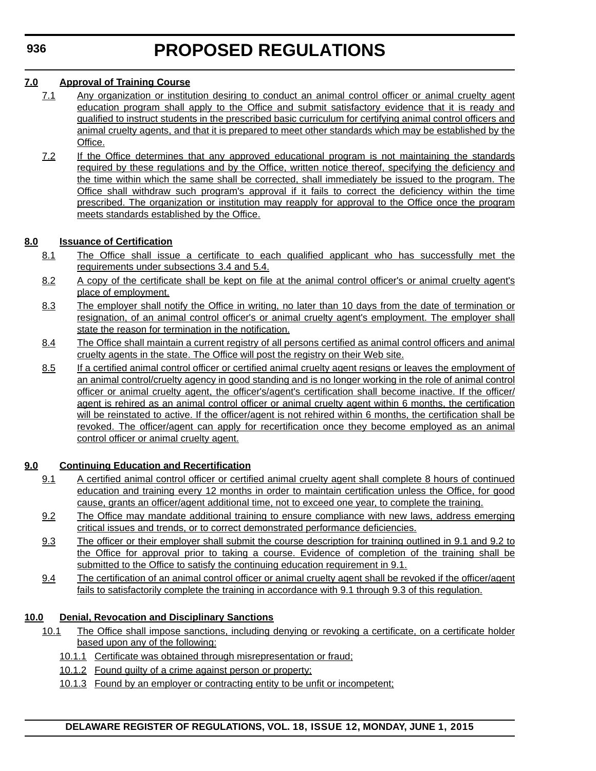**7.0 Approval of Training Course**

7.1 Any organization or institution desiring to conduct an animal control officer or animal cruelty agent education program shall apply to the Office and submit satisfactory evidence that it is ready and qualified to instruct students in the prescribed basic curriculum for certifying animal control officers and animal cruelty agents, and that it is prepared to meet other standards which may be established by the Office.

7.2 If the Office determines that any approved educational program is not maintaining the standards required by these regulations and by the Office, written notice thereof, specifying the deficiency and the time within which the same shall be corrected, shall immediately be issued to the program. The Office shall withdraw such program's approval if it fails to correct the deficiency within the time prescribed. The organization or institution may reapply for approval to the Office once the program meets standards established by the Office.

**8.0 Issuance of Certification**

8.1 The Office shall issue a certificate to each qualified applicant who has successfully met the requirements under subsections 3.4 and 5.4.

8.2 A copy of the certificate shall be kept on file at the animal control officer's or animal cruelty agent's place of employment.

8.3 The employer shall notify the Office in writing, no later than 10 days from the date of termination or resignation, of an animal control officer's or animal cruelty agent's employment. The employer shall state the reason for termination in the notification.

8.4 The Office shall maintain a current registry of all persons certified as animal control officers and animal cruelty agents in the state. The Office will post the registry on their Web site.

8.5 If a certified animal control officer or certified animal cruelty agent resigns or leaves the employment of an animal control/cruelty agency in good standing and is no longer working in the role of animal control officer or animal cruelty agent, the officer's/agent's certification shall become inactive. If the officer/agent is rehired as an animal control officer or animal cruelty agent within 6 months, the certification will be reinstated to active. If the officer/agent is not rehired within 6 months, the certification shall be revoked. The officer/agent can apply for recertification once they become employed as an animal control officer or animal cruelty agent.

**9.0 Continuing Education and Recertification**

9.1 A certified animal control officer or certified animal cruelty agent shall complete 8 hours of continued education and training every 12 months in order to maintain certification unless the Office, for good cause, grants an officer/agent additional time, not to exceed one year, to complete the training.

9.2 The Office may mandate additional training to ensure compliance with new laws, address emerging critical issues and trends, or to correct demonstrated performance deficiencies.

9.3 The officer or their employer shall submit the course description for training outlined in 9.1 and 9.2 to the Office for approval prior to taking a course. Evidence of completion of the training shall be submitted to the Office to satisfy the continuing education requirement in 9.1.

9.4 The certification of an animal control officer or animal cruelty agent shall be revoked if the officer/agent fails to satisfactorily complete the training in accordance with 9.1 through 9.3 of this regulation.

**10.0 Denial, Revocation and Disciplinary Sanctions**

10.1 The Office shall impose sanctions, including denying or revoking a certificate, on a certificate holder based upon any of the following:

10.1.1 Certificate was obtained through misrepresentation or fraud;

10.1.2 Found guilty of a crime against person or property;

10.1.3 Found by an employer or contracting entity to be unfit or incompetent;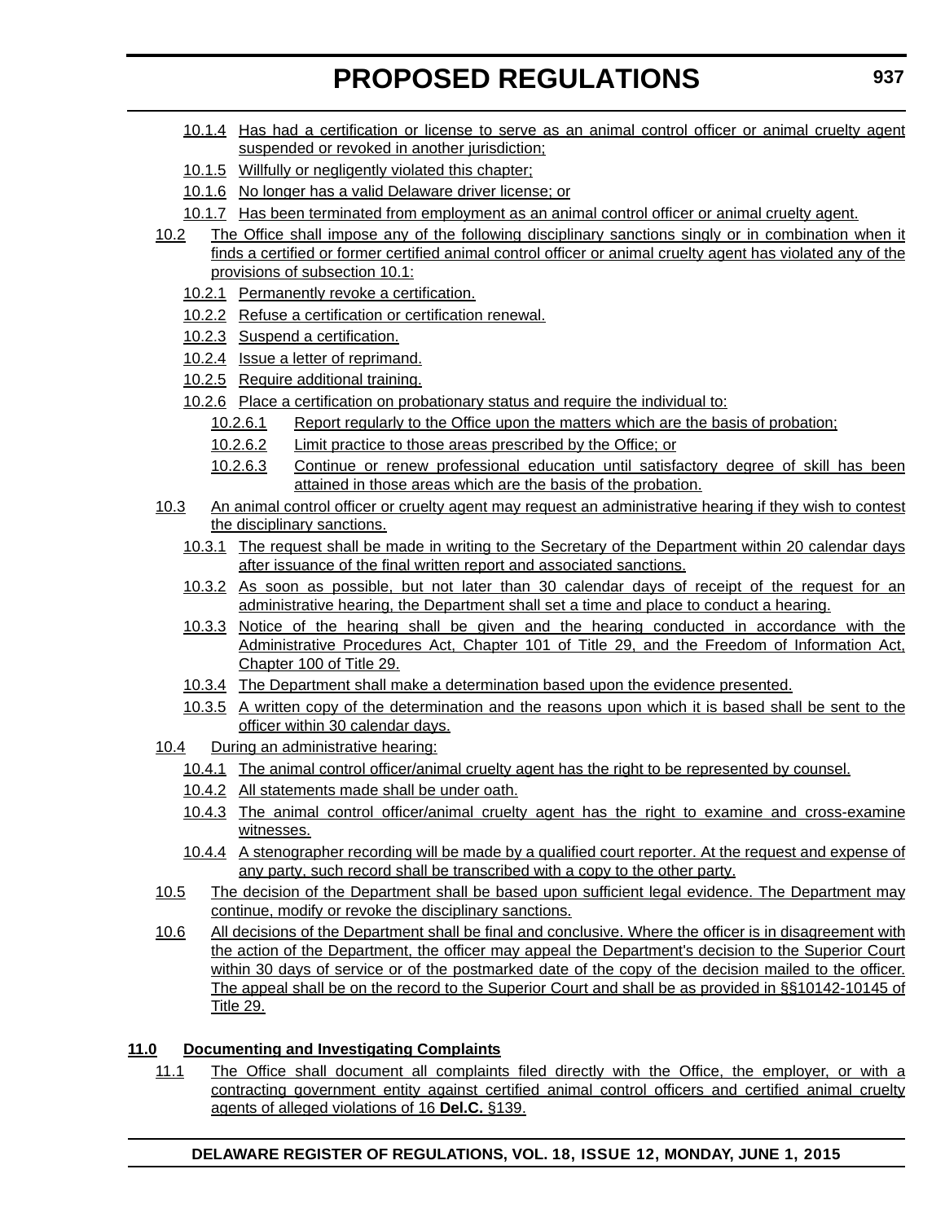10.1.4 Has had a certification or license to serve as an animal control officer or animal cruelty agent suspended or revoked in another jurisdiction;

10.1.5 Willfully or negligently violated this chapter;

10.1.6 No longer has a valid Delaware driver license; or

10.1.7 Has been terminated from employment as an animal control officer or animal cruelty agent.

10.2 The Office shall impose any of the following disciplinary sanctions singly or in combination when it finds a certified or former certified animal control officer or animal cruelty agent has violated any of the provisions of subsection 10.1:

10.2.1 Permanently revoke a certification.

10.2.2 Refuse a certification or certification renewal.

10.2.3 Suspend a certification.

10.2.4 Issue a letter of reprimand.

10.2.5 Require additional training.

10.2.6 Place a certification on probationary status and require the individual to:

10.2.6.1 Report regularly to the Office upon the matters which are the basis of probation;

10.2.6.2 Limit practice to those areas prescribed by the Office; or

10.2.6.3 Continue or renew professional education until satisfactory degree of skill has been attained in those areas which are the basis of the probation.

10.3 An animal control officer or cruelty agent may request an administrative hearing if they wish to contest the disciplinary sanctions.

10.3.1 The request shall be made in writing to the Secretary of the Department within 20 calendar days after issuance of the final written report and associated sanctions.

10.3.2 As soon as possible, but not later than 30 calendar days of receipt of the request for an administrative hearing, the Department shall set a time and place to conduct a hearing.

10.3.3 Notice of the hearing shall be given and the hearing conducted in accordance with the Administrative Procedures Act, Chapter 101 of Title 29, and the Freedom of Information Act, Chapter 100 of Title 29.

10.3.4 The Department shall make a determination based upon the evidence presented.

10.3.5 A written copy of the determination and the reasons upon which it is based shall be sent to the officer within 30 calendar days.

10.4 During an administrative hearing:

10.4.1 The animal control officer/animal cruelty agent has the right to be represented by counsel.

10.4.2 All statements made shall be under oath.

10.4.3 The animal control officer/animal cruelty agent has the right to examine and cross-examine witnesses.

10.4.4 A stenographer recording will be made by a qualified court reporter. At the request and expense of any party, such record shall be transcribed with a copy to the other party.

10.5 The decision of the Department shall be based upon sufficient legal evidence. The Department may continue, modify or revoke the disciplinary sanctions.

10.6 All decisions of the Department shall be final and conclusive. Where the officer is in disagreement with the action of the Department, the officer may appeal the Department's decision to the Superior Court within 30 days of service or of the postmarked date of the copy of the decision mailed to the officer. The appeal shall be on the record to the Superior Court and shall be as provided in §§10142-10145 of Title 29.

**11.0 Documenting and Investigating Complaints**

11.1 The Office shall document all complaints filed directly with the Office, the employer, or with a contracting government entity against certified animal control officers and certified animal cruelty agents of alleged violations of 16 **Del.C.** §139.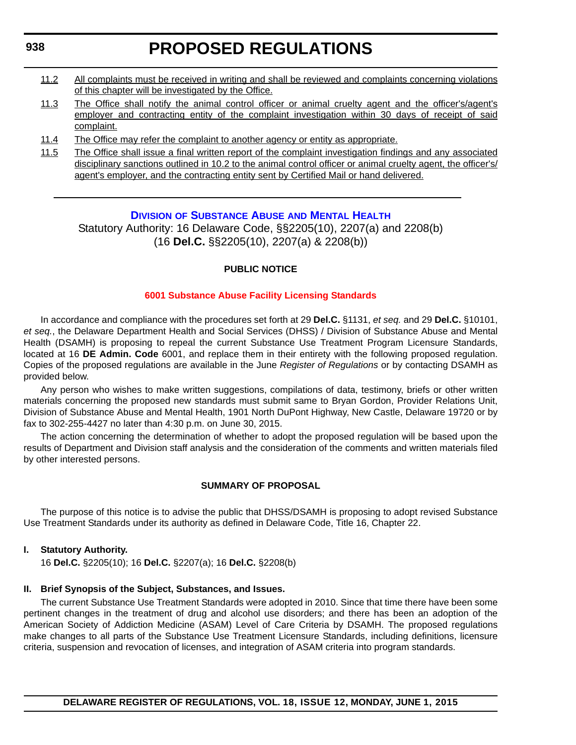11.2 All complaints must be received in writing and shall be reviewed and complaints concerning violations of this chapter will be investigated by the Office.

11.3 The Office shall notify the animal control officer or animal cruelty agent and the officer's/agent's employer and contracting entity of the complaint investigation within 30 days of receipt of said complaint.

11.4 The Office may refer the complaint to another agency or entity as appropriate.

11.5 The Office shall issue a final written report of the complaint investigation findings and any associated disciplinary sanctions outlined in 10.2 to the animal control officer or animal cruelty agent, the officer's/agent's employer, and the contracting entity sent by Certified Mail or hand delivered.

---

## Division of Substance Abuse and Mental Health

Statutory Authority: 16 Delaware Code, §§2205(10), 2207(a) and 2208(b) (16 **Del.C.** §§2205(10), 2207(a) & 2208(b))

**PUBLIC NOTICE**

### 6001 Substance Abuse Facility Licensing Standards

In accordance and compliance with the procedures set forth at 29 **Del.C.** §1131, *et seq.* and 29 **Del.C.** §10101, *et seq.*, the Delaware Department Health and Social Services (DHSS) / Division of Substance Abuse and Mental Health (DSAMH) is proposing to repeal the current Substance Use Treatment Program Licensure Standards, located at 16 **DE Admin. Code** 6001, and replace them in their entirety with the following proposed regulation. Copies of the proposed regulations are available in the June *Register of Regulations* or by contacting DSAMH as provided below.

Any person who wishes to make written suggestions, compilations of data, testimony, briefs or other written materials concerning the proposed new standards must submit same to Bryan Gordon, Provider Relations Unit, Division of Substance Abuse and Mental Health, 1901 North DuPont Highway, New Castle, Delaware 19720 or by fax to 302-255-4427 no later than 4:30 p.m. on June 30, 2015.

The action concerning the determination of whether to adopt the proposed regulation will be based upon the results of Department and Division staff analysis and the consideration of the comments and written materials filed by other interested persons.

**SUMMARY OF PROPOSAL**

The purpose of this notice is to advise the public that DHSS/DSAMH is proposing to adopt revised Substance Use Treatment Standards under its authority as defined in Delaware Code, Title 16, Chapter 22.

**I. Statutory Authority.**

16 **Del.C.** §2205(10); 16 **Del.C.** §2207(a); 16 **Del.C.** §2208(b)

**II. Brief Synopsis of the Subject, Substances, and Issues.**

The current Substance Use Treatment Standards were adopted in 2010. Since that time there have been some pertinent changes in the treatment of drug and alcohol use disorders; and there has been an adoption of the American Society of Addiction Medicine (ASAM) Level of Care Criteria by DSAMH. The proposed regulations make changes to all parts of the Substance Use Treatment Licensure Standards, including definitions, licensure criteria, suspension and revocation of licenses, and integration of ASAM criteria into program standards.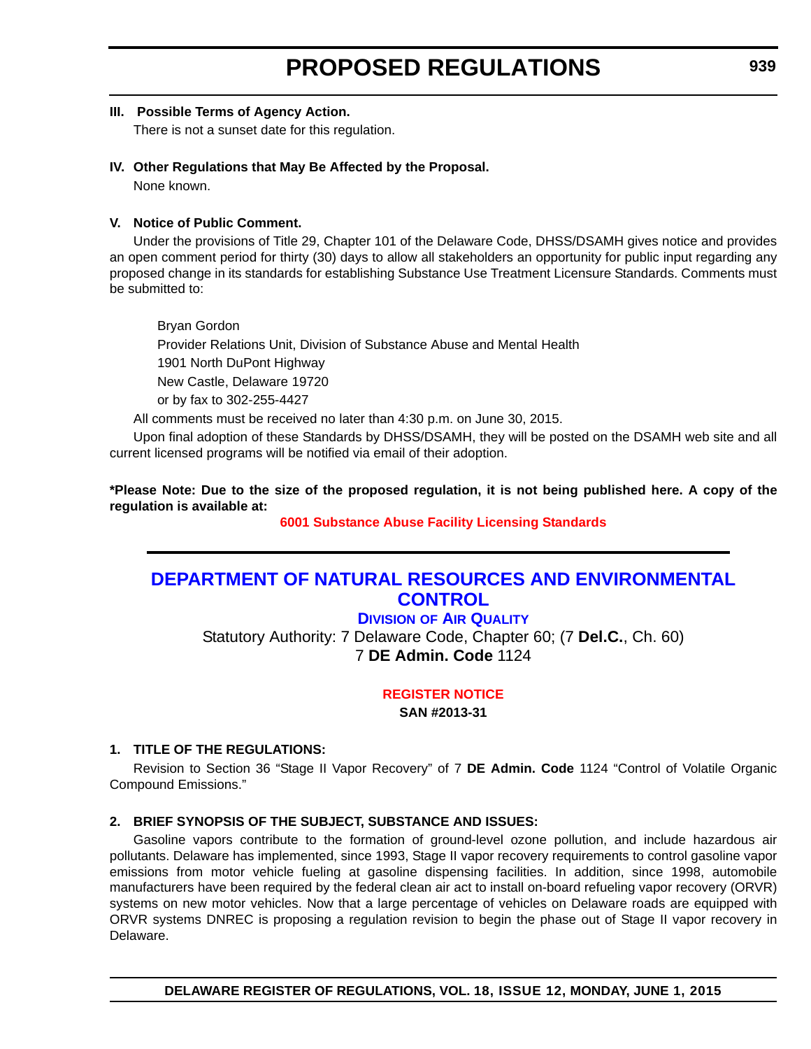**III. Possible Terms of Agency Action.**

There is not a sunset date for this regulation.

**IV. Other Regulations that May Be Affected by the Proposal.**

None known.

**V. Notice of Public Comment.**

Under the provisions of Title 29, Chapter 101 of the Delaware Code, DHSS/DSAMH gives notice and provides an open comment period for thirty (30) days to allow all stakeholders an opportunity for public input regarding any proposed change in its standards for establishing Substance Use Treatment Licensure Standards. Comments must be submitted to:

Bryan Gordon
Provider Relations Unit, Division of Substance Abuse and Mental Health
1901 North DuPont Highway
New Castle, Delaware 19720
or by fax to 302-255-4427

All comments must be received no later than 4:30 p.m. on June 30, 2015.

Upon final adoption of these Standards by DHSS/DSAMH, they will be posted on the DSAMH web site and all current licensed programs will be notified via email of their adoption.

**\*Please Note: Due to the size of the proposed regulation, it is not being published here. A copy of the regulation is available at:**

**6001 Substance Abuse Facility Licensing Standards**

---

## DEPARTMENT OF NATURAL RESOURCES AND ENVIRONMENTAL CONTROL

### DIVISION OF AIR QUALITY

Statutory Authority: 7 Delaware Code, Chapter 60; (7 **Del.C.**, Ch. 60)
7 **DE Admin. Code** 1124

**REGISTER NOTICE**

**SAN #2013-31**

**1. TITLE OF THE REGULATIONS:**

Revision to Section 36 "Stage II Vapor Recovery" of 7 **DE Admin. Code** 1124 "Control of Volatile Organic Compound Emissions."

**2. BRIEF SYNOPSIS OF THE SUBJECT, SUBSTANCE AND ISSUES:**

Gasoline vapors contribute to the formation of ground-level ozone pollution, and include hazardous air pollutants. Delaware has implemented, since 1993, Stage II vapor recovery requirements to control gasoline vapor emissions from motor vehicle fueling at gasoline dispensing facilities. In addition, since 1998, automobile manufacturers have been required by the federal clean air act to install on-board refueling vapor recovery (ORVR) systems on new motor vehicles. Now that a large percentage of vehicles on Delaware roads are equipped with ORVR systems DNREC is proposing a regulation revision to begin the phase out of Stage II vapor recovery in Delaware.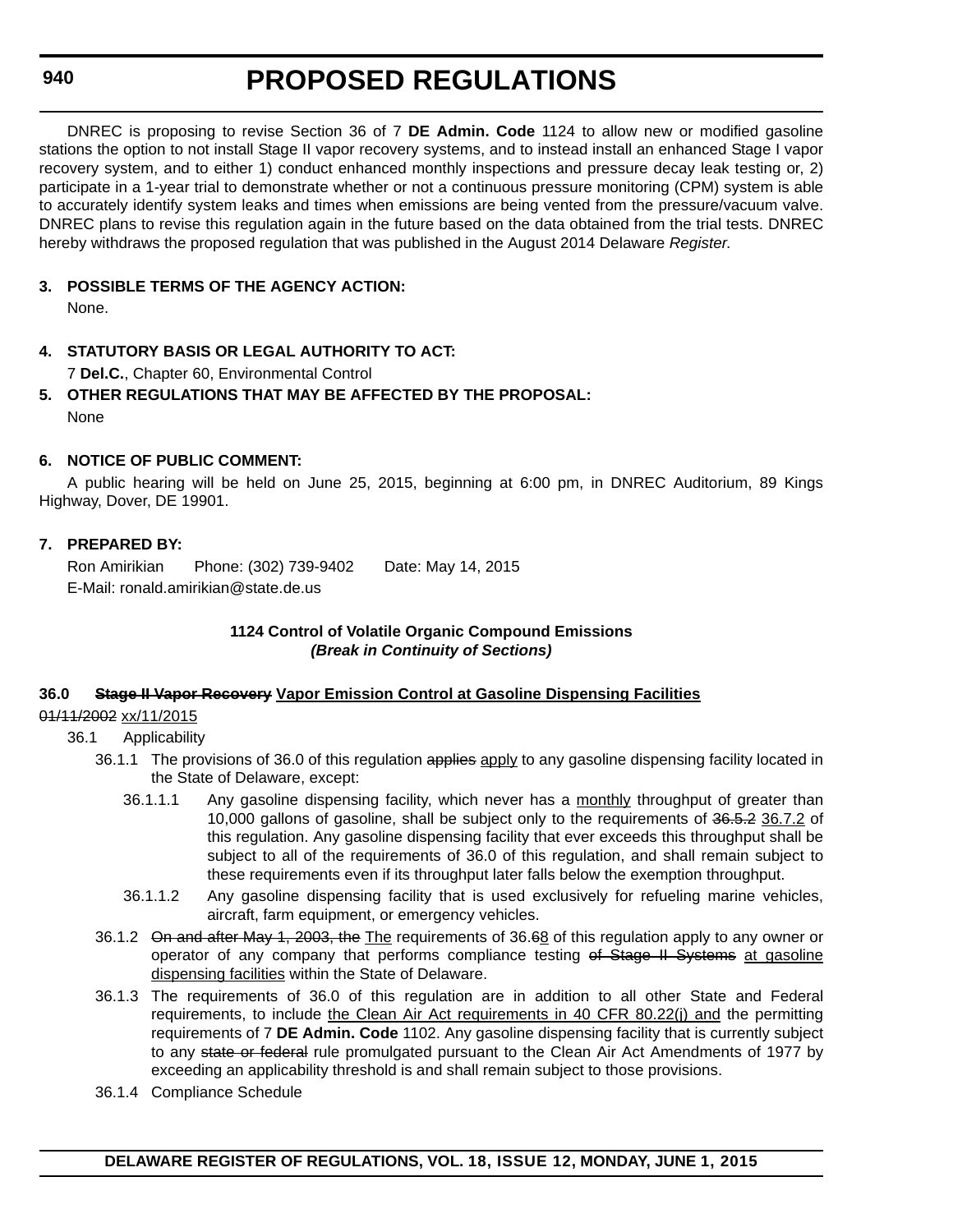DNREC is proposing to revise Section 36 of 7 **DE Admin. Code** 1124 to allow new or modified gasoline stations the option to not install Stage II vapor recovery systems, and to instead install an enhanced Stage I vapor recovery system, and to either 1) conduct enhanced monthly inspections and pressure decay leak testing or, 2) participate in a 1-year trial to demonstrate whether or not a continuous pressure monitoring (CPM) system is able to accurately identify system leaks and times when emissions are being vented from the pressure/vacuum valve. DNREC plans to revise this regulation again in the future based on the data obtained from the trial tests. DNREC hereby withdraws the proposed regulation that was published in the August 2014 Delaware *Register.*

**3. POSSIBLE TERMS OF THE AGENCY ACTION:**

None.

**4. STATUTORY BASIS OR LEGAL AUTHORITY TO ACT:**

7 **Del.C.**, Chapter 60, Environmental Control

**5. OTHER REGULATIONS THAT MAY BE AFFECTED BY THE PROPOSAL:**

None

**6. NOTICE OF PUBLIC COMMENT:**

A public hearing will be held on June 25, 2015, beginning at 6:00 pm, in DNREC Auditorium, 89 Kings Highway, Dover, DE 19901.

**7. PREPARED BY:**

Ron Amirikian  Phone: (302) 739-9402  Date: May 14, 2015

E-Mail: ronald.amirikian@state.de.us

**1124 Control of Volatile Organic Compound Emissions**

***(Break in Continuity of Sections)***

**36.0 ~~Stage II Vapor Recovery~~ <u>Vapor Emission Control at Gasoline Dispensing Facilities</u>**

~~01/11/2002~~ <u>xx/11/2015</u>

36.1 Applicability

36.1.1 The provisions of 36.0 of this regulation ~~applies~~ <u>apply</u> to any gasoline dispensing facility located in the State of Delaware, except:

36.1.1.1 Any gasoline dispensing facility, which never has a <u>monthly</u> throughput of greater than 10,000 gallons of gasoline, shall be subject only to the requirements of ~~36.5.2~~ <u>36.7.2</u> of this regulation. Any gasoline dispensing facility that ever exceeds this throughput shall be subject to all of the requirements of 36.0 of this regulation, and shall remain subject to these requirements even if its throughput later falls below the exemption throughput.

36.1.1.2 Any gasoline dispensing facility that is used exclusively for refueling marine vehicles, aircraft, farm equipment, or emergency vehicles.

36.1.2 ~~On and after May 1, 2003, the~~ <u>The</u> requirements of 36.~~6~~<u>8</u> of this regulation apply to any owner or operator of any company that performs compliance testing ~~of Stage II Systems~~ <u>at gasoline dispensing facilities</u> within the State of Delaware.

36.1.3 The requirements of 36.0 of this regulation are in addition to all other State and Federal requirements, to include <u>the Clean Air Act requirements in 40 CFR 80.22(j) and</u> the permitting requirements of 7 **DE Admin. Code** 1102. Any gasoline dispensing facility that is currently subject to any ~~state or federal~~ rule promulgated pursuant to the Clean Air Act Amendments of 1977 by exceeding an applicability threshold is and shall remain subject to those provisions.

36.1.4 Compliance Schedule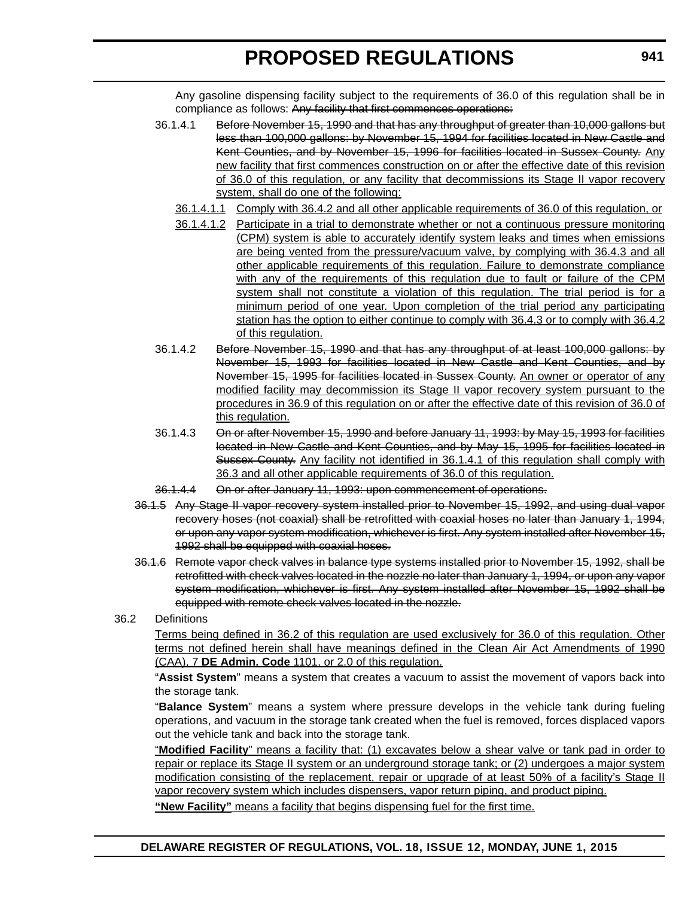Any gasoline dispensing facility subject to the requirements of 36.0 of this regulation shall be in compliance as follows: ~~Any facility that first commences operations:~~

36.1.4.1 ~~Before November 15, 1990 and that has any throughput of greater than 10,000 gallons but less than 100,000 gallons: by November 15, 1994 for facilities located in New Castle and Kent Counties, and by November 15, 1996 for facilities located in Sussex County.~~ <u>Any new facility that first commences construction on or after the effective date of this revision of 36.0 of this regulation, or any facility that decommissions its Stage II vapor recovery system, shall do one of the following:</u>

<u>36.1.4.1.1</u> <u>Comply with 36.4.2 and all other applicable requirements of 36.0 of this regulation, or</u>

<u>36.1.4.1.2</u> <u>Participate in a trial to demonstrate whether or not a continuous pressure monitoring (CPM) system is able to accurately identify system leaks and times when emissions are being vented from the pressure/vacuum valve, by complying with 36.4.3 and all other applicable requirements of this regulation. Failure to demonstrate compliance with any of the requirements of this regulation due to fault or failure of the CPM system shall not constitute a violation of this regulation. The trial period is for a minimum period of one year. Upon completion of the trial period any participating station has the option to either continue to comply with 36.4.3 or to comply with 36.4.2 of this regulation.</u>

36.1.4.2 ~~Before November 15, 1990 and that has any throughput of at least 100,000 gallons: by November 15, 1993 for facilities located in New Castle and Kent Counties, and by November 15, 1995 for facilities located in Sussex County.~~ <u>An owner or operator of any modified facility may decommission its Stage II vapor recovery system pursuant to the procedures in 36.9 of this regulation on or after the effective date of this revision of 36.0 of this regulation.</u>

36.1.4.3 ~~On or after November 15, 1990 and before January 11, 1993: by May 15, 1993 for facilities located in New Castle and Kent Counties, and by May 15, 1995 for facilities located in Sussex County.~~ <u>Any facility not identified in 36.1.4.1 of this regulation shall comply with 36.3 and all other applicable requirements of 36.0 of this regulation.</u>

~~36.1.4.4 On or after January 11, 1993: upon commencement of operations.~~

~~36.1.5 Any Stage II vapor recovery system installed prior to November 15, 1992, and using dual vapor recovery hoses (not coaxial) shall be retrofitted with coaxial hoses no later than January 1, 1994, or upon any vapor system modification, whichever is first. Any system installed after November 15, 1992 shall be equipped with coaxial hoses.~~

~~36.1.6 Remote vapor check valves in balance type systems installed prior to November 15, 1992, shall be retrofitted with check valves located in the nozzle no later than January 1, 1994, or upon any vapor system modification, whichever is first. Any system installed after November 15, 1992 shall be equipped with remote check valves located in the nozzle.~~

36.2 Definitions

<u>Terms being defined in 36.2 of this regulation are used exclusively for 36.0 of this regulation. Other terms not defined herein shall have meanings defined in the Clean Air Act Amendments of 1990 (CAA), 7 **DE Admin. Code** 1101, or 2.0 of this regulation.</u>

"**Assist System**" means a system that creates a vacuum to assist the movement of vapors back into the storage tank.

"**Balance System**" means a system where pressure develops in the vehicle tank during fueling operations, and vacuum in the storage tank created when the fuel is removed, forces displaced vapors out the vehicle tank and back into the storage tank.

<u>"**Modified Facility**" means a facility that: (1) excavates below a shear valve or tank pad in order to repair or replace its Stage II system or an underground storage tank; or (2) undergoes a major system modification consisting of the replacement, repair or upgrade of at least 50% of a facility's Stage II vapor recovery system which includes dispensers, vapor return piping, and product piping.</u>

<u>**"New Facility"** means a facility that begins dispensing fuel for the first time.</u>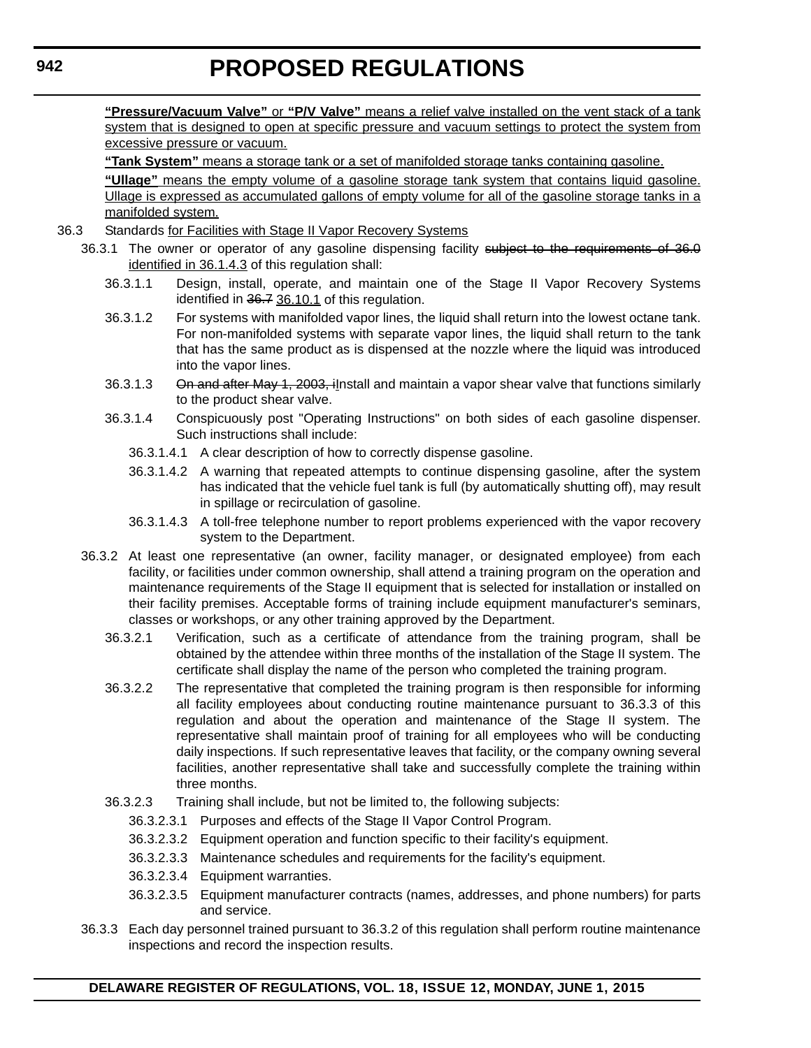**"Pressure/Vacuum Valve"** or **"P/V Valve"** means a relief valve installed on the vent stack of a tank system that is designed to open at specific pressure and vacuum settings to protect the system from excessive pressure or vacuum.

**"Tank System"** means a storage tank or a set of manifolded storage tanks containing gasoline.

**"Ullage"** means the empty volume of a gasoline storage tank system that contains liquid gasoline. Ullage is expressed as accumulated gallons of empty volume for all of the gasoline storage tanks in a manifolded system.

36.3 Standards for Facilities with Stage II Vapor Recovery Systems

36.3.1 The owner or operator of any gasoline dispensing facility ~~subject to the requirements of 36.0~~ identified in 36.1.4.3 of this regulation shall:

36.3.1.1 Design, install, operate, and maintain one of the Stage II Vapor Recovery Systems identified in ~~36.7~~ 36.10.1 of this regulation.

36.3.1.2 For systems with manifolded vapor lines, the liquid shall return into the lowest octane tank. For non-manifolded systems with separate vapor lines, the liquid shall return to the tank that has the same product as is dispensed at the nozzle where the liquid was introduced into the vapor lines.

36.3.1.3 ~~On and after May 1, 2003, i~~Install and maintain a vapor shear valve that functions similarly to the product shear valve.

36.3.1.4 Conspicuously post "Operating Instructions" on both sides of each gasoline dispenser. Such instructions shall include:

36.3.1.4.1 A clear description of how to correctly dispense gasoline.

36.3.1.4.2 A warning that repeated attempts to continue dispensing gasoline, after the system has indicated that the vehicle fuel tank is full (by automatically shutting off), may result in spillage or recirculation of gasoline.

36.3.1.4.3 A toll-free telephone number to report problems experienced with the vapor recovery system to the Department.

36.3.2 At least one representative (an owner, facility manager, or designated employee) from each facility, or facilities under common ownership, shall attend a training program on the operation and maintenance requirements of the Stage II equipment that is selected for installation or installed on their facility premises. Acceptable forms of training include equipment manufacturer's seminars, classes or workshops, or any other training approved by the Department.

36.3.2.1 Verification, such as a certificate of attendance from the training program, shall be obtained by the attendee within three months of the installation of the Stage II system. The certificate shall display the name of the person who completed the training program.

36.3.2.2 The representative that completed the training program is then responsible for informing all facility employees about conducting routine maintenance pursuant to 36.3.3 of this regulation and about the operation and maintenance of the Stage II system. The representative shall maintain proof of training for all employees who will be conducting daily inspections. If such representative leaves that facility, or the company owning several facilities, another representative shall take and successfully complete the training within three months.

36.3.2.3 Training shall include, but not be limited to, the following subjects:

36.3.2.3.1 Purposes and effects of the Stage II Vapor Control Program.

36.3.2.3.2 Equipment operation and function specific to their facility's equipment.

36.3.2.3.3 Maintenance schedules and requirements for the facility's equipment.

36.3.2.3.4 Equipment warranties.

36.3.2.3.5 Equipment manufacturer contracts (names, addresses, and phone numbers) for parts and service.

36.3.3 Each day personnel trained pursuant to 36.3.2 of this regulation shall perform routine maintenance inspections and record the inspection results.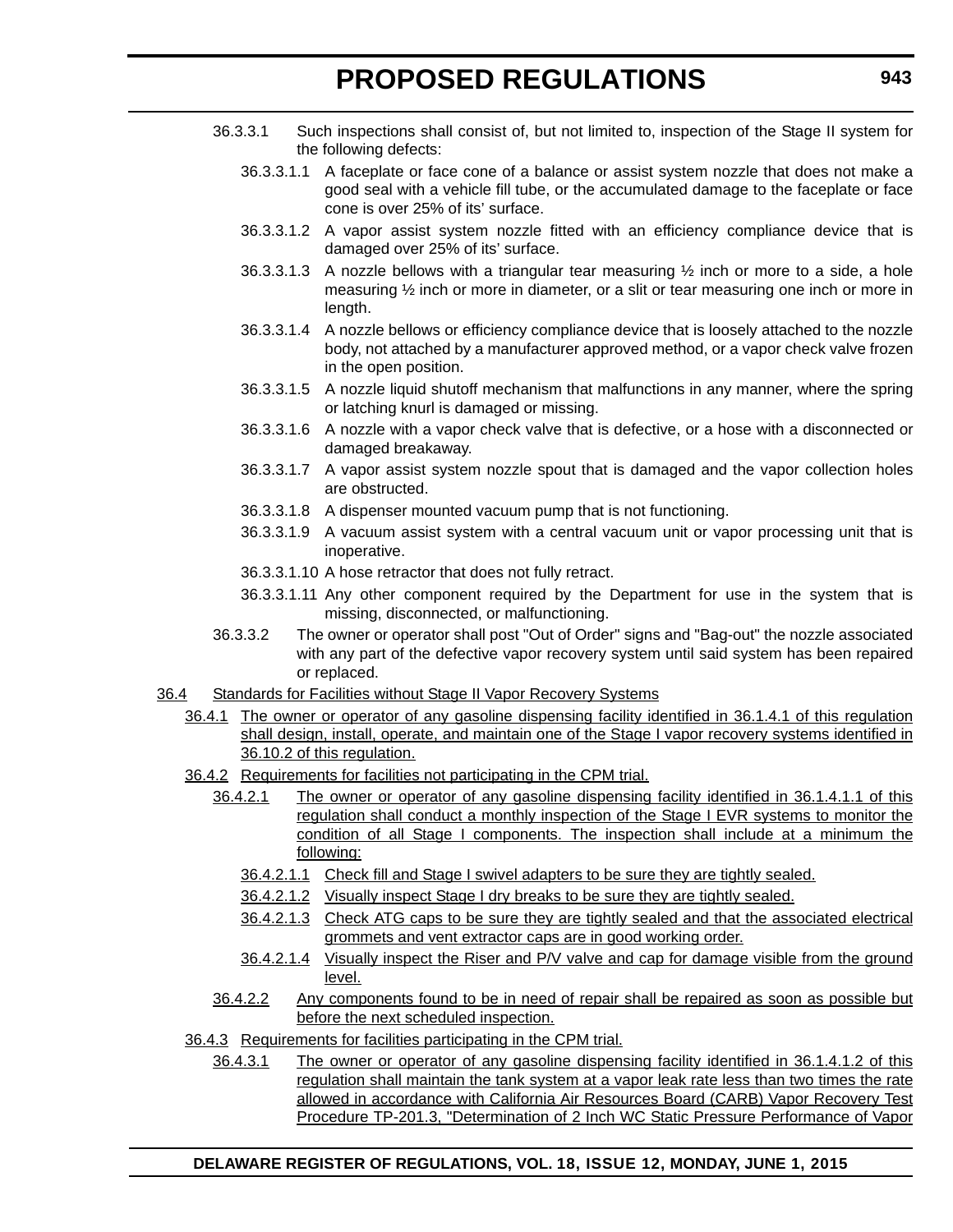36.3.3.1 Such inspections shall consist of, but not limited to, inspection of the Stage II system for the following defects:

36.3.3.1.1 A faceplate or face cone of a balance or assist system nozzle that does not make a good seal with a vehicle fill tube, or the accumulated damage to the faceplate or face cone is over 25% of its' surface.

36.3.3.1.2 A vapor assist system nozzle fitted with an efficiency compliance device that is damaged over 25% of its' surface.

36.3.3.1.3 A nozzle bellows with a triangular tear measuring ½ inch or more to a side, a hole measuring ½ inch or more in diameter, or a slit or tear measuring one inch or more in length.

36.3.3.1.4 A nozzle bellows or efficiency compliance device that is loosely attached to the nozzle body, not attached by a manufacturer approved method, or a vapor check valve frozen in the open position.

36.3.3.1.5 A nozzle liquid shutoff mechanism that malfunctions in any manner, where the spring or latching knurl is damaged or missing.

36.3.3.1.6 A nozzle with a vapor check valve that is defective, or a hose with a disconnected or damaged breakaway.

36.3.3.1.7 A vapor assist system nozzle spout that is damaged and the vapor collection holes are obstructed.

36.3.3.1.8 A dispenser mounted vacuum pump that is not functioning.

36.3.3.1.9 A vacuum assist system with a central vacuum unit or vapor processing unit that is inoperative.

36.3.3.1.10 A hose retractor that does not fully retract.

36.3.3.1.11 Any other component required by the Department for use in the system that is missing, disconnected, or malfunctioning.

36.3.3.2 The owner or operator shall post "Out of Order" signs and "Bag-out" the nozzle associated with any part of the defective vapor recovery system until said system has been repaired or replaced.

36.4 Standards for Facilities without Stage II Vapor Recovery Systems

36.4.1 The owner or operator of any gasoline dispensing facility identified in 36.1.4.1 of this regulation shall design, install, operate, and maintain one of the Stage I vapor recovery systems identified in 36.10.2 of this regulation.

36.4.2 Requirements for facilities not participating in the CPM trial.

36.4.2.1 The owner or operator of any gasoline dispensing facility identified in 36.1.4.1.1 of this regulation shall conduct a monthly inspection of the Stage I EVR systems to monitor the condition of all Stage I components. The inspection shall include at a minimum the following:

36.4.2.1.1 Check fill and Stage I swivel adapters to be sure they are tightly sealed.

36.4.2.1.2 Visually inspect Stage I dry breaks to be sure they are tightly sealed.

36.4.2.1.3 Check ATG caps to be sure they are tightly sealed and that the associated electrical grommets and vent extractor caps are in good working order.

36.4.2.1.4 Visually inspect the Riser and P/V valve and cap for damage visible from the ground level.

36.4.2.2 Any components found to be in need of repair shall be repaired as soon as possible but before the next scheduled inspection.

36.4.3 Requirements for facilities participating in the CPM trial.

36.4.3.1 The owner or operator of any gasoline dispensing facility identified in 36.1.4.1.2 of this regulation shall maintain the tank system at a vapor leak rate less than two times the rate allowed in accordance with California Air Resources Board (CARB) Vapor Recovery Test Procedure TP-201.3, "Determination of 2 Inch WC Static Pressure Performance of Vapor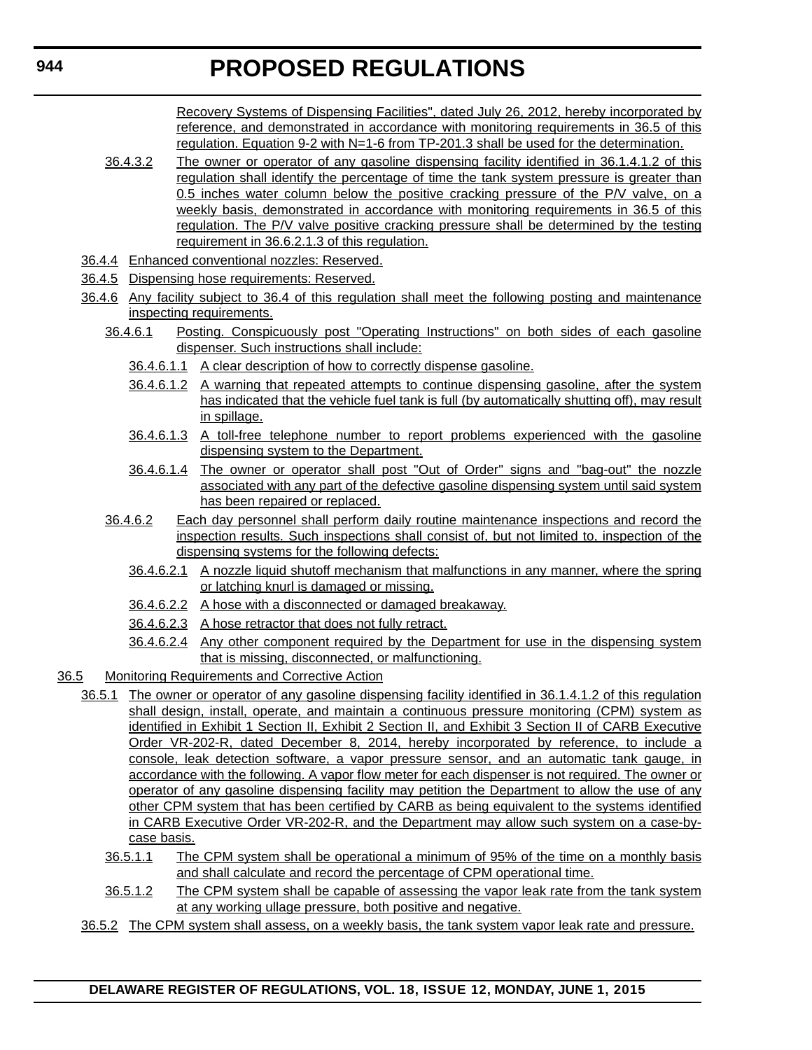Recovery Systems of Dispensing Facilities", dated July 26, 2012, hereby incorporated by reference, and demonstrated in accordance with monitoring requirements in 36.5 of this regulation. Equation 9-2 with N=1-6 from TP-201.3 shall be used for the determination.

36.4.3.2 The owner or operator of any gasoline dispensing facility identified in 36.1.4.1.2 of this regulation shall identify the percentage of time the tank system pressure is greater than 0.5 inches water column below the positive cracking pressure of the P/V valve, on a weekly basis, demonstrated in accordance with monitoring requirements in 36.5 of this regulation. The P/V valve positive cracking pressure shall be determined by the testing requirement in 36.6.2.1.3 of this regulation.

36.4.4 Enhanced conventional nozzles: Reserved.

36.4.5 Dispensing hose requirements: Reserved.

36.4.6 Any facility subject to 36.4 of this regulation shall meet the following posting and maintenance inspecting requirements.

36.4.6.1 Posting. Conspicuously post "Operating Instructions" on both sides of each gasoline dispenser. Such instructions shall include:

36.4.6.1.1 A clear description of how to correctly dispense gasoline.

36.4.6.1.2 A warning that repeated attempts to continue dispensing gasoline, after the system has indicated that the vehicle fuel tank is full (by automatically shutting off), may result in spillage.

36.4.6.1.3 A toll-free telephone number to report problems experienced with the gasoline dispensing system to the Department.

36.4.6.1.4 The owner or operator shall post "Out of Order" signs and "bag-out" the nozzle associated with any part of the defective gasoline dispensing system until said system has been repaired or replaced.

36.4.6.2 Each day personnel shall perform daily routine maintenance inspections and record the inspection results. Such inspections shall consist of, but not limited to, inspection of the dispensing systems for the following defects:

36.4.6.2.1 A nozzle liquid shutoff mechanism that malfunctions in any manner, where the spring or latching knurl is damaged or missing.

36.4.6.2.2 A hose with a disconnected or damaged breakaway.

36.4.6.2.3 A hose retractor that does not fully retract.

36.4.6.2.4 Any other component required by the Department for use in the dispensing system that is missing, disconnected, or malfunctioning.

36.5 Monitoring Requirements and Corrective Action

36.5.1 The owner or operator of any gasoline dispensing facility identified in 36.1.4.1.2 of this regulation shall design, install, operate, and maintain a continuous pressure monitoring (CPM) system as identified in Exhibit 1 Section II, Exhibit 2 Section II, and Exhibit 3 Section II of CARB Executive Order VR-202-R, dated December 8, 2014, hereby incorporated by reference, to include a console, leak detection software, a vapor pressure sensor, and an automatic tank gauge, in accordance with the following. A vapor flow meter for each dispenser is not required. The owner or operator of any gasoline dispensing facility may petition the Department to allow the use of any other CPM system that has been certified by CARB as being equivalent to the systems identified in CARB Executive Order VR-202-R, and the Department may allow such system on a case-by-case basis.

36.5.1.1 The CPM system shall be operational a minimum of 95% of the time on a monthly basis and shall calculate and record the percentage of CPM operational time.

36.5.1.2 The CPM system shall be capable of assessing the vapor leak rate from the tank system at any working ullage pressure, both positive and negative.

36.5.2 The CPM system shall assess, on a weekly basis, the tank system vapor leak rate and pressure.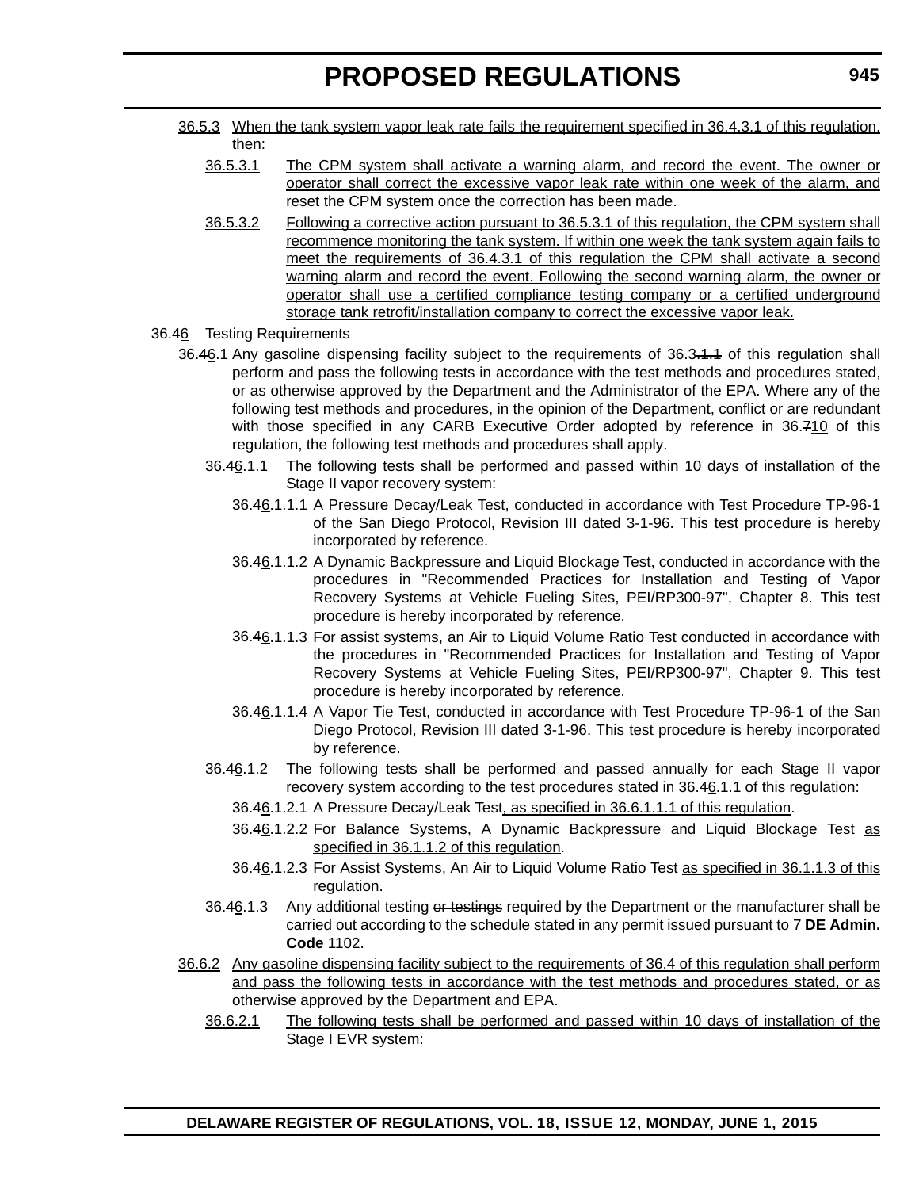36.5.3 When the tank system vapor leak rate fails the requirement specified in 36.4.3.1 of this regulation, then:

36.5.3.1 The CPM system shall activate a warning alarm, and record the event. The owner or operator shall correct the excessive vapor leak rate within one week of the alarm, and reset the CPM system once the correction has been made.

36.5.3.2 Following a corrective action pursuant to 36.5.3.1 of this regulation, the CPM system shall recommence monitoring the tank system. If within one week the tank system again fails to meet the requirements of 36.4.3.1 of this regulation the CPM shall activate a second warning alarm and record the event. Following the second warning alarm, the owner or operator shall use a certified compliance testing company or a certified underground storage tank retrofit/installation company to correct the excessive vapor leak.

36.46 Testing Requirements

36.46.1 Any gasoline dispensing facility subject to the requirements of 36.3.1.1 of this regulation shall perform and pass the following tests in accordance with the test methods and procedures stated, or as otherwise approved by the Department and ~~the Administrator of the~~ EPA. Where any of the following test methods and procedures, in the opinion of the Department, conflict or are redundant with those specified in any CARB Executive Order adopted by reference in 36.710 of this regulation, the following test methods and procedures shall apply.

36.46.1.1 The following tests shall be performed and passed within 10 days of installation of the Stage II vapor recovery system:

36.46.1.1.1 A Pressure Decay/Leak Test, conducted in accordance with Test Procedure TP-96-1 of the San Diego Protocol, Revision III dated 3-1-96. This test procedure is hereby incorporated by reference.

36.46.1.1.2 A Dynamic Backpressure and Liquid Blockage Test, conducted in accordance with the procedures in "Recommended Practices for Installation and Testing of Vapor Recovery Systems at Vehicle Fueling Sites, PEI/RP300-97", Chapter 8. This test procedure is hereby incorporated by reference.

36.46.1.1.3 For assist systems, an Air to Liquid Volume Ratio Test conducted in accordance with the procedures in "Recommended Practices for Installation and Testing of Vapor Recovery Systems at Vehicle Fueling Sites, PEI/RP300-97", Chapter 9. This test procedure is hereby incorporated by reference.

36.46.1.1.4 A Vapor Tie Test, conducted in accordance with Test Procedure TP-96-1 of the San Diego Protocol, Revision III dated 3-1-96. This test procedure is hereby incorporated by reference.

36.46.1.2 The following tests shall be performed and passed annually for each Stage II vapor recovery system according to the test procedures stated in 36.46.1.1 of this regulation:

36.46.1.2.1 A Pressure Decay/Leak Test, as specified in 36.6.1.1.1 of this regulation.

36.46.1.2.2 For Balance Systems, A Dynamic Backpressure and Liquid Blockage Test as specified in 36.1.1.2 of this regulation.

36.46.1.2.3 For Assist Systems, An Air to Liquid Volume Ratio Test as specified in 36.1.1.3 of this regulation.

36.46.1.3 Any additional testing ~~or testings~~ required by the Department or the manufacturer shall be carried out according to the schedule stated in any permit issued pursuant to 7 **DE Admin. Code** 1102.

36.6.2 Any gasoline dispensing facility subject to the requirements of 36.4 of this regulation shall perform and pass the following tests in accordance with the test methods and procedures stated, or as otherwise approved by the Department and EPA.

36.6.2.1 The following tests shall be performed and passed within 10 days of installation of the Stage I EVR system: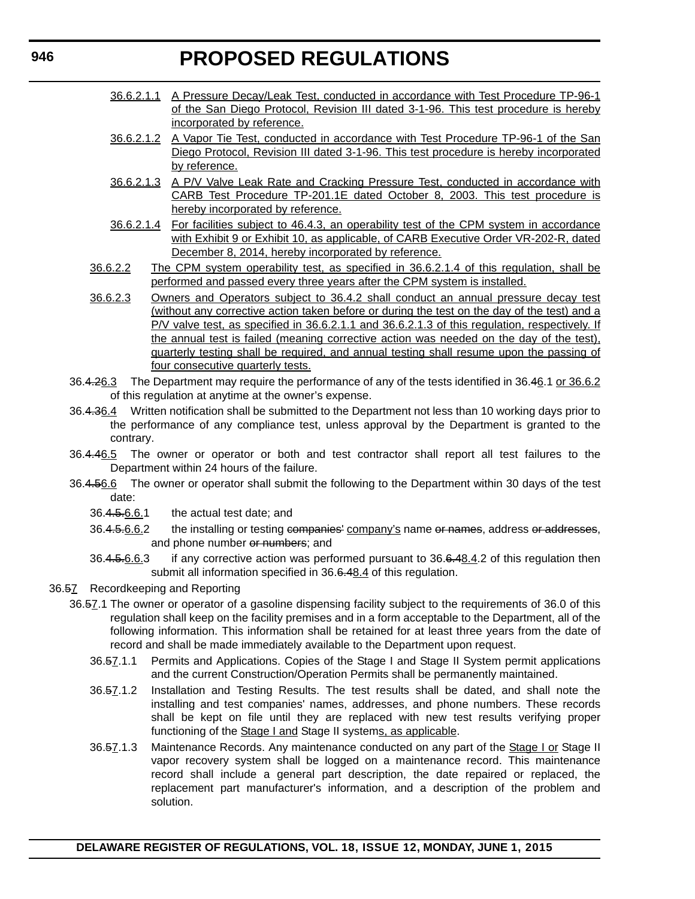36.6.2.1.1 A Pressure Decay/Leak Test, conducted in accordance with Test Procedure TP-96-1 of the San Diego Protocol, Revision III dated 3-1-96. This test procedure is hereby incorporated by reference.

36.6.2.1.2 A Vapor Tie Test, conducted in accordance with Test Procedure TP-96-1 of the San Diego Protocol, Revision III dated 3-1-96. This test procedure is hereby incorporated by reference.

36.6.2.1.3 A P/V Valve Leak Rate and Cracking Pressure Test, conducted in accordance with CARB Test Procedure TP-201.1E dated October 8, 2003. This test procedure is hereby incorporated by reference.

36.6.2.1.4 For facilities subject to 46.4.3, an operability test of the CPM system in accordance with Exhibit 9 or Exhibit 10, as applicable, of CARB Executive Order VR-202-R, dated December 8, 2014, hereby incorporated by reference.

36.6.2.2 The CPM system operability test, as specified in 36.6.2.1.4 of this regulation, shall be performed and passed every three years after the CPM system is installed.

36.6.2.3 Owners and Operators subject to 36.4.2 shall conduct an annual pressure decay test (without any corrective action taken before or during the test on the day of the test) and a P/V valve test, as specified in 36.6.2.1.1 and 36.6.2.1.3 of this regulation, respectively. If the annual test is failed (meaning corrective action was needed on the day of the test), quarterly testing shall be required, and annual testing shall resume upon the passing of four consecutive quarterly tests.

36.~~4.2~~6.3 The Department may require the performance of any of the tests identified in 36.~~4~~6.1 or 36.6.2 of this regulation at anytime at the owner's expense.

36.~~4.3~~6.4 Written notification shall be submitted to the Department not less than 10 working days prior to the performance of any compliance test, unless approval by the Department is granted to the contrary.

36.~~4.4~~6.5 The owner or operator or both and test contractor shall report all test failures to the Department within 24 hours of the failure.

36.~~4.5~~6.6 The owner or operator shall submit the following to the Department within 30 days of the test date:

36.~~4.5.~~6.6.1 the actual test date; and

36.~~4.5.~~6.6.2 the installing or testing ~~companies'~~ company's name ~~or names~~, address ~~or addresses~~, and phone number ~~or numbers~~; and

36.~~4.5.~~6.6.3 if any corrective action was performed pursuant to 36.~~6.4~~8.4.2 of this regulation then submit all information specified in 36.~~6.4~~8.4 of this regulation.

36.~~5~~7 Recordkeeping and Reporting

36.~~5~~7.1 The owner or operator of a gasoline dispensing facility subject to the requirements of 36.0 of this regulation shall keep on the facility premises and in a form acceptable to the Department, all of the following information. This information shall be retained for at least three years from the date of record and shall be made immediately available to the Department upon request.

36.~~5~~7.1.1 Permits and Applications. Copies of the Stage I and Stage II System permit applications and the current Construction/Operation Permits shall be permanently maintained.

36.~~5~~7.1.2 Installation and Testing Results. The test results shall be dated, and shall note the installing and test companies' names, addresses, and phone numbers. These records shall be kept on file until they are replaced with new test results verifying proper functioning of the Stage I and Stage II systems, as applicable.

36.~~5~~7.1.3 Maintenance Records. Any maintenance conducted on any part of the Stage I or Stage II vapor recovery system shall be logged on a maintenance record. This maintenance record shall include a general part description, the date repaired or replaced, the replacement part manufacturer's information, and a description of the problem and solution.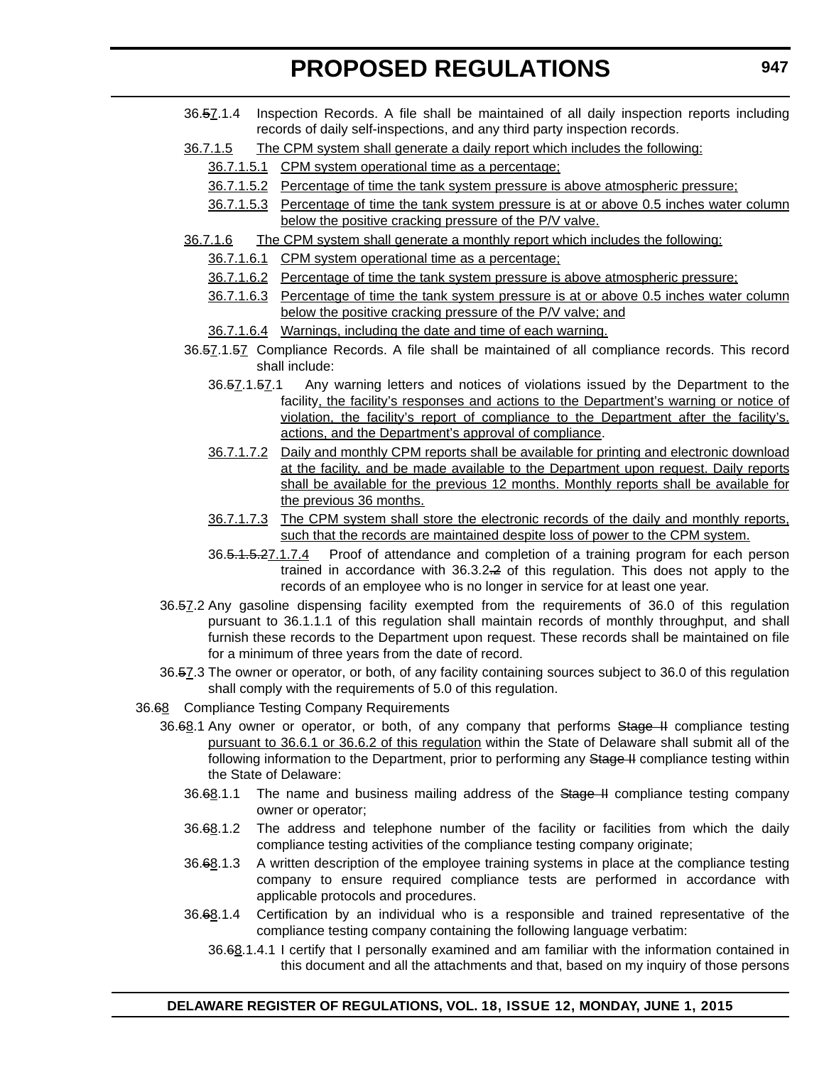36.~~5~~7.1.4 Inspection Records. A file shall be maintained of all daily inspection reports including records of daily self-inspections, and any third party inspection records.

<u>36.7.1.5 The CPM system shall generate a daily report which includes the following:</u>

<u>36.7.1.5.1 CPM system operational time as a percentage;</u>

<u>36.7.1.5.2 Percentage of time the tank system pressure is above atmospheric pressure;</u>

<u>36.7.1.5.3 Percentage of time the tank system pressure is at or above 0.5 inches water column below the positive cracking pressure of the P/V valve.</u>

<u>36.7.1.6 The CPM system shall generate a monthly report which includes the following:</u>

<u>36.7.1.6.1 CPM system operational time as a percentage;</u>

<u>36.7.1.6.2 Percentage of time the tank system pressure is above atmospheric pressure;</u>

<u>36.7.1.6.3 Percentage of time the tank system pressure is at or above 0.5 inches water column below the positive cracking pressure of the P/V valve; and</u>

<u>36.7.1.6.4 Warnings, including the date and time of each warning.</u>

36.~~5~~7.1.~~5~~7 Compliance Records. A file shall be maintained of all compliance records. This record shall include:

36.~~5~~7.1.~~5~~7.1 Any warning letters and notices of violations issued by the Department to the facility<u>, the facility's responses and actions to the Department's warning or notice of violation, the facility's report of compliance to the Department after the facility's actions, and the Department's approval of compliance</u>.

<u>36.7.1.7.2 Daily and monthly CPM reports shall be available for printing and electronic download at the facility, and be made available to the Department upon request. Daily reports shall be available for the previous 12 months. Monthly reports shall be available for the previous 36 months.</u>

<u>36.7.1.7.3 The CPM system shall store the electronic records of the daily and monthly reports, such that the records are maintained despite loss of power to the CPM system.</u>

36.~~5.1.5.2~~<u>7.1.7.4</u> Proof of attendance and completion of a training program for each person trained in accordance with 36.3.2~~.2~~ of this regulation. This does not apply to the records of an employee who is no longer in service for at least one year.

36.~~5~~7.2 Any gasoline dispensing facility exempted from the requirements of 36.0 of this regulation pursuant to 36.1.1.1 of this regulation shall maintain records of monthly throughput, and shall furnish these records to the Department upon request. These records shall be maintained on file for a minimum of three years from the date of record.

36.~~5~~7.3 The owner or operator, or both, of any facility containing sources subject to 36.0 of this regulation shall comply with the requirements of 5.0 of this regulation.

36.~~6~~8 Compliance Testing Company Requirements

36.~~6~~8.1 Any owner or operator, or both, of any company that performs ~~Stage II~~ compliance testing <u>pursuant to 36.6.1 or 36.6.2 of this regulation</u> within the State of Delaware shall submit all of the following information to the Department, prior to performing any ~~Stage II~~ compliance testing within the State of Delaware:

36.~~6~~8.1.1 The name and business mailing address of the ~~Stage II~~ compliance testing company owner or operator;

36.~~6~~8.1.2 The address and telephone number of the facility or facilities from which the daily compliance testing activities of the compliance testing company originate;

36.~~6~~8.1.3 A written description of the employee training systems in place at the compliance testing company to ensure required compliance tests are performed in accordance with applicable protocols and procedures.

36.~~6~~8.1.4 Certification by an individual who is a responsible and trained representative of the compliance testing company containing the following language verbatim:

36.~~6~~8.1.4.1 I certify that I personally examined and am familiar with the information contained in this document and all the attachments and that, based on my inquiry of those persons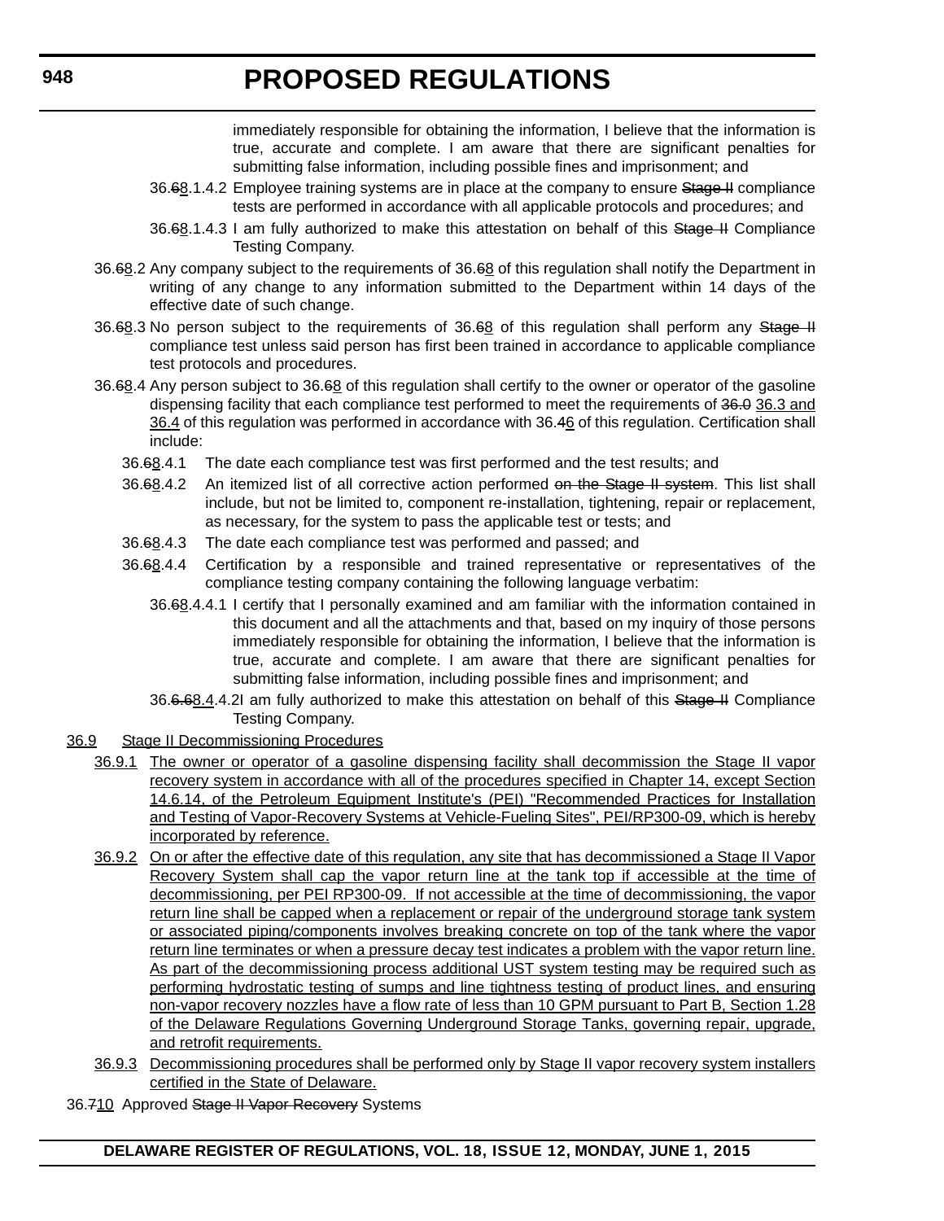immediately responsible for obtaining the information, I believe that the information is true, accurate and complete. I am aware that there are significant penalties for submitting false information, including possible fines and imprisonment; and

36.~~6~~<u>8</u>.1.4.2 Employee training systems are in place at the company to ensure ~~Stage II~~ compliance tests are performed in accordance with all applicable protocols and procedures; and

36.~~6~~<u>8</u>.1.4.3 I am fully authorized to make this attestation on behalf of this ~~Stage II~~ Compliance Testing Company.

36.~~6~~<u>8</u>.2 Any company subject to the requirements of 36.~~6~~<u>8</u> of this regulation shall notify the Department in writing of any change to any information submitted to the Department within 14 days of the effective date of such change.

36.~~6~~<u>8</u>.3 No person subject to the requirements of 36.~~6~~<u>8</u> of this regulation shall perform any ~~Stage II~~ compliance test unless said person has first been trained in accordance to applicable compliance test protocols and procedures.

36.~~6~~<u>8</u>.4 Any person subject to 36.~~6~~<u>8</u> of this regulation shall certify to the owner or operator of the gasoline dispensing facility that each compliance test performed to meet the requirements of ~~36.0~~ <u>36.3 and 36.4</u> of this regulation was performed in accordance with 36.~~4~~<u>6</u> of this regulation. Certification shall include:

36.~~6~~<u>8</u>.4.1 The date each compliance test was first performed and the test results; and

36.~~6~~<u>8</u>.4.2 An itemized list of all corrective action performed ~~on the Stage II system~~. This list shall include, but not be limited to, component re-installation, tightening, repair or replacement, as necessary, for the system to pass the applicable test or tests; and

36.~~6~~<u>8</u>.4.3 The date each compliance test was performed and passed; and

36.~~6~~<u>8</u>.4.4 Certification by a responsible and trained representative or representatives of the compliance testing company containing the following language verbatim:

36.~~6~~<u>8</u>.4.4.1 I certify that I personally examined and am familiar with the information contained in this document and all the attachments and that, based on my inquiry of those persons immediately responsible for obtaining the information, I believe that the information is true, accurate and complete. I am aware that there are significant penalties for submitting false information, including possible fines and imprisonment; and

36.~~6.6~~<u>8.4</u>.4.2 I am fully authorized to make this attestation on behalf of this ~~Stage II~~ Compliance Testing Company.

<u>36.9 Stage II Decommissioning Procedures</u>

<u>36.9.1 The owner or operator of a gasoline dispensing facility shall decommission the Stage II vapor recovery system in accordance with all of the procedures specified in Chapter 14, except Section 14.6.14, of the Petroleum Equipment Institute's (PEI) "Recommended Practices for Installation and Testing of Vapor-Recovery Systems at Vehicle-Fueling Sites", PEI/RP300-09, which is hereby incorporated by reference.</u>

<u>36.9.2 On or after the effective date of this regulation, any site that has decommissioned a Stage II Vapor Recovery System shall cap the vapor return line at the tank top if accessible at the time of decommissioning, per PEI RP300-09. If not accessible at the time of decommissioning, the vapor return line shall be capped when a replacement or repair of the underground storage tank system or associated piping/components involves breaking concrete on top of the tank where the vapor return line terminates or when a pressure decay test indicates a problem with the vapor return line. As part of the decommissioning process additional UST system testing may be required such as performing hydrostatic testing of sumps and line tightness testing of product lines, and ensuring non-vapor recovery nozzles have a flow rate of less than 10 GPM pursuant to Part B, Section 1.28 of the Delaware Regulations Governing Underground Storage Tanks, governing repair, upgrade, and retrofit requirements.</u>

<u>36.9.3 Decommissioning procedures shall be performed only by Stage II vapor recovery system installers certified in the State of Delaware.</u>

36.~~7~~<u>10</u> Approved ~~Stage II Vapor Recovery~~ Systems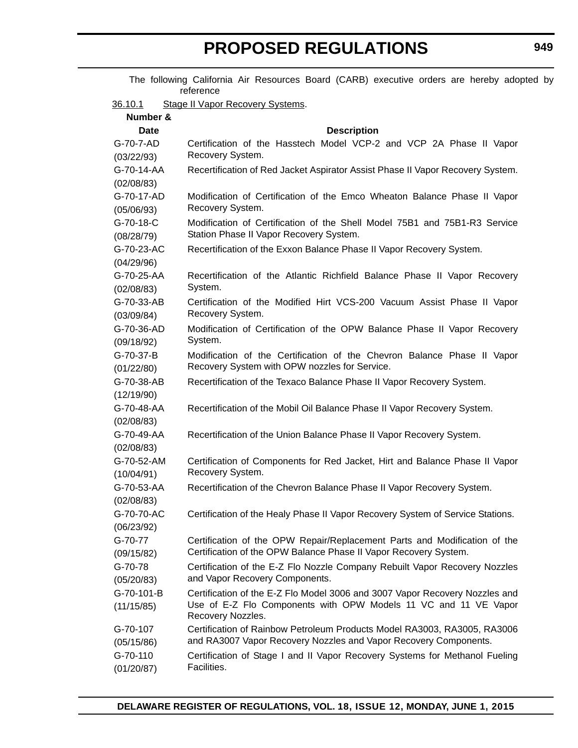The following California Air Resources Board (CARB) executive orders are hereby adopted by reference

36.10.1 Stage II Vapor Recovery Systems.

| Number & Date | Description |
|---|---|
| G-70-7-AD (03/22/93) | Certification of the Hasstech Model VCP-2 and VCP 2A Phase II Vapor Recovery System. |
| G-70-14-AA (02/08/83) | Recertification of Red Jacket Aspirator Assist Phase II Vapor Recovery System. |
| G-70-17-AD (05/06/93) | Modification of Certification of the Emco Wheaton Balance Phase II Vapor Recovery System. |
| G-70-18-C (08/28/79) | Modification of Certification of the Shell Model 75B1 and 75B1-R3 Service Station Phase II Vapor Recovery System. |
| G-70-23-AC (04/29/96) | Recertification of the Exxon Balance Phase II Vapor Recovery System. |
| G-70-25-AA (02/08/83) | Recertification of the Atlantic Richfield Balance Phase II Vapor Recovery System. |
| G-70-33-AB (03/09/84) | Certification of the Modified Hirt VCS-200 Vacuum Assist Phase II Vapor Recovery System. |
| G-70-36-AD (09/18/92) | Modification of Certification of the OPW Balance Phase II Vapor Recovery System. |
| G-70-37-B (01/22/80) | Modification of the Certification of the Chevron Balance Phase II Vapor Recovery System with OPW nozzles for Service. |
| G-70-38-AB (12/19/90) | Recertification of the Texaco Balance Phase II Vapor Recovery System. |
| G-70-48-AA (02/08/83) | Recertification of the Mobil Oil Balance Phase II Vapor Recovery System. |
| G-70-49-AA (02/08/83) | Recertification of the Union Balance Phase II Vapor Recovery System. |
| G-70-52-AM (10/04/91) | Certification of Components for Red Jacket, Hirt and Balance Phase II Vapor Recovery System. |
| G-70-53-AA (02/08/83) | Recertification of the Chevron Balance Phase II Vapor Recovery System. |
| G-70-70-AC (06/23/92) | Certification of the Healy Phase II Vapor Recovery System of Service Stations. |
| G-70-77 (09/15/82) | Certification of the OPW Repair/Replacement Parts and Modification of the Certification of the OPW Balance Phase II Vapor Recovery System. |
| G-70-78 (05/20/83) | Certification of the E-Z Flo Nozzle Company Rebuilt Vapor Recovery Nozzles and Vapor Recovery Components. |
| G-70-101-B (11/15/85) | Certification of the E-Z Flo Model 3006 and 3007 Vapor Recovery Nozzles and Use of E-Z Flo Components with OPW Models 11 VC and 11 VE Vapor Recovery Nozzles. |
| G-70-107 (05/15/86) | Certification of Rainbow Petroleum Products Model RA3003, RA3005, RA3006 and RA3007 Vapor Recovery Nozzles and Vapor Recovery Components. |
| G-70-110 (01/20/87) | Certification of Stage I and II Vapor Recovery Systems for Methanol Fueling Facilities. |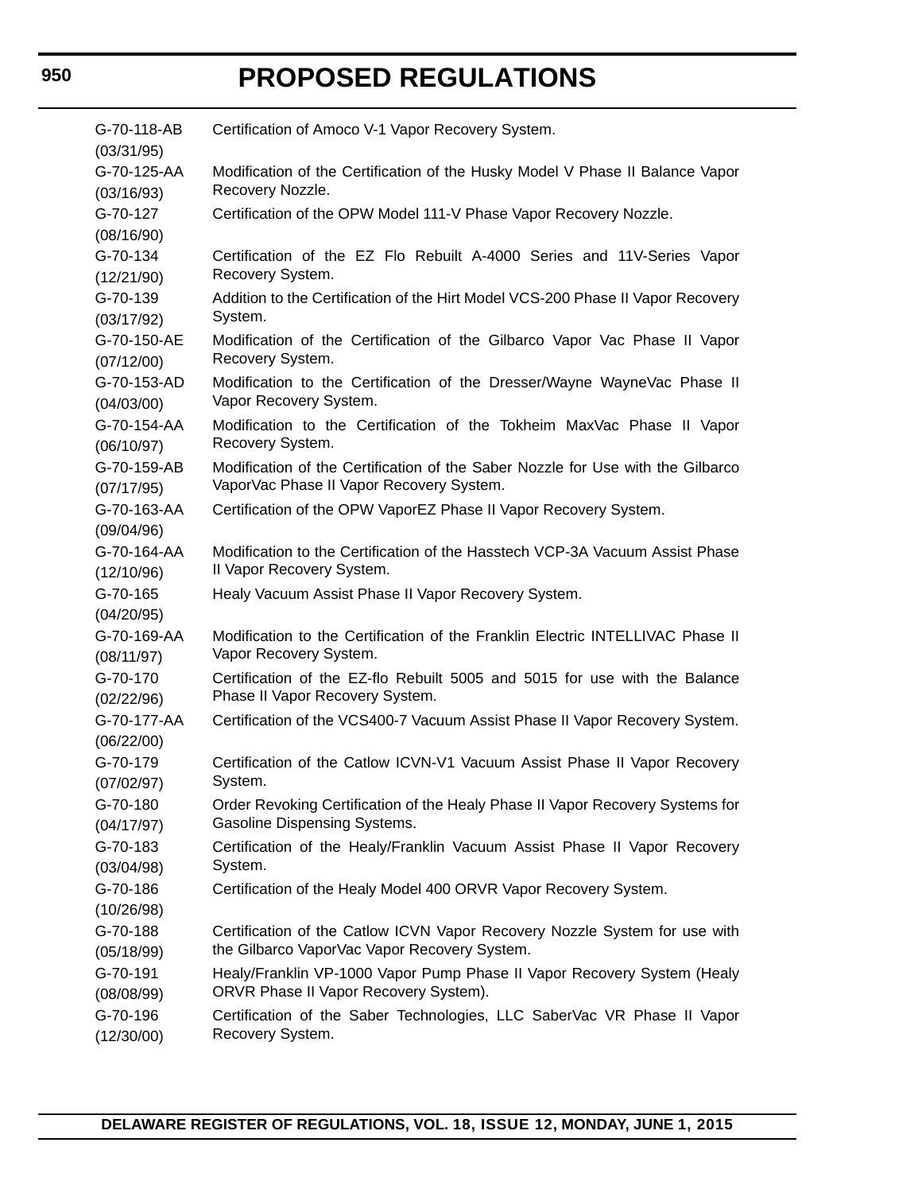| | |
|---|---|
| G-70-118-AB (03/31/95) | Certification of Amoco V-1 Vapor Recovery System. |
| G-70-125-AA (03/16/93) | Modification of the Certification of the Husky Model V Phase II Balance Vapor Recovery Nozzle. |
| G-70-127 (08/16/90) | Certification of the OPW Model 111-V Phase Vapor Recovery Nozzle. |
| G-70-134 (12/21/90) | Certification of the EZ Flo Rebuilt A-4000 Series and 11V-Series Vapor Recovery System. |
| G-70-139 (03/17/92) | Addition to the Certification of the Hirt Model VCS-200 Phase II Vapor Recovery System. |
| G-70-150-AE (07/12/00) | Modification of the Certification of the Gilbarco Vapor Vac Phase II Vapor Recovery System. |
| G-70-153-AD (04/03/00) | Modification to the Certification of the Dresser/Wayne WayneVac Phase II Vapor Recovery System. |
| G-70-154-AA (06/10/97) | Modification to the Certification of the Tokheim MaxVac Phase II Vapor Recovery System. |
| G-70-159-AB (07/17/95) | Modification of the Certification of the Saber Nozzle for Use with the Gilbarco VaporVac Phase II Vapor Recovery System. |
| G-70-163-AA (09/04/96) | Certification of the OPW VaporEZ Phase II Vapor Recovery System. |
| G-70-164-AA (12/10/96) | Modification to the Certification of the Hasstech VCP-3A Vacuum Assist Phase II Vapor Recovery System. |
| G-70-165 (04/20/95) | Healy Vacuum Assist Phase II Vapor Recovery System. |
| G-70-169-AA (08/11/97) | Modification to the Certification of the Franklin Electric INTELLIVAC Phase II Vapor Recovery System. |
| G-70-170 (02/22/96) | Certification of the EZ-flo Rebuilt 5005 and 5015 for use with the Balance Phase II Vapor Recovery System. |
| G-70-177-AA (06/22/00) | Certification of the VCS400-7 Vacuum Assist Phase II Vapor Recovery System. |
| G-70-179 (07/02/97) | Certification of the Catlow ICVN-V1 Vacuum Assist Phase II Vapor Recovery System. |
| G-70-180 (04/17/97) | Order Revoking Certification of the Healy Phase II Vapor Recovery Systems for Gasoline Dispensing Systems. |
| G-70-183 (03/04/98) | Certification of the Healy/Franklin Vacuum Assist Phase II Vapor Recovery System. |
| G-70-186 (10/26/98) | Certification of the Healy Model 400 ORVR Vapor Recovery System. |
| G-70-188 (05/18/99) | Certification of the Catlow ICVN Vapor Recovery Nozzle System for use with the Gilbarco VaporVac Vapor Recovery System. |
| G-70-191 (08/08/99) | Healy/Franklin VP-1000 Vapor Pump Phase II Vapor Recovery System (Healy ORVR Phase II Vapor Recovery System). |
| G-70-196 (12/30/00) | Certification of the Saber Technologies, LLC SaberVac VR Phase II Vapor Recovery System. |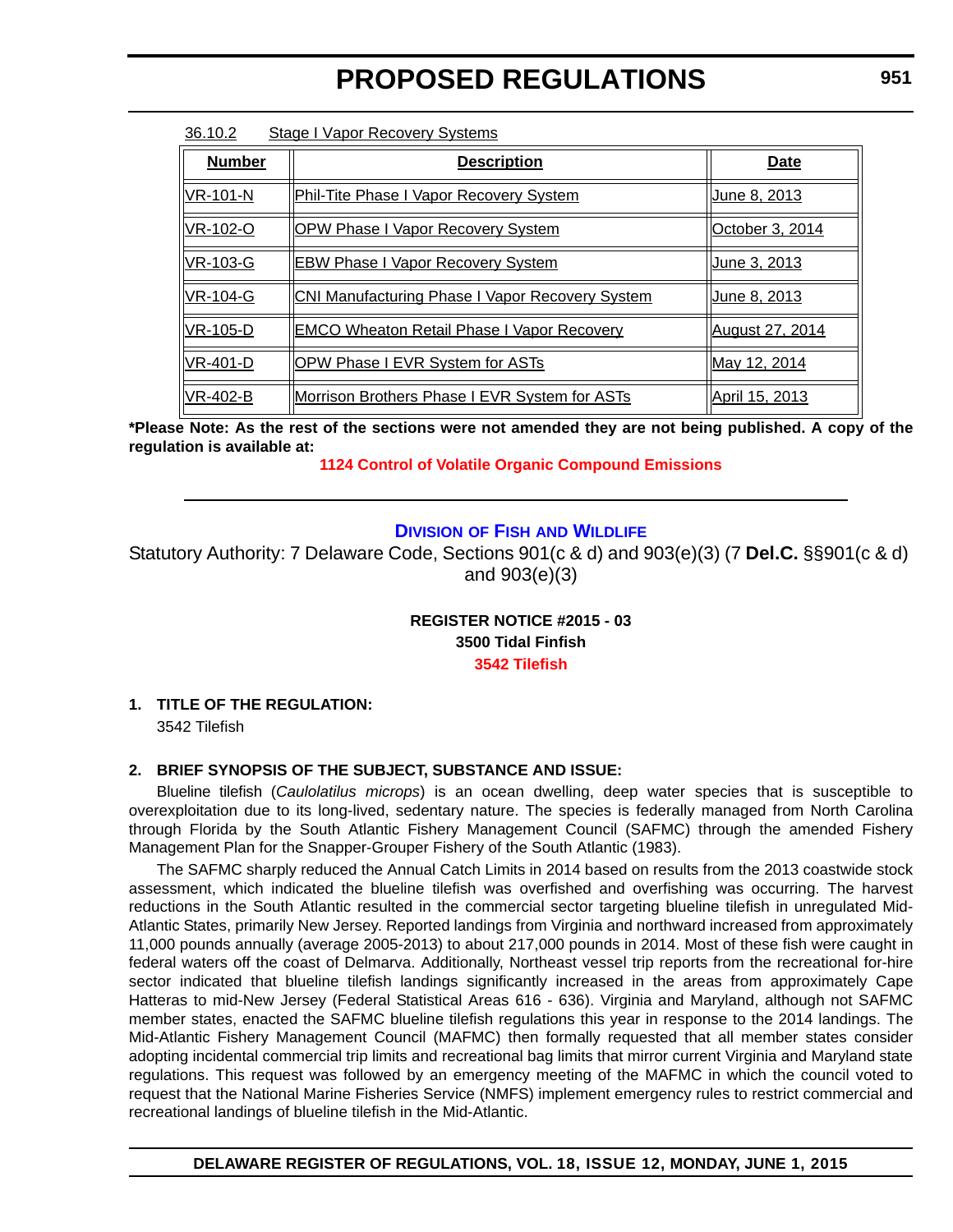36.10.2 Stage I Vapor Recovery Systems

| Number | Description | Date |
|---|---|---|
| VR-101-N | Phil-Tite Phase I Vapor Recovery System | June 8, 2013 |
| VR-102-O | OPW Phase I Vapor Recovery System | October 3, 2014 |
| VR-103-G | EBW Phase I Vapor Recovery System | June 3, 2013 |
| VR-104-G | CNI Manufacturing Phase I Vapor Recovery System | June 8, 2013 |
| VR-105-D | EMCO Wheaton Retail Phase I Vapor Recovery | August 27, 2014 |
| VR-401-D | OPW Phase I EVR System for ASTs | May 12, 2014 |
| VR-402-B | Morrison Brothers Phase I EVR System for ASTs | April 15, 2013 |

**\*Please Note: As the rest of the sections were not amended they are not being published. A copy of the regulation is available at:**

**1124 Control of Volatile Organic Compound Emissions**

---

## Division of Fish and Wildlife

Statutory Authority: 7 Delaware Code, Sections 901(c & d) and 903(e)(3) (7 **Del.C.** §§901(c & d) and 903(e)(3)

**REGISTER NOTICE #2015 - 03**
**3500 Tidal Finfish**
**3542 Tilefish**

**1. TITLE OF THE REGULATION:**

3542 Tilefish

**2. BRIEF SYNOPSIS OF THE SUBJECT, SUBSTANCE AND ISSUE:**

Blueline tilefish (*Caulolatilus microps*) is an ocean dwelling, deep water species that is susceptible to overexploitation due to its long-lived, sedentary nature. The species is federally managed from North Carolina through Florida by the South Atlantic Fishery Management Council (SAFMC) through the amended Fishery Management Plan for the Snapper-Grouper Fishery of the South Atlantic (1983).

The SAFMC sharply reduced the Annual Catch Limits in 2014 based on results from the 2013 coastwide stock assessment, which indicated the blueline tilefish was overfished and overfishing was occurring. The harvest reductions in the South Atlantic resulted in the commercial sector targeting blueline tilefish in unregulated Mid-Atlantic States, primarily New Jersey. Reported landings from Virginia and northward increased from approximately 11,000 pounds annually (average 2005-2013) to about 217,000 pounds in 2014. Most of these fish were caught in federal waters off the coast of Delmarva. Additionally, Northeast vessel trip reports from the recreational for-hire sector indicated that blueline tilefish landings significantly increased in the areas from approximately Cape Hatteras to mid-New Jersey (Federal Statistical Areas 616 - 636). Virginia and Maryland, although not SAFMC member states, enacted the SAFMC blueline tilefish regulations this year in response to the 2014 landings. The Mid-Atlantic Fishery Management Council (MAFMC) then formally requested that all member states consider adopting incidental commercial trip limits and recreational bag limits that mirror current Virginia and Maryland state regulations. This request was followed by an emergency meeting of the MAFMC in which the council voted to request that the National Marine Fisheries Service (NMFS) implement emergency rules to restrict commercial and recreational landings of blueline tilefish in the Mid-Atlantic.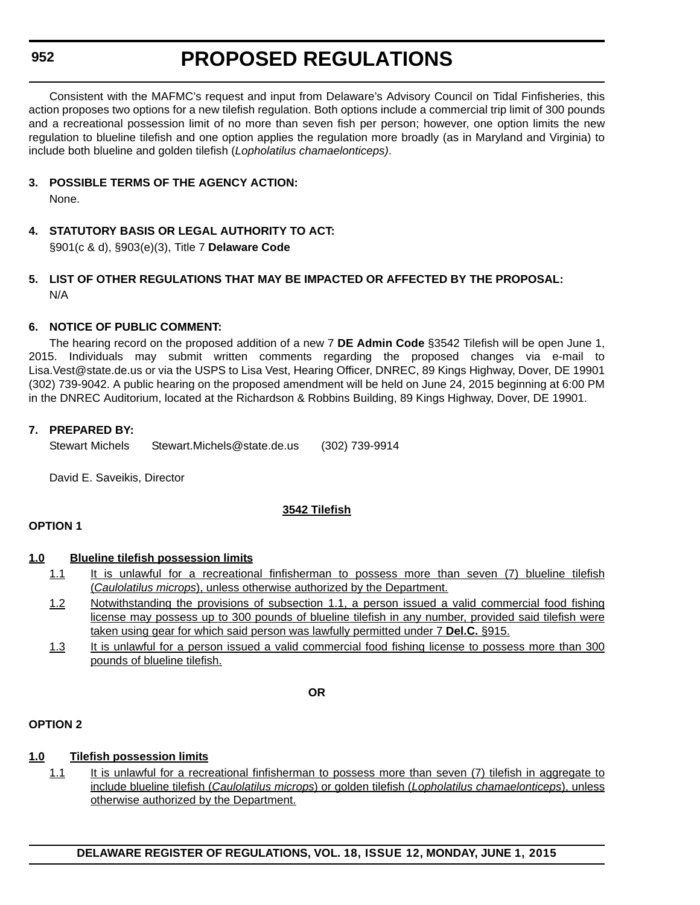Consistent with the MAFMC's request and input from Delaware's Advisory Council on Tidal Finfisheries, this action proposes two options for a new tilefish regulation. Both options include a commercial trip limit of 300 pounds and a recreational possession limit of no more than seven fish per person; however, one option limits the new regulation to blueline tilefish and one option applies the regulation more broadly (as in Maryland and Virginia) to include both blueline and golden tilefish (*Lopholatilus chamaelonticeps)*.

**3. POSSIBLE TERMS OF THE AGENCY ACTION:**

None.

**4. STATUTORY BASIS OR LEGAL AUTHORITY TO ACT:**

§901(c & d), §903(e)(3), Title 7 **Delaware Code**

**5. LIST OF OTHER REGULATIONS THAT MAY BE IMPACTED OR AFFECTED BY THE PROPOSAL:**

N/A

**6. NOTICE OF PUBLIC COMMENT:**

The hearing record on the proposed addition of a new 7 **DE Admin Code** §3542 Tilefish will be open June 1, 2015. Individuals may submit written comments regarding the proposed changes via e-mail to Lisa.Vest@state.de.us or via the USPS to Lisa Vest, Hearing Officer, DNREC, 89 Kings Highway, Dover, DE 19901 (302) 739-9042. A public hearing on the proposed amendment will be held on June 24, 2015 beginning at 6:00 PM in the DNREC Auditorium, located at the Richardson & Robbins Building, 89 Kings Highway, Dover, DE 19901.

**7. PREPARED BY:**

Stewart Michels Stewart.Michels@state.de.us (302) 739-9914

David E. Saveikis, Director

<u>**3542 Tilefish**</u>

**OPTION 1**

<u>**1.0 Blueline tilefish possession limits**</u>

1.1 <u>It is unlawful for a recreational finfisherman to possess more than seven (7) blueline tilefish (*Caulolatilus microps*), unless otherwise authorized by the Department.</u>

1.2 <u>Notwithstanding the provisions of subsection 1.1, a person issued a valid commercial food fishing license may possess up to 300 pounds of blueline tilefish in any number, provided said tilefish were taken using gear for which said person was lawfully permitted under 7 **Del.C.** §915.</u>

1.3 <u>It is unlawful for a person issued a valid commercial food fishing license to possess more than 300 pounds of blueline tilefish.</u>

**OR**

**OPTION 2**

<u>**1.0 Tilefish possession limits**</u>

1.1 <u>It is unlawful for a recreational finfisherman to possess more than seven (7) tilefish in aggregate to include blueline tilefish (*Caulolatilus microps*) or golden tilefish (*Lopholatilus chamaelonticeps*), unless otherwise authorized by the Department.</u>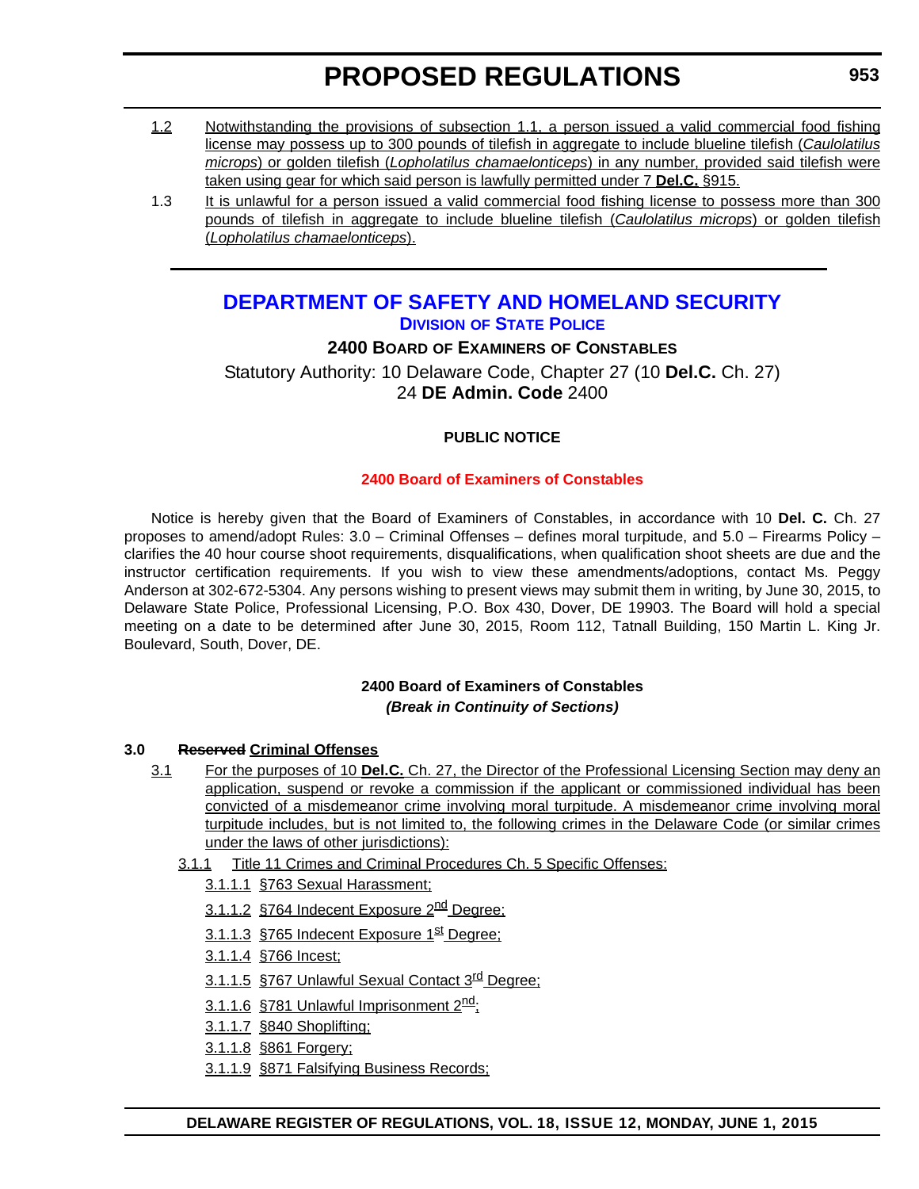1.2 Notwithstanding the provisions of subsection 1.1, a person issued a valid commercial food fishing license may possess up to 300 pounds of tilefish in aggregate to include blueline tilefish (*Caulolatilus microps*) or golden tilefish (*Lopholatilus chamaelonticeps*) in any number, provided said tilefish were taken using gear for which said person is lawfully permitted under 7 **Del.C.** §915.

1.3 It is unlawful for a person issued a valid commercial food fishing license to possess more than 300 pounds of tilefish in aggregate to include blueline tilefish (*Caulolatilus microps*) or golden tilefish (*Lopholatilus chamaelonticeps*).

---

## DEPARTMENT OF SAFETY AND HOMELAND SECURITY

### DIVISION OF STATE POLICE

**2400 BOARD OF EXAMINERS OF CONSTABLES**

Statutory Authority: 10 Delaware Code, Chapter 27 (10 **Del.C.** Ch. 27)
24 **DE Admin. Code** 2400

**PUBLIC NOTICE**

**2400 Board of Examiners of Constables**

Notice is hereby given that the Board of Examiners of Constables, in accordance with 10 **Del. C.** Ch. 27 proposes to amend/adopt Rules: 3.0 – Criminal Offenses – defines moral turpitude, and 5.0 – Firearms Policy – clarifies the 40 hour course shoot requirements, disqualifications, when qualification shoot sheets are due and the instructor certification requirements. If you wish to view these amendments/adoptions, contact Ms. Peggy Anderson at 302-672-5304. Any persons wishing to present views may submit them in writing, by June 30, 2015, to Delaware State Police, Professional Licensing, P.O. Box 430, Dover, DE 19903. The Board will hold a special meeting on a date to be determined after June 30, 2015, Room 112, Tatnall Building, 150 Martin L. King Jr. Boulevard, South, Dover, DE.

**2400 Board of Examiners of Constables**
***(Break in Continuity of Sections)***

**3.0 ~~Reserved~~ Criminal Offenses**

3.1 For the purposes of 10 **Del.C.** Ch. 27, the Director of the Professional Licensing Section may deny an application, suspend or revoke a commission if the applicant or commissioned individual has been convicted of a misdemeanor crime involving moral turpitude. A misdemeanor crime involving moral turpitude includes, but is not limited to, the following crimes in the Delaware Code (or similar crimes under the laws of other jurisdictions):

3.1.1 Title 11 Crimes and Criminal Procedures Ch. 5 Specific Offenses:

3.1.1.1 §763 Sexual Harassment;

3.1.1.2 §764 Indecent Exposure 2nd Degree;

3.1.1.3 §765 Indecent Exposure 1st Degree;

3.1.1.4 §766 Incest;

3.1.1.5 §767 Unlawful Sexual Contact 3rd Degree;

3.1.1.6 §781 Unlawful Imprisonment 2nd;

3.1.1.7 §840 Shoplifting;

3.1.1.8 §861 Forgery;

3.1.1.9 §871 Falsifying Business Records;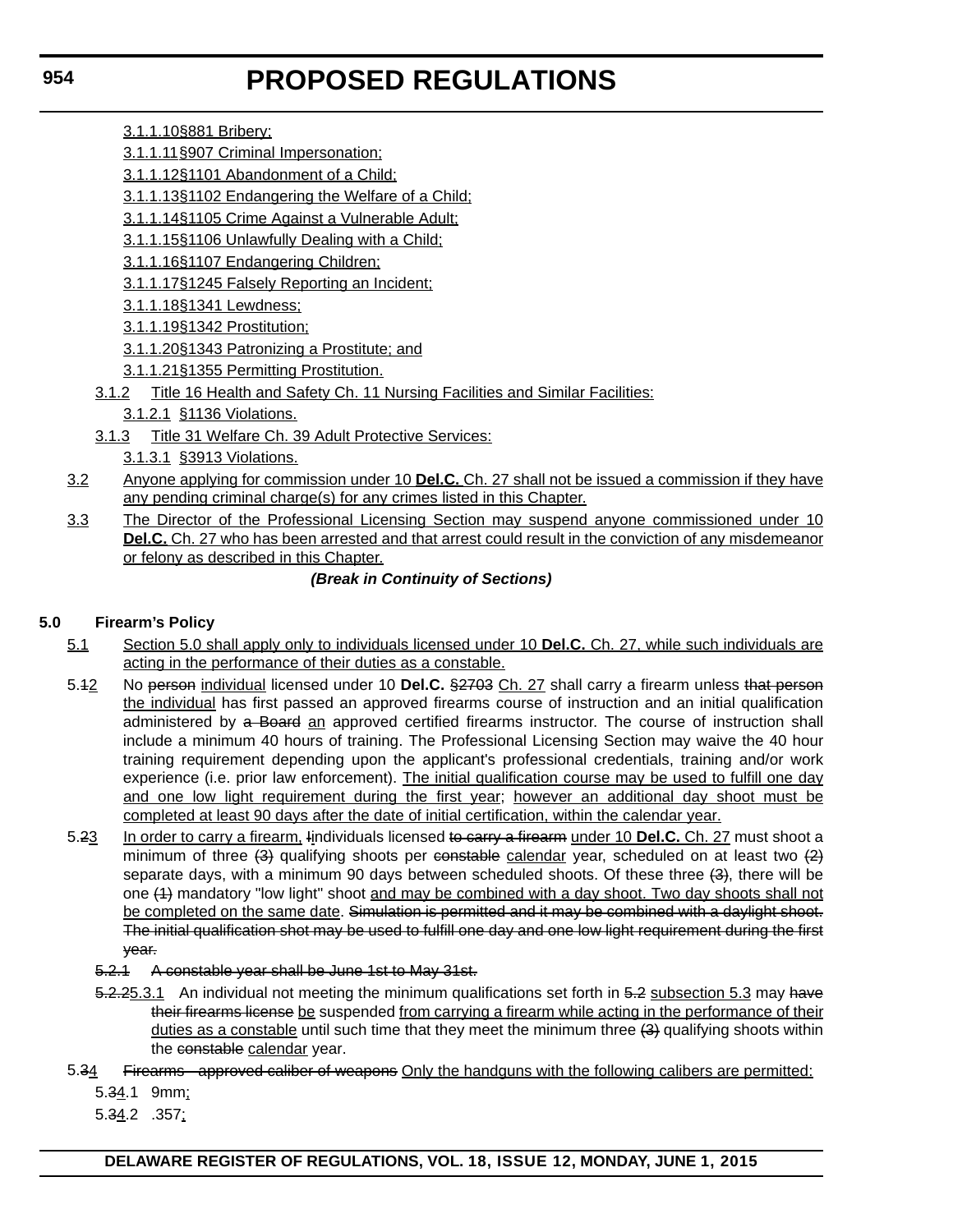3.1.1.10§881 Bribery;

3.1.1.11§907 Criminal Impersonation;

3.1.1.12§1101 Abandonment of a Child;

3.1.1.13§1102 Endangering the Welfare of a Child;

3.1.1.14§1105 Crime Against a Vulnerable Adult;

3.1.1.15§1106 Unlawfully Dealing with a Child;

3.1.1.16§1107 Endangering Children;

3.1.1.17§1245 Falsely Reporting an Incident;

3.1.1.18§1341 Lewdness;

3.1.1.19§1342 Prostitution;

3.1.1.20§1343 Patronizing a Prostitute; and

3.1.1.21§1355 Permitting Prostitution.

3.1.2 Title 16 Health and Safety Ch. 11 Nursing Facilities and Similar Facilities:

3.1.2.1 §1136 Violations.

3.1.3 Title 31 Welfare Ch. 39 Adult Protective Services:

3.1.3.1 §3913 Violations.

3.2 Anyone applying for commission under 10 **Del.C.** Ch. 27 shall not be issued a commission if they have any pending criminal charge(s) for any crimes listed in this Chapter.

3.3 The Director of the Professional Licensing Section may suspend anyone commissioned under 10 **Del.C.** Ch. 27 who has been arrested and that arrest could result in the conviction of any misdemeanor or felony as described in this Chapter.

***(Break in Continuity of Sections)***

**5.0 Firearm's Policy**

5.1 Section 5.0 shall apply only to individuals licensed under 10 **Del.C.** Ch. 27, while such individuals are acting in the performance of their duties as a constable.

5.12 No person individual licensed under 10 **Del.C.** §2703 Ch. 27 shall carry a firearm unless that person the individual has first passed an approved firearms course of instruction and an initial qualification administered by a Board an approved certified firearms instructor. The course of instruction shall include a minimum 40 hours of training. The Professional Licensing Section may waive the 40 hour training requirement depending upon the applicant's professional credentials, training and/or work experience (i.e. prior law enforcement). The initial qualification course may be used to fulfill one day and one low light requirement during the first year; however an additional day shoot must be completed at least 90 days after the date of initial certification, within the calendar year.

5.23 In order to carry a firearm, Iindividuals licensed to carry a firearm under 10 **Del.C.** Ch. 27 must shoot a minimum of three (3) qualifying shoots per constable calendar year, scheduled on at least two (2) separate days, with a minimum 90 days between scheduled shoots. Of these three (3), there will be one (1) mandatory "low light" shoot and may be combined with a day shoot. Two day shoots shall not be completed on the same date. Simulation is permitted and it may be combined with a daylight shoot. The initial qualification shot may be used to fulfill one day and one low light requirement during the first year.

5.2.1 A constable year shall be June 1st to May 31st.

5.2.25.3.1 An individual not meeting the minimum qualifications set forth in 5.2 subsection 5.3 may have their firearms license be suspended from carrying a firearm while acting in the performance of their duties as a constable until such time that they meet the minimum three (3) qualifying shoots within the constable calendar year.

5.34 Firearms - approved caliber of weapons Only the handguns with the following calibers are permitted:

5.34.1 9mm;

5.34.2 .357;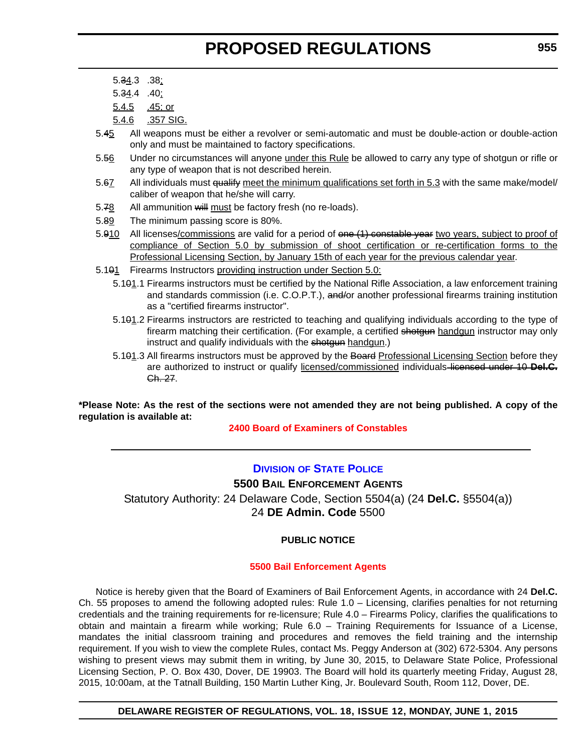5.~~3~~4.3 .38;

5.~~3~~4.4 .40;

5.4.5 .45; or

5.4.6 .357 SIG.

5.~~4~~5 All weapons must be either a revolver or semi-automatic and must be double-action or double-action only and must be maintained to factory specifications.

5.~~5~~6 Under no circumstances will anyone under this Rule be allowed to carry any type of shotgun or rifle or any type of weapon that is not described herein.

5.~~6~~7 All individuals must ~~qualify~~ meet the minimum qualifications set forth in 5.3 with the same make/model/ caliber of weapon that he/she will carry.

5.~~7~~8 All ammunition ~~will~~ must be factory fresh (no re-loads).

5.~~8~~9 The minimum passing score is 80%.

5.~~9~~10 All licenses/commissions are valid for a period of ~~one (1) constable year~~ two years, subject to proof of compliance of Section 5.0 by submission of shoot certification or re-certification forms to the Professional Licensing Section, by January 15th of each year for the previous calendar year.

5.1~~0~~1 Firearms Instructors providing instruction under Section 5.0:

5.1~~0~~1.1 Firearms instructors must be certified by the National Rifle Association, a law enforcement training and standards commission (i.e. C.O.P.T.), ~~and/~~or another professional firearms training institution as a "certified firearms instructor".

5.1~~0~~1.2 Firearms instructors are restricted to teaching and qualifying individuals according to the type of firearm matching their certification. (For example, a certified ~~shotgun~~ handgun instructor may only instruct and qualify individuals with the ~~shotgun~~ handgun.)

5.1~~0~~1.3 All firearms instructors must be approved by the ~~Board~~ Professional Licensing Section before they are authorized to instruct or qualify licensed/commissioned individuals~~ licensed under 10 **Del.C.** Ch. 27~~.

**\*Please Note: As the rest of the sections were not amended they are not being published. A copy of the regulation is available at:**

**2400 Board of Examiners of Constables**

---

## Division of State Police

### 5500 Bail Enforcement Agents

Statutory Authority: 24 Delaware Code, Section 5504(a) (24 **Del.C.** §5504(a))
24 **DE Admin. Code** 5500

#### PUBLIC NOTICE

**5500 Bail Enforcement Agents**

Notice is hereby given that the Board of Examiners of Bail Enforcement Agents, in accordance with 24 **Del.C.** Ch. 55 proposes to amend the following adopted rules: Rule 1.0 – Licensing, clarifies penalties for not returning credentials and the training requirements for re-licensure; Rule 4.0 – Firearms Policy, clarifies the qualifications to obtain and maintain a firearm while working; Rule 6.0 – Training Requirements for Issuance of a License, mandates the initial classroom training and procedures and removes the field training and the internship requirement. If you wish to view the complete Rules, contact Ms. Peggy Anderson at (302) 672-5304. Any persons wishing to present views may submit them in writing, by June 30, 2015, to Delaware State Police, Professional Licensing Section, P. O. Box 430, Dover, DE 19903. The Board will hold its quarterly meeting Friday, August 28, 2015, 10:00am, at the Tatnall Building, 150 Martin Luther King, Jr. Boulevard South, Room 112, Dover, DE.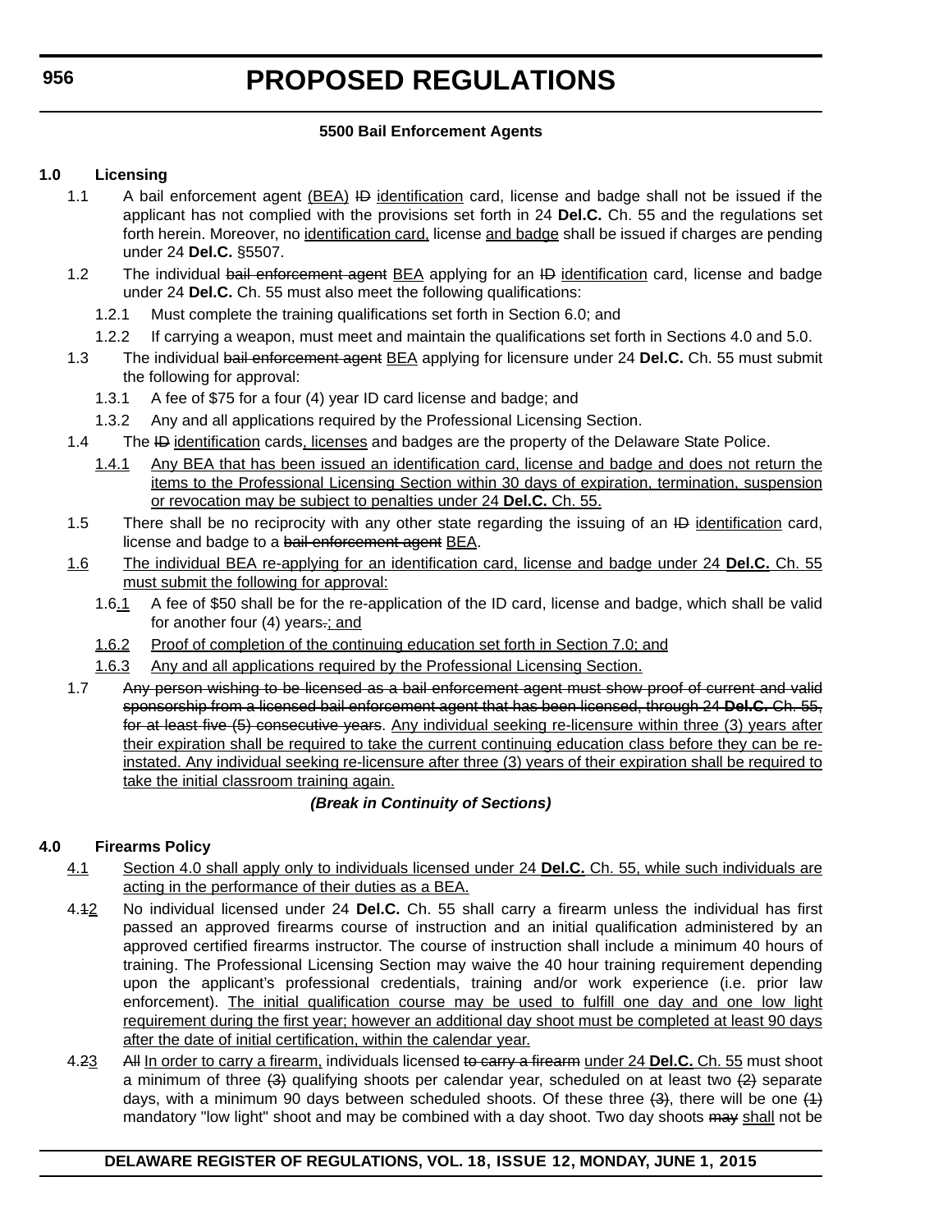**5500 Bail Enforcement Agents**

## 1.0 Licensing

1.1 A bail enforcement agent (BEA) ~~ID~~ identification card, license and badge shall not be issued if the applicant has not complied with the provisions set forth in 24 **Del.C.** Ch. 55 and the regulations set forth herein. Moreover, no identification card, license and badge shall be issued if charges are pending under 24 **Del.C.** §5507.

1.2 The individual ~~bail enforcement agent~~ BEA applying for an ~~ID~~ identification card, license and badge under 24 **Del.C.** Ch. 55 must also meet the following qualifications:

- 1.2.1 Must complete the training qualifications set forth in Section 6.0; and
- 1.2.2 If carrying a weapon, must meet and maintain the qualifications set forth in Sections 4.0 and 5.0.

1.3 The individual ~~bail enforcement agent~~ BEA applying for licensure under 24 **Del.C.** Ch. 55 must submit the following for approval:

- 1.3.1 A fee of $75 for a four (4) year ID card license and badge; and
- 1.3.2 Any and all applications required by the Professional Licensing Section.

1.4 The ~~ID~~ identification cards, licenses and badges are the property of the Delaware State Police.

- 1.4.1 Any BEA that has been issued an identification card, license and badge and does not return the items to the Professional Licensing Section within 30 days of expiration, termination, suspension or revocation may be subject to penalties under 24 **Del.C.** Ch. 55.

1.5 There shall be no reciprocity with any other state regarding the issuing of an ~~ID~~ identification card, license and badge to a ~~bail enforcement agent~~ BEA.

1.6 The individual BEA re-applying for an identification card, license and badge under 24 **Del.C.** Ch. 55 must submit the following for approval:

- 1.6.1 A fee of $50 shall be for the re-application of the ID card, license and badge, which shall be valid for another four (4) years~~.~~; and
- 1.6.2 Proof of completion of the continuing education set forth in Section 7.0; and
- 1.6.3 Any and all applications required by the Professional Licensing Section.

1.7 ~~Any person wishing to be licensed as a bail enforcement agent must show proof of current and valid sponsorship from a licensed bail enforcement agent that has been licensed, through 24 **Del.C.** Ch. 55, for at least five (5) consecutive years~~. Any individual seeking re-licensure within three (3) years after their expiration shall be required to take the current continuing education class before they can be re-instated. Any individual seeking re-licensure after three (3) years of their expiration shall be required to take the initial classroom training again.

***(Break in Continuity of Sections)***

## 4.0 Firearms Policy

4.1 Section 4.0 shall apply only to individuals licensed under 24 **Del.C.** Ch. 55, while such individuals are acting in the performance of their duties as a BEA.

4.~~1~~2 No individual licensed under 24 **Del.C.** Ch. 55 shall carry a firearm unless the individual has first passed an approved firearms course of instruction and an initial qualification administered by an approved certified firearms instructor. The course of instruction shall include a minimum 40 hours of training. The Professional Licensing Section may waive the 40 hour training requirement depending upon the applicant's professional credentials, training and/or work experience (i.e. prior law enforcement). The initial qualification course may be used to fulfill one day and one low light requirement during the first year; however an additional day shoot must be completed at least 90 days after the date of initial certification, within the calendar year.

4.~~2~~3 ~~All~~ In order to carry a firearm, individuals licensed ~~to carry a firearm~~ under 24 **Del.C.** Ch. 55 must shoot a minimum of three ~~(3)~~ qualifying shoots per calendar year, scheduled on at least two ~~(2)~~ separate days, with a minimum 90 days between scheduled shoots. Of these three ~~(3)~~, there will be one ~~(1)~~ mandatory "low light" shoot and may be combined with a day shoot. Two day shoots ~~may~~ shall not be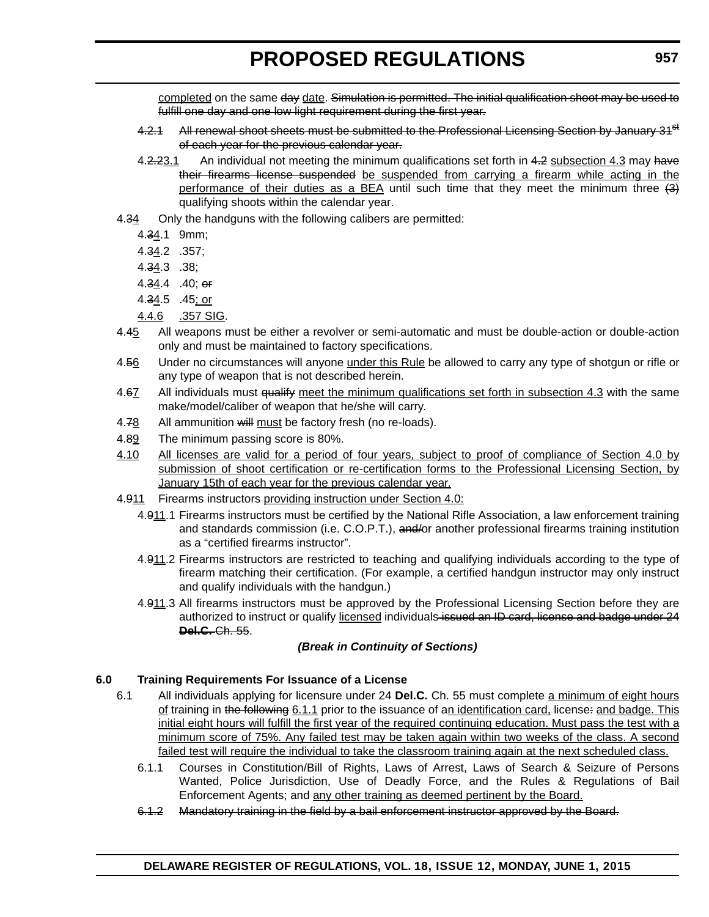completed on the same ~~day~~ date. ~~Simulation is permitted. The initial qualification shoot may be used to fulfill one day and one low light requirement during the first year.~~

~~4.2.1 All renewal shoot sheets must be submitted to the Professional Licensing Section by January 31st of each year for the previous calendar year.~~

4.~~2.2~~3.1 An individual not meeting the minimum qualifications set forth in ~~4.2~~ subsection 4.3 may ~~have their firearms license suspended~~ be suspended from carrying a firearm while acting in the performance of their duties as a BEA until such time that they meet the minimum three ~~(3)~~ qualifying shoots within the calendar year.

4.~~3~~4 Only the handguns with the following calibers are permitted:

4.~~3~~4.1 9mm;

4.~~3~~4.2 .357;

4.~~3~~4.3 .38;

4.~~3~~4.4 .40; ~~or~~

4.~~3~~4.5 .45; or

4.4.6 .357 SIG.

4.~~4~~5 All weapons must be either a revolver or semi-automatic and must be double-action or double-action only and must be maintained to factory specifications.

4.~~5~~6 Under no circumstances will anyone under this Rule be allowed to carry any type of shotgun or rifle or any type of weapon that is not described herein.

4.~~6~~7 All individuals must ~~qualify~~ meet the minimum qualifications set forth in subsection 4.3 with the same make/model/caliber of weapon that he/she will carry.

4.~~7~~8 All ammunition ~~will~~ must be factory fresh (no re-loads).

4.~~8~~9 The minimum passing score is 80%.

4.10 All licenses are valid for a period of four years, subject to proof of compliance of Section 4.0 by submission of shoot certification or re-certification forms to the Professional Licensing Section, by January 15th of each year for the previous calendar year.

4.~~9~~11 Firearms instructors providing instruction under Section 4.0:

4.~~9~~11.1 Firearms instructors must be certified by the National Rifle Association, a law enforcement training and standards commission (i.e. C.O.P.T.), ~~and/~~or another professional firearms training institution as a "certified firearms instructor".

4.~~9~~11.2 Firearms instructors are restricted to teaching and qualifying individuals according to the type of firearm matching their certification. (For example, a certified handgun instructor may only instruct and qualify individuals with the handgun.)

4.~~9~~11.3 All firearms instructors must be approved by the Professional Licensing Section before they are authorized to instruct or qualify licensed individuals ~~issued an ID card, license and badge under 24 **Del.C.** Ch. 55~~.

***(Break in Continuity of Sections)***

**6.0 Training Requirements For Issuance of a License**

6.1 All individuals applying for licensure under 24 **Del.C.** Ch. 55 must complete a minimum of eight hours of training in ~~the following~~ 6.1.1 prior to the issuance of an identification card, license~~:~~ and badge. This initial eight hours will fulfill the first year of the required continuing education. Must pass the test with a minimum score of 75%. Any failed test may be taken again within two weeks of the class. A second failed test will require the individual to take the classroom training again at the next scheduled class.

6.1.1 Courses in Constitution/Bill of Rights, Laws of Arrest, Laws of Search & Seizure of Persons Wanted, Police Jurisdiction, Use of Deadly Force, and the Rules & Regulations of Bail Enforcement Agents; and any other training as deemed pertinent by the Board.

~~6.1.2 Mandatory training in the field by a bail enforcement instructor approved by the Board.~~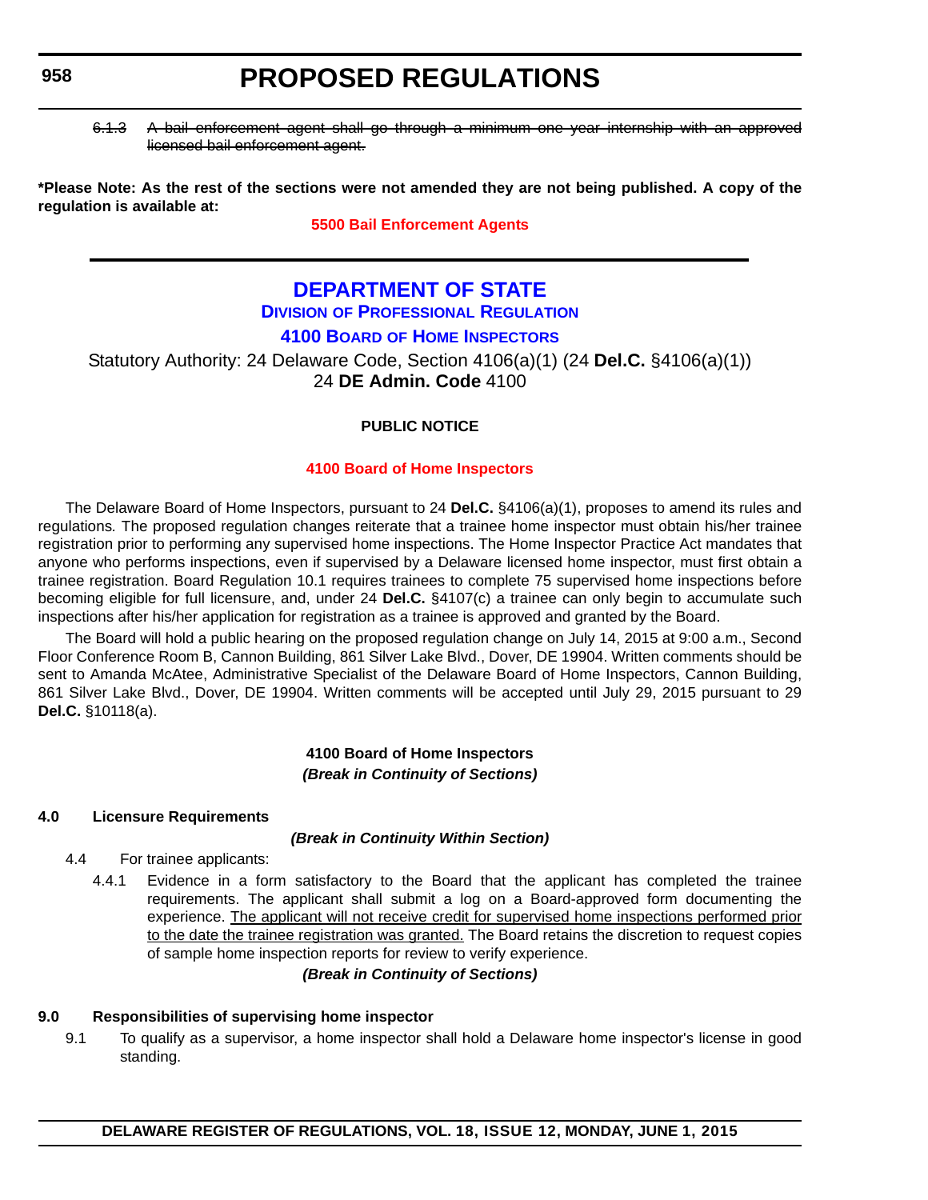~~6.1.3 A bail enforcement agent shall go through a minimum one year internship with an approved licensed bail enforcement agent.~~

**\*Please Note: As the rest of the sections were not amended they are not being published. A copy of the regulation is available at:**

**5500 Bail Enforcement Agents**

---

# DEPARTMENT OF STATE

## DIVISION OF PROFESSIONAL REGULATION

## 4100 BOARD OF HOME INSPECTORS

Statutory Authority: 24 Delaware Code, Section 4106(a)(1) (24 **Del.C.** §4106(a)(1))
24 **DE Admin. Code** 4100

### PUBLIC NOTICE

**4100 Board of Home Inspectors**

The Delaware Board of Home Inspectors, pursuant to 24 **Del.C.** §4106(a)(1), proposes to amend its rules and regulations*.* The proposed regulation changes reiterate that a trainee home inspector must obtain his/her trainee registration prior to performing any supervised home inspections. The Home Inspector Practice Act mandates that anyone who performs inspections, even if supervised by a Delaware licensed home inspector, must first obtain a trainee registration. Board Regulation 10.1 requires trainees to complete 75 supervised home inspections before becoming eligible for full licensure, and, under 24 **Del.C.** §4107(c) a trainee can only begin to accumulate such inspections after his/her application for registration as a trainee is approved and granted by the Board.

The Board will hold a public hearing on the proposed regulation change on July 14, 2015 at 9:00 a.m., Second Floor Conference Room B, Cannon Building, 861 Silver Lake Blvd., Dover, DE 19904. Written comments should be sent to Amanda McAtee, Administrative Specialist of the Delaware Board of Home Inspectors, Cannon Building, 861 Silver Lake Blvd., Dover, DE 19904. Written comments will be accepted until July 29, 2015 pursuant to 29 **Del.C.** §10118(a).

**4100 Board of Home Inspectors**
***(Break in Continuity of Sections)***

**4.0 Licensure Requirements**

***(Break in Continuity Within Section)***

4.4 For trainee applicants:

4.4.1 Evidence in a form satisfactory to the Board that the applicant has completed the trainee requirements. The applicant shall submit a log on a Board-approved form documenting the experience. <u>The applicant will not receive credit for supervised home inspections performed prior to the date the trainee registration was granted.</u> The Board retains the discretion to request copies of sample home inspection reports for review to verify experience.

***(Break in Continuity of Sections)***

**9.0 Responsibilities of supervising home inspector**

9.1 To qualify as a supervisor, a home inspector shall hold a Delaware home inspector's license in good standing.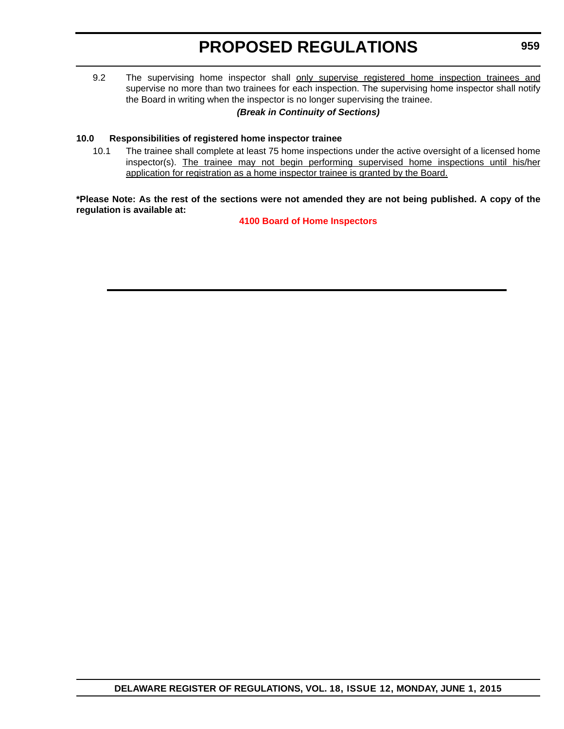9.2 The supervising home inspector shall <u>only supervise registered home inspection trainees and</u> supervise no more than two trainees for each inspection. The supervising home inspector shall notify the Board in writing when the inspector is no longer supervising the trainee.

***(Break in Continuity of Sections)***

**10.0 Responsibilities of registered home inspector trainee**

10.1 The trainee shall complete at least 75 home inspections under the active oversight of a licensed home inspector(s). <u>The trainee may not begin performing supervised home inspections until his/her application for registration as a home inspector trainee is granted by the Board.</u>

**\*Please Note: As the rest of the sections were not amended they are not being published. A copy of the regulation is available at:**

**4100 Board of Home Inspectors**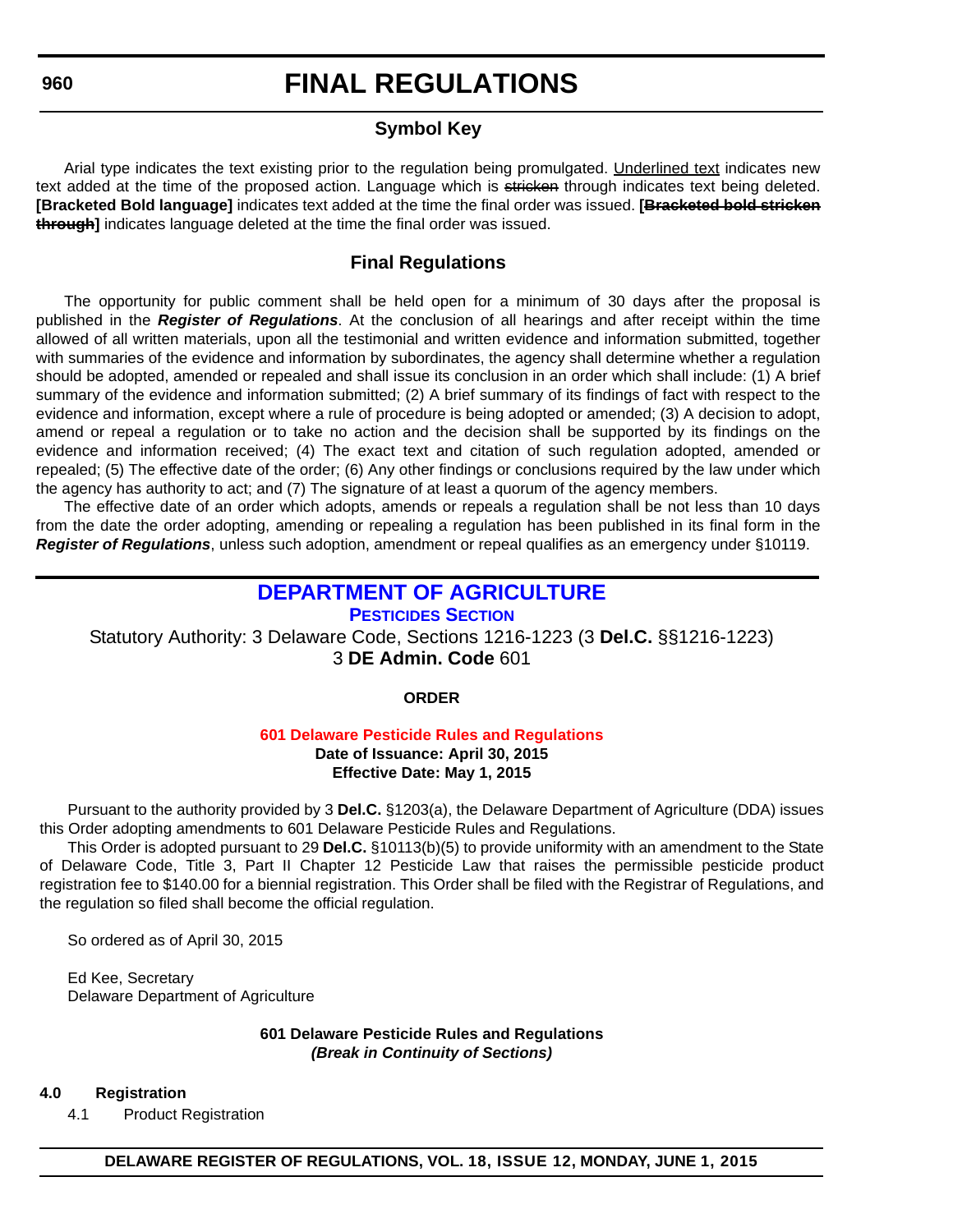# FINAL REGULATIONS

## Symbol Key

Arial type indicates the text existing prior to the regulation being promulgated. <u>Underlined text</u> indicates new text added at the time of the proposed action. Language which is ~~stricken~~ through indicates text being deleted. **[Bracketed Bold language]** indicates text added at the time the final order was issued. **[~~Bracketed bold stricken through~~]** indicates language deleted at the time the final order was issued.

## Final Regulations

The opportunity for public comment shall be held open for a minimum of 30 days after the proposal is published in the ***Register of Regulations***. At the conclusion of all hearings and after receipt within the time allowed of all written materials, upon all the testimonial and written evidence and information submitted, together with summaries of the evidence and information by subordinates, the agency shall determine whether a regulation should be adopted, amended or repealed and shall issue its conclusion in an order which shall include: (1) A brief summary of the evidence and information submitted; (2) A brief summary of its findings of fact with respect to the evidence and information, except where a rule of procedure is being adopted or amended; (3) A decision to adopt, amend or repeal a regulation or to take no action and the decision shall be supported by its findings on the evidence and information received; (4) The exact text and citation of such regulation adopted, amended or repealed; (5) The effective date of the order; (6) Any other findings or conclusions required by the law under which the agency has authority to act; and (7) The signature of at least a quorum of the agency members.

The effective date of an order which adopts, amends or repeals a regulation shall be not less than 10 days from the date the order adopting, amending or repealing a regulation has been published in its final form in the ***Register of Regulations***, unless such adoption, amendment or repeal qualifies as an emergency under §10119.

## DEPARTMENT OF AGRICULTURE

### PESTICIDES SECTION

Statutory Authority: 3 Delaware Code, Sections 1216-1223 (3 **Del.C.** §§1216-1223)
3 **DE Admin. Code** 601

**ORDER**

**601 Delaware Pesticide Rules and Regulations**
**Date of Issuance: April 30, 2015**
**Effective Date: May 1, 2015**

Pursuant to the authority provided by 3 **Del.C.** §1203(a), the Delaware Department of Agriculture (DDA) issues this Order adopting amendments to 601 Delaware Pesticide Rules and Regulations.

This Order is adopted pursuant to 29 **Del.C.** §10113(b)(5) to provide uniformity with an amendment to the State of Delaware Code, Title 3, Part II Chapter 12 Pesticide Law that raises the permissible pesticide product registration fee to $140.00 for a biennial registration. This Order shall be filed with the Registrar of Regulations, and the regulation so filed shall become the official regulation.

So ordered as of April 30, 2015

Ed Kee, Secretary
Delaware Department of Agriculture

**601 Delaware Pesticide Rules and Regulations**
***(Break in Continuity of Sections)***

**4.0 Registration**

4.1 Product Registration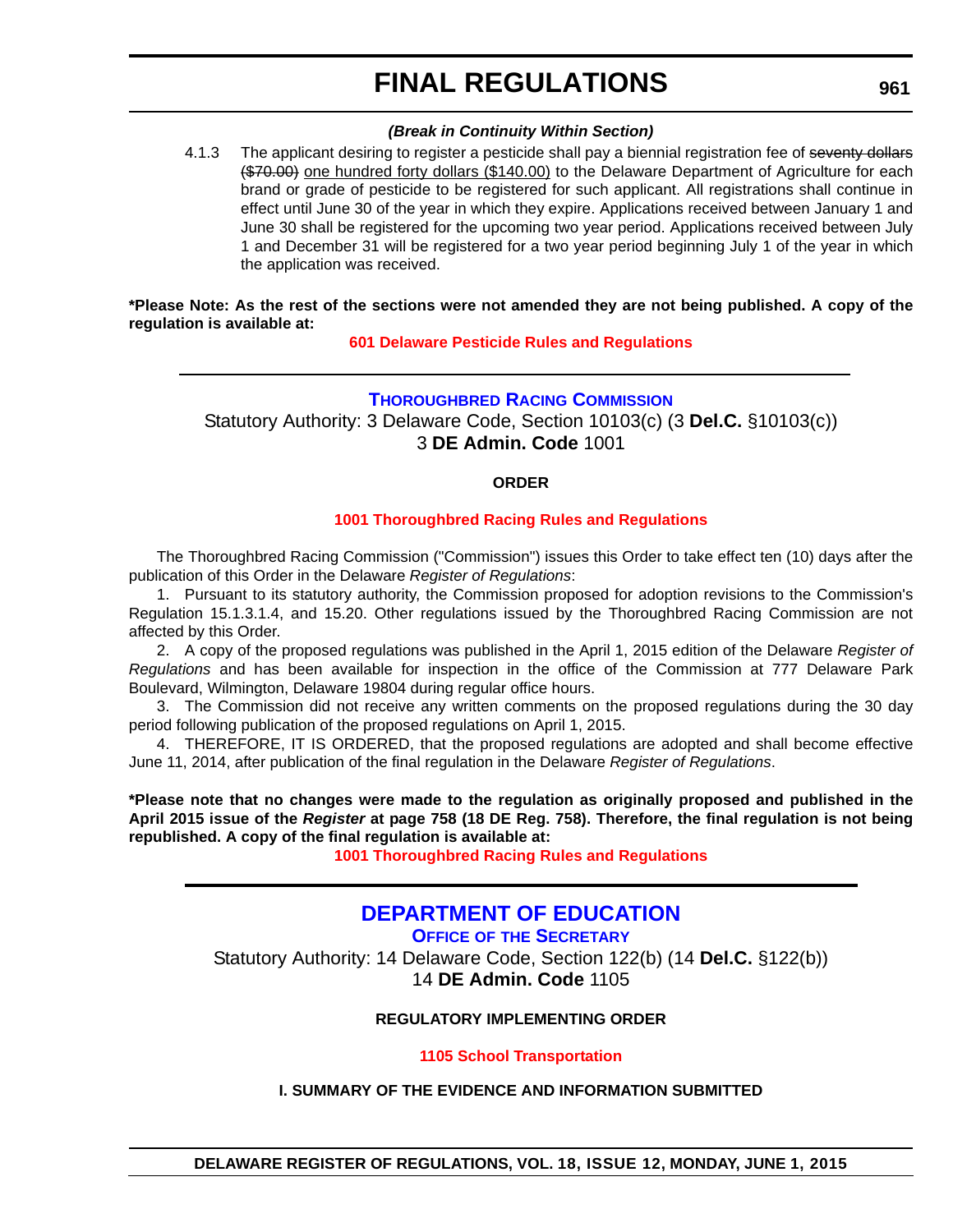***(Break in Continuity Within Section)***

4.1.3 The applicant desiring to register a pesticide shall pay a biennial registration fee of ~~seventy dollars ($70.00)~~ <u>one hundred forty dollars ($140.00)</u> to the Delaware Department of Agriculture for each brand or grade of pesticide to be registered for such applicant. All registrations shall continue in effect until June 30 of the year in which they expire. Applications received between January 1 and June 30 shall be registered for the upcoming two year period. Applications received between July 1 and December 31 will be registered for a two year period beginning July 1 of the year in which the application was received.

**\*Please Note: As the rest of the sections were not amended they are not being published. A copy of the regulation is available at:**

**601 Delaware Pesticide Rules and Regulations**

---

## THOROUGHBRED RACING COMMISSION

Statutory Authority: 3 Delaware Code, Section 10103(c) (3 **Del.C.** §10103(c))
3 **DE Admin. Code** 1001

**ORDER**

**1001 Thoroughbred Racing Rules and Regulations**

The Thoroughbred Racing Commission ("Commission") issues this Order to take effect ten (10) days after the publication of this Order in the Delaware *Register of Regulations*:

1. Pursuant to its statutory authority, the Commission proposed for adoption revisions to the Commission's Regulation 15.1.3.1.4, and 15.20. Other regulations issued by the Thoroughbred Racing Commission are not affected by this Order.

2. A copy of the proposed regulations was published in the April 1, 2015 edition of the Delaware *Register of Regulations* and has been available for inspection in the office of the Commission at 777 Delaware Park Boulevard, Wilmington, Delaware 19804 during regular office hours.

3. The Commission did not receive any written comments on the proposed regulations during the 30 day period following publication of the proposed regulations on April 1, 2015.

4. THEREFORE, IT IS ORDERED, that the proposed regulations are adopted and shall become effective June 11, 2014, after publication of the final regulation in the Delaware *Register of Regulations*.

**\*Please note that no changes were made to the regulation as originally proposed and published in the April 2015 issue of the *Register* at page 758 (18 DE Reg. 758). Therefore, the final regulation is not being republished. A copy of the final regulation is available at:**

**1001 Thoroughbred Racing Rules and Regulations**

---

# DEPARTMENT OF EDUCATION

## OFFICE OF THE SECRETARY

Statutory Authority: 14 Delaware Code, Section 122(b) (14 **Del.C.** §122(b))
14 **DE Admin. Code** 1105

**REGULATORY IMPLEMENTING ORDER**

**1105 School Transportation**

**I. SUMMARY OF THE EVIDENCE AND INFORMATION SUBMITTED**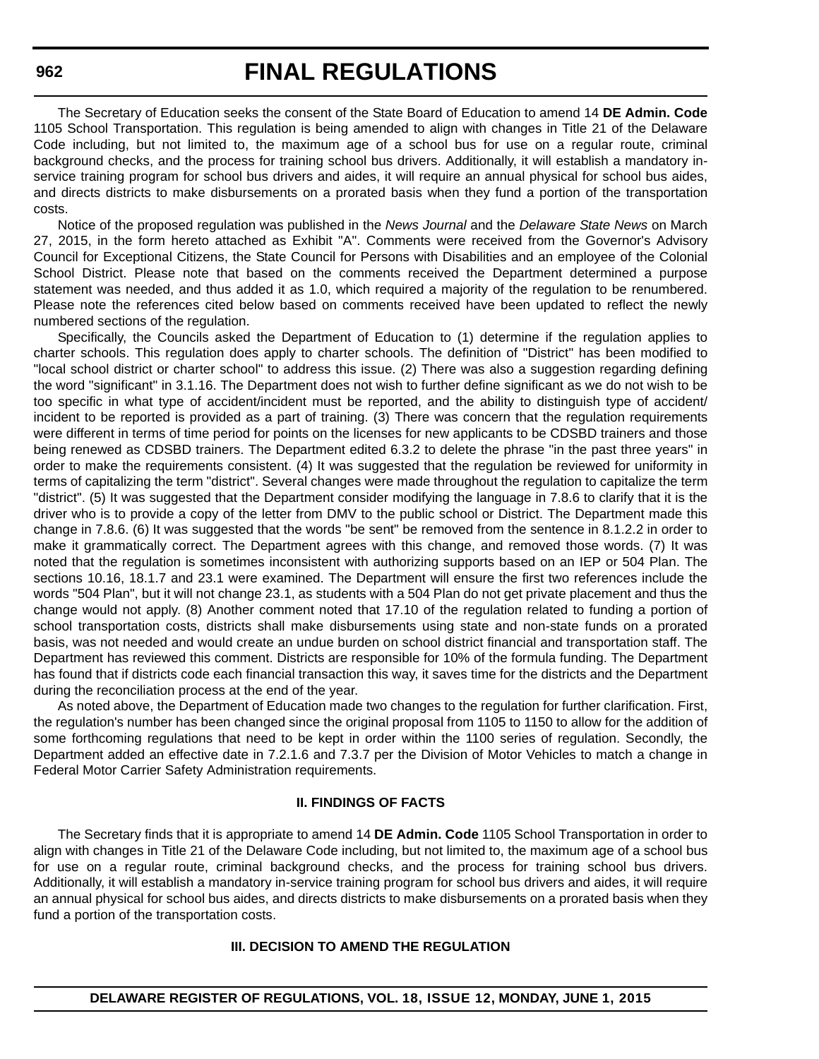The Secretary of Education seeks the consent of the State Board of Education to amend 14 **DE Admin. Code** 1105 School Transportation. This regulation is being amended to align with changes in Title 21 of the Delaware Code including, but not limited to, the maximum age of a school bus for use on a regular route, criminal background checks, and the process for training school bus drivers. Additionally, it will establish a mandatory in-service training program for school bus drivers and aides, it will require an annual physical for school bus aides, and directs districts to make disbursements on a prorated basis when they fund a portion of the transportation costs.

Notice of the proposed regulation was published in the *News Journal* and the *Delaware State News* on March 27, 2015, in the form hereto attached as Exhibit "A". Comments were received from the Governor's Advisory Council for Exceptional Citizens, the State Council for Persons with Disabilities and an employee of the Colonial School District. Please note that based on the comments received the Department determined a purpose statement was needed, and thus added it as 1.0, which required a majority of the regulation to be renumbered. Please note the references cited below based on comments received have been updated to reflect the newly numbered sections of the regulation.

Specifically, the Councils asked the Department of Education to (1) determine if the regulation applies to charter schools. This regulation does apply to charter schools. The definition of "District" has been modified to "local school district or charter school" to address this issue. (2) There was also a suggestion regarding defining the word "significant" in 3.1.16. The Department does not wish to further define significant as we do not wish to be too specific in what type of accident/incident must be reported, and the ability to distinguish type of accident/ incident to be reported is provided as a part of training. (3) There was concern that the regulation requirements were different in terms of time period for points on the licenses for new applicants to be CDSBD trainers and those being renewed as CDSBD trainers. The Department edited 6.3.2 to delete the phrase "in the past three years" in order to make the requirements consistent. (4) It was suggested that the regulation be reviewed for uniformity in terms of capitalizing the term "district". Several changes were made throughout the regulation to capitalize the term "district". (5) It was suggested that the Department consider modifying the language in 7.8.6 to clarify that it is the driver who is to provide a copy of the letter from DMV to the public school or District. The Department made this change in 7.8.6. (6) It was suggested that the words "be sent" be removed from the sentence in 8.1.2.2 in order to make it grammatically correct. The Department agrees with this change, and removed those words. (7) It was noted that the regulation is sometimes inconsistent with authorizing supports based on an IEP or 504 Plan. The sections 10.16, 18.1.7 and 23.1 were examined. The Department will ensure the first two references include the words "504 Plan", but it will not change 23.1, as students with a 504 Plan do not get private placement and thus the change would not apply. (8) Another comment noted that 17.10 of the regulation related to funding a portion of school transportation costs, districts shall make disbursements using state and non-state funds on a prorated basis, was not needed and would create an undue burden on school district financial and transportation staff. The Department has reviewed this comment. Districts are responsible for 10% of the formula funding. The Department has found that if districts code each financial transaction this way, it saves time for the districts and the Department during the reconciliation process at the end of the year.

As noted above, the Department of Education made two changes to the regulation for further clarification. First, the regulation's number has been changed since the original proposal from 1105 to 1150 to allow for the addition of some forthcoming regulations that need to be kept in order within the 1100 series of regulation. Secondly, the Department added an effective date in 7.2.1.6 and 7.3.7 per the Division of Motor Vehicles to match a change in Federal Motor Carrier Safety Administration requirements.

## II. FINDINGS OF FACTS

The Secretary finds that it is appropriate to amend 14 **DE Admin. Code** 1105 School Transportation in order to align with changes in Title 21 of the Delaware Code including, but not limited to, the maximum age of a school bus for use on a regular route, criminal background checks, and the process for training school bus drivers. Additionally, it will establish a mandatory in-service training program for school bus drivers and aides, it will require an annual physical for school bus aides, and directs districts to make disbursements on a prorated basis when they fund a portion of the transportation costs.

## III. DECISION TO AMEND THE REGULATION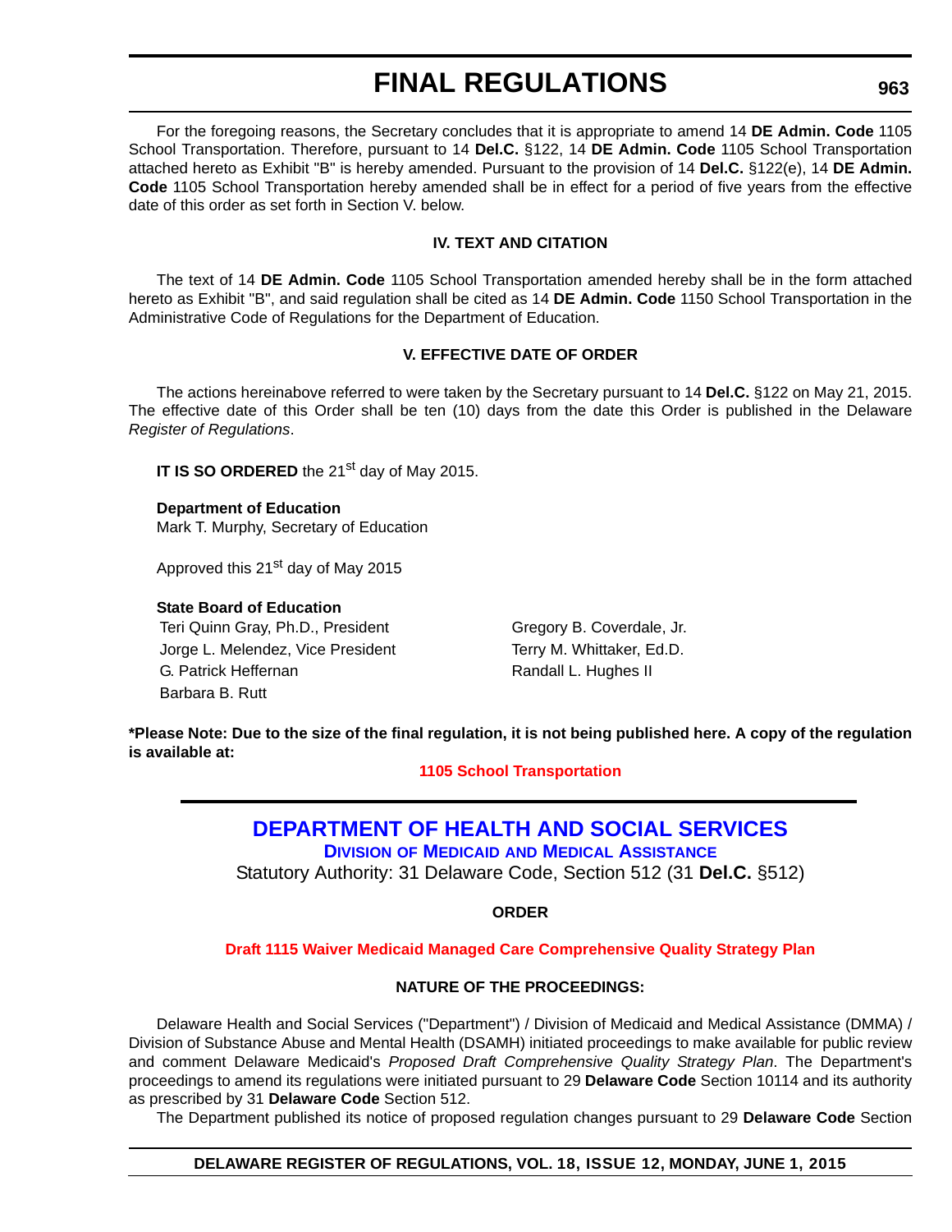For the foregoing reasons, the Secretary concludes that it is appropriate to amend 14 **DE Admin. Code** 1105 School Transportation. Therefore, pursuant to 14 **Del.C.** §122, 14 **DE Admin. Code** 1105 School Transportation attached hereto as Exhibit "B" is hereby amended. Pursuant to the provision of 14 **Del.C.** §122(e), 14 **DE Admin. Code** 1105 School Transportation hereby amended shall be in effect for a period of five years from the effective date of this order as set forth in Section V. below.

**IV. TEXT AND CITATION**

The text of 14 **DE Admin. Code** 1105 School Transportation amended hereby shall be in the form attached hereto as Exhibit "B", and said regulation shall be cited as 14 **DE Admin. Code** 1150 School Transportation in the Administrative Code of Regulations for the Department of Education.

**V. EFFECTIVE DATE OF ORDER**

The actions hereinabove referred to were taken by the Secretary pursuant to 14 **Del.C.** §122 on May 21, 2015. The effective date of this Order shall be ten (10) days from the date this Order is published in the Delaware *Register of Regulations*.

**IT IS SO ORDERED** the 21st day of May 2015.

**Department of Education**
Mark T. Murphy, Secretary of Education

Approved this 21st day of May 2015

**State Board of Education**

Teri Quinn Gray, Ph.D., President
Jorge L. Melendez, Vice President
G. Patrick Heffernan
Barbara B. Rutt
Gregory B. Coverdale, Jr.
Terry M. Whittaker, Ed.D.
Randall L. Hughes II

**\*Please Note: Due to the size of the final regulation, it is not being published here. A copy of the regulation is available at:**

**1105 School Transportation**

# DEPARTMENT OF HEALTH AND SOCIAL SERVICES

## Division of Medicaid and Medical Assistance

Statutory Authority: 31 Delaware Code, Section 512 (31 **Del.C.** §512)

**ORDER**

**Draft 1115 Waiver Medicaid Managed Care Comprehensive Quality Strategy Plan**

**NATURE OF THE PROCEEDINGS:**

Delaware Health and Social Services ("Department") / Division of Medicaid and Medical Assistance (DMMA) / Division of Substance Abuse and Mental Health (DSAMH) initiated proceedings to make available for public review and comment Delaware Medicaid's *Proposed Draft Comprehensive Quality Strategy Plan*. The Department's proceedings to amend its regulations were initiated pursuant to 29 **Delaware Code** Section 10114 and its authority as prescribed by 31 **Delaware Code** Section 512.

The Department published its notice of proposed regulation changes pursuant to 29 **Delaware Code** Section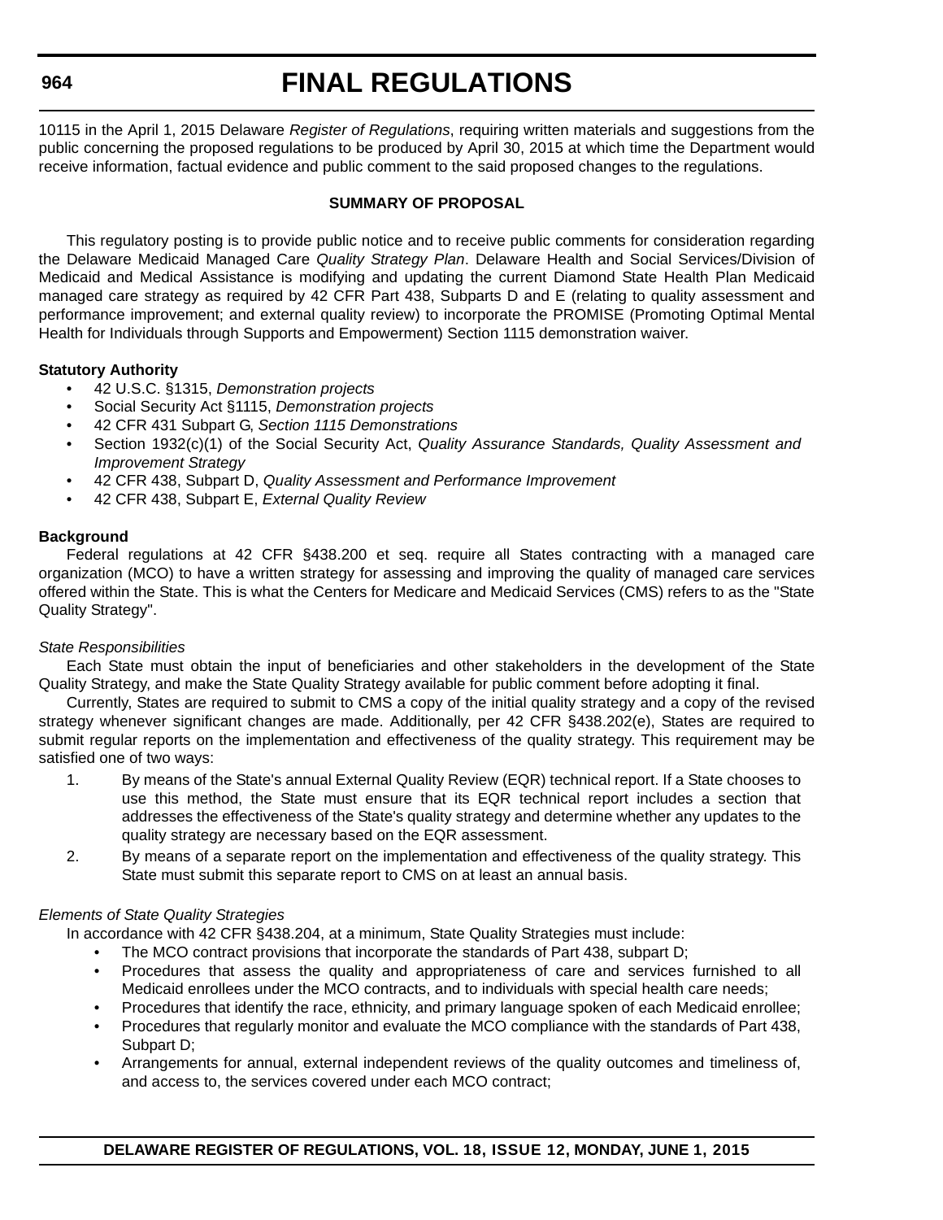10115 in the April 1, 2015 Delaware *Register of Regulations*, requiring written materials and suggestions from the public concerning the proposed regulations to be produced by April 30, 2015 at which time the Department would receive information, factual evidence and public comment to the said proposed changes to the regulations.

**SUMMARY OF PROPOSAL**

This regulatory posting is to provide public notice and to receive public comments for consideration regarding the Delaware Medicaid Managed Care *Quality Strategy Plan*. Delaware Health and Social Services/Division of Medicaid and Medical Assistance is modifying and updating the current Diamond State Health Plan Medicaid managed care strategy as required by 42 CFR Part 438, Subparts D and E (relating to quality assessment and performance improvement; and external quality review) to incorporate the PROMISE (Promoting Optimal Mental Health for Individuals through Supports and Empowerment) Section 1115 demonstration waiver.

**Statutory Authority**

- 42 U.S.C. §1315, *Demonstration projects*
- Social Security Act §1115, *Demonstration projects*
- 42 CFR 431 Subpart G, *Section 1115 Demonstrations*
- Section 1932(c)(1) of the Social Security Act, *Quality Assurance Standards, Quality Assessment and Improvement Strategy*
- 42 CFR 438, Subpart D, *Quality Assessment and Performance Improvement*
- 42 CFR 438, Subpart E, *External Quality Review*

**Background**

Federal regulations at 42 CFR §438.200 et seq. require all States contracting with a managed care organization (MCO) to have a written strategy for assessing and improving the quality of managed care services offered within the State. This is what the Centers for Medicare and Medicaid Services (CMS) refers to as the "State Quality Strategy".

*State Responsibilities*

Each State must obtain the input of beneficiaries and other stakeholders in the development of the State Quality Strategy, and make the State Quality Strategy available for public comment before adopting it final.

Currently, States are required to submit to CMS a copy of the initial quality strategy and a copy of the revised strategy whenever significant changes are made. Additionally, per 42 CFR §438.202(e), States are required to submit regular reports on the implementation and effectiveness of the quality strategy. This requirement may be satisfied one of two ways:

1. By means of the State's annual External Quality Review (EQR) technical report. If a State chooses to use this method, the State must ensure that its EQR technical report includes a section that addresses the effectiveness of the State's quality strategy and determine whether any updates to the quality strategy are necessary based on the EQR assessment.
2. By means of a separate report on the implementation and effectiveness of the quality strategy. This State must submit this separate report to CMS on at least an annual basis.

*Elements of State Quality Strategies*

In accordance with 42 CFR §438.204, at a minimum, State Quality Strategies must include:

- The MCO contract provisions that incorporate the standards of Part 438, subpart D;
- Procedures that assess the quality and appropriateness of care and services furnished to all Medicaid enrollees under the MCO contracts, and to individuals with special health care needs;
- Procedures that identify the race, ethnicity, and primary language spoken of each Medicaid enrollee;
- Procedures that regularly monitor and evaluate the MCO compliance with the standards of Part 438, Subpart D;
- Arrangements for annual, external independent reviews of the quality outcomes and timeliness of, and access to, the services covered under each MCO contract;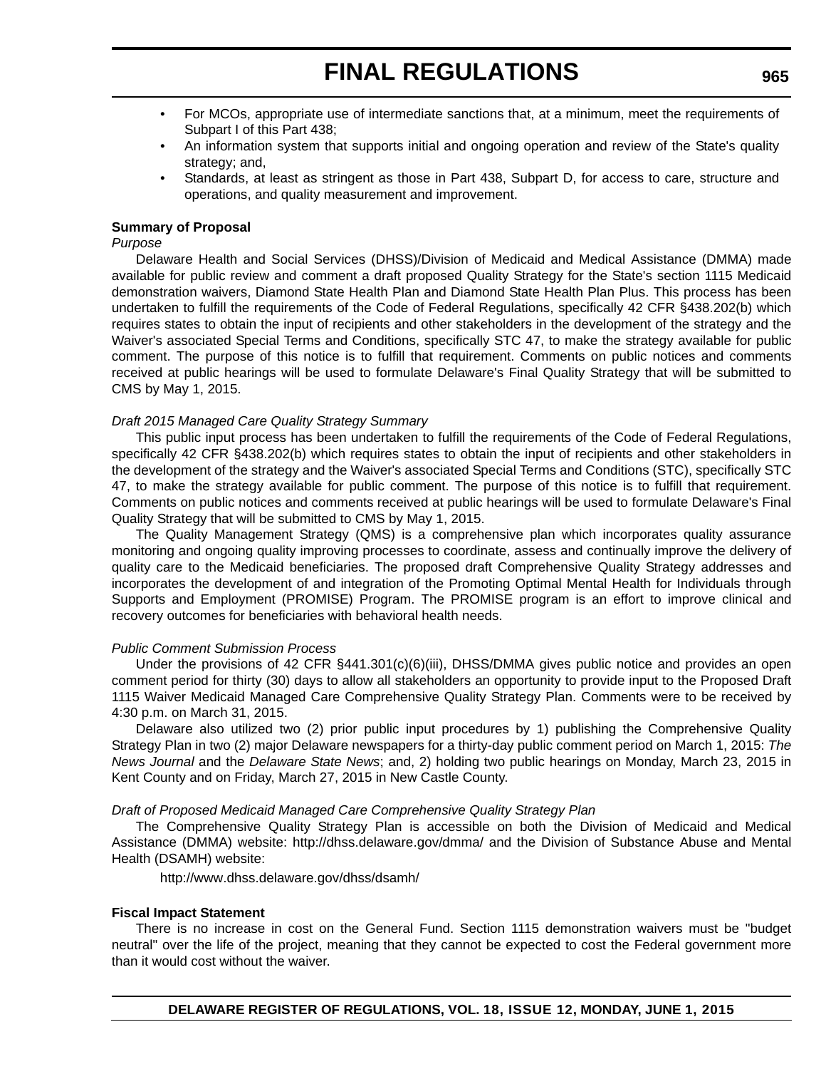- For MCOs, appropriate use of intermediate sanctions that, at a minimum, meet the requirements of Subpart I of this Part 438;
- An information system that supports initial and ongoing operation and review of the State's quality strategy; and,
- Standards, at least as stringent as those in Part 438, Subpart D, for access to care, structure and operations, and quality measurement and improvement.

**Summary of Proposal**

*Purpose*

Delaware Health and Social Services (DHSS)/Division of Medicaid and Medical Assistance (DMMA) made available for public review and comment a draft proposed Quality Strategy for the State's section 1115 Medicaid demonstration waivers, Diamond State Health Plan and Diamond State Health Plan Plus. This process has been undertaken to fulfill the requirements of the Code of Federal Regulations, specifically 42 CFR §438.202(b) which requires states to obtain the input of recipients and other stakeholders in the development of the strategy and the Waiver's associated Special Terms and Conditions, specifically STC 47, to make the strategy available for public comment. The purpose of this notice is to fulfill that requirement. Comments on public notices and comments received at public hearings will be used to formulate Delaware's Final Quality Strategy that will be submitted to CMS by May 1, 2015.

*Draft 2015 Managed Care Quality Strategy Summary*

This public input process has been undertaken to fulfill the requirements of the Code of Federal Regulations, specifically 42 CFR §438.202(b) which requires states to obtain the input of recipients and other stakeholders in the development of the strategy and the Waiver's associated Special Terms and Conditions (STC), specifically STC 47, to make the strategy available for public comment. The purpose of this notice is to fulfill that requirement. Comments on public notices and comments received at public hearings will be used to formulate Delaware's Final Quality Strategy that will be submitted to CMS by May 1, 2015.

The Quality Management Strategy (QMS) is a comprehensive plan which incorporates quality assurance monitoring and ongoing quality improving processes to coordinate, assess and continually improve the delivery of quality care to the Medicaid beneficiaries. The proposed draft Comprehensive Quality Strategy addresses and incorporates the development of and integration of the Promoting Optimal Mental Health for Individuals through Supports and Employment (PROMISE) Program. The PROMISE program is an effort to improve clinical and recovery outcomes for beneficiaries with behavioral health needs.

*Public Comment Submission Process*

Under the provisions of 42 CFR §441.301(c)(6)(iii), DHSS/DMMA gives public notice and provides an open comment period for thirty (30) days to allow all stakeholders an opportunity to provide input to the Proposed Draft 1115 Waiver Medicaid Managed Care Comprehensive Quality Strategy Plan. Comments were to be received by 4:30 p.m. on March 31, 2015.

Delaware also utilized two (2) prior public input procedures by 1) publishing the Comprehensive Quality Strategy Plan in two (2) major Delaware newspapers for a thirty-day public comment period on March 1, 2015: *The News Journal* and the *Delaware State News*; and, 2) holding two public hearings on Monday, March 23, 2015 in Kent County and on Friday, March 27, 2015 in New Castle County.

*Draft of Proposed Medicaid Managed Care Comprehensive Quality Strategy Plan*

The Comprehensive Quality Strategy Plan is accessible on both the Division of Medicaid and Medical Assistance (DMMA) website: http://dhss.delaware.gov/dmma/ and the Division of Substance Abuse and Mental Health (DSAMH) website:

http://www.dhss.delaware.gov/dhss/dsamh/

**Fiscal Impact Statement**

There is no increase in cost on the General Fund. Section 1115 demonstration waivers must be "budget neutral" over the life of the project, meaning that they cannot be expected to cost the Federal government more than it would cost without the waiver.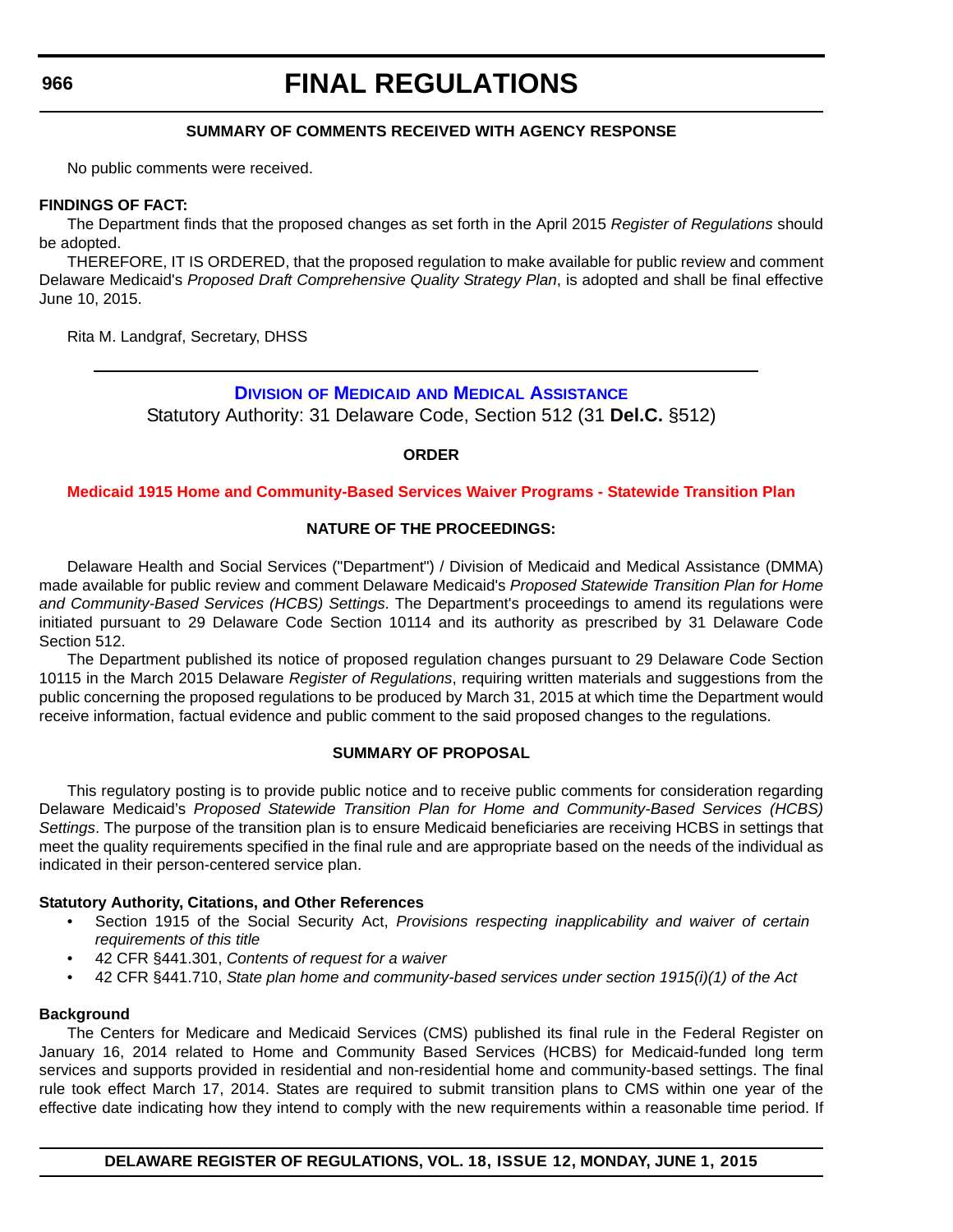**SUMMARY OF COMMENTS RECEIVED WITH AGENCY RESPONSE**

No public comments were received.

**FINDINGS OF FACT:**

The Department finds that the proposed changes as set forth in the April 2015 *Register of Regulations* should be adopted.

THEREFORE, IT IS ORDERED, that the proposed regulation to make available for public review and comment Delaware Medicaid's *Proposed Draft Comprehensive Quality Strategy Plan*, is adopted and shall be final effective June 10, 2015.

Rita M. Landgraf, Secretary, DHSS

---

## Division of Medicaid and Medical Assistance

Statutory Authority: 31 Delaware Code, Section 512 (31 **Del.C.** §512)

**ORDER**

### Medicaid 1915 Home and Community-Based Services Waiver Programs - Statewide Transition Plan

**NATURE OF THE PROCEEDINGS:**

Delaware Health and Social Services ("Department") / Division of Medicaid and Medical Assistance (DMMA) made available for public review and comment Delaware Medicaid's *Proposed Statewide Transition Plan for Home and Community-Based Services (HCBS) Settings*. The Department's proceedings to amend its regulations were initiated pursuant to 29 Delaware Code Section 10114 and its authority as prescribed by 31 Delaware Code Section 512.

The Department published its notice of proposed regulation changes pursuant to 29 Delaware Code Section 10115 in the March 2015 Delaware *Register of Regulations*, requiring written materials and suggestions from the public concerning the proposed regulations to be produced by March 31, 2015 at which time the Department would receive information, factual evidence and public comment to the said proposed changes to the regulations.

**SUMMARY OF PROPOSAL**

This regulatory posting is to provide public notice and to receive public comments for consideration regarding Delaware Medicaid's *Proposed Statewide Transition Plan for Home and Community-Based Services (HCBS) Settings*. The purpose of the transition plan is to ensure Medicaid beneficiaries are receiving HCBS in settings that meet the quality requirements specified in the final rule and are appropriate based on the needs of the individual as indicated in their person-centered service plan.

**Statutory Authority, Citations, and Other References**

- Section 1915 of the Social Security Act, *Provisions respecting inapplicability and waiver of certain requirements of this title*
- 42 CFR §441.301, *Contents of request for a waiver*
- 42 CFR §441.710, *State plan home and community-based services under section 1915(i)(1) of the Act*

**Background**

The Centers for Medicare and Medicaid Services (CMS) published its final rule in the Federal Register on January 16, 2014 related to Home and Community Based Services (HCBS) for Medicaid-funded long term services and supports provided in residential and non-residential home and community-based settings. The final rule took effect March 17, 2014. States are required to submit transition plans to CMS within one year of the effective date indicating how they intend to comply with the new requirements within a reasonable time period. If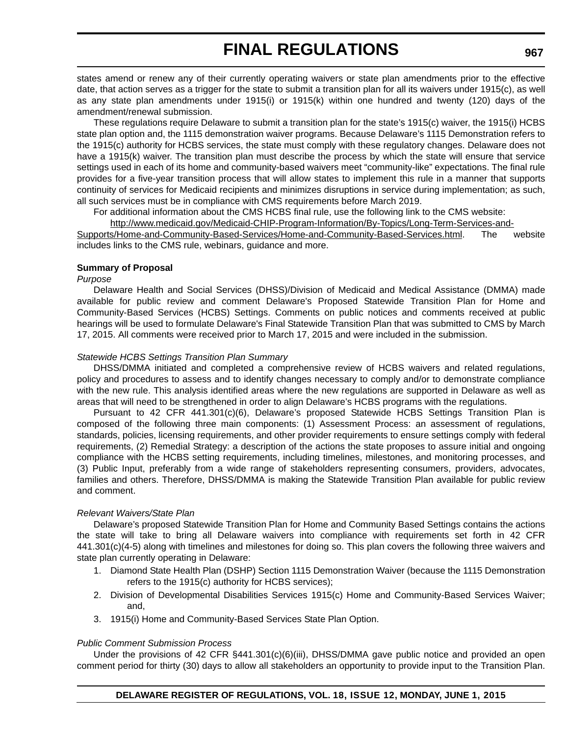states amend or renew any of their currently operating waivers or state plan amendments prior to the effective date, that action serves as a trigger for the state to submit a transition plan for all its waivers under 1915(c), as well as any state plan amendments under 1915(i) or 1915(k) within one hundred and twenty (120) days of the amendment/renewal submission.

These regulations require Delaware to submit a transition plan for the state's 1915(c) waiver, the 1915(i) HCBS state plan option and, the 1115 demonstration waiver programs. Because Delaware's 1115 Demonstration refers to the 1915(c) authority for HCBS services, the state must comply with these regulatory changes. Delaware does not have a 1915(k) waiver. The transition plan must describe the process by which the state will ensure that service settings used in each of its home and community-based waivers meet "community-like" expectations. The final rule provides for a five-year transition process that will allow states to implement this rule in a manner that supports continuity of services for Medicaid recipients and minimizes disruptions in service during implementation; as such, all such services must be in compliance with CMS requirements before March 2019.

For additional information about the CMS HCBS final rule, use the following link to the CMS website:

http://www.medicaid.gov/Medicaid-CHIP-Program-Information/By-Topics/Long-Term-Services-and-Supports/Home-and-Community-Based-Services/Home-and-Community-Based-Services.html. The website includes links to the CMS rule, webinars, guidance and more.

**Summary of Proposal**

*Purpose*

Delaware Health and Social Services (DHSS)/Division of Medicaid and Medical Assistance (DMMA) made available for public review and comment Delaware's Proposed Statewide Transition Plan for Home and Community-Based Services (HCBS) Settings. Comments on public notices and comments received at public hearings will be used to formulate Delaware's Final Statewide Transition Plan that was submitted to CMS by March 17, 2015. All comments were received prior to March 17, 2015 and were included in the submission.

*Statewide HCBS Settings Transition Plan Summary*

DHSS/DMMA initiated and completed a comprehensive review of HCBS waivers and related regulations, policy and procedures to assess and to identify changes necessary to comply and/or to demonstrate compliance with the new rule. This analysis identified areas where the new regulations are supported in Delaware as well as areas that will need to be strengthened in order to align Delaware's HCBS programs with the regulations.

Pursuant to 42 CFR 441.301(c)(6), Delaware's proposed Statewide HCBS Settings Transition Plan is composed of the following three main components: (1) Assessment Process: an assessment of regulations, standards, policies, licensing requirements, and other provider requirements to ensure settings comply with federal requirements, (2) Remedial Strategy: a description of the actions the state proposes to assure initial and ongoing compliance with the HCBS setting requirements, including timelines, milestones, and monitoring processes, and (3) Public Input, preferably from a wide range of stakeholders representing consumers, providers, advocates, families and others. Therefore, DHSS/DMMA is making the Statewide Transition Plan available for public review and comment.

*Relevant Waivers/State Plan*

Delaware's proposed Statewide Transition Plan for Home and Community Based Settings contains the actions the state will take to bring all Delaware waivers into compliance with requirements set forth in 42 CFR 441.301(c)(4-5) along with timelines and milestones for doing so. This plan covers the following three waivers and state plan currently operating in Delaware:

1. Diamond State Health Plan (DSHP) Section 1115 Demonstration Waiver (because the 1115 Demonstration refers to the 1915(c) authority for HCBS services);
2. Division of Developmental Disabilities Services 1915(c) Home and Community-Based Services Waiver; and,
3. 1915(i) Home and Community-Based Services State Plan Option.

*Public Comment Submission Process*

Under the provisions of 42 CFR §441.301(c)(6)(iii), DHSS/DMMA gave public notice and provided an open comment period for thirty (30) days to allow all stakeholders an opportunity to provide input to the Transition Plan.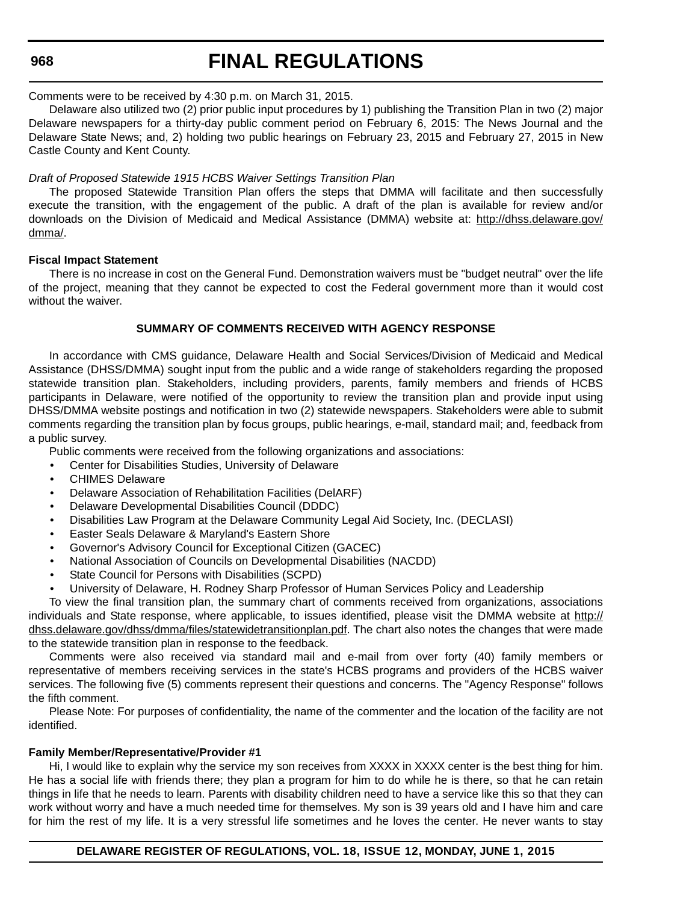Comments were to be received by 4:30 p.m. on March 31, 2015.

Delaware also utilized two (2) prior public input procedures by 1) publishing the Transition Plan in two (2) major Delaware newspapers for a thirty-day public comment period on February 6, 2015: The News Journal and the Delaware State News; and, 2) holding two public hearings on February 23, 2015 and February 27, 2015 in New Castle County and Kent County.

*Draft of Proposed Statewide 1915 HCBS Waiver Settings Transition Plan*

The proposed Statewide Transition Plan offers the steps that DMMA will facilitate and then successfully execute the transition, with the engagement of the public. A draft of the plan is available for review and/or downloads on the Division of Medicaid and Medical Assistance (DMMA) website at: http://dhss.delaware.gov/dmma/.

**Fiscal Impact Statement**

There is no increase in cost on the General Fund. Demonstration waivers must be "budget neutral" over the life of the project, meaning that they cannot be expected to cost the Federal government more than it would cost without the waiver.

**SUMMARY OF COMMENTS RECEIVED WITH AGENCY RESPONSE**

In accordance with CMS guidance, Delaware Health and Social Services/Division of Medicaid and Medical Assistance (DHSS/DMMA) sought input from the public and a wide range of stakeholders regarding the proposed statewide transition plan. Stakeholders, including providers, parents, family members and friends of HCBS participants in Delaware, were notified of the opportunity to review the transition plan and provide input using DHSS/DMMA website postings and notification in two (2) statewide newspapers. Stakeholders were able to submit comments regarding the transition plan by focus groups, public hearings, e-mail, standard mail; and, feedback from a public survey.

Public comments were received from the following organizations and associations:

- Center for Disabilities Studies, University of Delaware
- CHIMES Delaware
- Delaware Association of Rehabilitation Facilities (DelARF)
- Delaware Developmental Disabilities Council (DDDC)
- Disabilities Law Program at the Delaware Community Legal Aid Society, Inc. (DECLASI)
- Easter Seals Delaware & Maryland's Eastern Shore
- Governor's Advisory Council for Exceptional Citizen (GACEC)
- National Association of Councils on Developmental Disabilities (NACDD)
- State Council for Persons with Disabilities (SCPD)
- University of Delaware, H. Rodney Sharp Professor of Human Services Policy and Leadership

To view the final transition plan, the summary chart of comments received from organizations, associations individuals and State response, where applicable, to issues identified, please visit the DMMA website at http://dhss.delaware.gov/dhss/dmma/files/statewidetransitionplan.pdf. The chart also notes the changes that were made to the statewide transition plan in response to the feedback.

Comments were also received via standard mail and e-mail from over forty (40) family members or representative of members receiving services in the state's HCBS programs and providers of the HCBS waiver services. The following five (5) comments represent their questions and concerns. The "Agency Response" follows the fifth comment.

Please Note: For purposes of confidentiality, the name of the commenter and the location of the facility are not identified.

**Family Member/Representative/Provider #1**

Hi, I would like to explain why the service my son receives from XXXX in XXXX center is the best thing for him. He has a social life with friends there; they plan a program for him to do while he is there, so that he can retain things in life that he needs to learn. Parents with disability children need to have a service like this so that they can work without worry and have a much needed time for themselves. My son is 39 years old and I have him and care for him the rest of my life. It is a very stressful life sometimes and he loves the center. He never wants to stay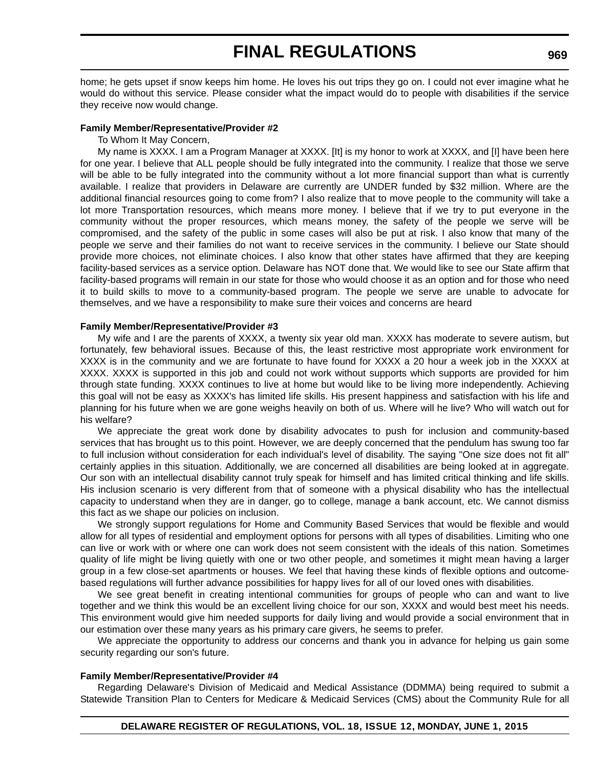home; he gets upset if snow keeps him home. He loves his out trips they go on. I could not ever imagine what he would do without this service. Please consider what the impact would do to people with disabilities if the service they receive now would change.

**Family Member/Representative/Provider #2**

To Whom It May Concern,

My name is XXXX. I am a Program Manager at XXXX. [It] is my honor to work at XXXX, and [I] have been here for one year. I believe that ALL people should be fully integrated into the community. I realize that those we serve will be able to be fully integrated into the community without a lot more financial support than what is currently available. I realize that providers in Delaware are currently are UNDER funded by $32 million. Where are the additional financial resources going to come from? I also realize that to move people to the community will take a lot more Transportation resources, which means more money. I believe that if we try to put everyone in the community without the proper resources, which means money, the safety of the people we serve will be compromised, and the safety of the public in some cases will also be put at risk. I also know that many of the people we serve and their families do not want to receive services in the community. I believe our State should provide more choices, not eliminate choices. I also know that other states have affirmed that they are keeping facility-based services as a service option. Delaware has NOT done that. We would like to see our State affirm that facility-based programs will remain in our state for those who would choose it as an option and for those who need it to build skills to move to a community-based program. The people we serve are unable to advocate for themselves, and we have a responsibility to make sure their voices and concerns are heard

**Family Member/Representative/Provider #3**

My wife and I are the parents of XXXX, a twenty six year old man. XXXX has moderate to severe autism, but fortunately, few behavioral issues. Because of this, the least restrictive most appropriate work environment for XXXX is in the community and we are fortunate to have found for XXXX a 20 hour a week job in the XXXX at XXXX. XXXX is supported in this job and could not work without supports which supports are provided for him through state funding. XXXX continues to live at home but would like to be living more independently. Achieving this goal will not be easy as XXXX's has limited life skills. His present happiness and satisfaction with his life and planning for his future when we are gone weighs heavily on both of us. Where will he live? Who will watch out for his welfare?

We appreciate the great work done by disability advocates to push for inclusion and community-based services that has brought us to this point. However, we are deeply concerned that the pendulum has swung too far to full inclusion without consideration for each individual's level of disability. The saying "One size does not fit all" certainly applies in this situation. Additionally, we are concerned all disabilities are being looked at in aggregate. Our son with an intellectual disability cannot truly speak for himself and has limited critical thinking and life skills. His inclusion scenario is very different from that of someone with a physical disability who has the intellectual capacity to understand when they are in danger, go to college, manage a bank account, etc. We cannot dismiss this fact as we shape our policies on inclusion.

We strongly support regulations for Home and Community Based Services that would be flexible and would allow for all types of residential and employment options for persons with all types of disabilities. Limiting who one can live or work with or where one can work does not seem consistent with the ideals of this nation. Sometimes quality of life might be living quietly with one or two other people, and sometimes it might mean having a larger group in a few close-set apartments or houses. We feel that having these kinds of flexible options and outcome-based regulations will further advance possibilities for happy lives for all of our loved ones with disabilities.

We see great benefit in creating intentional communities for groups of people who can and want to live together and we think this would be an excellent living choice for our son, XXXX and would best meet his needs. This environment would give him needed supports for daily living and would provide a social environment that in our estimation over these many years as his primary care givers, he seems to prefer.

We appreciate the opportunity to address our concerns and thank you in advance for helping us gain some security regarding our son's future.

**Family Member/Representative/Provider #4**

Regarding Delaware's Division of Medicaid and Medical Assistance (DDMMA) being required to submit a Statewide Transition Plan to Centers for Medicare & Medicaid Services (CMS) about the Community Rule for all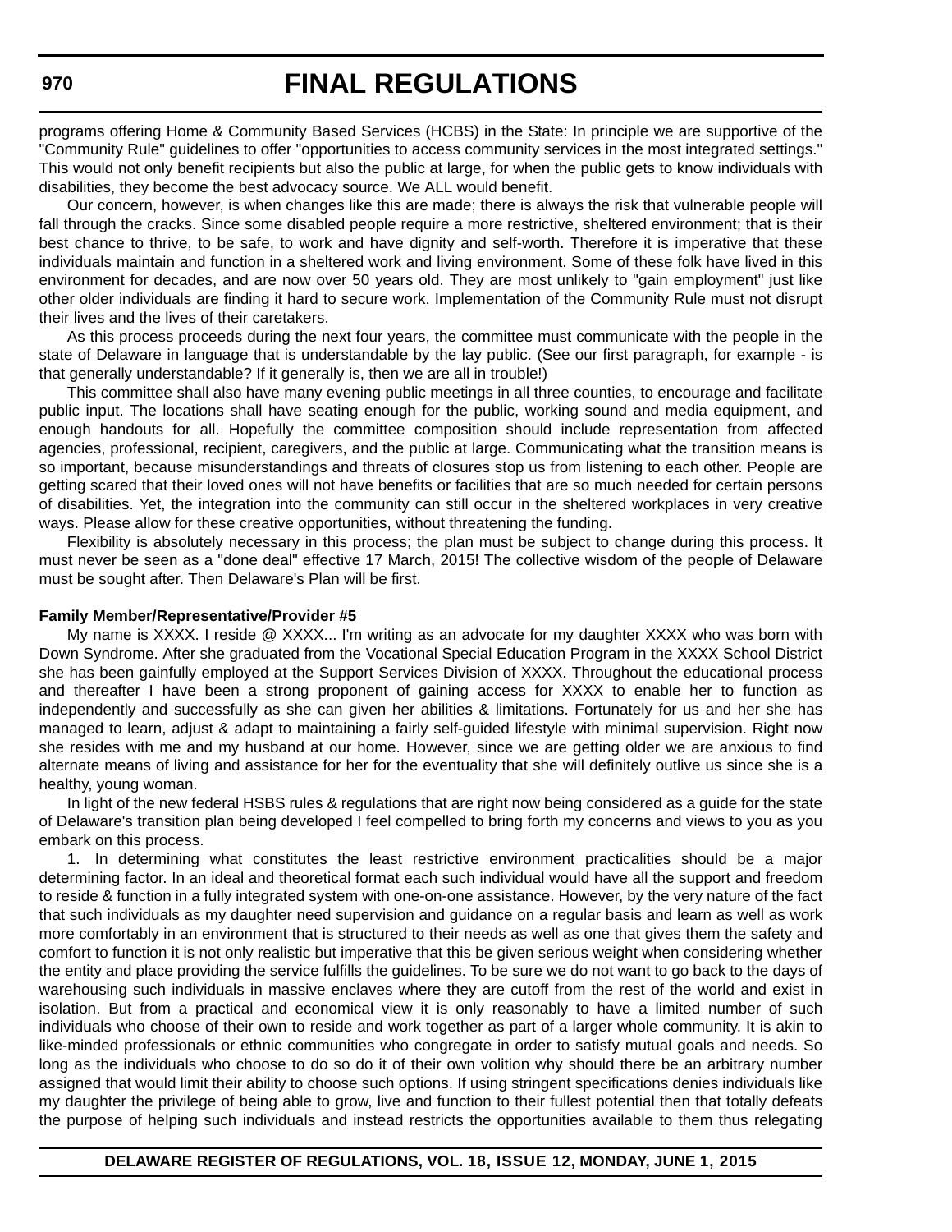programs offering Home & Community Based Services (HCBS) in the State: In principle we are supportive of the "Community Rule" guidelines to offer "opportunities to access community services in the most integrated settings." This would not only benefit recipients but also the public at large, for when the public gets to know individuals with disabilities, they become the best advocacy source. We ALL would benefit.

Our concern, however, is when changes like this are made; there is always the risk that vulnerable people will fall through the cracks. Since some disabled people require a more restrictive, sheltered environment; that is their best chance to thrive, to be safe, to work and have dignity and self-worth. Therefore it is imperative that these individuals maintain and function in a sheltered work and living environment. Some of these folk have lived in this environment for decades, and are now over 50 years old. They are most unlikely to "gain employment" just like other older individuals are finding it hard to secure work. Implementation of the Community Rule must not disrupt their lives and the lives of their caretakers.

As this process proceeds during the next four years, the committee must communicate with the people in the state of Delaware in language that is understandable by the lay public. (See our first paragraph, for example - is that generally understandable? If it generally is, then we are all in trouble!)

This committee shall also have many evening public meetings in all three counties, to encourage and facilitate public input. The locations shall have seating enough for the public, working sound and media equipment, and enough handouts for all. Hopefully the committee composition should include representation from affected agencies, professional, recipient, caregivers, and the public at large. Communicating what the transition means is so important, because misunderstandings and threats of closures stop us from listening to each other. People are getting scared that their loved ones will not have benefits or facilities that are so much needed for certain persons of disabilities. Yet, the integration into the community can still occur in the sheltered workplaces in very creative ways. Please allow for these creative opportunities, without threatening the funding.

Flexibility is absolutely necessary in this process; the plan must be subject to change during this process. It must never be seen as a "done deal" effective 17 March, 2015! The collective wisdom of the people of Delaware must be sought after. Then Delaware's Plan will be first.

**Family Member/Representative/Provider #5**

My name is XXXX. I reside @ XXXX... I'm writing as an advocate for my daughter XXXX who was born with Down Syndrome. After she graduated from the Vocational Special Education Program in the XXXX School District she has been gainfully employed at the Support Services Division of XXXX. Throughout the educational process and thereafter I have been a strong proponent of gaining access for XXXX to enable her to function as independently and successfully as she can given her abilities & limitations. Fortunately for us and her she has managed to learn, adjust & adapt to maintaining a fairly self-guided lifestyle with minimal supervision. Right now she resides with me and my husband at our home. However, since we are getting older we are anxious to find alternate means of living and assistance for her for the eventuality that she will definitely outlive us since she is a healthy, young woman.

In light of the new federal HSBS rules & regulations that are right now being considered as a guide for the state of Delaware's transition plan being developed I feel compelled to bring forth my concerns and views to you as you embark on this process.

1. In determining what constitutes the least restrictive environment practicalities should be a major determining factor. In an ideal and theoretical format each such individual would have all the support and freedom to reside & function in a fully integrated system with one-on-one assistance. However, by the very nature of the fact that such individuals as my daughter need supervision and guidance on a regular basis and learn as well as work more comfortably in an environment that is structured to their needs as well as one that gives them the safety and comfort to function it is not only realistic but imperative that this be given serious weight when considering whether the entity and place providing the service fulfills the guidelines. To be sure we do not want to go back to the days of warehousing such individuals in massive enclaves where they are cutoff from the rest of the world and exist in isolation. But from a practical and economical view it is only reasonably to have a limited number of such individuals who choose of their own to reside and work together as part of a larger whole community. It is akin to like-minded professionals or ethnic communities who congregate in order to satisfy mutual goals and needs. So long as the individuals who choose to do so do it of their own volition why should there be an arbitrary number assigned that would limit their ability to choose such options. If using stringent specifications denies individuals like my daughter the privilege of being able to grow, live and function to their fullest potential then that totally defeats the purpose of helping such individuals and instead restricts the opportunities available to them thus relegating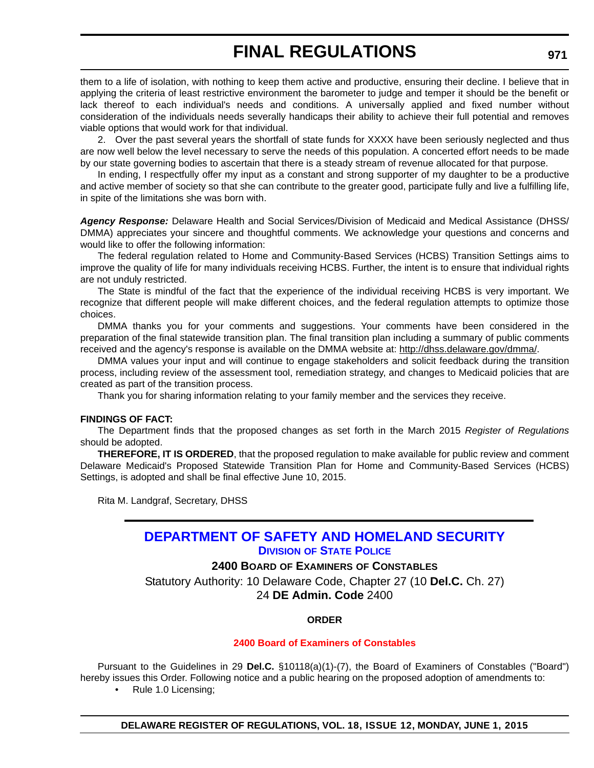them to a life of isolation, with nothing to keep them active and productive, ensuring their decline. I believe that in applying the criteria of least restrictive environment the barometer to judge and temper it should be the benefit or lack thereof to each individual's needs and conditions. A universally applied and fixed number without consideration of the individuals needs severally handicaps their ability to achieve their full potential and removes viable options that would work for that individual.

2. Over the past several years the shortfall of state funds for XXXX have been seriously neglected and thus are now well below the level necessary to serve the needs of this population. A concerted effort needs to be made by our state governing bodies to ascertain that there is a steady stream of revenue allocated for that purpose.

In ending, I respectfully offer my input as a constant and strong supporter of my daughter to be a productive and active member of society so that she can contribute to the greater good, participate fully and live a fulfilling life, in spite of the limitations she was born with.

***Agency Response:*** Delaware Health and Social Services/Division of Medicaid and Medical Assistance (DHSS/ DMMA) appreciates your sincere and thoughtful comments. We acknowledge your questions and concerns and would like to offer the following information:

The federal regulation related to Home and Community-Based Services (HCBS) Transition Settings aims to improve the quality of life for many individuals receiving HCBS. Further, the intent is to ensure that individual rights are not unduly restricted.

The State is mindful of the fact that the experience of the individual receiving HCBS is very important. We recognize that different people will make different choices, and the federal regulation attempts to optimize those choices.

DMMA thanks you for your comments and suggestions. Your comments have been considered in the preparation of the final statewide transition plan. The final transition plan including a summary of public comments received and the agency's response is available on the DMMA website at: http://dhss.delaware.gov/dmma/.

DMMA values your input and will continue to engage stakeholders and solicit feedback during the transition process, including review of the assessment tool, remediation strategy, and changes to Medicaid policies that are created as part of the transition process.

Thank you for sharing information relating to your family member and the services they receive.

**FINDINGS OF FACT:**

The Department finds that the proposed changes as set forth in the March 2015 *Register of Regulations* should be adopted.

**THEREFORE, IT IS ORDERED**, that the proposed regulation to make available for public review and comment Delaware Medicaid's Proposed Statewide Transition Plan for Home and Community-Based Services (HCBS) Settings, is adopted and shall be final effective June 10, 2015.

Rita M. Landgraf, Secretary, DHSS

## DEPARTMENT OF SAFETY AND HOMELAND SECURITY

### DIVISION OF STATE POLICE

**2400 BOARD OF EXAMINERS OF CONSTABLES**

Statutory Authority: 10 Delaware Code, Chapter 27 (10 **Del.C.** Ch. 27)
24 **DE Admin. Code** 2400

**ORDER**

**2400 Board of Examiners of Constables**

Pursuant to the Guidelines in 29 **Del.C.** §10118(a)(1)-(7), the Board of Examiners of Constables ("Board") hereby issues this Order. Following notice and a public hearing on the proposed adoption of amendments to:

- Rule 1.0 Licensing;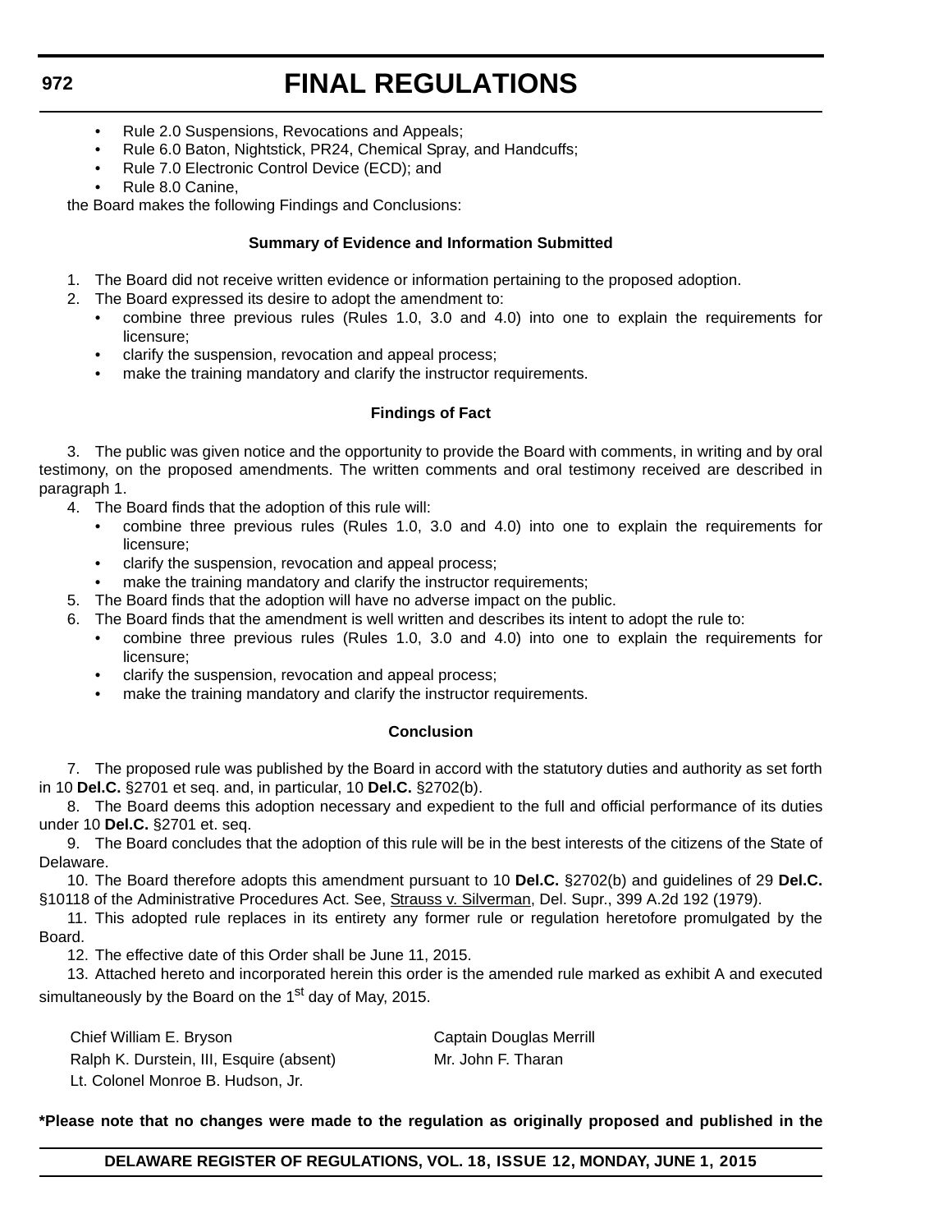- Rule 2.0 Suspensions, Revocations and Appeals;
- Rule 6.0 Baton, Nightstick, PR24, Chemical Spray, and Handcuffs;
- Rule 7.0 Electronic Control Device (ECD); and
- Rule 8.0 Canine,

the Board makes the following Findings and Conclusions:

**Summary of Evidence and Information Submitted**

1. The Board did not receive written evidence or information pertaining to the proposed adoption.
2. The Board expressed its desire to adopt the amendment to:
   - combine three previous rules (Rules 1.0, 3.0 and 4.0) into one to explain the requirements for licensure;
   - clarify the suspension, revocation and appeal process;
   - make the training mandatory and clarify the instructor requirements.

**Findings of Fact**

3. The public was given notice and the opportunity to provide the Board with comments, in writing and by oral testimony, on the proposed amendments. The written comments and oral testimony received are described in paragraph 1.
4. The Board finds that the adoption of this rule will:
   - combine three previous rules (Rules 1.0, 3.0 and 4.0) into one to explain the requirements for licensure;
   - clarify the suspension, revocation and appeal process;
   - make the training mandatory and clarify the instructor requirements;
5. The Board finds that the adoption will have no adverse impact on the public.
6. The Board finds that the amendment is well written and describes its intent to adopt the rule to:
   - combine three previous rules (Rules 1.0, 3.0 and 4.0) into one to explain the requirements for licensure;
   - clarify the suspension, revocation and appeal process;
   - make the training mandatory and clarify the instructor requirements.

**Conclusion**

7. The proposed rule was published by the Board in accord with the statutory duties and authority as set forth in 10 **Del.C.** §2701 et seq. and, in particular, 10 **Del.C.** §2702(b).
8. The Board deems this adoption necessary and expedient to the full and official performance of its duties under 10 **Del.C.** §2701 et. seq.
9. The Board concludes that the adoption of this rule will be in the best interests of the citizens of the State of Delaware.
10. The Board therefore adopts this amendment pursuant to 10 **Del.C.** §2702(b) and guidelines of 29 **Del.C.** §10118 of the Administrative Procedures Act. See, Strauss v. Silverman, Del. Supr., 399 A.2d 192 (1979).
11. This adopted rule replaces in its entirety any former rule or regulation heretofore promulgated by the Board.
12. The effective date of this Order shall be June 11, 2015.
13. Attached hereto and incorporated herein this order is the amended rule marked as exhibit A and executed simultaneously by the Board on the 1st day of May, 2015.

Chief William E. Bryson
Ralph K. Durstein, III, Esquire (absent)
Lt. Colonel Monroe B. Hudson, Jr.
Captain Douglas Merrill
Mr. John F. Tharan

**\*Please note that no changes were made to the regulation as originally proposed and published in the**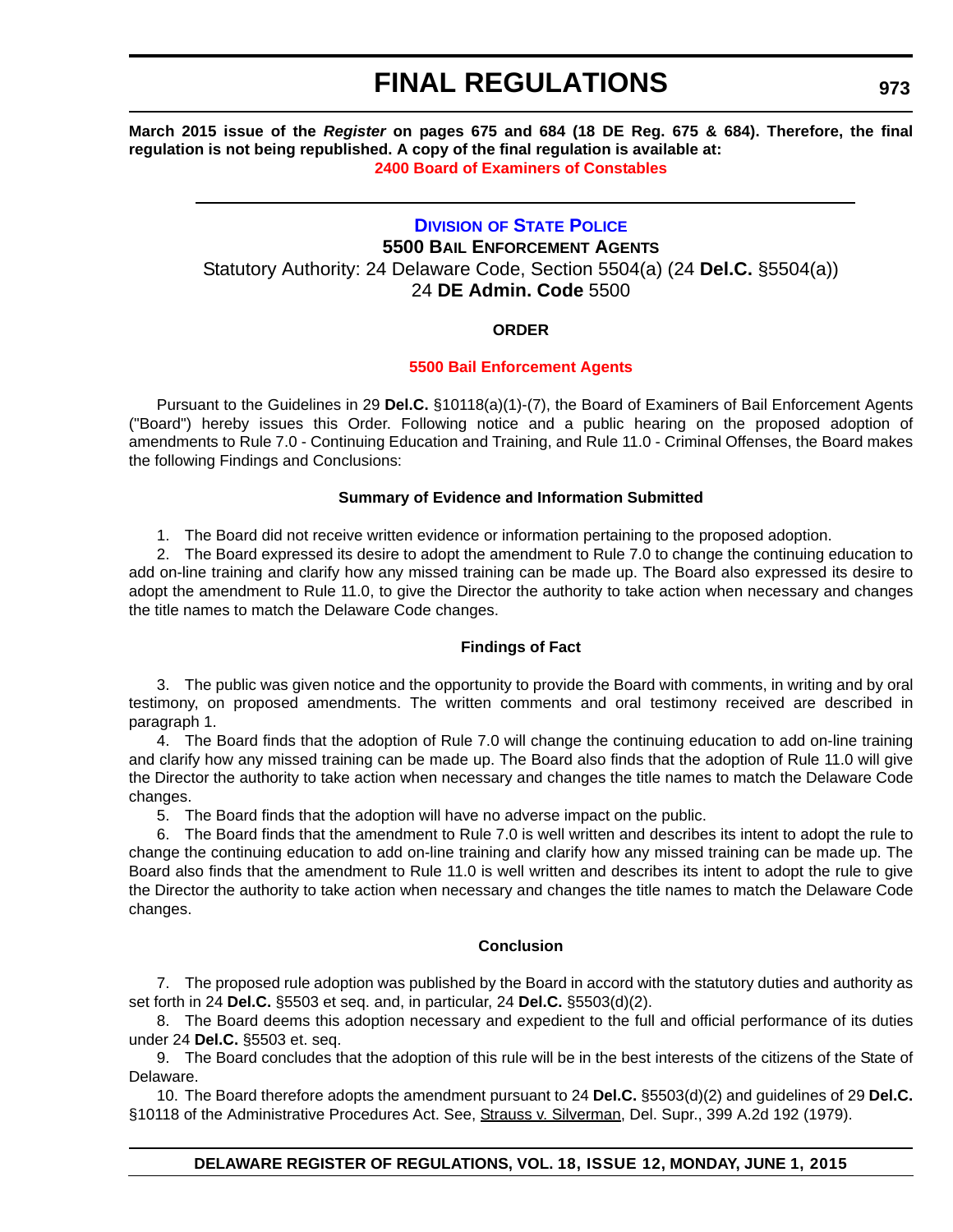**March 2015 issue of the *Register* on pages 675 and 684 (18 DE Reg. 675 & 684). Therefore, the final regulation is not being republished. A copy of the final regulation is available at:**

**2400 Board of Examiners of Constables**

---

## DIVISION OF STATE POLICE

### 5500 BAIL ENFORCEMENT AGENTS

Statutory Authority: 24 Delaware Code, Section 5504(a) (24 **Del.C.** §5504(a))

24 **DE Admin. Code** 5500

#### ORDER

**5500 Bail Enforcement Agents**

Pursuant to the Guidelines in 29 **Del.C.** §10118(a)(1)-(7), the Board of Examiners of Bail Enforcement Agents ("Board") hereby issues this Order. Following notice and a public hearing on the proposed adoption of amendments to Rule 7.0 - Continuing Education and Training, and Rule 11.0 - Criminal Offenses, the Board makes the following Findings and Conclusions:

#### Summary of Evidence and Information Submitted

1. The Board did not receive written evidence or information pertaining to the proposed adoption.

2. The Board expressed its desire to adopt the amendment to Rule 7.0 to change the continuing education to add on-line training and clarify how any missed training can be made up. The Board also expressed its desire to adopt the amendment to Rule 11.0, to give the Director the authority to take action when necessary and changes the title names to match the Delaware Code changes.

#### Findings of Fact

3. The public was given notice and the opportunity to provide the Board with comments, in writing and by oral testimony, on proposed amendments. The written comments and oral testimony received are described in paragraph 1.

4. The Board finds that the adoption of Rule 7.0 will change the continuing education to add on-line training and clarify how any missed training can be made up. The Board also finds that the adoption of Rule 11.0 will give the Director the authority to take action when necessary and changes the title names to match the Delaware Code changes.

5. The Board finds that the adoption will have no adverse impact on the public.

6. The Board finds that the amendment to Rule 7.0 is well written and describes its intent to adopt the rule to change the continuing education to add on-line training and clarify how any missed training can be made up. The Board also finds that the amendment to Rule 11.0 is well written and describes its intent to adopt the rule to give the Director the authority to take action when necessary and changes the title names to match the Delaware Code changes.

#### Conclusion

7. The proposed rule adoption was published by the Board in accord with the statutory duties and authority as set forth in 24 **Del.C.** §5503 et seq. and, in particular, 24 **Del.C.** §5503(d)(2).

8. The Board deems this adoption necessary and expedient to the full and official performance of its duties under 24 **Del.C.** §5503 et. seq.

9. The Board concludes that the adoption of this rule will be in the best interests of the citizens of the State of Delaware.

10. The Board therefore adopts the amendment pursuant to 24 **Del.C.** §5503(d)(2) and guidelines of 29 **Del.C.** §10118 of the Administrative Procedures Act. See, Strauss v. Silverman, Del. Supr., 399 A.2d 192 (1979).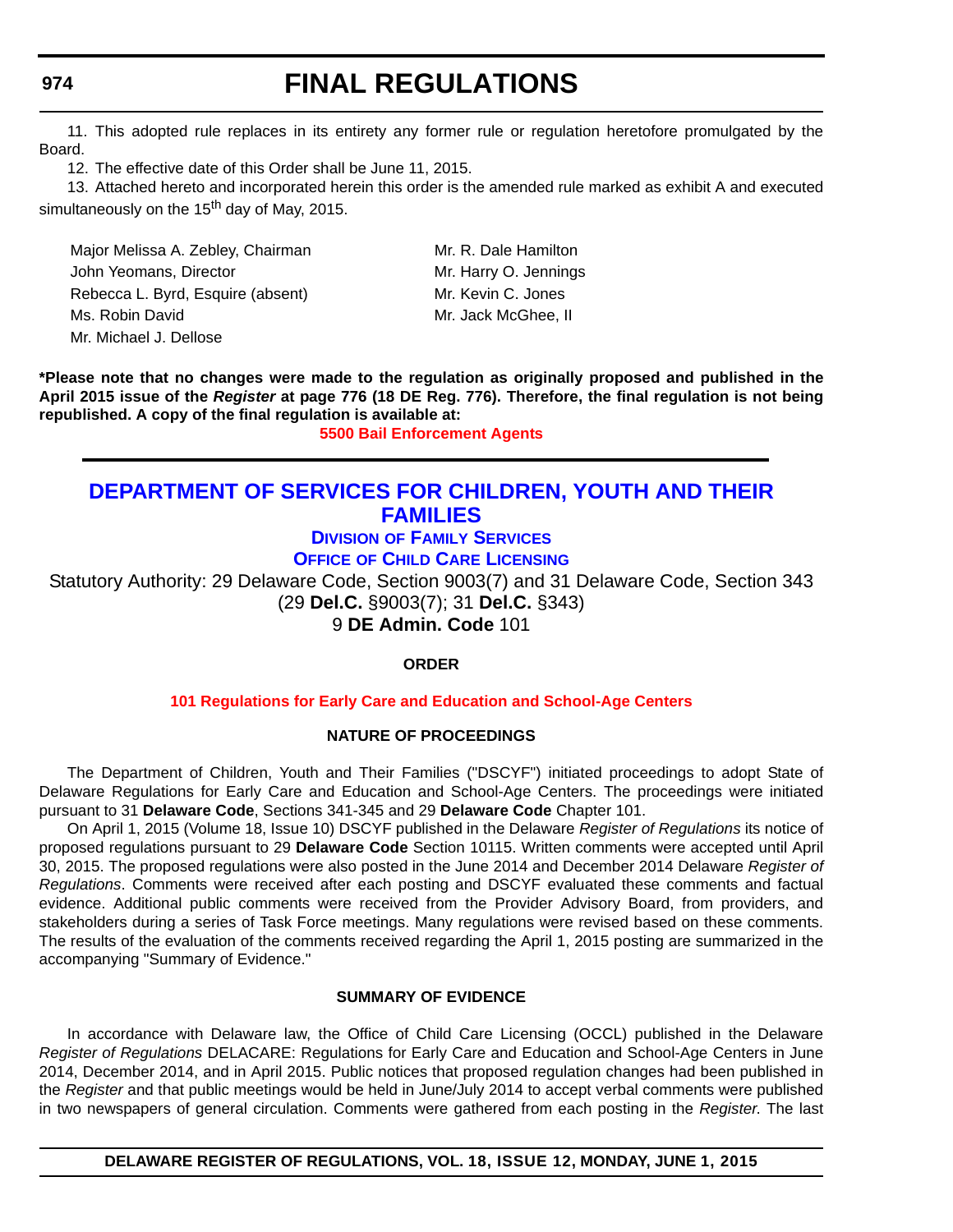11. This adopted rule replaces in its entirety any former rule or regulation heretofore promulgated by the Board.

12. The effective date of this Order shall be June 11, 2015.

13. Attached hereto and incorporated herein this order is the amended rule marked as exhibit A and executed simultaneously on the 15th day of May, 2015.

Major Melissa A. Zebley, Chairman
John Yeomans, Director
Rebecca L. Byrd, Esquire (absent)
Ms. Robin David
Mr. Michael J. Dellose
Mr. R. Dale Hamilton
Mr. Harry O. Jennings
Mr. Kevin C. Jones
Mr. Jack McGhee, II

**\*Please note that no changes were made to the regulation as originally proposed and published in the April 2015 issue of the *Register* at page 776 (18 DE Reg. 776). Therefore, the final regulation is not being republished. A copy of the final regulation is available at:**

**5500 Bail Enforcement Agents**

---

# DEPARTMENT OF SERVICES FOR CHILDREN, YOUTH AND THEIR FAMILIES

## DIVISION OF FAMILY SERVICES

## OFFICE OF CHILD CARE LICENSING

Statutory Authority: 29 Delaware Code, Section 9003(7) and 31 Delaware Code, Section 343 (29 **Del.C.** §9003(7); 31 **Del.C.** §343)
9 **DE Admin. Code** 101

**ORDER**

**101 Regulations for Early Care and Education and School-Age Centers**

**NATURE OF PROCEEDINGS**

The Department of Children, Youth and Their Families ("DSCYF") initiated proceedings to adopt State of Delaware Regulations for Early Care and Education and School-Age Centers. The proceedings were initiated pursuant to 31 **Delaware Code**, Sections 341-345 and 29 **Delaware Code** Chapter 101.

On April 1, 2015 (Volume 18, Issue 10) DSCYF published in the Delaware *Register of Regulations* its notice of proposed regulations pursuant to 29 **Delaware Code** Section 10115. Written comments were accepted until April 30, 2015. The proposed regulations were also posted in the June 2014 and December 2014 Delaware *Register of Regulations*. Comments were received after each posting and DSCYF evaluated these comments and factual evidence. Additional public comments were received from the Provider Advisory Board, from providers, and stakeholders during a series of Task Force meetings. Many regulations were revised based on these comments. The results of the evaluation of the comments received regarding the April 1, 2015 posting are summarized in the accompanying "Summary of Evidence."

**SUMMARY OF EVIDENCE**

In accordance with Delaware law, the Office of Child Care Licensing (OCCL) published in the Delaware *Register of Regulations* DELACARE: Regulations for Early Care and Education and School-Age Centers in June 2014, December 2014, and in April 2015. Public notices that proposed regulation changes had been published in the *Register* and that public meetings would be held in June/July 2014 to accept verbal comments were published in two newspapers of general circulation. Comments were gathered from each posting in the *Register.* The last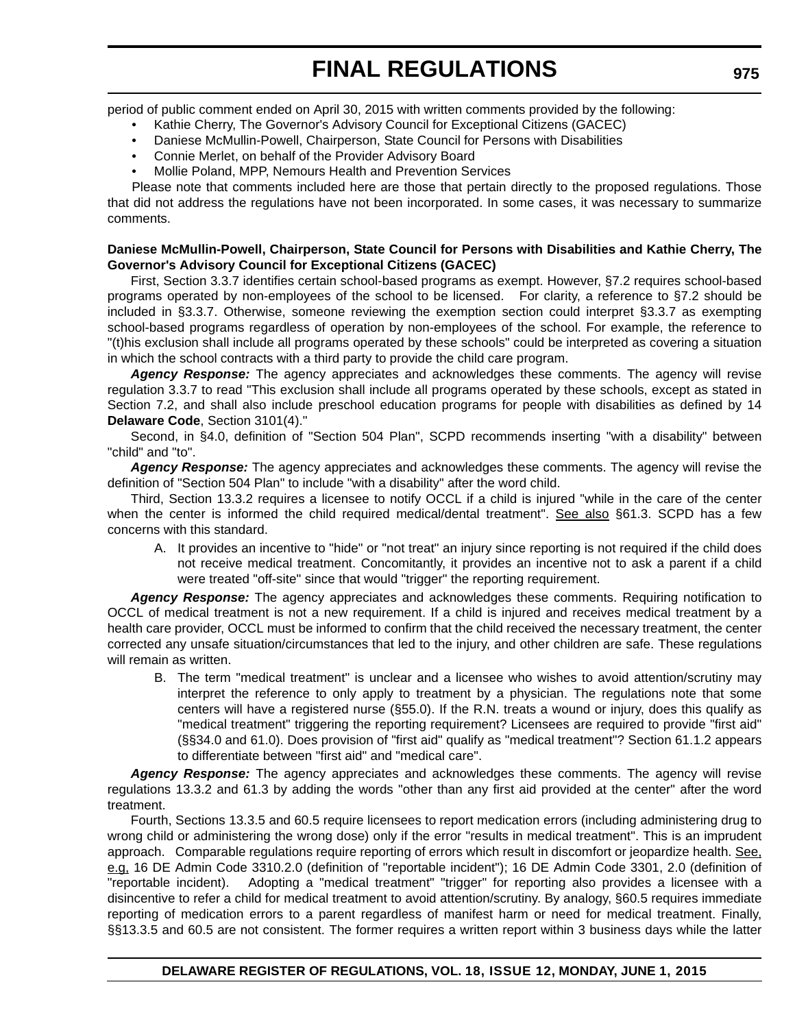period of public comment ended on April 30, 2015 with written comments provided by the following:

- Kathie Cherry, The Governor's Advisory Council for Exceptional Citizens (GACEC)
- Daniese McMullin-Powell, Chairperson, State Council for Persons with Disabilities
- Connie Merlet, on behalf of the Provider Advisory Board
- Mollie Poland, MPP, Nemours Health and Prevention Services

Please note that comments included here are those that pertain directly to the proposed regulations. Those that did not address the regulations have not been incorporated. In some cases, it was necessary to summarize comments.

**Daniese McMullin-Powell, Chairperson, State Council for Persons with Disabilities and Kathie Cherry, The Governor's Advisory Council for Exceptional Citizens (GACEC)**

First, Section 3.3.7 identifies certain school-based programs as exempt. However, §7.2 requires school-based programs operated by non-employees of the school to be licensed. For clarity, a reference to §7.2 should be included in §3.3.7. Otherwise, someone reviewing the exemption section could interpret §3.3.7 as exempting school-based programs regardless of operation by non-employees of the school. For example, the reference to "(t)his exclusion shall include all programs operated by these schools" could be interpreted as covering a situation in which the school contracts with a third party to provide the child care program.

***Agency Response:*** The agency appreciates and acknowledges these comments. The agency will revise regulation 3.3.7 to read "This exclusion shall include all programs operated by these schools, except as stated in Section 7.2, and shall also include preschool education programs for people with disabilities as defined by 14 **Delaware Code**, Section 3101(4)."

Second, in §4.0, definition of "Section 504 Plan", SCPD recommends inserting "with a disability" between "child" and "to".

***Agency Response:*** The agency appreciates and acknowledges these comments. The agency will revise the definition of "Section 504 Plan" to include "with a disability" after the word child.

Third, Section 13.3.2 requires a licensee to notify OCCL if a child is injured "while in the care of the center when the center is informed the child required medical/dental treatment". See also §61.3. SCPD has a few concerns with this standard.

A. It provides an incentive to "hide" or "not treat" an injury since reporting is not required if the child does not receive medical treatment. Concomitantly, it provides an incentive not to ask a parent if a child were treated "off-site" since that would "trigger" the reporting requirement.

***Agency Response:*** The agency appreciates and acknowledges these comments. Requiring notification to OCCL of medical treatment is not a new requirement. If a child is injured and receives medical treatment by a health care provider, OCCL must be informed to confirm that the child received the necessary treatment, the center corrected any unsafe situation/circumstances that led to the injury, and other children are safe. These regulations will remain as written.

B. The term "medical treatment" is unclear and a licensee who wishes to avoid attention/scrutiny may interpret the reference to only apply to treatment by a physician. The regulations note that some centers will have a registered nurse (§55.0). If the R.N. treats a wound or injury, does this qualify as "medical treatment" triggering the reporting requirement? Licensees are required to provide "first aid" (§§34.0 and 61.0). Does provision of "first aid" qualify as "medical treatment"? Section 61.1.2 appears to differentiate between "first aid" and "medical care".

***Agency Response:*** The agency appreciates and acknowledges these comments. The agency will revise regulations 13.3.2 and 61.3 by adding the words "other than any first aid provided at the center" after the word treatment.

Fourth, Sections 13.3.5 and 60.5 require licensees to report medication errors (including administering drug to wrong child or administering the wrong dose) only if the error "results in medical treatment". This is an imprudent approach. Comparable regulations require reporting of errors which result in discomfort or jeopardize health. See, e.g., 16 DE Admin Code 3310.2.0 (definition of "reportable incident"); 16 DE Admin Code 3301, 2.0 (definition of "reportable incident). Adopting a "medical treatment" "trigger" for reporting also provides a licensee with a disincentive to refer a child for medical treatment to avoid attention/scrutiny. By analogy, §60.5 requires immediate reporting of medication errors to a parent regardless of manifest harm or need for medical treatment. Finally, §§13.3.5 and 60.5 are not consistent. The former requires a written report within 3 business days while the latter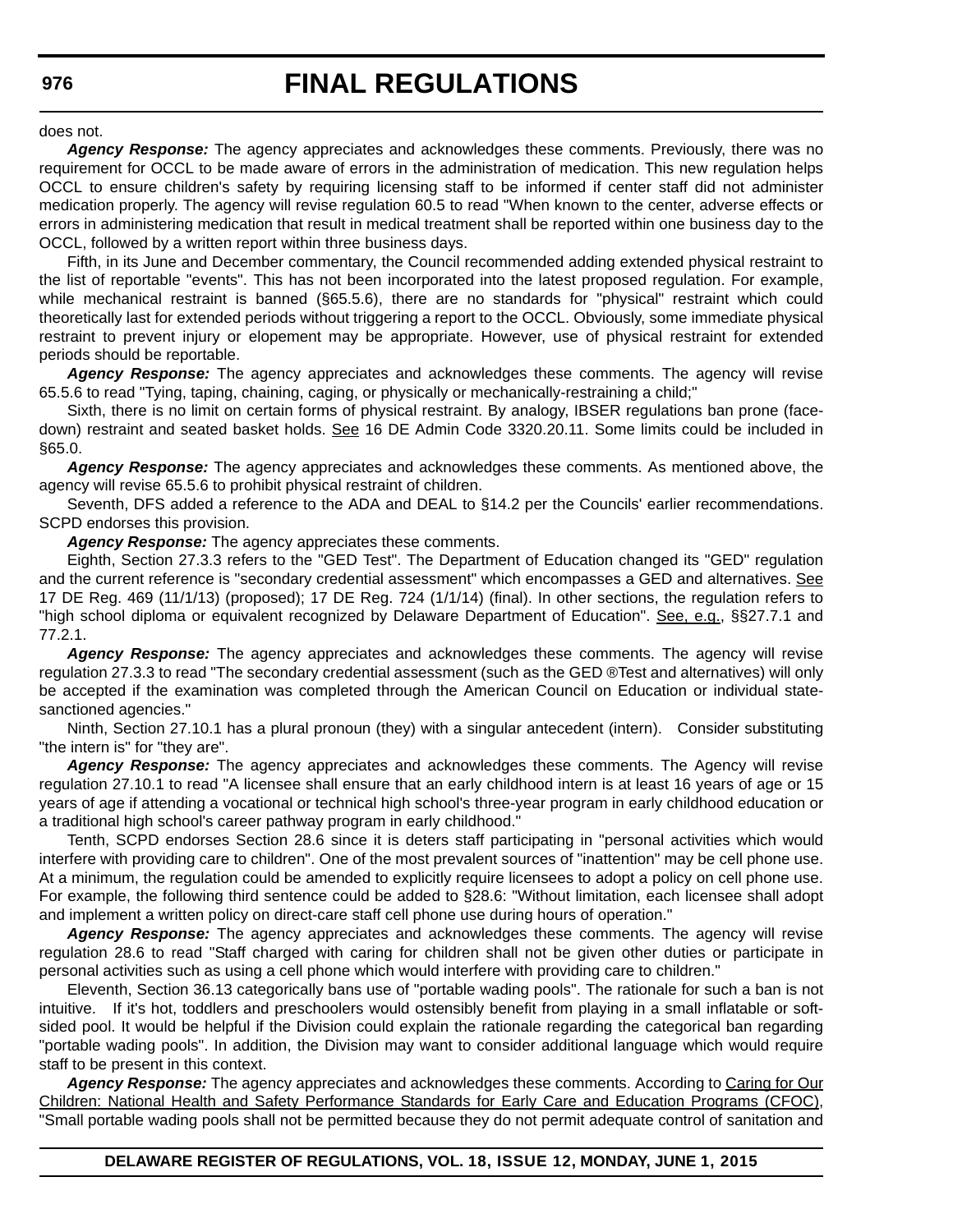does not.

***Agency Response:*** The agency appreciates and acknowledges these comments. Previously, there was no requirement for OCCL to be made aware of errors in the administration of medication. This new regulation helps OCCL to ensure children's safety by requiring licensing staff to be informed if center staff did not administer medication properly. The agency will revise regulation 60.5 to read "When known to the center, adverse effects or errors in administering medication that result in medical treatment shall be reported within one business day to the OCCL, followed by a written report within three business days.

Fifth, in its June and December commentary, the Council recommended adding extended physical restraint to the list of reportable "events". This has not been incorporated into the latest proposed regulation. For example, while mechanical restraint is banned (§65.5.6), there are no standards for "physical" restraint which could theoretically last for extended periods without triggering a report to the OCCL. Obviously, some immediate physical restraint to prevent injury or elopement may be appropriate. However, use of physical restraint for extended periods should be reportable.

***Agency Response:*** The agency appreciates and acknowledges these comments. The agency will revise 65.5.6 to read "Tying, taping, chaining, caging, or physically or mechanically-restraining a child;"

Sixth, there is no limit on certain forms of physical restraint. By analogy, IBSER regulations ban prone (face-down) restraint and seated basket holds. See 16 DE Admin Code 3320.20.11. Some limits could be included in §65.0.

***Agency Response:*** The agency appreciates and acknowledges these comments. As mentioned above, the agency will revise 65.5.6 to prohibit physical restraint of children.

Seventh, DFS added a reference to the ADA and DEAL to §14.2 per the Councils' earlier recommendations. SCPD endorses this provision.

***Agency Response:*** The agency appreciates these comments.

Eighth, Section 27.3.3 refers to the "GED Test". The Department of Education changed its "GED" regulation and the current reference is "secondary credential assessment" which encompasses a GED and alternatives. See 17 DE Reg. 469 (11/1/13) (proposed); 17 DE Reg. 724 (1/1/14) (final). In other sections, the regulation refers to "high school diploma or equivalent recognized by Delaware Department of Education". See, e.g., §§27.7.1 and 77.2.1.

***Agency Response:*** The agency appreciates and acknowledges these comments. The agency will revise regulation 27.3.3 to read "The secondary credential assessment (such as the GED ®Test and alternatives) will only be accepted if the examination was completed through the American Council on Education or individual state-sanctioned agencies."

Ninth, Section 27.10.1 has a plural pronoun (they) with a singular antecedent (intern). Consider substituting "the intern is" for "they are".

***Agency Response:*** The agency appreciates and acknowledges these comments. The Agency will revise regulation 27.10.1 to read "A licensee shall ensure that an early childhood intern is at least 16 years of age or 15 years of age if attending a vocational or technical high school's three-year program in early childhood education or a traditional high school's career pathway program in early childhood."

Tenth, SCPD endorses Section 28.6 since it is deters staff participating in "personal activities which would interfere with providing care to children". One of the most prevalent sources of "inattention" may be cell phone use. At a minimum, the regulation could be amended to explicitly require licensees to adopt a policy on cell phone use. For example, the following third sentence could be added to §28.6: "Without limitation, each licensee shall adopt and implement a written policy on direct-care staff cell phone use during hours of operation."

***Agency Response:*** The agency appreciates and acknowledges these comments. The agency will revise regulation 28.6 to read "Staff charged with caring for children shall not be given other duties or participate in personal activities such as using a cell phone which would interfere with providing care to children."

Eleventh, Section 36.13 categorically bans use of "portable wading pools". The rationale for such a ban is not intuitive. If it's hot, toddlers and preschoolers would ostensibly benefit from playing in a small inflatable or soft-sided pool. It would be helpful if the Division could explain the rationale regarding the categorical ban regarding "portable wading pools". In addition, the Division may want to consider additional language which would require staff to be present in this context.

***Agency Response:*** The agency appreciates and acknowledges these comments. According to Caring for Our Children: National Health and Safety Performance Standards for Early Care and Education Programs (CFOC), "Small portable wading pools shall not be permitted because they do not permit adequate control of sanitation and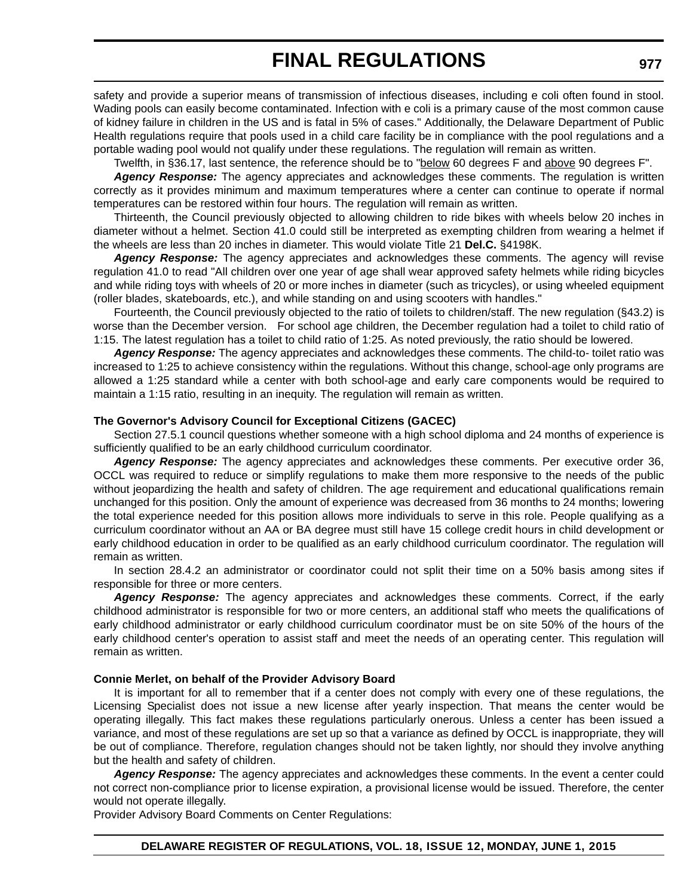safety and provide a superior means of transmission of infectious diseases, including e coli often found in stool. Wading pools can easily become contaminated. Infection with e coli is a primary cause of the most common cause of kidney failure in children in the US and is fatal in 5% of cases." Additionally, the Delaware Department of Public Health regulations require that pools used in a child care facility be in compliance with the pool regulations and a portable wading pool would not qualify under these regulations. The regulation will remain as written.

Twelfth, in §36.17, last sentence, the reference should be to "below 60 degrees F and above 90 degrees F".

***Agency Response:*** The agency appreciates and acknowledges these comments. The regulation is written correctly as it provides minimum and maximum temperatures where a center can continue to operate if normal temperatures can be restored within four hours. The regulation will remain as written.

Thirteenth, the Council previously objected to allowing children to ride bikes with wheels below 20 inches in diameter without a helmet. Section 41.0 could still be interpreted as exempting children from wearing a helmet if the wheels are less than 20 inches in diameter. This would violate Title 21 **Del.C.** §4198K.

***Agency Response:*** The agency appreciates and acknowledges these comments. The agency will revise regulation 41.0 to read "All children over one year of age shall wear approved safety helmets while riding bicycles and while riding toys with wheels of 20 or more inches in diameter (such as tricycles), or using wheeled equipment (roller blades, skateboards, etc.), and while standing on and using scooters with handles."

Fourteenth, the Council previously objected to the ratio of toilets to children/staff. The new regulation (§43.2) is worse than the December version. For school age children, the December regulation had a toilet to child ratio of 1:15. The latest regulation has a toilet to child ratio of 1:25. As noted previously, the ratio should be lowered.

***Agency Response:*** The agency appreciates and acknowledges these comments. The child-to- toilet ratio was increased to 1:25 to achieve consistency within the regulations. Without this change, school-age only programs are allowed a 1:25 standard while a center with both school-age and early care components would be required to maintain a 1:15 ratio, resulting in an inequity. The regulation will remain as written.

**The Governor's Advisory Council for Exceptional Citizens (GACEC)**

Section 27.5.1 council questions whether someone with a high school diploma and 24 months of experience is sufficiently qualified to be an early childhood curriculum coordinator.

***Agency Response:*** The agency appreciates and acknowledges these comments. Per executive order 36, OCCL was required to reduce or simplify regulations to make them more responsive to the needs of the public without jeopardizing the health and safety of children. The age requirement and educational qualifications remain unchanged for this position. Only the amount of experience was decreased from 36 months to 24 months; lowering the total experience needed for this position allows more individuals to serve in this role. People qualifying as a curriculum coordinator without an AA or BA degree must still have 15 college credit hours in child development or early childhood education in order to be qualified as an early childhood curriculum coordinator. The regulation will remain as written.

In section 28.4.2 an administrator or coordinator could not split their time on a 50% basis among sites if responsible for three or more centers.

***Agency Response:*** The agency appreciates and acknowledges these comments. Correct, if the early childhood administrator is responsible for two or more centers, an additional staff who meets the qualifications of early childhood administrator or early childhood curriculum coordinator must be on site 50% of the hours of the early childhood center's operation to assist staff and meet the needs of an operating center. This regulation will remain as written.

**Connie Merlet, on behalf of the Provider Advisory Board**

It is important for all to remember that if a center does not comply with every one of these regulations, the Licensing Specialist does not issue a new license after yearly inspection. That means the center would be operating illegally. This fact makes these regulations particularly onerous. Unless a center has been issued a variance, and most of these regulations are set up so that a variance as defined by OCCL is inappropriate, they will be out of compliance. Therefore, regulation changes should not be taken lightly, nor should they involve anything but the health and safety of children.

***Agency Response:*** The agency appreciates and acknowledges these comments. In the event a center could not correct non-compliance prior to license expiration, a provisional license would be issued. Therefore, the center would not operate illegally.

Provider Advisory Board Comments on Center Regulations: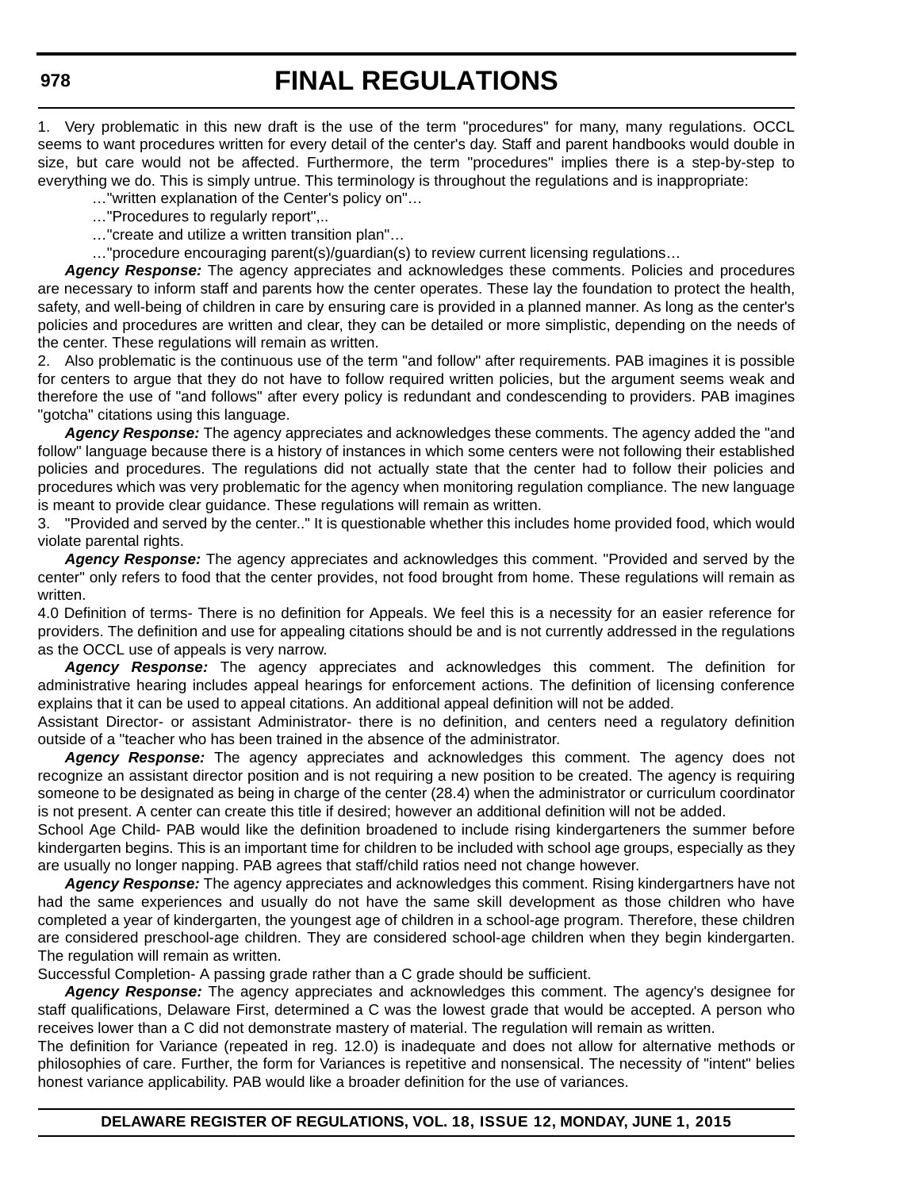1. Very problematic in this new draft is the use of the term "procedures" for many, many regulations. OCCL seems to want procedures written for every detail of the center's day. Staff and parent handbooks would double in size, but care would not be affected. Furthermore, the term "procedures" implies there is a step-by-step to everything we do. This is simply untrue. This terminology is throughout the regulations and is inappropriate:

…"written explanation of the Center's policy on"…

…"Procedures to regularly report",..

…"create and utilize a written transition plan"…

…"procedure encouraging parent(s)/guardian(s) to review current licensing regulations…

***Agency Response:*** The agency appreciates and acknowledges these comments. Policies and procedures are necessary to inform staff and parents how the center operates. These lay the foundation to protect the health, safety, and well-being of children in care by ensuring care is provided in a planned manner. As long as the center's policies and procedures are written and clear, they can be detailed or more simplistic, depending on the needs of the center. These regulations will remain as written.

2. Also problematic is the continuous use of the term "and follow" after requirements. PAB imagines it is possible for centers to argue that they do not have to follow required written policies, but the argument seems weak and therefore the use of "and follows" after every policy is redundant and condescending to providers. PAB imagines "gotcha" citations using this language.

***Agency Response:*** The agency appreciates and acknowledges these comments. The agency added the "and follow" language because there is a history of instances in which some centers were not following their established policies and procedures. The regulations did not actually state that the center had to follow their policies and procedures which was very problematic for the agency when monitoring regulation compliance. The new language is meant to provide clear guidance. These regulations will remain as written.

3. "Provided and served by the center.." It is questionable whether this includes home provided food, which would violate parental rights.

***Agency Response:*** The agency appreciates and acknowledges this comment. "Provided and served by the center" only refers to food that the center provides, not food brought from home. These regulations will remain as written.

4.0 Definition of terms- There is no definition for Appeals. We feel this is a necessity for an easier reference for providers. The definition and use for appealing citations should be and is not currently addressed in the regulations as the OCCL use of appeals is very narrow.

***Agency Response:*** The agency appreciates and acknowledges this comment. The definition for administrative hearing includes appeal hearings for enforcement actions. The definition of licensing conference explains that it can be used to appeal citations. An additional appeal definition will not be added.

Assistant Director- or assistant Administrator- there is no definition, and centers need a regulatory definition outside of a "teacher who has been trained in the absence of the administrator.

***Agency Response:*** The agency appreciates and acknowledges this comment. The agency does not recognize an assistant director position and is not requiring a new position to be created. The agency is requiring someone to be designated as being in charge of the center (28.4) when the administrator or curriculum coordinator is not present. A center can create this title if desired; however an additional definition will not be added.

School Age Child- PAB would like the definition broadened to include rising kindergarteners the summer before kindergarten begins. This is an important time for children to be included with school age groups, especially as they are usually no longer napping. PAB agrees that staff/child ratios need not change however.

***Agency Response:*** The agency appreciates and acknowledges this comment. Rising kindergartners have not had the same experiences and usually do not have the same skill development as those children who have completed a year of kindergarten, the youngest age of children in a school-age program. Therefore, these children are considered preschool-age children. They are considered school-age children when they begin kindergarten. The regulation will remain as written.

Successful Completion- A passing grade rather than a C grade should be sufficient.

***Agency Response:*** The agency appreciates and acknowledges this comment. The agency's designee for staff qualifications, Delaware First, determined a C was the lowest grade that would be accepted. A person who receives lower than a C did not demonstrate mastery of material. The regulation will remain as written.

The definition for Variance (repeated in reg. 12.0) is inadequate and does not allow for alternative methods or philosophies of care. Further, the form for Variances is repetitive and nonsensical. The necessity of "intent" belies honest variance applicability. PAB would like a broader definition for the use of variances.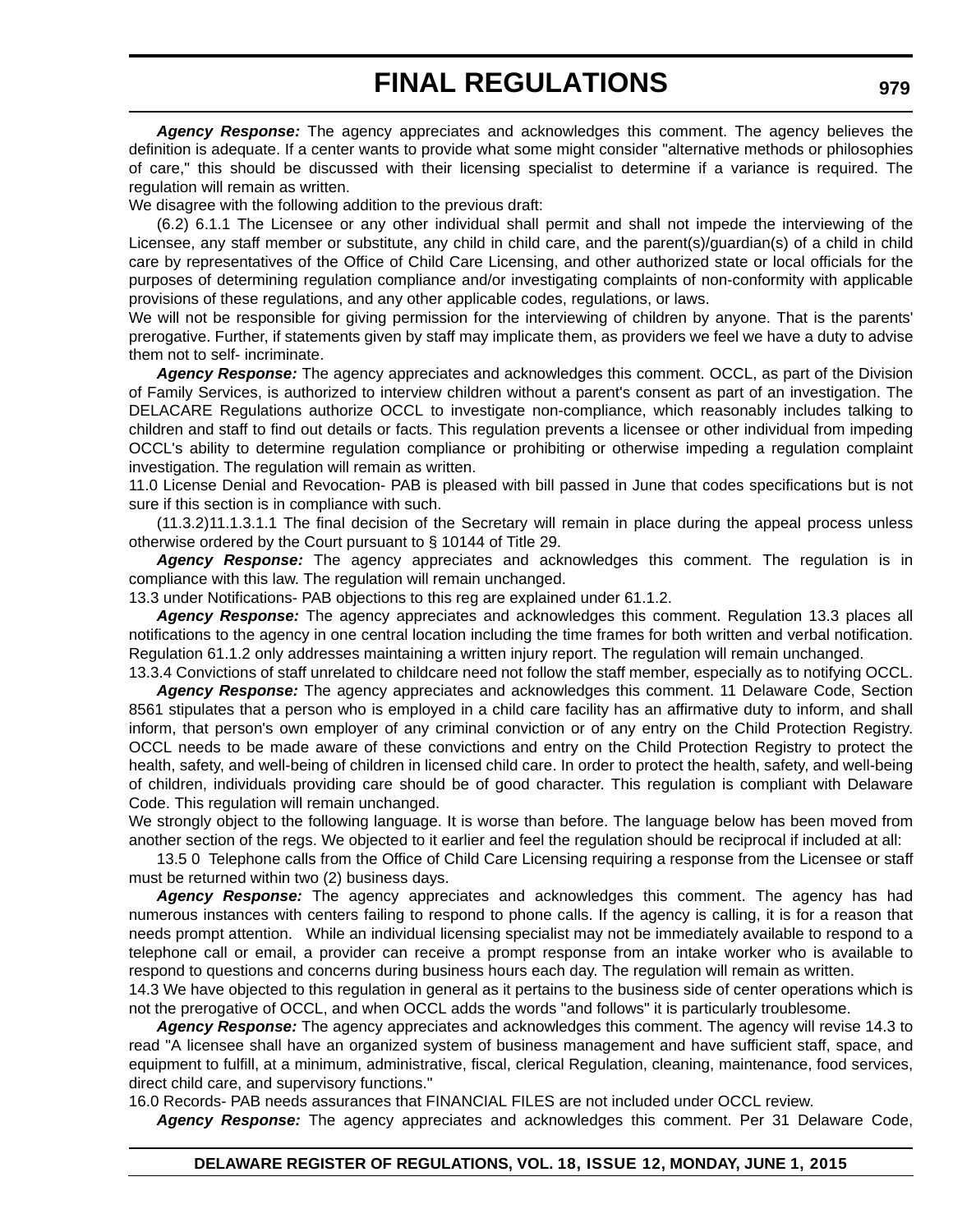***Agency Response:*** The agency appreciates and acknowledges this comment. The agency believes the definition is adequate. If a center wants to provide what some might consider "alternative methods or philosophies of care," this should be discussed with their licensing specialist to determine if a variance is required. The regulation will remain as written.

We disagree with the following addition to the previous draft:

(6.2) 6.1.1 The Licensee or any other individual shall permit and shall not impede the interviewing of the Licensee, any staff member or substitute, any child in child care, and the parent(s)/guardian(s) of a child in child care by representatives of the Office of Child Care Licensing, and other authorized state or local officials for the purposes of determining regulation compliance and/or investigating complaints of non-conformity with applicable provisions of these regulations, and any other applicable codes, regulations, or laws.

We will not be responsible for giving permission for the interviewing of children by anyone. That is the parents' prerogative. Further, if statements given by staff may implicate them, as providers we feel we have a duty to advise them not to self- incriminate.

***Agency Response:*** The agency appreciates and acknowledges this comment. OCCL, as part of the Division of Family Services, is authorized to interview children without a parent's consent as part of an investigation. The DELACARE Regulations authorize OCCL to investigate non-compliance, which reasonably includes talking to children and staff to find out details or facts. This regulation prevents a licensee or other individual from impeding OCCL's ability to determine regulation compliance or prohibiting or otherwise impeding a regulation complaint investigation. The regulation will remain as written.

11.0 License Denial and Revocation- PAB is pleased with bill passed in June that codes specifications but is not sure if this section is in compliance with such.

(11.3.2)11.1.3.1.1 The final decision of the Secretary will remain in place during the appeal process unless otherwise ordered by the Court pursuant to § 10144 of Title 29.

***Agency Response:*** The agency appreciates and acknowledges this comment. The regulation is in compliance with this law. The regulation will remain unchanged.

13.3 under Notifications- PAB objections to this reg are explained under 61.1.2.

***Agency Response:*** The agency appreciates and acknowledges this comment. Regulation 13.3 places all notifications to the agency in one central location including the time frames for both written and verbal notification. Regulation 61.1.2 only addresses maintaining a written injury report. The regulation will remain unchanged.

13.3.4 Convictions of staff unrelated to childcare need not follow the staff member, especially as to notifying OCCL.

***Agency Response:*** The agency appreciates and acknowledges this comment. 11 Delaware Code, Section 8561 stipulates that a person who is employed in a child care facility has an affirmative duty to inform, and shall inform, that person's own employer of any criminal conviction or of any entry on the Child Protection Registry. OCCL needs to be made aware of these convictions and entry on the Child Protection Registry to protect the health, safety, and well-being of children in licensed child care. In order to protect the health, safety, and well-being of children, individuals providing care should be of good character. This regulation is compliant with Delaware Code. This regulation will remain unchanged.

We strongly object to the following language. It is worse than before. The language below has been moved from another section of the regs. We objected to it earlier and feel the regulation should be reciprocal if included at all:

13.5 0 Telephone calls from the Office of Child Care Licensing requiring a response from the Licensee or staff must be returned within two (2) business days.

***Agency Response:*** The agency appreciates and acknowledges this comment. The agency has had numerous instances with centers failing to respond to phone calls. If the agency is calling, it is for a reason that needs prompt attention. While an individual licensing specialist may not be immediately available to respond to a telephone call or email, a provider can receive a prompt response from an intake worker who is available to respond to questions and concerns during business hours each day. The regulation will remain as written.

14.3 We have objected to this regulation in general as it pertains to the business side of center operations which is not the prerogative of OCCL, and when OCCL adds the words "and follows" it is particularly troublesome.

***Agency Response:*** The agency appreciates and acknowledges this comment. The agency will revise 14.3 to read "A licensee shall have an organized system of business management and have sufficient staff, space, and equipment to fulfill, at a minimum, administrative, fiscal, clerical Regulation, cleaning, maintenance, food services, direct child care, and supervisory functions."

16.0 Records- PAB needs assurances that FINANCIAL FILES are not included under OCCL review.

***Agency Response:*** The agency appreciates and acknowledges this comment. Per 31 Delaware Code,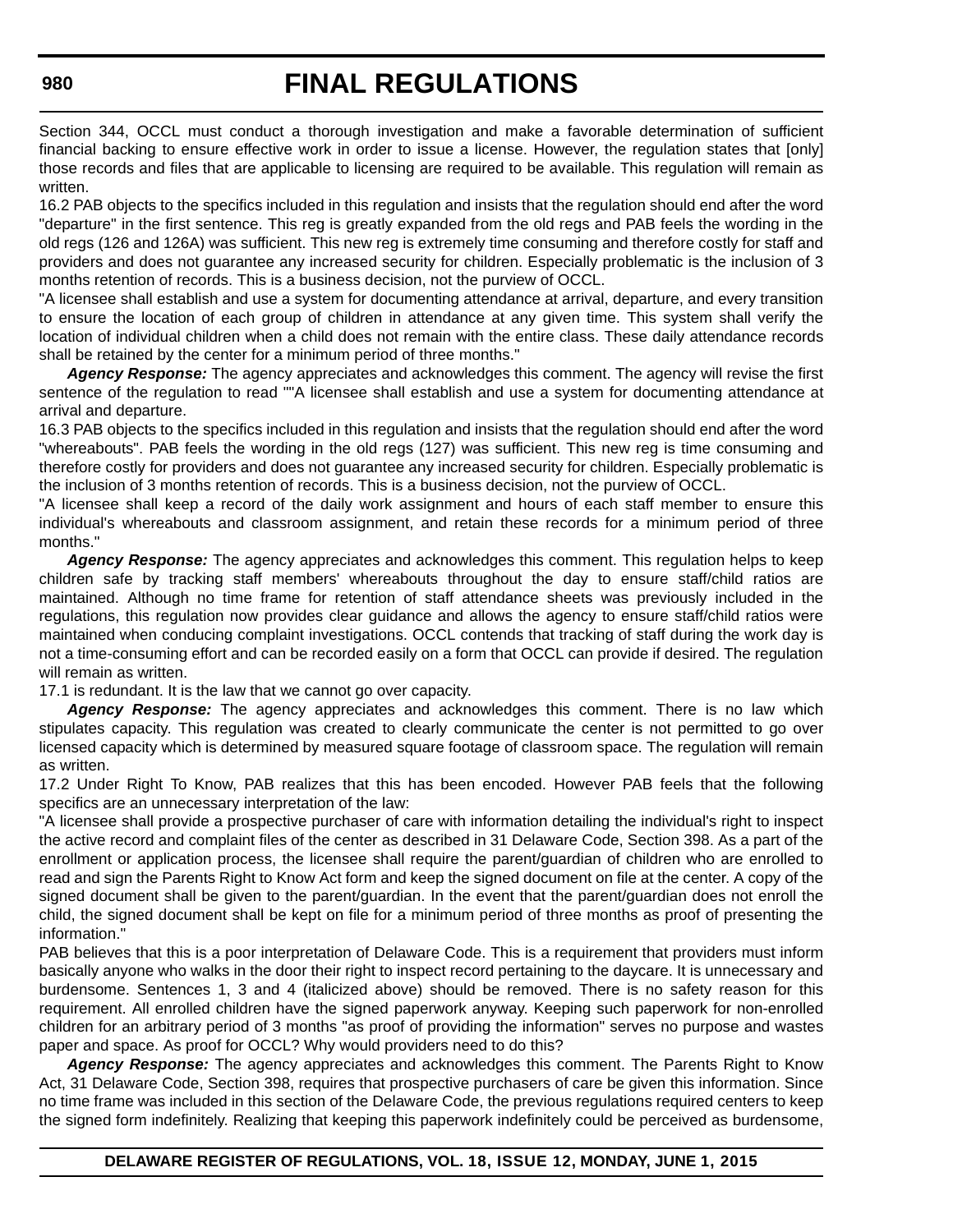Section 344, OCCL must conduct a thorough investigation and make a favorable determination of sufficient financial backing to ensure effective work in order to issue a license. However, the regulation states that [only] those records and files that are applicable to licensing are required to be available. This regulation will remain as written.

16.2 PAB objects to the specifics included in this regulation and insists that the regulation should end after the word "departure" in the first sentence. This reg is greatly expanded from the old regs and PAB feels the wording in the old regs (126 and 126A) was sufficient. This new reg is extremely time consuming and therefore costly for staff and providers and does not guarantee any increased security for children. Especially problematic is the inclusion of 3 months retention of records. This is a business decision, not the purview of OCCL.

"A licensee shall establish and use a system for documenting attendance at arrival, departure, and every transition to ensure the location of each group of children in attendance at any given time. This system shall verify the location of individual children when a child does not remain with the entire class. These daily attendance records shall be retained by the center for a minimum period of three months."

***Agency Response:*** The agency appreciates and acknowledges this comment. The agency will revise the first sentence of the regulation to read ""A licensee shall establish and use a system for documenting attendance at arrival and departure.

16.3 PAB objects to the specifics included in this regulation and insists that the regulation should end after the word "whereabouts". PAB feels the wording in the old regs (127) was sufficient. This new reg is time consuming and therefore costly for providers and does not guarantee any increased security for children. Especially problematic is the inclusion of 3 months retention of records. This is a business decision, not the purview of OCCL.

"A licensee shall keep a record of the daily work assignment and hours of each staff member to ensure this individual's whereabouts and classroom assignment, and retain these records for a minimum period of three months."

***Agency Response:*** The agency appreciates and acknowledges this comment. This regulation helps to keep children safe by tracking staff members' whereabouts throughout the day to ensure staff/child ratios are maintained. Although no time frame for retention of staff attendance sheets was previously included in the regulations, this regulation now provides clear guidance and allows the agency to ensure staff/child ratios were maintained when conducing complaint investigations. OCCL contends that tracking of staff during the work day is not a time-consuming effort and can be recorded easily on a form that OCCL can provide if desired. The regulation will remain as written.

17.1 is redundant. It is the law that we cannot go over capacity.

***Agency Response:*** The agency appreciates and acknowledges this comment. There is no law which stipulates capacity. This regulation was created to clearly communicate the center is not permitted to go over licensed capacity which is determined by measured square footage of classroom space. The regulation will remain as written.

17.2 Under Right To Know, PAB realizes that this has been encoded. However PAB feels that the following specifics are an unnecessary interpretation of the law:

"A licensee shall provide a prospective purchaser of care with information detailing the individual's right to inspect the active record and complaint files of the center as described in 31 Delaware Code, Section 398. As a part of the enrollment or application process, the licensee shall require the parent/guardian of children who are enrolled to read and sign the Parents Right to Know Act form and keep the signed document on file at the center. A copy of the signed document shall be given to the parent/guardian. In the event that the parent/guardian does not enroll the child, the signed document shall be kept on file for a minimum period of three months as proof of presenting the information."

PAB believes that this is a poor interpretation of Delaware Code. This is a requirement that providers must inform basically anyone who walks in the door their right to inspect record pertaining to the daycare. It is unnecessary and burdensome. Sentences 1, 3 and 4 (italicized above) should be removed. There is no safety reason for this requirement. All enrolled children have the signed paperwork anyway. Keeping such paperwork for non-enrolled children for an arbitrary period of 3 months "as proof of providing the information" serves no purpose and wastes paper and space. As proof for OCCL? Why would providers need to do this?

***Agency Response:*** The agency appreciates and acknowledges this comment. The Parents Right to Know Act, 31 Delaware Code, Section 398, requires that prospective purchasers of care be given this information. Since no time frame was included in this section of the Delaware Code, the previous regulations required centers to keep the signed form indefinitely. Realizing that keeping this paperwork indefinitely could be perceived as burdensome,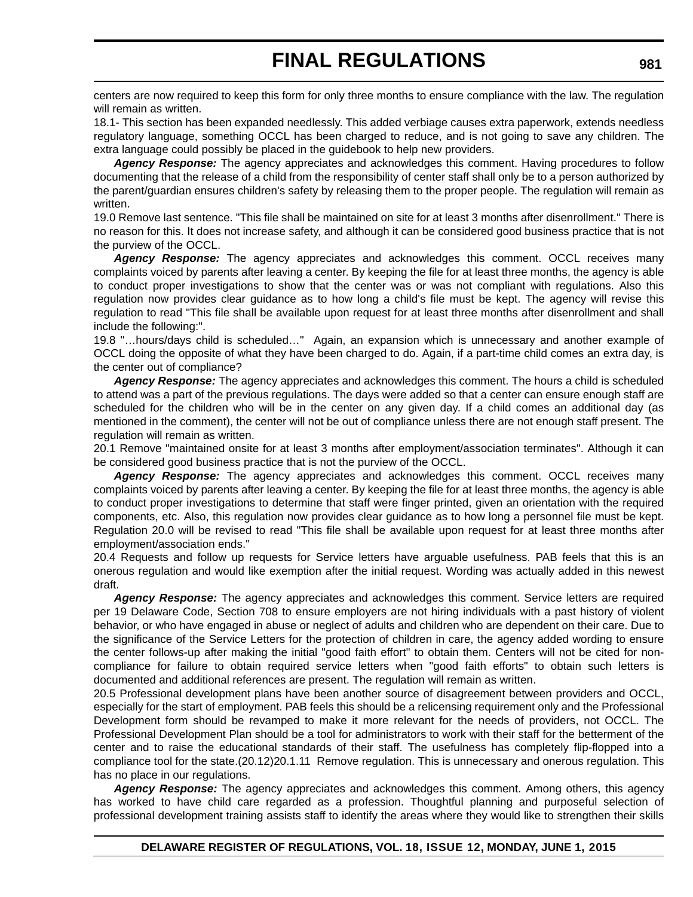centers are now required to keep this form for only three months to ensure compliance with the law. The regulation will remain as written.

18.1- This section has been expanded needlessly. This added verbiage causes extra paperwork, extends needless regulatory language, something OCCL has been charged to reduce, and is not going to save any children. The extra language could possibly be placed in the guidebook to help new providers.

***Agency Response:*** The agency appreciates and acknowledges this comment. Having procedures to follow documenting that the release of a child from the responsibility of center staff shall only be to a person authorized by the parent/guardian ensures children's safety by releasing them to the proper people. The regulation will remain as written.

19.0 Remove last sentence. "This file shall be maintained on site for at least 3 months after disenrollment." There is no reason for this. It does not increase safety, and although it can be considered good business practice that is not the purview of the OCCL.

***Agency Response:*** The agency appreciates and acknowledges this comment. OCCL receives many complaints voiced by parents after leaving a center. By keeping the file for at least three months, the agency is able to conduct proper investigations to show that the center was or was not compliant with regulations. Also this regulation now provides clear guidance as to how long a child's file must be kept. The agency will revise this regulation to read "This file shall be available upon request for at least three months after disenrollment and shall include the following:".

19.8 "…hours/days child is scheduled…" Again, an expansion which is unnecessary and another example of OCCL doing the opposite of what they have been charged to do. Again, if a part-time child comes an extra day, is the center out of compliance?

***Agency Response:*** The agency appreciates and acknowledges this comment. The hours a child is scheduled to attend was a part of the previous regulations. The days were added so that a center can ensure enough staff are scheduled for the children who will be in the center on any given day. If a child comes an additional day (as mentioned in the comment), the center will not be out of compliance unless there are not enough staff present. The regulation will remain as written.

20.1 Remove "maintained onsite for at least 3 months after employment/association terminates". Although it can be considered good business practice that is not the purview of the OCCL.

***Agency Response:*** The agency appreciates and acknowledges this comment. OCCL receives many complaints voiced by parents after leaving a center. By keeping the file for at least three months, the agency is able to conduct proper investigations to determine that staff were finger printed, given an orientation with the required components, etc. Also, this regulation now provides clear guidance as to how long a personnel file must be kept. Regulation 20.0 will be revised to read "This file shall be available upon request for at least three months after employment/association ends."

20.4 Requests and follow up requests for Service letters have arguable usefulness. PAB feels that this is an onerous regulation and would like exemption after the initial request. Wording was actually added in this newest draft.

***Agency Response:*** The agency appreciates and acknowledges this comment. Service letters are required per 19 Delaware Code, Section 708 to ensure employers are not hiring individuals with a past history of violent behavior, or who have engaged in abuse or neglect of adults and children who are dependent on their care. Due to the significance of the Service Letters for the protection of children in care, the agency added wording to ensure the center follows-up after making the initial "good faith effort" to obtain them. Centers will not be cited for non-compliance for failure to obtain required service letters when "good faith efforts" to obtain such letters is documented and additional references are present. The regulation will remain as written.

20.5 Professional development plans have been another source of disagreement between providers and OCCL, especially for the start of employment. PAB feels this should be a relicensing requirement only and the Professional Development form should be revamped to make it more relevant for the needs of providers, not OCCL. The Professional Development Plan should be a tool for administrators to work with their staff for the betterment of the center and to raise the educational standards of their staff. The usefulness has completely flip-flopped into a compliance tool for the state.(20.12)20.1.11 Remove regulation. This is unnecessary and onerous regulation. This has no place in our regulations.

***Agency Response:*** The agency appreciates and acknowledges this comment. Among others, this agency has worked to have child care regarded as a profession. Thoughtful planning and purposeful selection of professional development training assists staff to identify the areas where they would like to strengthen their skills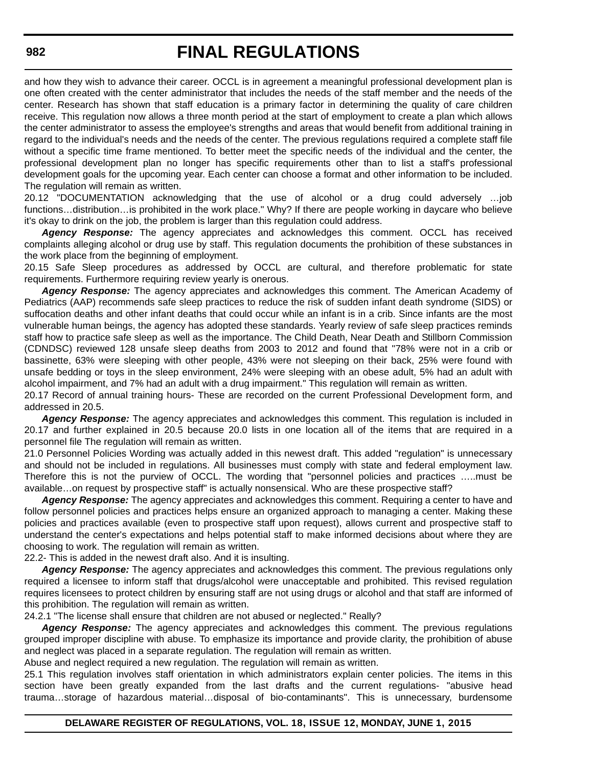and how they wish to advance their career. OCCL is in agreement a meaningful professional development plan is one often created with the center administrator that includes the needs of the staff member and the needs of the center. Research has shown that staff education is a primary factor in determining the quality of care children receive. This regulation now allows a three month period at the start of employment to create a plan which allows the center administrator to assess the employee's strengths and areas that would benefit from additional training in regard to the individual's needs and the needs of the center. The previous regulations required a complete staff file without a specific time frame mentioned. To better meet the specific needs of the individual and the center, the professional development plan no longer has specific requirements other than to list a staff's professional development goals for the upcoming year. Each center can choose a format and other information to be included. The regulation will remain as written.

20.12 "DOCUMENTATION acknowledging that the use of alcohol or a drug could adversely …job functions…distribution…is prohibited in the work place." Why? If there are people working in daycare who believe it's okay to drink on the job, the problem is larger than this regulation could address.

***Agency Response:*** The agency appreciates and acknowledges this comment. OCCL has received complaints alleging alcohol or drug use by staff. This regulation documents the prohibition of these substances in the work place from the beginning of employment.

20.15 Safe Sleep procedures as addressed by OCCL are cultural, and therefore problematic for state requirements. Furthermore requiring review yearly is onerous.

***Agency Response:*** The agency appreciates and acknowledges this comment. The American Academy of Pediatrics (AAP) recommends safe sleep practices to reduce the risk of sudden infant death syndrome (SIDS) or suffocation deaths and other infant deaths that could occur while an infant is in a crib. Since infants are the most vulnerable human beings, the agency has adopted these standards. Yearly review of safe sleep practices reminds staff how to practice safe sleep as well as the importance. The Child Death, Near Death and Stillborn Commission (CDNDSC) reviewed 128 unsafe sleep deaths from 2003 to 2012 and found that "78% were not in a crib or bassinette, 63% were sleeping with other people, 43% were not sleeping on their back, 25% were found with unsafe bedding or toys in the sleep environment, 24% were sleeping with an obese adult, 5% had an adult with alcohol impairment, and 7% had an adult with a drug impairment." This regulation will remain as written.

20.17 Record of annual training hours- These are recorded on the current Professional Development form, and addressed in 20.5.

***Agency Response:*** The agency appreciates and acknowledges this comment. This regulation is included in 20.17 and further explained in 20.5 because 20.0 lists in one location all of the items that are required in a personnel file The regulation will remain as written.

21.0 Personnel Policies Wording was actually added in this newest draft. This added "regulation" is unnecessary and should not be included in regulations. All businesses must comply with state and federal employment law. Therefore this is not the purview of OCCL. The wording that "personnel policies and practices …..must be available…on request by prospective staff" is actually nonsensical. Who are these prospective staff?

***Agency Response:*** The agency appreciates and acknowledges this comment. Requiring a center to have and follow personnel policies and practices helps ensure an organized approach to managing a center. Making these policies and practices available (even to prospective staff upon request), allows current and prospective staff to understand the center's expectations and helps potential staff to make informed decisions about where they are choosing to work. The regulation will remain as written.

22.2- This is added in the newest draft also. And it is insulting.

***Agency Response:*** The agency appreciates and acknowledges this comment. The previous regulations only required a licensee to inform staff that drugs/alcohol were unacceptable and prohibited. This revised regulation requires licensees to protect children by ensuring staff are not using drugs or alcohol and that staff are informed of this prohibition. The regulation will remain as written.

24.2.1 "The license shall ensure that children are not abused or neglected." Really?

***Agency Response:*** The agency appreciates and acknowledges this comment. The previous regulations grouped improper discipline with abuse. To emphasize its importance and provide clarity, the prohibition of abuse and neglect was placed in a separate regulation. The regulation will remain as written.

Abuse and neglect required a new regulation. The regulation will remain as written.

25.1 This regulation involves staff orientation in which administrators explain center policies. The items in this section have been greatly expanded from the last drafts and the current regulations- "abusive head trauma…storage of hazardous material…disposal of bio-contaminants". This is unnecessary, burdensome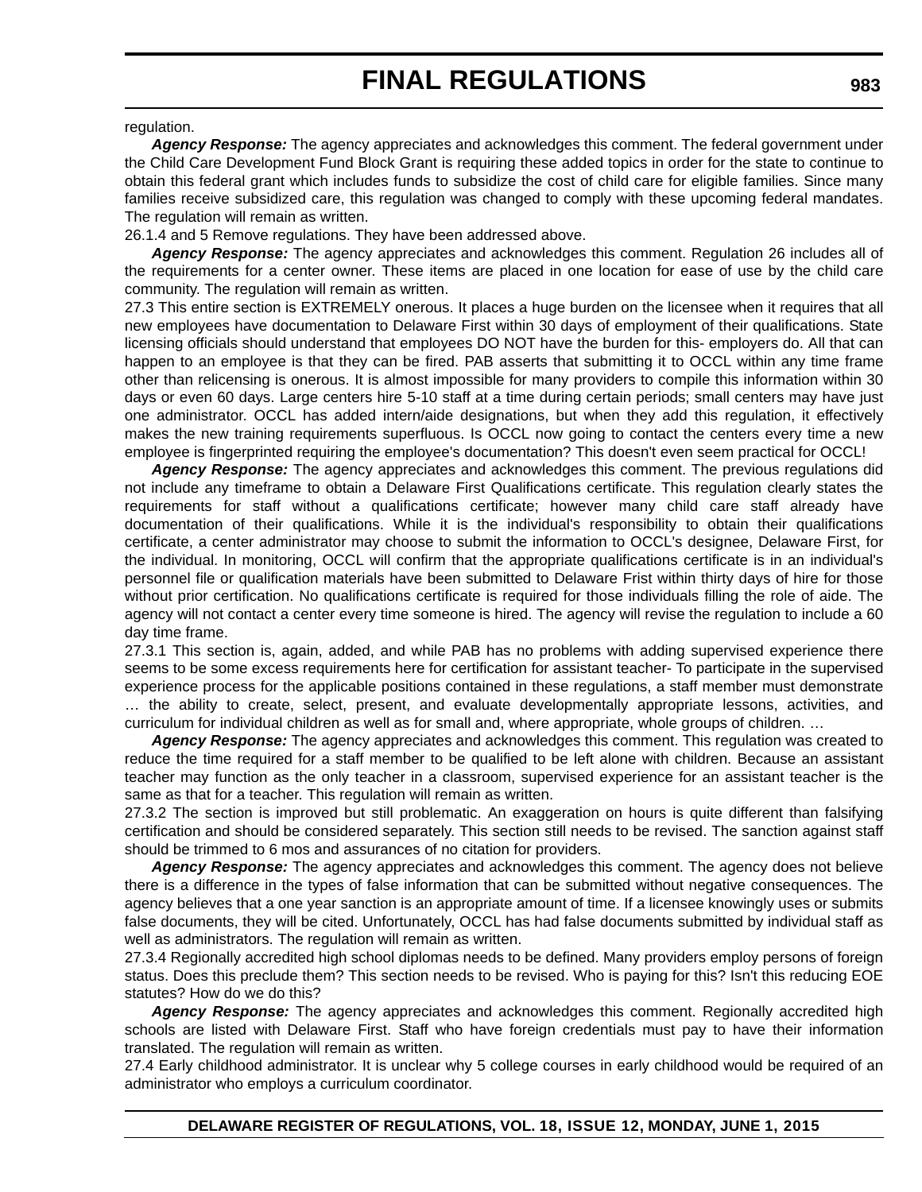regulation.

***Agency Response:*** The agency appreciates and acknowledges this comment. The federal government under the Child Care Development Fund Block Grant is requiring these added topics in order for the state to continue to obtain this federal grant which includes funds to subsidize the cost of child care for eligible families. Since many families receive subsidized care, this regulation was changed to comply with these upcoming federal mandates. The regulation will remain as written.

26.1.4 and 5 Remove regulations. They have been addressed above.

***Agency Response:*** The agency appreciates and acknowledges this comment. Regulation 26 includes all of the requirements for a center owner. These items are placed in one location for ease of use by the child care community. The regulation will remain as written.

27.3 This entire section is EXTREMELY onerous. It places a huge burden on the licensee when it requires that all new employees have documentation to Delaware First within 30 days of employment of their qualifications. State licensing officials should understand that employees DO NOT have the burden for this- employers do. All that can happen to an employee is that they can be fired. PAB asserts that submitting it to OCCL within any time frame other than relicensing is onerous. It is almost impossible for many providers to compile this information within 30 days or even 60 days. Large centers hire 5-10 staff at a time during certain periods; small centers may have just one administrator. OCCL has added intern/aide designations, but when they add this regulation, it effectively makes the new training requirements superfluous. Is OCCL now going to contact the centers every time a new employee is fingerprinted requiring the employee's documentation? This doesn't even seem practical for OCCL!

***Agency Response:*** The agency appreciates and acknowledges this comment. The previous regulations did not include any timeframe to obtain a Delaware First Qualifications certificate. This regulation clearly states the requirements for staff without a qualifications certificate; however many child care staff already have documentation of their qualifications. While it is the individual's responsibility to obtain their qualifications certificate, a center administrator may choose to submit the information to OCCL's designee, Delaware First, for the individual. In monitoring, OCCL will confirm that the appropriate qualifications certificate is in an individual's personnel file or qualification materials have been submitted to Delaware Frist within thirty days of hire for those without prior certification. No qualifications certificate is required for those individuals filling the role of aide. The agency will not contact a center every time someone is hired. The agency will revise the regulation to include a 60 day time frame.

27.3.1 This section is, again, added, and while PAB has no problems with adding supervised experience there seems to be some excess requirements here for certification for assistant teacher- To participate in the supervised experience process for the applicable positions contained in these regulations, a staff member must demonstrate … the ability to create, select, present, and evaluate developmentally appropriate lessons, activities, and curriculum for individual children as well as for small and, where appropriate, whole groups of children. …

***Agency Response:*** The agency appreciates and acknowledges this comment. This regulation was created to reduce the time required for a staff member to be qualified to be left alone with children. Because an assistant teacher may function as the only teacher in a classroom, supervised experience for an assistant teacher is the same as that for a teacher. This regulation will remain as written.

27.3.2 The section is improved but still problematic. An exaggeration on hours is quite different than falsifying certification and should be considered separately. This section still needs to be revised. The sanction against staff should be trimmed to 6 mos and assurances of no citation for providers.

***Agency Response:*** The agency appreciates and acknowledges this comment. The agency does not believe there is a difference in the types of false information that can be submitted without negative consequences. The agency believes that a one year sanction is an appropriate amount of time. If a licensee knowingly uses or submits false documents, they will be cited. Unfortunately, OCCL has had false documents submitted by individual staff as well as administrators. The regulation will remain as written.

27.3.4 Regionally accredited high school diplomas needs to be defined. Many providers employ persons of foreign status. Does this preclude them? This section needs to be revised. Who is paying for this? Isn't this reducing EOE statutes? How do we do this?

***Agency Response:*** The agency appreciates and acknowledges this comment. Regionally accredited high schools are listed with Delaware First. Staff who have foreign credentials must pay to have their information translated. The regulation will remain as written.

27.4 Early childhood administrator. It is unclear why 5 college courses in early childhood would be required of an administrator who employs a curriculum coordinator.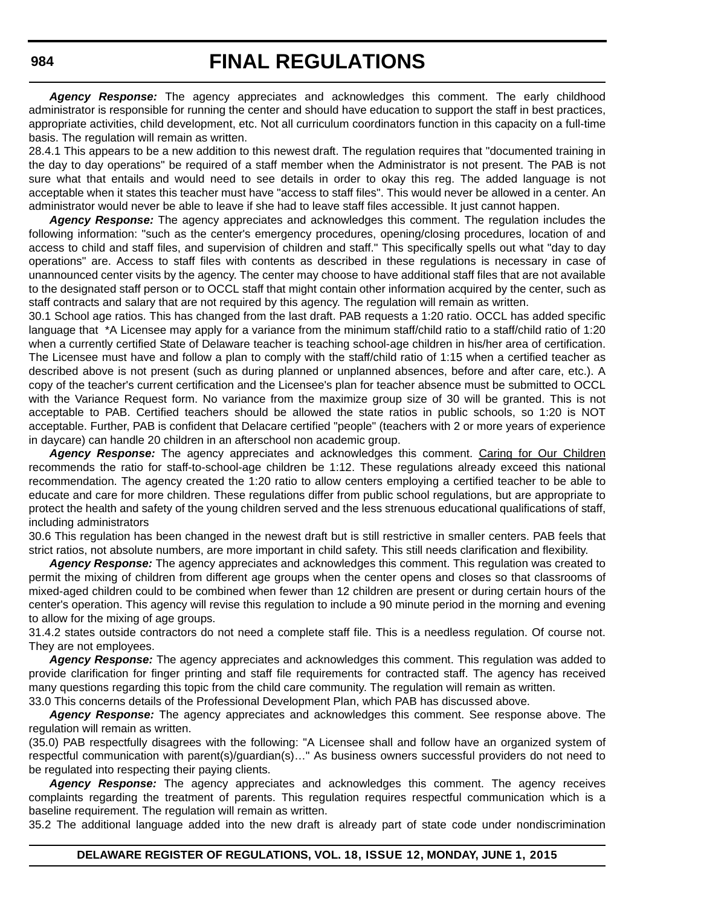***Agency Response:*** The agency appreciates and acknowledges this comment. The early childhood administrator is responsible for running the center and should have education to support the staff in best practices, appropriate activities, child development, etc. Not all curriculum coordinators function in this capacity on a full-time basis. The regulation will remain as written.

28.4.1 This appears to be a new addition to this newest draft. The regulation requires that "documented training in the day to day operations" be required of a staff member when the Administrator is not present. The PAB is not sure what that entails and would need to see details in order to okay this reg. The added language is not acceptable when it states this teacher must have "access to staff files". This would never be allowed in a center. An administrator would never be able to leave if she had to leave staff files accessible. It just cannot happen.

***Agency Response:*** The agency appreciates and acknowledges this comment. The regulation includes the following information: "such as the center's emergency procedures, opening/closing procedures, location of and access to child and staff files, and supervision of children and staff." This specifically spells out what "day to day operations" are. Access to staff files with contents as described in these regulations is necessary in case of unannounced center visits by the agency. The center may choose to have additional staff files that are not available to the designated staff person or to OCCL staff that might contain other information acquired by the center, such as staff contracts and salary that are not required by this agency. The regulation will remain as written.

30.1 School age ratios. This has changed from the last draft. PAB requests a 1:20 ratio. OCCL has added specific language that *A Licensee may apply for a variance from the minimum staff/child ratio to a staff/child ratio of 1:20 when a currently certified State of Delaware teacher is teaching school-age children in his/her area of certification. The Licensee must have and follow a plan to comply with the staff/child ratio of 1:15 when a certified teacher as described above is not present (such as during planned or unplanned absences, before and after care, etc.). A copy of the teacher's current certification and the Licensee's plan for teacher absence must be submitted to OCCL with the Variance Request form. No variance from the maximize group size of 30 will be granted. This is not acceptable to PAB. Certified teachers should be allowed the state ratios in public schools, so 1:20 is NOT acceptable. Further, PAB is confident that Delacare certified "people" (teachers with 2 or more years of experience in daycare) can handle 20 children in an afterschool non academic group.

***Agency Response:*** The agency appreciates and acknowledges this comment. Caring for Our Children recommends the ratio for staff-to-school-age children be 1:12. These regulations already exceed this national recommendation. The agency created the 1:20 ratio to allow centers employing a certified teacher to be able to educate and care for more children. These regulations differ from public school regulations, but are appropriate to protect the health and safety of the young children served and the less strenuous educational qualifications of staff, including administrators

30.6 This regulation has been changed in the newest draft but is still restrictive in smaller centers. PAB feels that strict ratios, not absolute numbers, are more important in child safety. This still needs clarification and flexibility.

***Agency Response:*** The agency appreciates and acknowledges this comment. This regulation was created to permit the mixing of children from different age groups when the center opens and closes so that classrooms of mixed-aged children could to be combined when fewer than 12 children are present or during certain hours of the center's operation. This agency will revise this regulation to include a 90 minute period in the morning and evening to allow for the mixing of age groups.

31.4.2 states outside contractors do not need a complete staff file. This is a needless regulation. Of course not. They are not employees.

***Agency Response:*** The agency appreciates and acknowledges this comment. This regulation was added to provide clarification for finger printing and staff file requirements for contracted staff. The agency has received many questions regarding this topic from the child care community. The regulation will remain as written.

33.0 This concerns details of the Professional Development Plan, which PAB has discussed above.

***Agency Response:*** The agency appreciates and acknowledges this comment. See response above. The regulation will remain as written.

(35.0) PAB respectfully disagrees with the following: "A Licensee shall and follow have an organized system of respectful communication with parent(s)/guardian(s)…" As business owners successful providers do not need to be regulated into respecting their paying clients.

***Agency Response:*** The agency appreciates and acknowledges this comment. The agency receives complaints regarding the treatment of parents. This regulation requires respectful communication which is a baseline requirement. The regulation will remain as written.

35.2 The additional language added into the new draft is already part of state code under nondiscrimination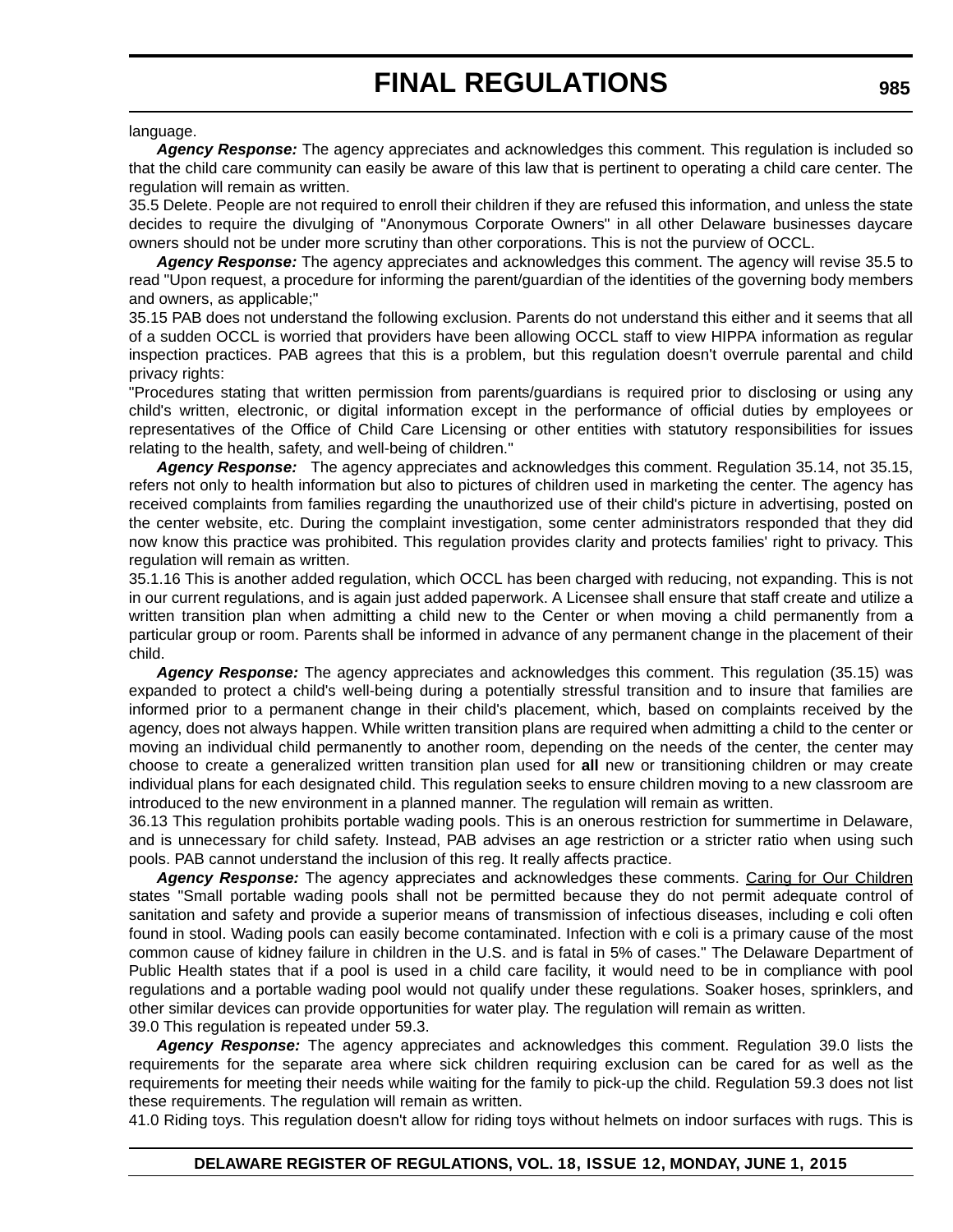language.

***Agency Response:*** The agency appreciates and acknowledges this comment. This regulation is included so that the child care community can easily be aware of this law that is pertinent to operating a child care center. The regulation will remain as written.

35.5 Delete. People are not required to enroll their children if they are refused this information, and unless the state decides to require the divulging of "Anonymous Corporate Owners" in all other Delaware businesses daycare owners should not be under more scrutiny than other corporations. This is not the purview of OCCL.

***Agency Response:*** The agency appreciates and acknowledges this comment. The agency will revise 35.5 to read "Upon request, a procedure for informing the parent/guardian of the identities of the governing body members and owners, as applicable;"

35.15 PAB does not understand the following exclusion. Parents do not understand this either and it seems that all of a sudden OCCL is worried that providers have been allowing OCCL staff to view HIPPA information as regular inspection practices. PAB agrees that this is a problem, but this regulation doesn't overrule parental and child privacy rights:

"Procedures stating that written permission from parents/guardians is required prior to disclosing or using any child's written, electronic, or digital information except in the performance of official duties by employees or representatives of the Office of Child Care Licensing or other entities with statutory responsibilities for issues relating to the health, safety, and well-being of children."

***Agency Response:*** The agency appreciates and acknowledges this comment. Regulation 35.14, not 35.15, refers not only to health information but also to pictures of children used in marketing the center. The agency has received complaints from families regarding the unauthorized use of their child's picture in advertising, posted on the center website, etc. During the complaint investigation, some center administrators responded that they did now know this practice was prohibited. This regulation provides clarity and protects families' right to privacy. This regulation will remain as written.

35.1.16 This is another added regulation, which OCCL has been charged with reducing, not expanding. This is not in our current regulations, and is again just added paperwork. A Licensee shall ensure that staff create and utilize a written transition plan when admitting a child new to the Center or when moving a child permanently from a particular group or room. Parents shall be informed in advance of any permanent change in the placement of their child.

***Agency Response:*** The agency appreciates and acknowledges this comment. This regulation (35.15) was expanded to protect a child's well-being during a potentially stressful transition and to insure that families are informed prior to a permanent change in their child's placement, which, based on complaints received by the agency, does not always happen. While written transition plans are required when admitting a child to the center or moving an individual child permanently to another room, depending on the needs of the center, the center may choose to create a generalized written transition plan used for **all** new or transitioning children or may create individual plans for each designated child. This regulation seeks to ensure children moving to a new classroom are introduced to the new environment in a planned manner. The regulation will remain as written.

36.13 This regulation prohibits portable wading pools. This is an onerous restriction for summertime in Delaware, and is unnecessary for child safety. Instead, PAB advises an age restriction or a stricter ratio when using such pools. PAB cannot understand the inclusion of this reg. It really affects practice.

***Agency Response:*** The agency appreciates and acknowledges these comments. Caring for Our Children states "Small portable wading pools shall not be permitted because they do not permit adequate control of sanitation and safety and provide a superior means of transmission of infectious diseases, including e coli often found in stool. Wading pools can easily become contaminated. Infection with e coli is a primary cause of the most common cause of kidney failure in children in the U.S. and is fatal in 5% of cases." The Delaware Department of Public Health states that if a pool is used in a child care facility, it would need to be in compliance with pool regulations and a portable wading pool would not qualify under these regulations. Soaker hoses, sprinklers, and other similar devices can provide opportunities for water play. The regulation will remain as written.

39.0 This regulation is repeated under 59.3.

***Agency Response:*** The agency appreciates and acknowledges this comment. Regulation 39.0 lists the requirements for the separate area where sick children requiring exclusion can be cared for as well as the requirements for meeting their needs while waiting for the family to pick-up the child. Regulation 59.3 does not list these requirements. The regulation will remain as written.

41.0 Riding toys. This regulation doesn't allow for riding toys without helmets on indoor surfaces with rugs. This is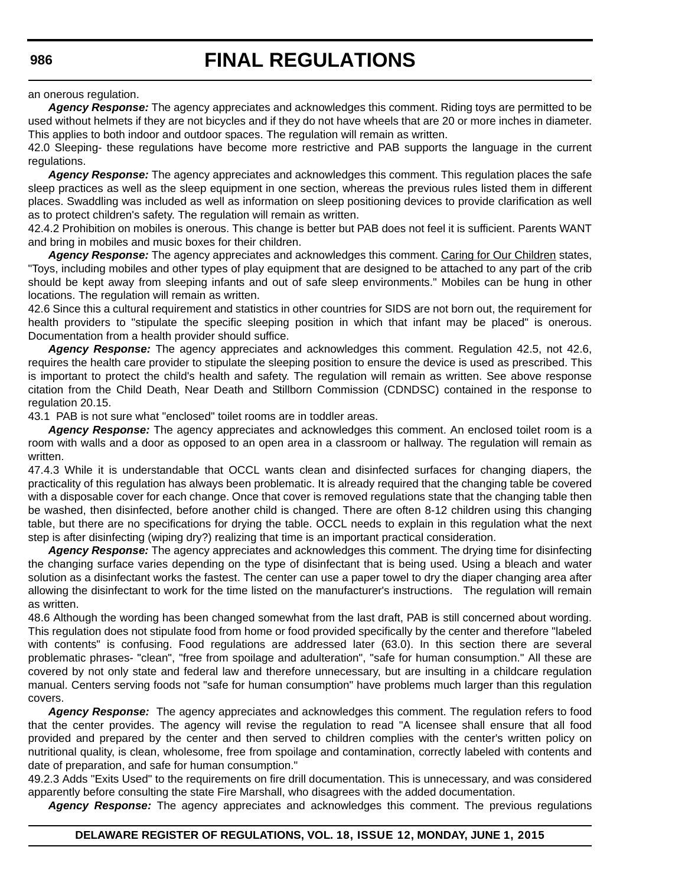an onerous regulation.

***Agency Response:*** The agency appreciates and acknowledges this comment. Riding toys are permitted to be used without helmets if they are not bicycles and if they do not have wheels that are 20 or more inches in diameter. This applies to both indoor and outdoor spaces. The regulation will remain as written.

42.0 Sleeping- these regulations have become more restrictive and PAB supports the language in the current regulations.

***Agency Response:*** The agency appreciates and acknowledges this comment. This regulation places the safe sleep practices as well as the sleep equipment in one section, whereas the previous rules listed them in different places. Swaddling was included as well as information on sleep positioning devices to provide clarification as well as to protect children's safety. The regulation will remain as written.

42.4.2 Prohibition on mobiles is onerous. This change is better but PAB does not feel it is sufficient. Parents WANT and bring in mobiles and music boxes for their children.

***Agency Response:*** The agency appreciates and acknowledges this comment. Caring for Our Children states, "Toys, including mobiles and other types of play equipment that are designed to be attached to any part of the crib should be kept away from sleeping infants and out of safe sleep environments." Mobiles can be hung in other locations. The regulation will remain as written.

42.6 Since this a cultural requirement and statistics in other countries for SIDS are not born out, the requirement for health providers to "stipulate the specific sleeping position in which that infant may be placed" is onerous. Documentation from a health provider should suffice.

***Agency Response:*** The agency appreciates and acknowledges this comment. Regulation 42.5, not 42.6, requires the health care provider to stipulate the sleeping position to ensure the device is used as prescribed. This is important to protect the child's health and safety. The regulation will remain as written. See above response citation from the Child Death, Near Death and Stillborn Commission (CDNDSC) contained in the response to regulation 20.15.

43.1 PAB is not sure what "enclosed" toilet rooms are in toddler areas.

***Agency Response:*** The agency appreciates and acknowledges this comment. An enclosed toilet room is a room with walls and a door as opposed to an open area in a classroom or hallway. The regulation will remain as written.

47.4.3 While it is understandable that OCCL wants clean and disinfected surfaces for changing diapers, the practicality of this regulation has always been problematic. It is already required that the changing table be covered with a disposable cover for each change. Once that cover is removed regulations state that the changing table then be washed, then disinfected, before another child is changed. There are often 8-12 children using this changing table, but there are no specifications for drying the table. OCCL needs to explain in this regulation what the next step is after disinfecting (wiping dry?) realizing that time is an important practical consideration.

***Agency Response:*** The agency appreciates and acknowledges this comment. The drying time for disinfecting the changing surface varies depending on the type of disinfectant that is being used. Using a bleach and water solution as a disinfectant works the fastest. The center can use a paper towel to dry the diaper changing area after allowing the disinfectant to work for the time listed on the manufacturer's instructions. The regulation will remain as written.

48.6 Although the wording has been changed somewhat from the last draft, PAB is still concerned about wording. This regulation does not stipulate food from home or food provided specifically by the center and therefore "labeled with contents" is confusing. Food regulations are addressed later (63.0). In this section there are several problematic phrases- "clean", "free from spoilage and adulteration", "safe for human consumption." All these are covered by not only state and federal law and therefore unnecessary, but are insulting in a childcare regulation manual. Centers serving foods not "safe for human consumption" have problems much larger than this regulation covers.

***Agency Response:*** The agency appreciates and acknowledges this comment. The regulation refers to food that the center provides. The agency will revise the regulation to read "A licensee shall ensure that all food provided and prepared by the center and then served to children complies with the center's written policy on nutritional quality, is clean, wholesome, free from spoilage and contamination, correctly labeled with contents and date of preparation, and safe for human consumption."

49.2.3 Adds "Exits Used" to the requirements on fire drill documentation. This is unnecessary, and was considered apparently before consulting the state Fire Marshall, who disagrees with the added documentation.

***Agency Response:*** The agency appreciates and acknowledges this comment. The previous regulations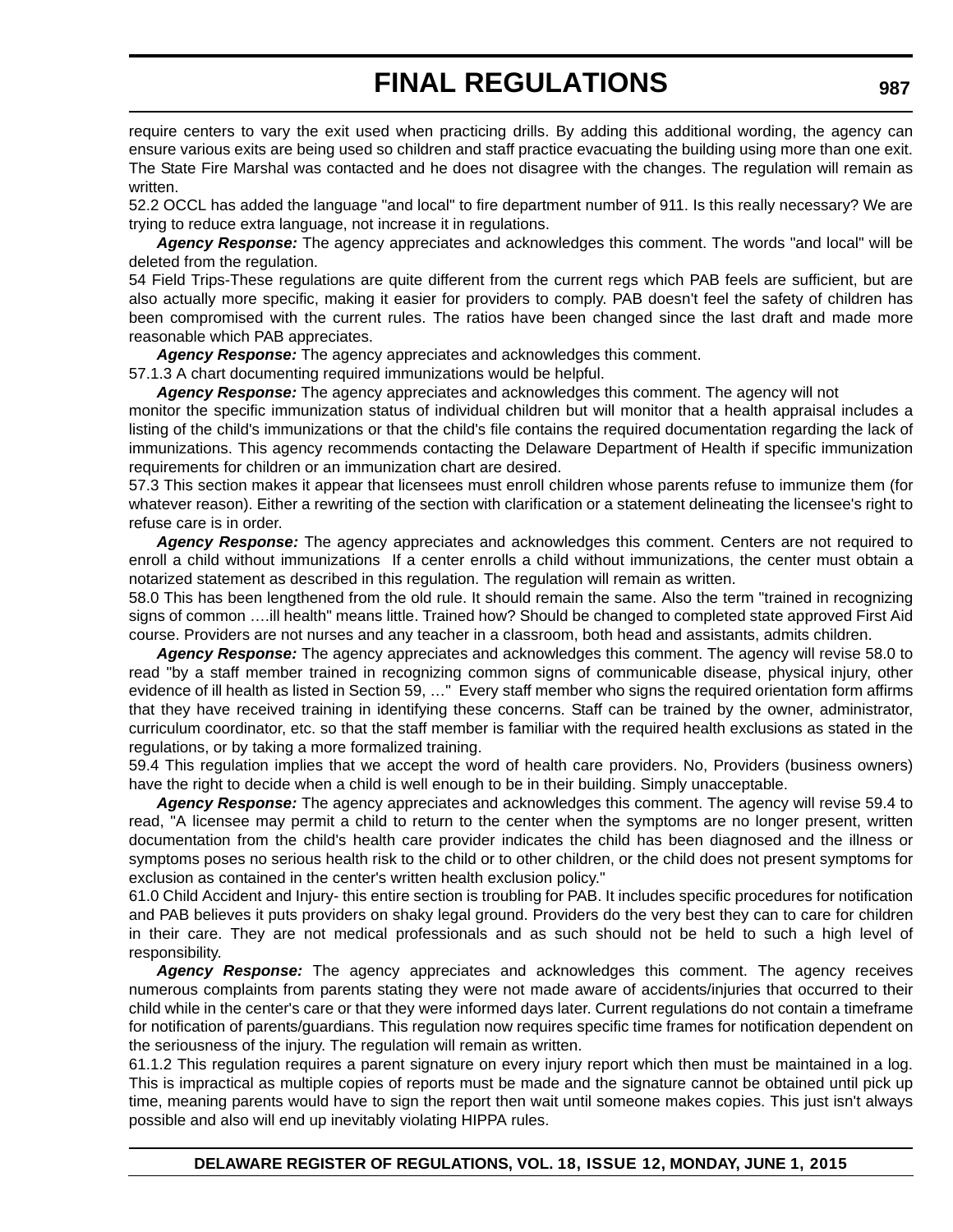require centers to vary the exit used when practicing drills. By adding this additional wording, the agency can ensure various exits are being used so children and staff practice evacuating the building using more than one exit. The State Fire Marshal was contacted and he does not disagree with the changes. The regulation will remain as written.

52.2 OCCL has added the language "and local" to fire department number of 911. Is this really necessary? We are trying to reduce extra language, not increase it in regulations.

***Agency Response:*** The agency appreciates and acknowledges this comment. The words "and local" will be deleted from the regulation.

54 Field Trips-These regulations are quite different from the current regs which PAB feels are sufficient, but are also actually more specific, making it easier for providers to comply. PAB doesn't feel the safety of children has been compromised with the current rules. The ratios have been changed since the last draft and made more reasonable which PAB appreciates.

***Agency Response:*** The agency appreciates and acknowledges this comment.

57.1.3 A chart documenting required immunizations would be helpful.

***Agency Response:*** The agency appreciates and acknowledges this comment. The agency will not monitor the specific immunization status of individual children but will monitor that a health appraisal includes a listing of the child's immunizations or that the child's file contains the required documentation regarding the lack of immunizations. This agency recommends contacting the Delaware Department of Health if specific immunization requirements for children or an immunization chart are desired.

57.3 This section makes it appear that licensees must enroll children whose parents refuse to immunize them (for whatever reason). Either a rewriting of the section with clarification or a statement delineating the licensee's right to refuse care is in order.

***Agency Response:*** The agency appreciates and acknowledges this comment. Centers are not required to enroll a child without immunizations If a center enrolls a child without immunizations, the center must obtain a notarized statement as described in this regulation. The regulation will remain as written.

58.0 This has been lengthened from the old rule. It should remain the same. Also the term "trained in recognizing signs of common ….ill health" means little. Trained how? Should be changed to completed state approved First Aid course. Providers are not nurses and any teacher in a classroom, both head and assistants, admits children.

***Agency Response:*** The agency appreciates and acknowledges this comment. The agency will revise 58.0 to read "by a staff member trained in recognizing common signs of communicable disease, physical injury, other evidence of ill health as listed in Section 59, …" Every staff member who signs the required orientation form affirms that they have received training in identifying these concerns. Staff can be trained by the owner, administrator, curriculum coordinator, etc. so that the staff member is familiar with the required health exclusions as stated in the regulations, or by taking a more formalized training.

59.4 This regulation implies that we accept the word of health care providers. No, Providers (business owners) have the right to decide when a child is well enough to be in their building. Simply unacceptable.

***Agency Response:*** The agency appreciates and acknowledges this comment. The agency will revise 59.4 to read, "A licensee may permit a child to return to the center when the symptoms are no longer present, written documentation from the child's health care provider indicates the child has been diagnosed and the illness or symptoms poses no serious health risk to the child or to other children, or the child does not present symptoms for exclusion as contained in the center's written health exclusion policy."

61.0 Child Accident and Injury- this entire section is troubling for PAB. It includes specific procedures for notification and PAB believes it puts providers on shaky legal ground. Providers do the very best they can to care for children in their care. They are not medical professionals and as such should not be held to such a high level of responsibility.

***Agency Response:*** The agency appreciates and acknowledges this comment. The agency receives numerous complaints from parents stating they were not made aware of accidents/injuries that occurred to their child while in the center's care or that they were informed days later. Current regulations do not contain a timeframe for notification of parents/guardians. This regulation now requires specific time frames for notification dependent on the seriousness of the injury. The regulation will remain as written.

61.1.2 This regulation requires a parent signature on every injury report which then must be maintained in a log. This is impractical as multiple copies of reports must be made and the signature cannot be obtained until pick up time, meaning parents would have to sign the report then wait until someone makes copies. This just isn't always possible and also will end up inevitably violating HIPPA rules.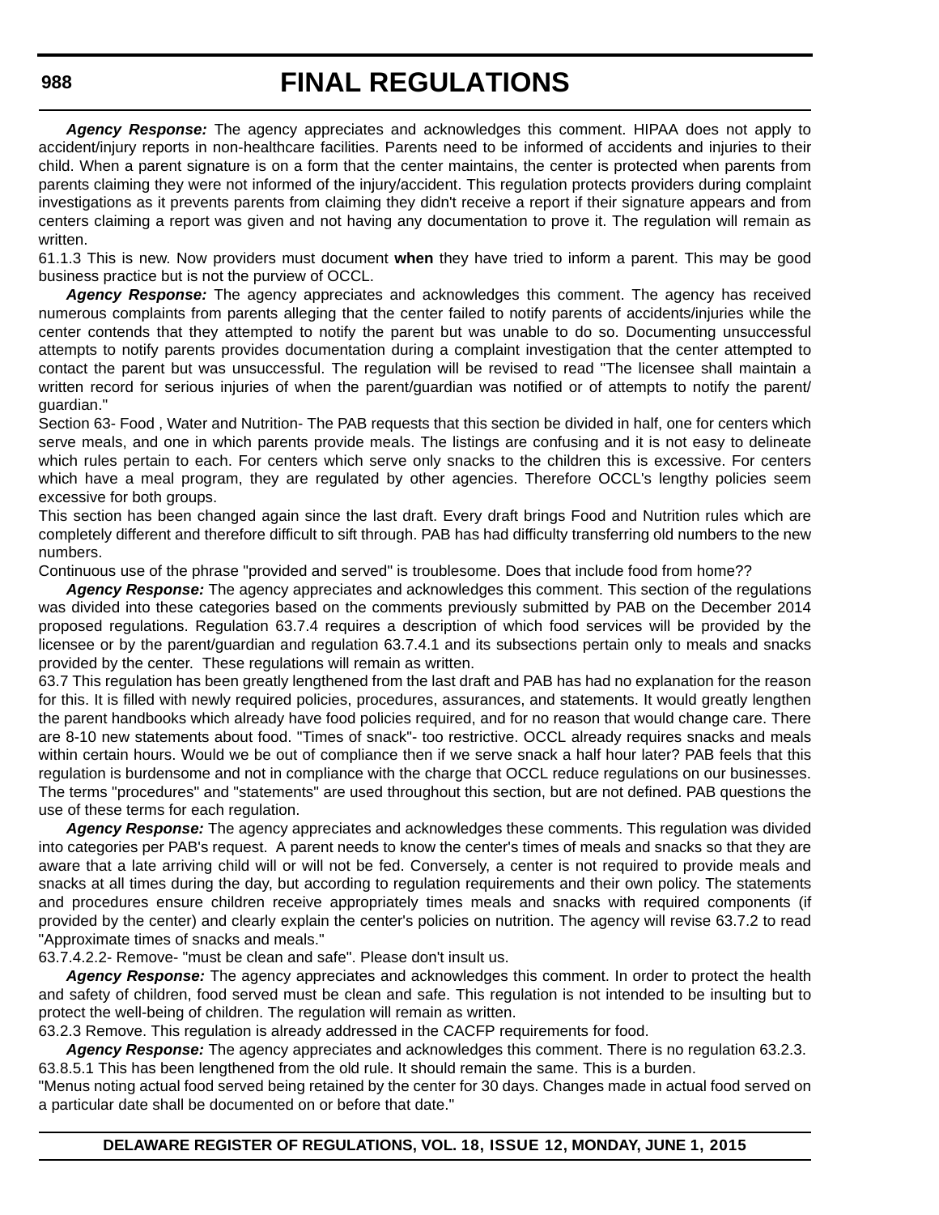***Agency Response:*** The agency appreciates and acknowledges this comment. HIPAA does not apply to accident/injury reports in non-healthcare facilities. Parents need to be informed of accidents and injuries to their child. When a parent signature is on a form that the center maintains, the center is protected when parents from parents claiming they were not informed of the injury/accident. This regulation protects providers during complaint investigations as it prevents parents from claiming they didn't receive a report if their signature appears and from centers claiming a report was given and not having any documentation to prove it. The regulation will remain as written.

61.1.3 This is new. Now providers must document **when** they have tried to inform a parent. This may be good business practice but is not the purview of OCCL.

***Agency Response:*** The agency appreciates and acknowledges this comment. The agency has received numerous complaints from parents alleging that the center failed to notify parents of accidents/injuries while the center contends that they attempted to notify the parent but was unable to do so. Documenting unsuccessful attempts to notify parents provides documentation during a complaint investigation that the center attempted to contact the parent but was unsuccessful. The regulation will be revised to read "The licensee shall maintain a written record for serious injuries of when the parent/guardian was notified or of attempts to notify the parent/guardian."

Section 63- Food , Water and Nutrition- The PAB requests that this section be divided in half, one for centers which serve meals, and one in which parents provide meals. The listings are confusing and it is not easy to delineate which rules pertain to each. For centers which serve only snacks to the children this is excessive. For centers which have a meal program, they are regulated by other agencies. Therefore OCCL's lengthy policies seem excessive for both groups.

This section has been changed again since the last draft. Every draft brings Food and Nutrition rules which are completely different and therefore difficult to sift through. PAB has had difficulty transferring old numbers to the new numbers.

Continuous use of the phrase "provided and served" is troublesome. Does that include food from home??

***Agency Response:*** The agency appreciates and acknowledges this comment. This section of the regulations was divided into these categories based on the comments previously submitted by PAB on the December 2014 proposed regulations. Regulation 63.7.4 requires a description of which food services will be provided by the licensee or by the parent/guardian and regulation 63.7.4.1 and its subsections pertain only to meals and snacks provided by the center. These regulations will remain as written.

63.7 This regulation has been greatly lengthened from the last draft and PAB has had no explanation for the reason for this. It is filled with newly required policies, procedures, assurances, and statements. It would greatly lengthen the parent handbooks which already have food policies required, and for no reason that would change care. There are 8-10 new statements about food. "Times of snack"- too restrictive. OCCL already requires snacks and meals within certain hours. Would we be out of compliance then if we serve snack a half hour later? PAB feels that this regulation is burdensome and not in compliance with the charge that OCCL reduce regulations on our businesses. The terms "procedures" and "statements" are used throughout this section, but are not defined. PAB questions the use of these terms for each regulation.

***Agency Response:*** The agency appreciates and acknowledges these comments. This regulation was divided into categories per PAB's request. A parent needs to know the center's times of meals and snacks so that they are aware that a late arriving child will or will not be fed. Conversely, a center is not required to provide meals and snacks at all times during the day, but according to regulation requirements and their own policy. The statements and procedures ensure children receive appropriately times meals and snacks with required components (if provided by the center) and clearly explain the center's policies on nutrition. The agency will revise 63.7.2 to read "Approximate times of snacks and meals."

63.7.4.2.2- Remove- "must be clean and safe". Please don't insult us.

***Agency Response:*** The agency appreciates and acknowledges this comment. In order to protect the health and safety of children, food served must be clean and safe. This regulation is not intended to be insulting but to protect the well-being of children. The regulation will remain as written.

63.2.3 Remove. This regulation is already addressed in the CACFP requirements for food.

***Agency Response:*** The agency appreciates and acknowledges this comment. There is no regulation 63.2.3.

63.8.5.1 This has been lengthened from the old rule. It should remain the same. This is a burden.

"Menus noting actual food served being retained by the center for 30 days. Changes made in actual food served on a particular date shall be documented on or before that date."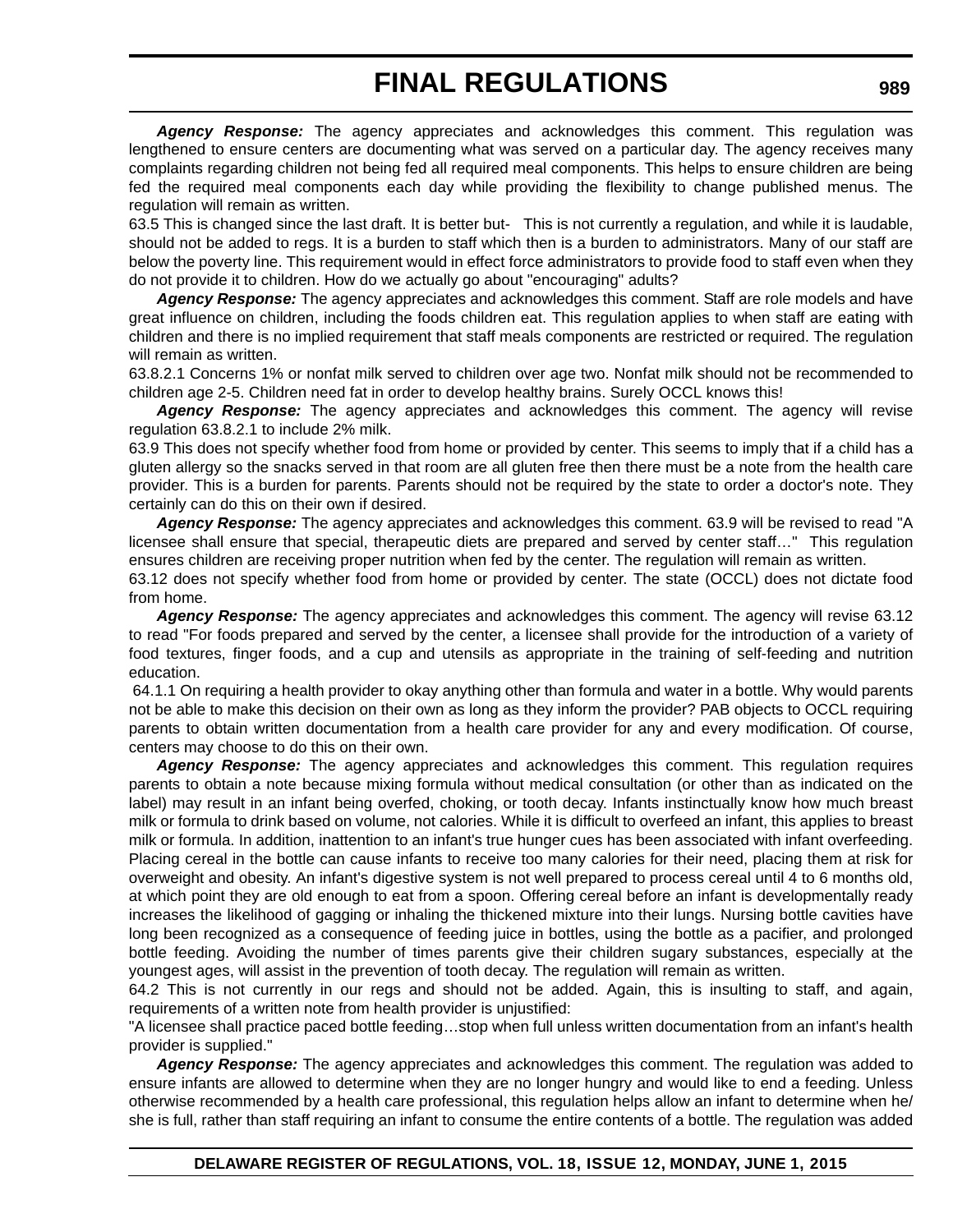***Agency Response:*** The agency appreciates and acknowledges this comment. This regulation was lengthened to ensure centers are documenting what was served on a particular day. The agency receives many complaints regarding children not being fed all required meal components. This helps to ensure children are being fed the required meal components each day while providing the flexibility to change published menus. The regulation will remain as written.

63.5 This is changed since the last draft. It is better but-  This is not currently a regulation, and while it is laudable, should not be added to regs. It is a burden to staff which then is a burden to administrators. Many of our staff are below the poverty line. This requirement would in effect force administrators to provide food to staff even when they do not provide it to children. How do we actually go about "encouraging" adults?

***Agency Response:*** The agency appreciates and acknowledges this comment. Staff are role models and have great influence on children, including the foods children eat. This regulation applies to when staff are eating with children and there is no implied requirement that staff meals components are restricted or required. The regulation will remain as written.

63.8.2.1 Concerns 1% or nonfat milk served to children over age two. Nonfat milk should not be recommended to children age 2-5. Children need fat in order to develop healthy brains. Surely OCCL knows this!

***Agency Response:*** The agency appreciates and acknowledges this comment. The agency will revise regulation 63.8.2.1 to include 2% milk.

63.9 This does not specify whether food from home or provided by center. This seems to imply that if a child has a gluten allergy so the snacks served in that room are all gluten free then there must be a note from the health care provider. This is a burden for parents. Parents should not be required by the state to order a doctor's note. They certainly can do this on their own if desired.

***Agency Response:*** The agency appreciates and acknowledges this comment. 63.9 will be revised to read "A licensee shall ensure that special, therapeutic diets are prepared and served by center staff…"  This regulation ensures children are receiving proper nutrition when fed by the center. The regulation will remain as written.

63.12 does not specify whether food from home or provided by center. The state (OCCL) does not dictate food from home.

***Agency Response:*** The agency appreciates and acknowledges this comment. The agency will revise 63.12 to read "For foods prepared and served by the center, a licensee shall provide for the introduction of a variety of food textures, finger foods, and a cup and utensils as appropriate in the training of self-feeding and nutrition education.

64.1.1 On requiring a health provider to okay anything other than formula and water in a bottle. Why would parents not be able to make this decision on their own as long as they inform the provider? PAB objects to OCCL requiring parents to obtain written documentation from a health care provider for any and every modification. Of course, centers may choose to do this on their own.

***Agency Response:*** The agency appreciates and acknowledges this comment. This regulation requires parents to obtain a note because mixing formula without medical consultation (or other than as indicated on the label) may result in an infant being overfed, choking, or tooth decay. Infants instinctually know how much breast milk or formula to drink based on volume, not calories. While it is difficult to overfeed an infant, this applies to breast milk or formula. In addition, inattention to an infant's true hunger cues has been associated with infant overfeeding. Placing cereal in the bottle can cause infants to receive too many calories for their need, placing them at risk for overweight and obesity. An infant's digestive system is not well prepared to process cereal until 4 to 6 months old, at which point they are old enough to eat from a spoon. Offering cereal before an infant is developmentally ready increases the likelihood of gagging or inhaling the thickened mixture into their lungs. Nursing bottle cavities have long been recognized as a consequence of feeding juice in bottles, using the bottle as a pacifier, and prolonged bottle feeding. Avoiding the number of times parents give their children sugary substances, especially at the youngest ages, will assist in the prevention of tooth decay. The regulation will remain as written.

64.2 This is not currently in our regs and should not be added. Again, this is insulting to staff, and again, requirements of a written note from health provider is unjustified:

"A licensee shall practice paced bottle feeding…stop when full unless written documentation from an infant's health provider is supplied."

***Agency Response:*** The agency appreciates and acknowledges this comment. The regulation was added to ensure infants are allowed to determine when they are no longer hungry and would like to end a feeding. Unless otherwise recommended by a health care professional, this regulation helps allow an infant to determine when he/she is full, rather than staff requiring an infant to consume the entire contents of a bottle. The regulation was added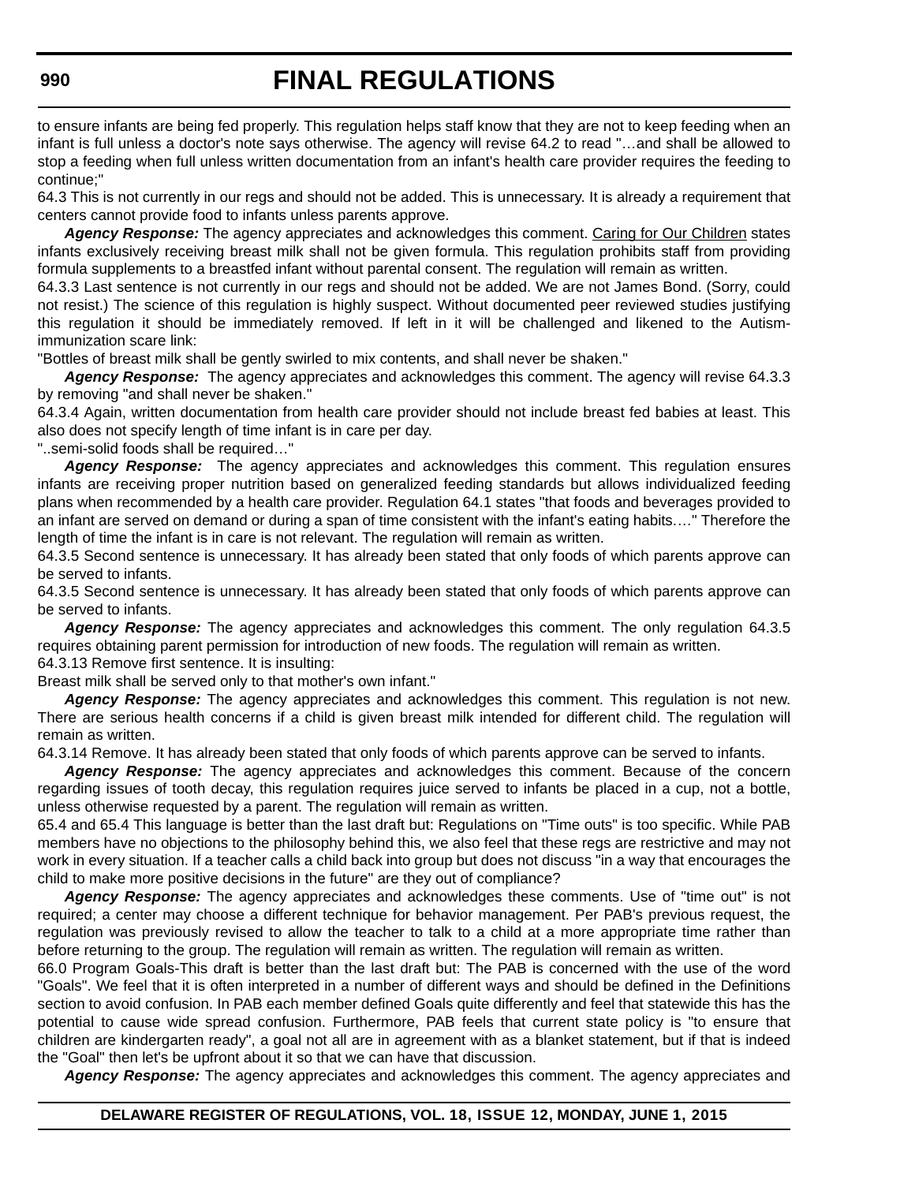to ensure infants are being fed properly. This regulation helps staff know that they are not to keep feeding when an infant is full unless a doctor's note says otherwise. The agency will revise 64.2 to read "…and shall be allowed to stop a feeding when full unless written documentation from an infant's health care provider requires the feeding to continue;"

64.3 This is not currently in our regs and should not be added. This is unnecessary. It is already a requirement that centers cannot provide food to infants unless parents approve.

***Agency Response:*** The agency appreciates and acknowledges this comment. Caring for Our Children states infants exclusively receiving breast milk shall not be given formula. This regulation prohibits staff from providing formula supplements to a breastfed infant without parental consent. The regulation will remain as written.

64.3.3 Last sentence is not currently in our regs and should not be added. We are not James Bond. (Sorry, could not resist.) The science of this regulation is highly suspect. Without documented peer reviewed studies justifying this regulation it should be immediately removed. If left in it will be challenged and likened to the Autism-immunization scare link:

"Bottles of breast milk shall be gently swirled to mix contents, and shall never be shaken."

***Agency Response:*** The agency appreciates and acknowledges this comment. The agency will revise 64.3.3 by removing "and shall never be shaken."

64.3.4 Again, written documentation from health care provider should not include breast fed babies at least. This also does not specify length of time infant is in care per day.

"..semi-solid foods shall be required…"

***Agency Response:*** The agency appreciates and acknowledges this comment. This regulation ensures infants are receiving proper nutrition based on generalized feeding standards but allows individualized feeding plans when recommended by a health care provider. Regulation 64.1 states "that foods and beverages provided to an infant are served on demand or during a span of time consistent with the infant's eating habits…." Therefore the length of time the infant is in care is not relevant. The regulation will remain as written.

64.3.5 Second sentence is unnecessary. It has already been stated that only foods of which parents approve can be served to infants.

64.3.5 Second sentence is unnecessary. It has already been stated that only foods of which parents approve can be served to infants.

***Agency Response:*** The agency appreciates and acknowledges this comment. The only regulation 64.3.5 requires obtaining parent permission for introduction of new foods. The regulation will remain as written.

64.3.13 Remove first sentence. It is insulting:

Breast milk shall be served only to that mother's own infant."

***Agency Response:*** The agency appreciates and acknowledges this comment. This regulation is not new. There are serious health concerns if a child is given breast milk intended for different child. The regulation will remain as written.

64.3.14 Remove. It has already been stated that only foods of which parents approve can be served to infants.

***Agency Response:*** The agency appreciates and acknowledges this comment. Because of the concern regarding issues of tooth decay, this regulation requires juice served to infants be placed in a cup, not a bottle, unless otherwise requested by a parent. The regulation will remain as written.

65.4 and 65.4 This language is better than the last draft but: Regulations on "Time outs" is too specific. While PAB members have no objections to the philosophy behind this, we also feel that these regs are restrictive and may not work in every situation. If a teacher calls a child back into group but does not discuss "in a way that encourages the child to make more positive decisions in the future" are they out of compliance?

***Agency Response:*** The agency appreciates and acknowledges these comments. Use of "time out" is not required; a center may choose a different technique for behavior management. Per PAB's previous request, the regulation was previously revised to allow the teacher to talk to a child at a more appropriate time rather than before returning to the group. The regulation will remain as written. The regulation will remain as written.

66.0 Program Goals-This draft is better than the last draft but: The PAB is concerned with the use of the word "Goals". We feel that it is often interpreted in a number of different ways and should be defined in the Definitions section to avoid confusion. In PAB each member defined Goals quite differently and feel that statewide this has the potential to cause wide spread confusion. Furthermore, PAB feels that current state policy is "to ensure that children are kindergarten ready", a goal not all are in agreement with as a blanket statement, but if that is indeed the "Goal" then let's be upfront about it so that we can have that discussion.

***Agency Response:*** The agency appreciates and acknowledges this comment. The agency appreciates and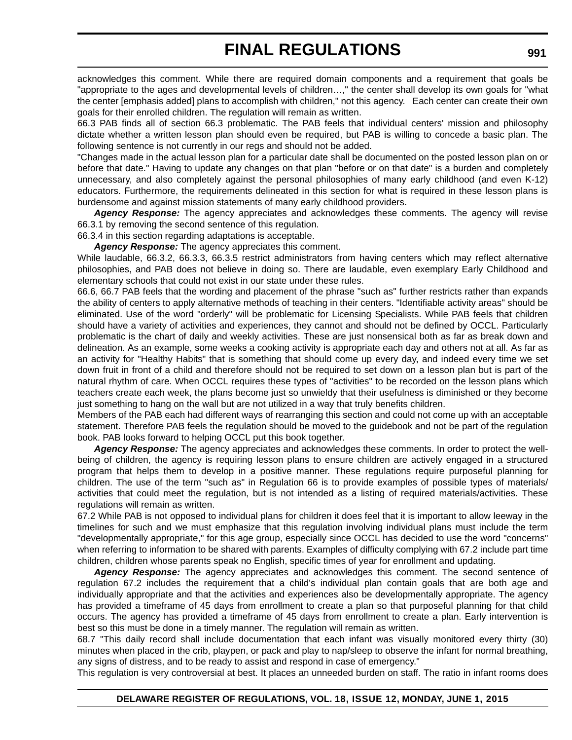acknowledges this comment. While there are required domain components and a requirement that goals be "appropriate to the ages and developmental levels of children…," the center shall develop its own goals for "what the center [emphasis added] plans to accomplish with children," not this agency.  Each center can create their own goals for their enrolled children. The regulation will remain as written.

66.3 PAB finds all of section 66.3 problematic. The PAB feels that individual centers' mission and philosophy dictate whether a written lesson plan should even be required, but PAB is willing to concede a basic plan. The following sentence is not currently in our regs and should not be added.

"Changes made in the actual lesson plan for a particular date shall be documented on the posted lesson plan on or before that date." Having to update any changes on that plan "before or on that date" is a burden and completely unnecessary, and also completely against the personal philosophies of many early childhood (and even K-12) educators. Furthermore, the requirements delineated in this section for what is required in these lesson plans is burdensome and against mission statements of many early childhood providers.

***Agency Response:*** The agency appreciates and acknowledges these comments. The agency will revise 66.3.1 by removing the second sentence of this regulation.

66.3.4 in this section regarding adaptations is acceptable.

***Agency Response:*** The agency appreciates this comment.

While laudable, 66.3.2, 66.3.3, 66.3.5 restrict administrators from having centers which may reflect alternative philosophies, and PAB does not believe in doing so. There are laudable, even exemplary Early Childhood and elementary schools that could not exist in our state under these rules.

66.6, 66.7 PAB feels that the wording and placement of the phrase "such as" further restricts rather than expands the ability of centers to apply alternative methods of teaching in their centers. "Identifiable activity areas" should be eliminated. Use of the word "orderly" will be problematic for Licensing Specialists. While PAB feels that children should have a variety of activities and experiences, they cannot and should not be defined by OCCL. Particularly problematic is the chart of daily and weekly activities. These are just nonsensical both as far as break down and delineation. As an example, some weeks a cooking activity is appropriate each day and others not at all. As far as an activity for "Healthy Habits" that is something that should come up every day, and indeed every time we set down fruit in front of a child and therefore should not be required to set down on a lesson plan but is part of the natural rhythm of care. When OCCL requires these types of "activities" to be recorded on the lesson plans which teachers create each week, the plans become just so unwieldy that their usefulness is diminished or they become just something to hang on the wall but are not utilized in a way that truly benefits children.

Members of the PAB each had different ways of rearranging this section and could not come up with an acceptable statement. Therefore PAB feels the regulation should be moved to the guidebook and not be part of the regulation book. PAB looks forward to helping OCCL put this book together.

***Agency Response:*** The agency appreciates and acknowledges these comments. In order to protect the well-being of children, the agency is requiring lesson plans to ensure children are actively engaged in a structured program that helps them to develop in a positive manner. These regulations require purposeful planning for children. The use of the term "such as" in Regulation 66 is to provide examples of possible types of materials/ activities that could meet the regulation, but is not intended as a listing of required materials/activities. These regulations will remain as written.

67.2 While PAB is not opposed to individual plans for children it does feel that it is important to allow leeway in the timelines for such and we must emphasize that this regulation involving individual plans must include the term "developmentally appropriate," for this age group, especially since OCCL has decided to use the word "concerns" when referring to information to be shared with parents. Examples of difficulty complying with 67.2 include part time children, children whose parents speak no English, specific times of year for enrollment and updating.

***Agency Response:*** The agency appreciates and acknowledges this comment. The second sentence of regulation 67.2 includes the requirement that a child's individual plan contain goals that are both age and individually appropriate and that the activities and experiences also be developmentally appropriate. The agency has provided a timeframe of 45 days from enrollment to create a plan so that purposeful planning for that child occurs. The agency has provided a timeframe of 45 days from enrollment to create a plan. Early intervention is best so this must be done in a timely manner. The regulation will remain as written.

68.7 "This daily record shall include documentation that each infant was visually monitored every thirty (30) minutes when placed in the crib, playpen, or pack and play to nap/sleep to observe the infant for normal breathing, any signs of distress, and to be ready to assist and respond in case of emergency."

This regulation is very controversial at best. It places an unneeded burden on staff. The ratio in infant rooms does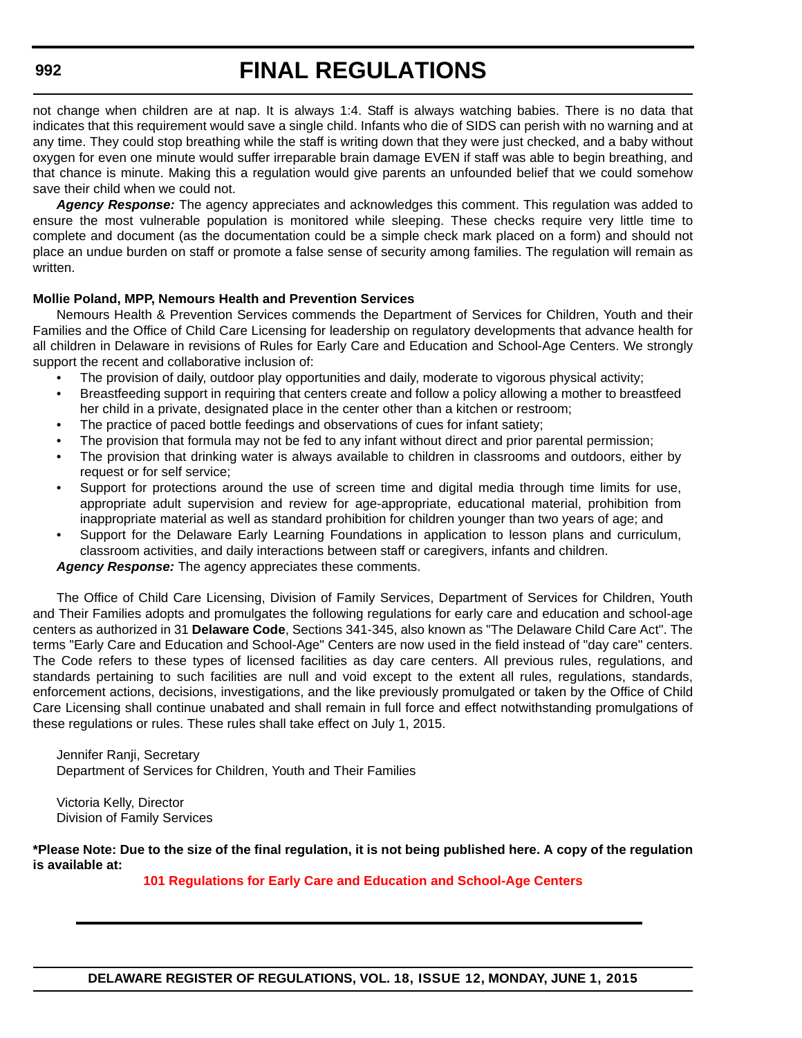not change when children are at nap. It is always 1:4. Staff is always watching babies. There is no data that indicates that this requirement would save a single child. Infants who die of SIDS can perish with no warning and at any time. They could stop breathing while the staff is writing down that they were just checked, and a baby without oxygen for even one minute would suffer irreparable brain damage EVEN if staff was able to begin breathing, and that chance is minute. Making this a regulation would give parents an unfounded belief that we could somehow save their child when we could not.

***Agency Response:*** The agency appreciates and acknowledges this comment. This regulation was added to ensure the most vulnerable population is monitored while sleeping. These checks require very little time to complete and document (as the documentation could be a simple check mark placed on a form) and should not place an undue burden on staff or promote a false sense of security among families. The regulation will remain as written.

**Mollie Poland, MPP, Nemours Health and Prevention Services**

Nemours Health & Prevention Services commends the Department of Services for Children, Youth and their Families and the Office of Child Care Licensing for leadership on regulatory developments that advance health for all children in Delaware in revisions of Rules for Early Care and Education and School-Age Centers. We strongly support the recent and collaborative inclusion of:

- The provision of daily, outdoor play opportunities and daily, moderate to vigorous physical activity;
- Breastfeeding support in requiring that centers create and follow a policy allowing a mother to breastfeed her child in a private, designated place in the center other than a kitchen or restroom;
- The practice of paced bottle feedings and observations of cues for infant satiety;
- The provision that formula may not be fed to any infant without direct and prior parental permission;
- The provision that drinking water is always available to children in classrooms and outdoors, either by request or for self service;
- Support for protections around the use of screen time and digital media through time limits for use, appropriate adult supervision and review for age-appropriate, educational material, prohibition from inappropriate material as well as standard prohibition for children younger than two years of age; and
- Support for the Delaware Early Learning Foundations in application to lesson plans and curriculum, classroom activities, and daily interactions between staff or caregivers, infants and children.

***Agency Response:*** The agency appreciates these comments.

The Office of Child Care Licensing, Division of Family Services, Department of Services for Children, Youth and Their Families adopts and promulgates the following regulations for early care and education and school-age centers as authorized in 31 **Delaware Code**, Sections 341-345, also known as "The Delaware Child Care Act". The terms "Early Care and Education and School-Age" Centers are now used in the field instead of "day care" centers. The Code refers to these types of licensed facilities as day care centers. All previous rules, regulations, and standards pertaining to such facilities are null and void except to the extent all rules, regulations, standards, enforcement actions, decisions, investigations, and the like previously promulgated or taken by the Office of Child Care Licensing shall continue unabated and shall remain in full force and effect notwithstanding promulgations of these regulations or rules. These rules shall take effect on July 1, 2015.

Jennifer Ranji, Secretary
Department of Services for Children, Youth and Their Families

Victoria Kelly, Director
Division of Family Services

**\*Please Note: Due to the size of the final regulation, it is not being published here. A copy of the regulation is available at:**

**101 Regulations for Early Care and Education and School-Age Centers**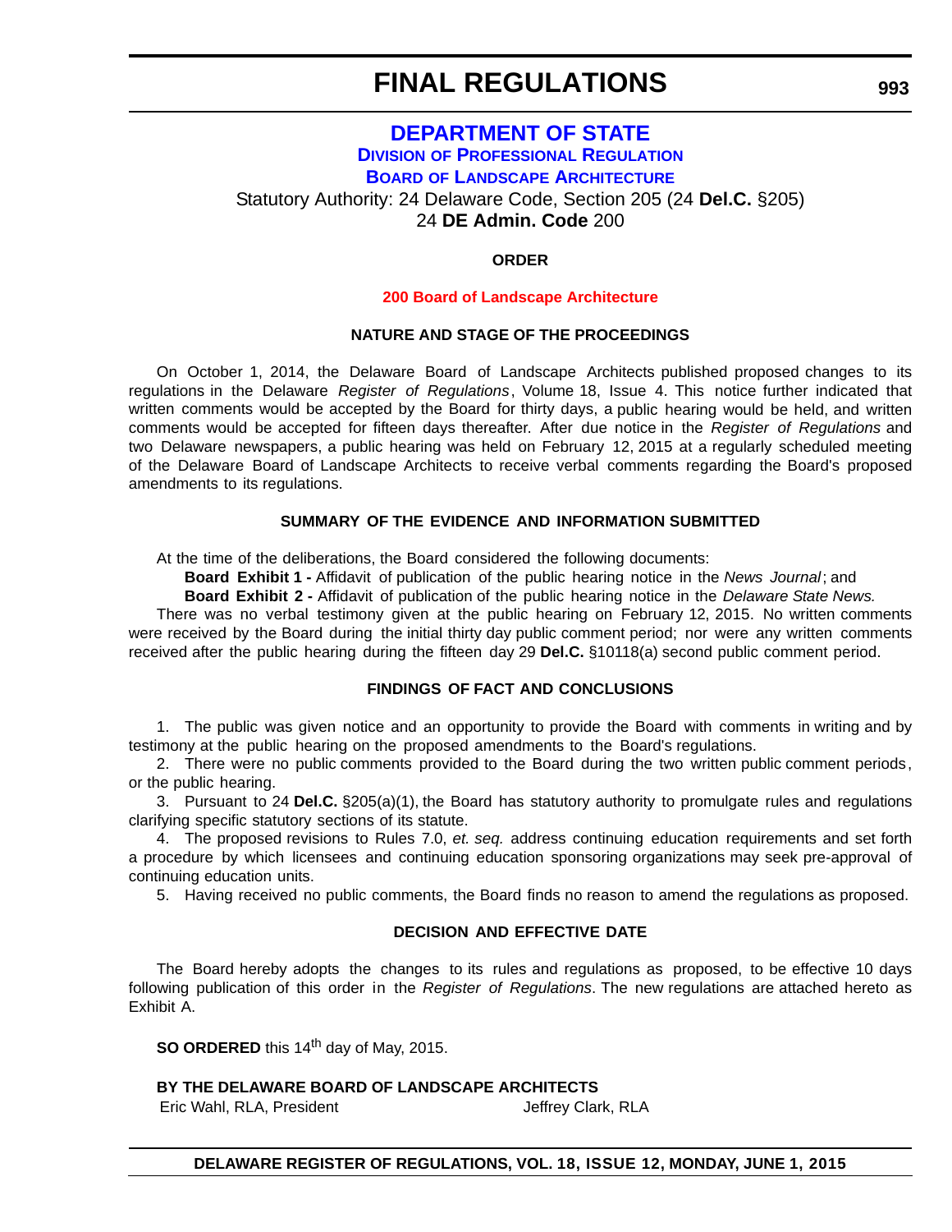# FINAL REGULATIONS

## DEPARTMENT OF STATE

### DIVISION OF PROFESSIONAL REGULATION

### BOARD OF LANDSCAPE ARCHITECTURE

Statutory Authority: 24 Delaware Code, Section 205 (24 **Del.C.** §205)
24 **DE Admin. Code** 200

**ORDER**

**200 Board of Landscape Architecture**

**NATURE AND STAGE OF THE PROCEEDINGS**

On October 1, 2014, the Delaware Board of Landscape Architects published proposed changes to its regulations in the Delaware *Register of Regulations*, Volume 18, Issue 4. This notice further indicated that written comments would be accepted by the Board for thirty days, a public hearing would be held, and written comments would be accepted for fifteen days thereafter. After due notice in the *Register of Regulations* and two Delaware newspapers, a public hearing was held on February 12, 2015 at a regularly scheduled meeting of the Delaware Board of Landscape Architects to receive verbal comments regarding the Board's proposed amendments to its regulations.

**SUMMARY OF THE EVIDENCE AND INFORMATION SUBMITTED**

At the time of the deliberations, the Board considered the following documents:

**Board Exhibit 1 -** Affidavit of publication of the public hearing notice in the *News Journal*; and

**Board Exhibit 2 -** Affidavit of publication of the public hearing notice in the *Delaware State News.*

There was no verbal testimony given at the public hearing on February 12, 2015. No written comments were received by the Board during the initial thirty day public comment period; nor were any written comments received after the public hearing during the fifteen day 29 **Del.C.** §10118(a) second public comment period.

**FINDINGS OF FACT AND CONCLUSIONS**

1. The public was given notice and an opportunity to provide the Board with comments in writing and by testimony at the public hearing on the proposed amendments to the Board's regulations.

2. There were no public comments provided to the Board during the two written public comment periods, or the public hearing.

3. Pursuant to 24 **Del.C.** §205(a)(1), the Board has statutory authority to promulgate rules and regulations clarifying specific statutory sections of its statute.

4. The proposed revisions to Rules 7.0, *et. seq.* address continuing education requirements and set forth a procedure by which licensees and continuing education sponsoring organizations may seek pre-approval of continuing education units.

5. Having received no public comments, the Board finds no reason to amend the regulations as proposed.

**DECISION AND EFFECTIVE DATE**

The Board hereby adopts the changes to its rules and regulations as proposed, to be effective 10 days following publication of this order in the *Register of Regulations*. The new regulations are attached hereto as Exhibit A.

**SO ORDERED** this 14th day of May, 2015.

**BY THE DELAWARE BOARD OF LANDSCAPE ARCHITECTS**

Eric Wahl, RLA, President

Jeffrey Clark, RLA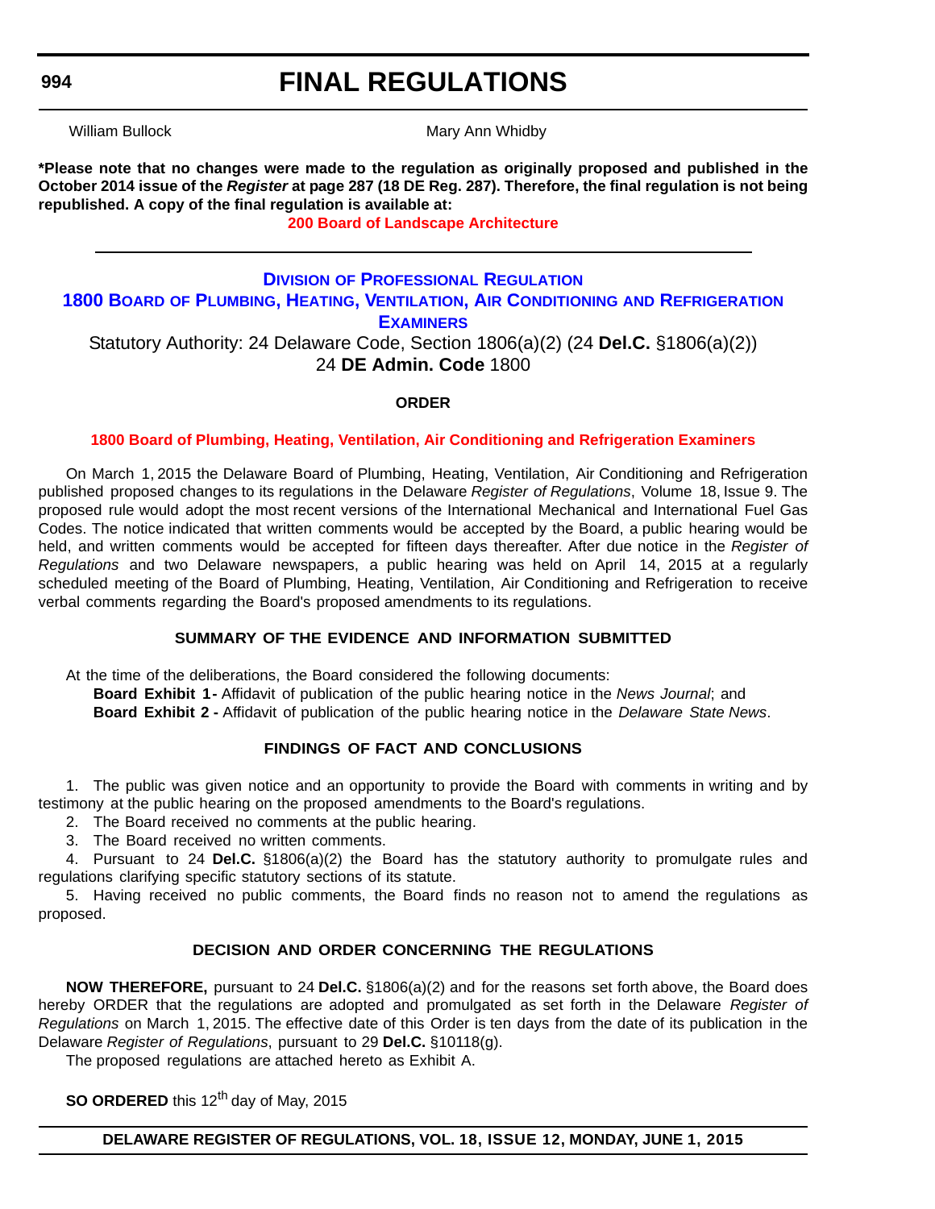William Bullock Mary Ann Whidby

**\*Please note that no changes were made to the regulation as originally proposed and published in the October 2014 issue of the *Register* at page 287 (18 DE Reg. 287). Therefore, the final regulation is not being republished. A copy of the final regulation is available at:**

**200 Board of Landscape Architecture**

---

## DIVISION OF PROFESSIONAL REGULATION

## 1800 BOARD OF PLUMBING, HEATING, VENTILATION, AIR CONDITIONING AND REFRIGERATION EXAMINERS

Statutory Authority: 24 Delaware Code, Section 1806(a)(2) (24 **Del.C.** §1806(a)(2))
24 **DE Admin. Code** 1800

### ORDER

**1800 Board of Plumbing, Heating, Ventilation, Air Conditioning and Refrigeration Examiners**

On March 1, 2015 the Delaware Board of Plumbing, Heating, Ventilation, Air Conditioning and Refrigeration published proposed changes to its regulations in the Delaware *Register of Regulations*, Volume 18, Issue 9. The proposed rule would adopt the most recent versions of the International Mechanical and International Fuel Gas Codes. The notice indicated that written comments would be accepted by the Board, a public hearing would be held, and written comments would be accepted for fifteen days thereafter. After due notice in the *Register of Regulations* and two Delaware newspapers, a public hearing was held on April 14, 2015 at a regularly scheduled meeting of the Board of Plumbing, Heating, Ventilation, Air Conditioning and Refrigeration to receive verbal comments regarding the Board's proposed amendments to its regulations.

### SUMMARY OF THE EVIDENCE AND INFORMATION SUBMITTED

At the time of the deliberations, the Board considered the following documents:

**Board Exhibit 1 -** Affidavit of publication of the public hearing notice in the *News Journal*; and

**Board Exhibit 2 -** Affidavit of publication of the public hearing notice in the *Delaware State News*.

### FINDINGS OF FACT AND CONCLUSIONS

1. The public was given notice and an opportunity to provide the Board with comments in writing and by testimony at the public hearing on the proposed amendments to the Board's regulations.
2. The Board received no comments at the public hearing.
3. The Board received no written comments.
4. Pursuant to 24 **Del.C.** §1806(a)(2) the Board has the statutory authority to promulgate rules and regulations clarifying specific statutory sections of its statute.
5. Having received no public comments, the Board finds no reason not to amend the regulations as proposed.

### DECISION AND ORDER CONCERNING THE REGULATIONS

**NOW THEREFORE,** pursuant to 24 **Del.C.** §1806(a)(2) and for the reasons set forth above, the Board does hereby ORDER that the regulations are adopted and promulgated as set forth in the Delaware *Register of Regulations* on March 1, 2015. The effective date of this Order is ten days from the date of its publication in the Delaware *Register of Regulations*, pursuant to 29 **Del.C.** §10118(g).

The proposed regulations are attached hereto as Exhibit A.

**SO ORDERED** this 12th day of May, 2015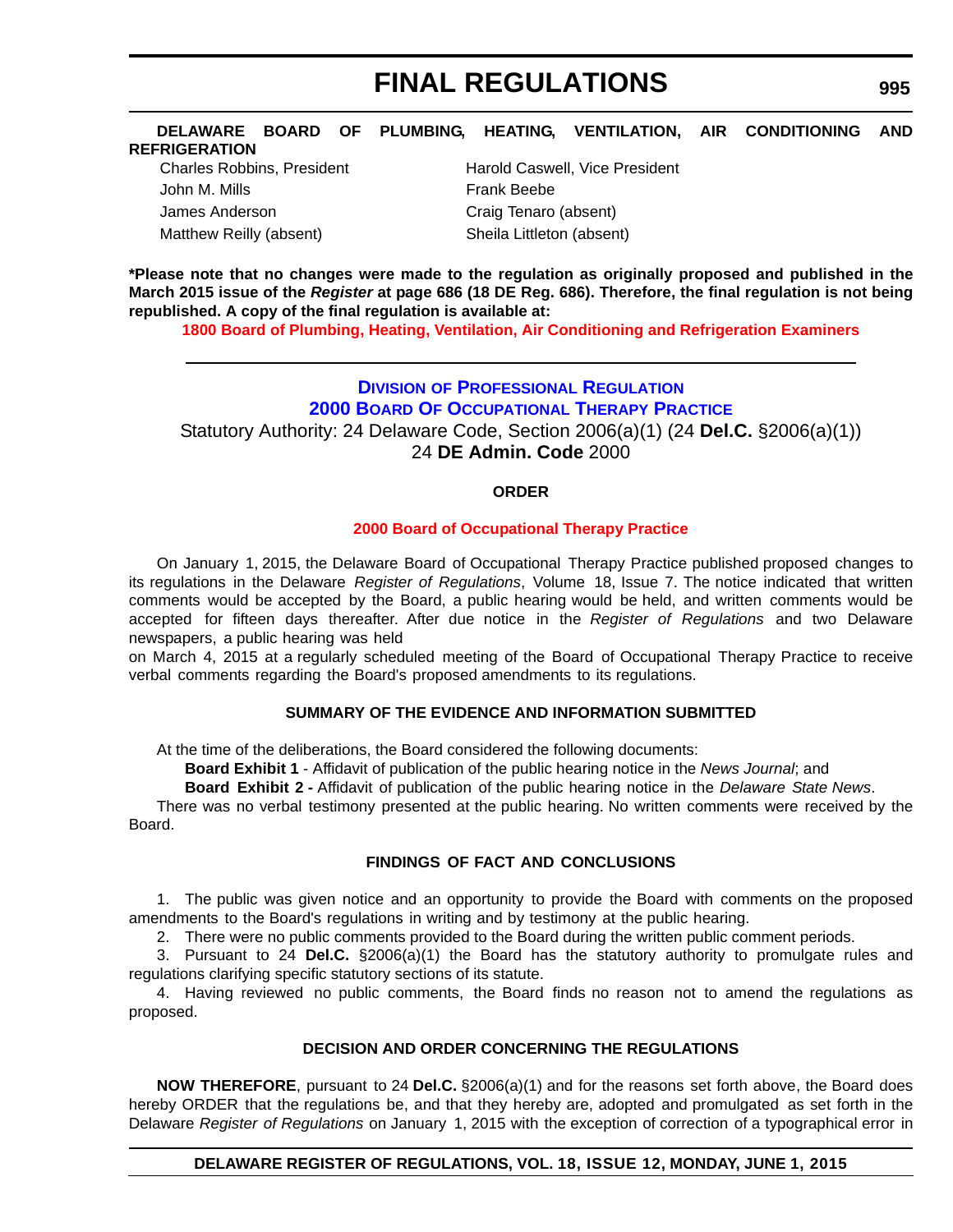**DELAWARE BOARD OF PLUMBING, HEATING, VENTILATION, AIR CONDITIONING AND REFRIGERATION**

Charles Robbins, President
Harold Caswell, Vice President
John M. Mills
Frank Beebe
James Anderson
Craig Tenaro (absent)
Matthew Reilly (absent)
Sheila Littleton (absent)

**\*Please note that no changes were made to the regulation as originally proposed and published in the March 2015 issue of the *Register* at page 686 (18 DE Reg. 686). Therefore, the final regulation is not being republished. A copy of the final regulation is available at:**

**1800 Board of Plumbing, Heating, Ventilation, Air Conditioning and Refrigeration Examiners**

---

## Division of Professional Regulation

## 2000 Board Of Occupational Therapy Practice

Statutory Authority: 24 Delaware Code, Section 2006(a)(1) (24 **Del.C.** §2006(a)(1))
24 **DE Admin. Code** 2000

### ORDER

**2000 Board of Occupational Therapy Practice**

On January 1, 2015, the Delaware Board of Occupational Therapy Practice published proposed changes to its regulations in the Delaware *Register of Regulations*, Volume 18, Issue 7. The notice indicated that written comments would be accepted by the Board, a public hearing would be held, and written comments would be accepted for fifteen days thereafter. After due notice in the *Register of Regulations* and two Delaware newspapers, a public hearing was held on March 4, 2015 at a regularly scheduled meeting of the Board of Occupational Therapy Practice to receive verbal comments regarding the Board's proposed amendments to its regulations.

### SUMMARY OF THE EVIDENCE AND INFORMATION SUBMITTED

At the time of the deliberations, the Board considered the following documents:

**Board Exhibit 1** - Affidavit of publication of the public hearing notice in the *News Journal*; and

**Board Exhibit 2 -** Affidavit of publication of the public hearing notice in the *Delaware State News*.

There was no verbal testimony presented at the public hearing. No written comments were received by the Board.

### FINDINGS OF FACT AND CONCLUSIONS

1. The public was given notice and an opportunity to provide the Board with comments on the proposed amendments to the Board's regulations in writing and by testimony at the public hearing.

2. There were no public comments provided to the Board during the written public comment periods.

3. Pursuant to 24 **Del.C.** §2006(a)(1) the Board has the statutory authority to promulgate rules and regulations clarifying specific statutory sections of its statute.

4. Having reviewed no public comments, the Board finds no reason not to amend the regulations as proposed.

### DECISION AND ORDER CONCERNING THE REGULATIONS

**NOW THEREFORE**, pursuant to 24 **Del.C.** §2006(a)(1) and for the reasons set forth above, the Board does hereby ORDER that the regulations be, and that they hereby are, adopted and promulgated as set forth in the Delaware *Register of Regulations* on January 1, 2015 with the exception of correction of a typographical error in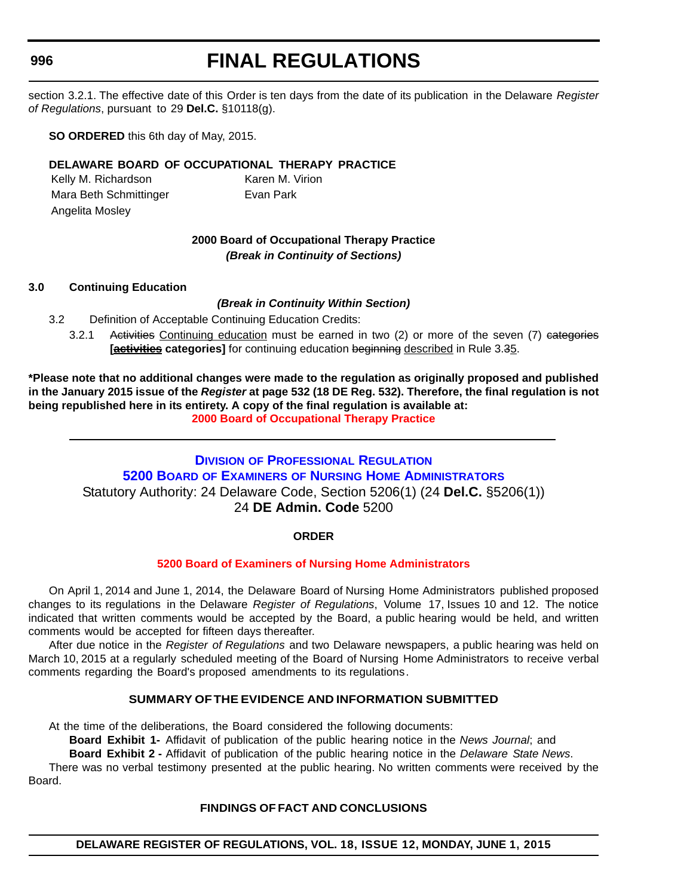section 3.2.1. The effective date of this Order is ten days from the date of its publication in the Delaware *Register of Regulations*, pursuant to 29 **Del.C.** §10118(g).

**SO ORDERED** this 6th day of May, 2015.

**DELAWARE BOARD OF OCCUPATIONAL THERAPY PRACTICE**

Kelly M. Richardson
Karen M. Virion
Mara Beth Schmittinger
Evan Park
Angelita Mosley

**2000 Board of Occupational Therapy Practice**
***(Break in Continuity of Sections)***

**3.0 Continuing Education**

***(Break in Continuity Within Section)***

3.2 Definition of Acceptable Continuing Education Credits:

3.2.1 ~~Activities~~ <u>Continuing education</u> must be earned in two (2) or more of the seven (7) ~~categories~~ **[~~activities~~ categories]** for continuing education ~~beginning~~ <u>described</u> in Rule 3.~~3~~<u>5</u>.

**\*Please note that no additional changes were made to the regulation as originally proposed and published in the January 2015 issue of the *Register* at page 532 (18 DE Reg. 532). Therefore, the final regulation is not being republished here in its entirety. A copy of the final regulation is available at:**
**2000 Board of Occupational Therapy Practice**

---

## Division of Professional Regulation
## 5200 Board of Examiners of Nursing Home Administrators

Statutory Authority: 24 Delaware Code, Section 5206(1) (24 **Del.C.** §5206(1))
24 **DE Admin. Code** 5200

**ORDER**

**5200 Board of Examiners of Nursing Home Administrators**

On April 1, 2014 and June 1, 2014, the Delaware Board of Nursing Home Administrators published proposed changes to its regulations in the Delaware *Register of Regulations*, Volume 17, Issues 10 and 12. The notice indicated that written comments would be accepted by the Board, a public hearing would be held, and written comments would be accepted for fifteen days thereafter.

After due notice in the *Register of Regulations* and two Delaware newspapers, a public hearing was held on March 10, 2015 at a regularly scheduled meeting of the Board of Nursing Home Administrators to receive verbal comments regarding the Board's proposed amendments to its regulations.

**SUMMARY OF THE EVIDENCE AND INFORMATION SUBMITTED**

At the time of the deliberations, the Board considered the following documents:

**Board Exhibit 1-** Affidavit of publication of the public hearing notice in the *News Journal*; and

**Board Exhibit 2 -** Affidavit of publication of the public hearing notice in the *Delaware State News*.

There was no verbal testimony presented at the public hearing. No written comments were received by the Board.

**FINDINGS OF FACT AND CONCLUSIONS**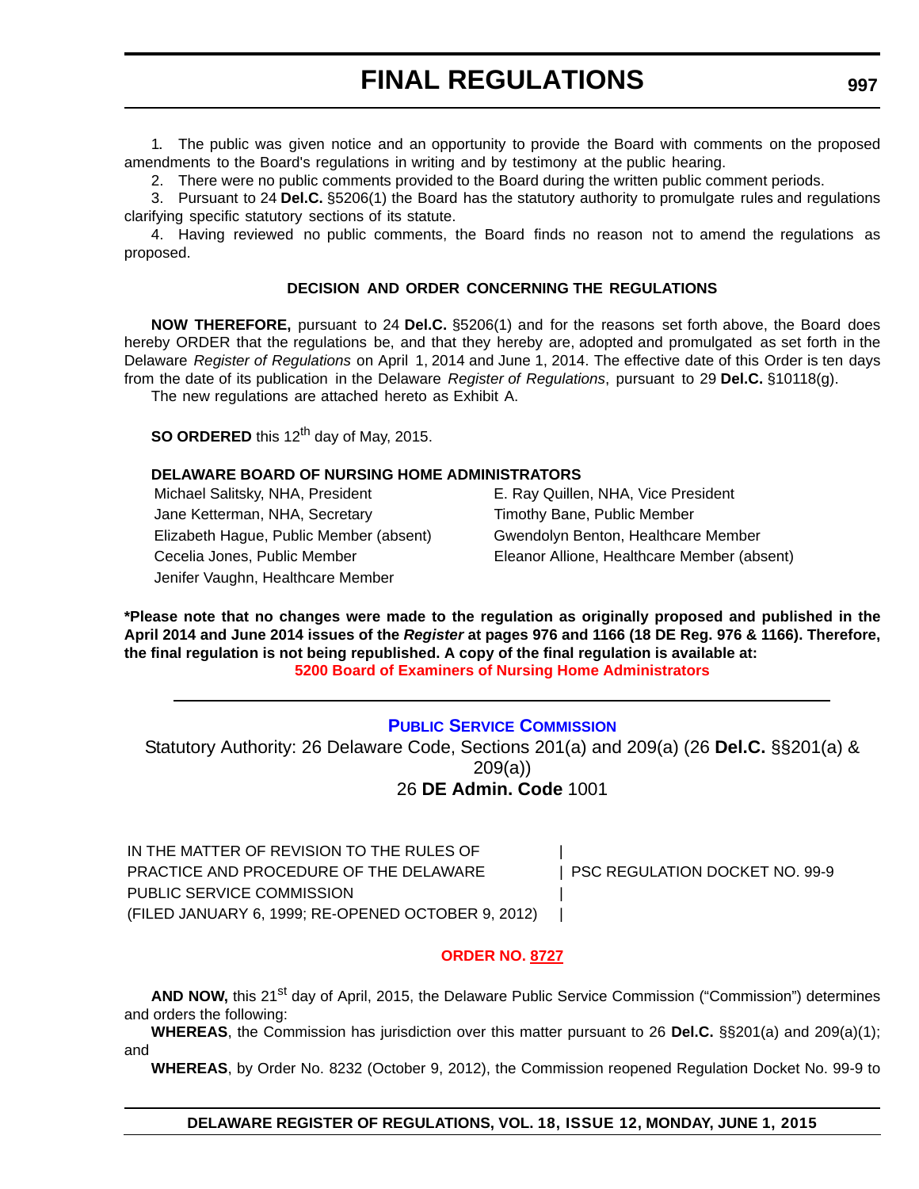1. The public was given notice and an opportunity to provide the Board with comments on the proposed amendments to the Board's regulations in writing and by testimony at the public hearing.

2. There were no public comments provided to the Board during the written public comment periods.

3. Pursuant to 24 **Del.C.** §5206(1) the Board has the statutory authority to promulgate rules and regulations clarifying specific statutory sections of its statute.

4. Having reviewed no public comments, the Board finds no reason not to amend the regulations as proposed.

**DECISION AND ORDER CONCERNING THE REGULATIONS**

**NOW THEREFORE,** pursuant to 24 **Del.C.** §5206(1) and for the reasons set forth above, the Board does hereby ORDER that the regulations be, and that they hereby are, adopted and promulgated as set forth in the Delaware *Register of Regulations* on April 1, 2014 and June 1, 2014. The effective date of this Order is ten days from the date of its publication in the Delaware *Register of Regulations*, pursuant to 29 **Del.C.** §10118(g).

The new regulations are attached hereto as Exhibit A.

**SO ORDERED** this 12th day of May, 2015.

**DELAWARE BOARD OF NURSING HOME ADMINISTRATORS**

Michael Salitsky, NHA, President
E. Ray Quillen, NHA, Vice President
Jane Ketterman, NHA, Secretary
Timothy Bane, Public Member
Elizabeth Hague, Public Member (absent)
Gwendolyn Benton, Healthcare Member
Cecelia Jones, Public Member
Eleanor Allione, Healthcare Member (absent)
Jenifer Vaughn, Healthcare Member

**\*Please note that no changes were made to the regulation as originally proposed and published in the April 2014 and June 2014 issues of the *Register* at pages 976 and 1166 (18 DE Reg. 976 & 1166). Therefore, the final regulation is not being republished. A copy of the final regulation is available at:**

**5200 Board of Examiners of Nursing Home Administrators**

---

## PUBLIC SERVICE COMMISSION

Statutory Authority: 26 Delaware Code, Sections 201(a) and 209(a) (26 **Del.C.** §§201(a) & 209(a))

26 **DE Admin. Code** 1001

| IN THE MATTER OF REVISION TO THE RULES OF PRACTICE AND PROCEDURE OF THE DELAWARE PUBLIC SERVICE COMMISSION (FILED JANUARY 6, 1999; RE-OPENED OCTOBER 9, 2012) | PSC REGULATION DOCKET NO. 99-9 |
|---|---|

**ORDER NO. 8727**

**AND NOW,** this 21st day of April, 2015, the Delaware Public Service Commission ("Commission") determines and orders the following:

**WHEREAS**, the Commission has jurisdiction over this matter pursuant to 26 **Del.C.** §§201(a) and 209(a)(1); and

**WHEREAS**, by Order No. 8232 (October 9, 2012), the Commission reopened Regulation Docket No. 99-9 to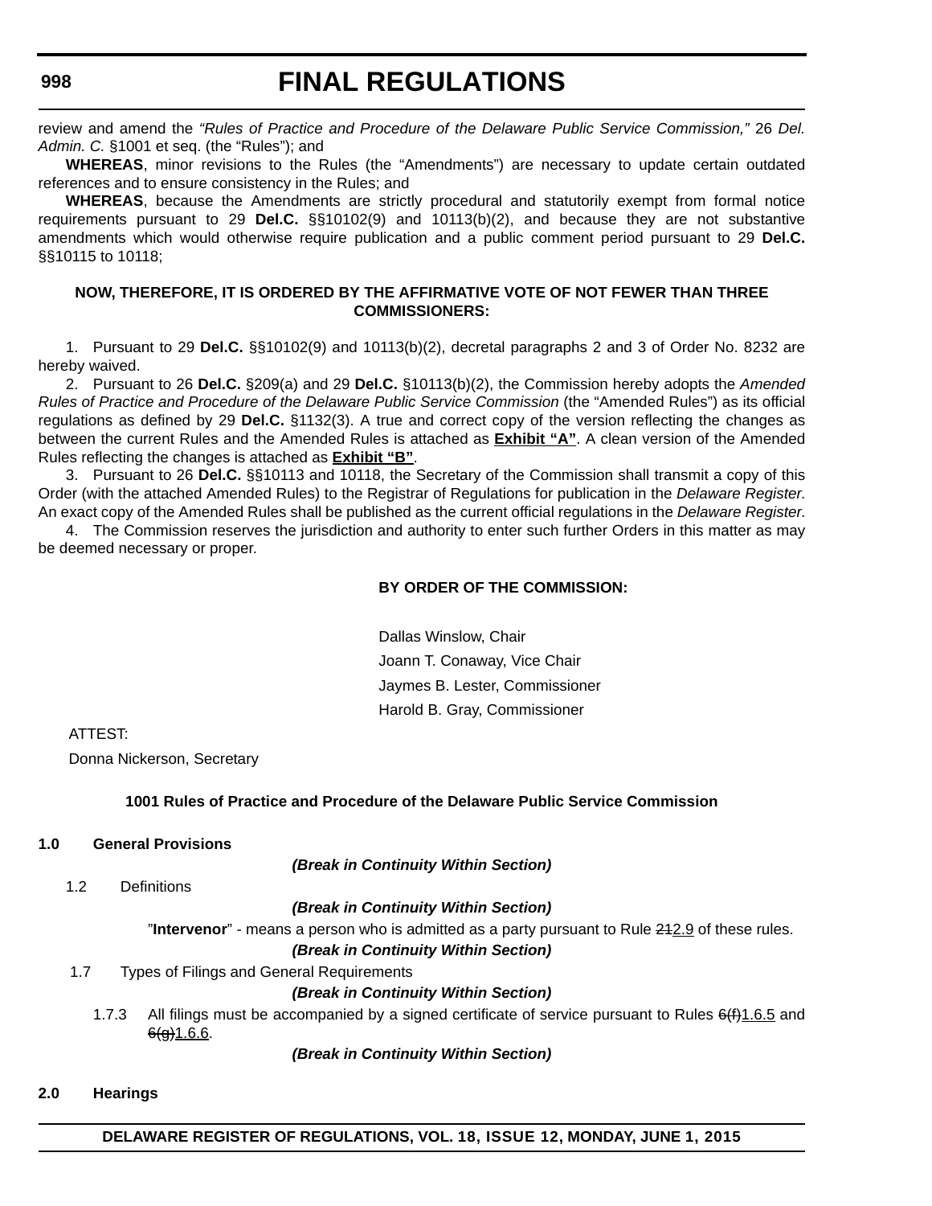review and amend the *"Rules of Practice and Procedure of the Delaware Public Service Commission,"* 26 *Del. Admin. C.* §1001 et seq. (the "Rules"); and

**WHEREAS**, minor revisions to the Rules (the "Amendments") are necessary to update certain outdated references and to ensure consistency in the Rules; and

**WHEREAS**, because the Amendments are strictly procedural and statutorily exempt from formal notice requirements pursuant to 29 **Del.C.** §§10102(9) and 10113(b)(2), and because they are not substantive amendments which would otherwise require publication and a public comment period pursuant to 29 **Del.C.** §§10115 to 10118;

**NOW, THEREFORE, IT IS ORDERED BY THE AFFIRMATIVE VOTE OF NOT FEWER THAN THREE COMMISSIONERS:**

1. Pursuant to 29 **Del.C.** §§10102(9) and 10113(b)(2), decretal paragraphs 2 and 3 of Order No. 8232 are hereby waived.

2. Pursuant to 26 **Del.C.** §209(a) and 29 **Del.C.** §10113(b)(2), the Commission hereby adopts the *Amended Rules of Practice and Procedure of the Delaware Public Service Commission* (the "Amended Rules") as its official regulations as defined by 29 **Del.C.** §1132(3). A true and correct copy of the version reflecting the changes as between the current Rules and the Amended Rules is attached as **Exhibit "A"**. A clean version of the Amended Rules reflecting the changes is attached as **Exhibit "B"**.

3. Pursuant to 26 **Del.C.** §§10113 and 10118, the Secretary of the Commission shall transmit a copy of this Order (with the attached Amended Rules) to the Registrar of Regulations for publication in the *Delaware Register*. An exact copy of the Amended Rules shall be published as the current official regulations in the *Delaware Register*.

4. The Commission reserves the jurisdiction and authority to enter such further Orders in this matter as may be deemed necessary or proper.

**BY ORDER OF THE COMMISSION:**

Dallas Winslow, Chair
Joann T. Conaway, Vice Chair
Jaymes B. Lester, Commissioner
Harold B. Gray, Commissioner

ATTEST:
Donna Nickerson, Secretary

**1001 Rules of Practice and Procedure of the Delaware Public Service Commission**

**1.0 General Provisions**

***(Break in Continuity Within Section)***

1.2 Definitions

***(Break in Continuity Within Section)***

"**Intervenor**" - means a person who is admitted as a party pursuant to Rule ~~21~~2.9 of these rules.

***(Break in Continuity Within Section)***

1.7 Types of Filings and General Requirements

***(Break in Continuity Within Section)***

1.7.3 All filings must be accompanied by a signed certificate of service pursuant to Rules ~~6(f)~~1.6.5 and ~~6(g)~~1.6.6.

***(Break in Continuity Within Section)***

**2.0 Hearings**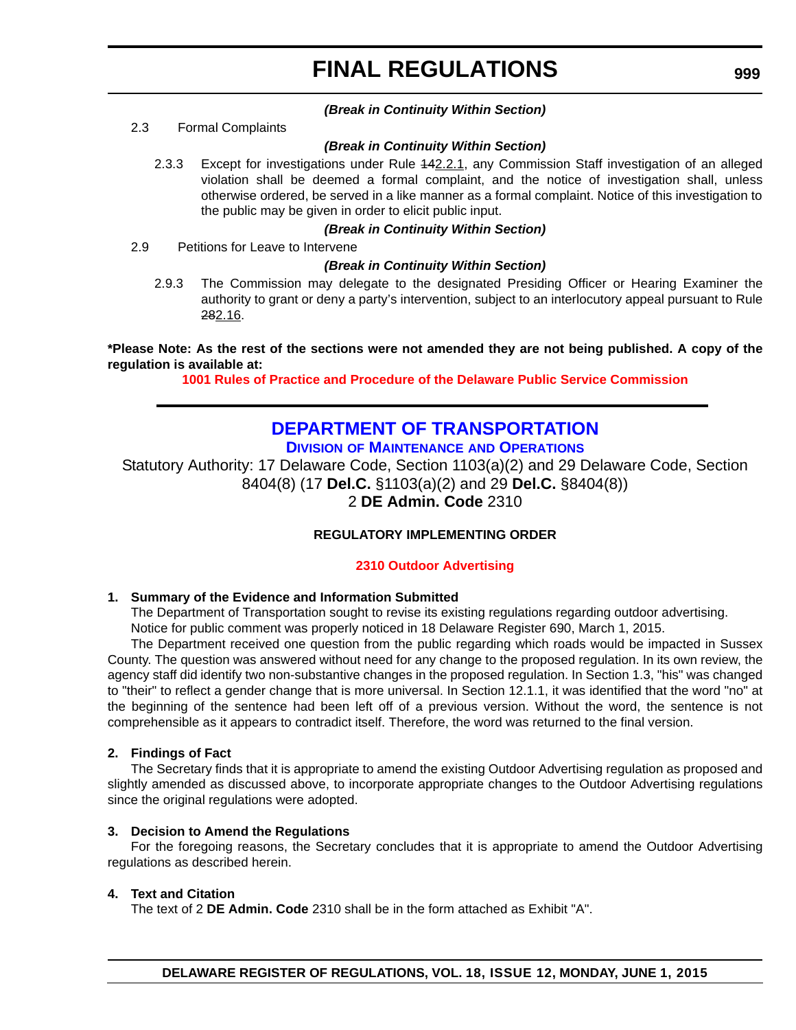***(Break in Continuity Within Section)***

2.3 Formal Complaints

***(Break in Continuity Within Section)***

2.3.3 Except for investigations under Rule ~~14~~2.2.1, any Commission Staff investigation of an alleged violation shall be deemed a formal complaint, and the notice of investigation shall, unless otherwise ordered, be served in a like manner as a formal complaint. Notice of this investigation to the public may be given in order to elicit public input.

***(Break in Continuity Within Section)***

2.9 Petitions for Leave to Intervene

***(Break in Continuity Within Section)***

2.9.3 The Commission may delegate to the designated Presiding Officer or Hearing Examiner the authority to grant or deny a party's intervention, subject to an interlocutory appeal pursuant to Rule ~~28~~2.16.

**\*Please Note: As the rest of the sections were not amended they are not being published. A copy of the regulation is available at:**

**1001 Rules of Practice and Procedure of the Delaware Public Service Commission**

---

# DEPARTMENT OF TRANSPORTATION

## Division of Maintenance and Operations

Statutory Authority: 17 Delaware Code, Section 1103(a)(2) and 29 Delaware Code, Section 8404(8) (17 **Del.C.** §1103(a)(2) and 29 **Del.C.** §8404(8))
2 **DE Admin. Code** 2310

**REGULATORY IMPLEMENTING ORDER**

**2310 Outdoor Advertising**

**1. Summary of the Evidence and Information Submitted**

The Department of Transportation sought to revise its existing regulations regarding outdoor advertising.

Notice for public comment was properly noticed in 18 Delaware Register 690, March 1, 2015.

The Department received one question from the public regarding which roads would be impacted in Sussex County. The question was answered without need for any change to the proposed regulation. In its own review, the agency staff did identify two non-substantive changes in the proposed regulation. In Section 1.3, "his" was changed to "their" to reflect a gender change that is more universal. In Section 12.1.1, it was identified that the word "no" at the beginning of the sentence had been left off of a previous version. Without the word, the sentence is not comprehensible as it appears to contradict itself. Therefore, the word was returned to the final version.

**2. Findings of Fact**

The Secretary finds that it is appropriate to amend the existing Outdoor Advertising regulation as proposed and slightly amended as discussed above, to incorporate appropriate changes to the Outdoor Advertising regulations since the original regulations were adopted.

**3. Decision to Amend the Regulations**

For the foregoing reasons, the Secretary concludes that it is appropriate to amend the Outdoor Advertising regulations as described herein.

**4. Text and Citation**

The text of 2 **DE Admin. Code** 2310 shall be in the form attached as Exhibit "A".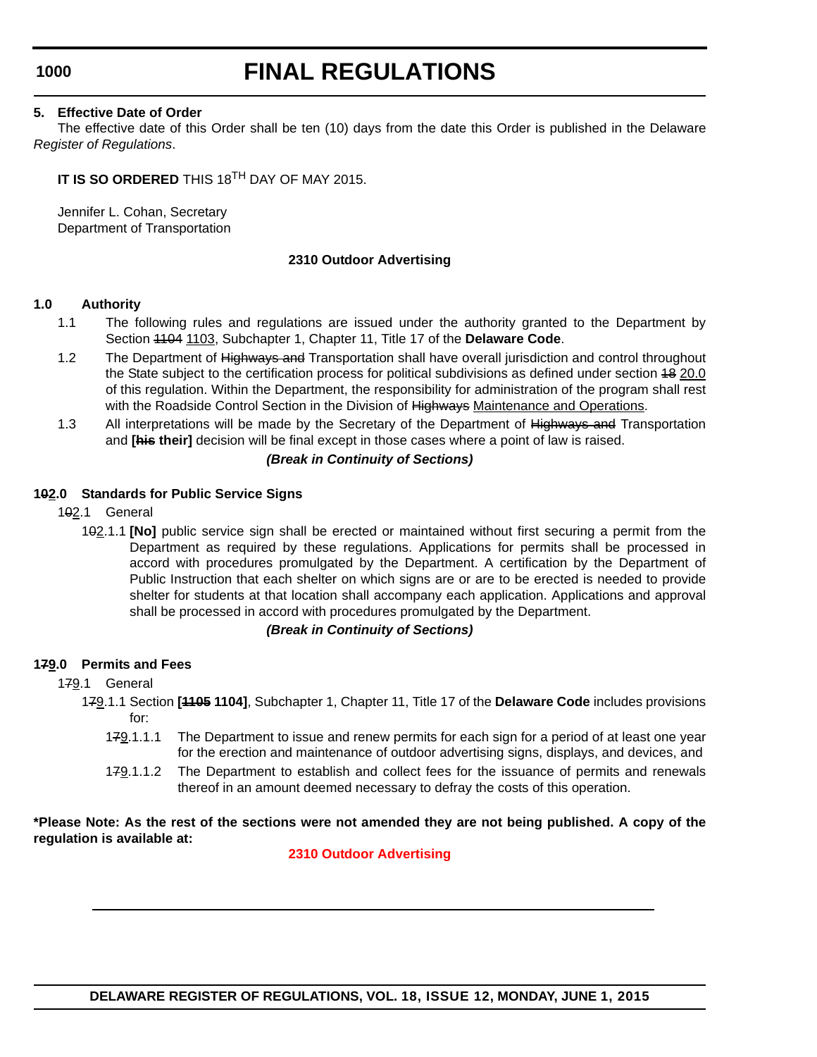**5. Effective Date of Order**

The effective date of this Order shall be ten (10) days from the date this Order is published in the Delaware *Register of Regulations*.

**IT IS SO ORDERED** THIS 18TH DAY OF MAY 2015.

Jennifer L. Cohan, Secretary
Department of Transportation

**2310 Outdoor Advertising**

**1.0 Authority**

1.1 The following rules and regulations are issued under the authority granted to the Department by Section ~~1104~~ 1103, Subchapter 1, Chapter 11, Title 17 of the **Delaware Code**.

1.2 The Department of ~~Highways and~~ Transportation shall have overall jurisdiction and control throughout the State subject to the certification process for political subdivisions as defined under section ~~18~~ 20.0 of this regulation. Within the Department, the responsibility for administration of the program shall rest with the Roadside Control Section in the Division of ~~Highways~~ Maintenance and Operations.

1.3 All interpretations will be made by the Secretary of the Department of ~~Highways and~~ Transportation and **[~~his~~ their]** decision will be final except in those cases where a point of law is raised.

***(Break in Continuity of Sections)***

**1~~0~~2.0 Standards for Public Service Signs**

1~~0~~2.1 General

1~~0~~2.1.1 **[No]** public service sign shall be erected or maintained without first securing a permit from the Department as required by these regulations. Applications for permits shall be processed in accord with procedures promulgated by the Department. A certification by the Department of Public Instruction that each shelter on which signs are or are to be erected is needed to provide shelter for students at that location shall accompany each application. Applications and approval shall be processed in accord with procedures promulgated by the Department.

***(Break in Continuity of Sections)***

**1~~7~~9.0 Permits and Fees**

1~~7~~9.1 General

1~~7~~9.1.1 Section **[~~1105~~ 1104]**, Subchapter 1, Chapter 11, Title 17 of the **Delaware Code** includes provisions for:

1~~7~~9.1.1.1 The Department to issue and renew permits for each sign for a period of at least one year for the erection and maintenance of outdoor advertising signs, displays, and devices, and

1~~7~~9.1.1.2 The Department to establish and collect fees for the issuance of permits and renewals thereof in an amount deemed necessary to defray the costs of this operation.

**\*Please Note: As the rest of the sections were not amended they are not being published. A copy of the regulation is available at:**

**2310 Outdoor Advertising**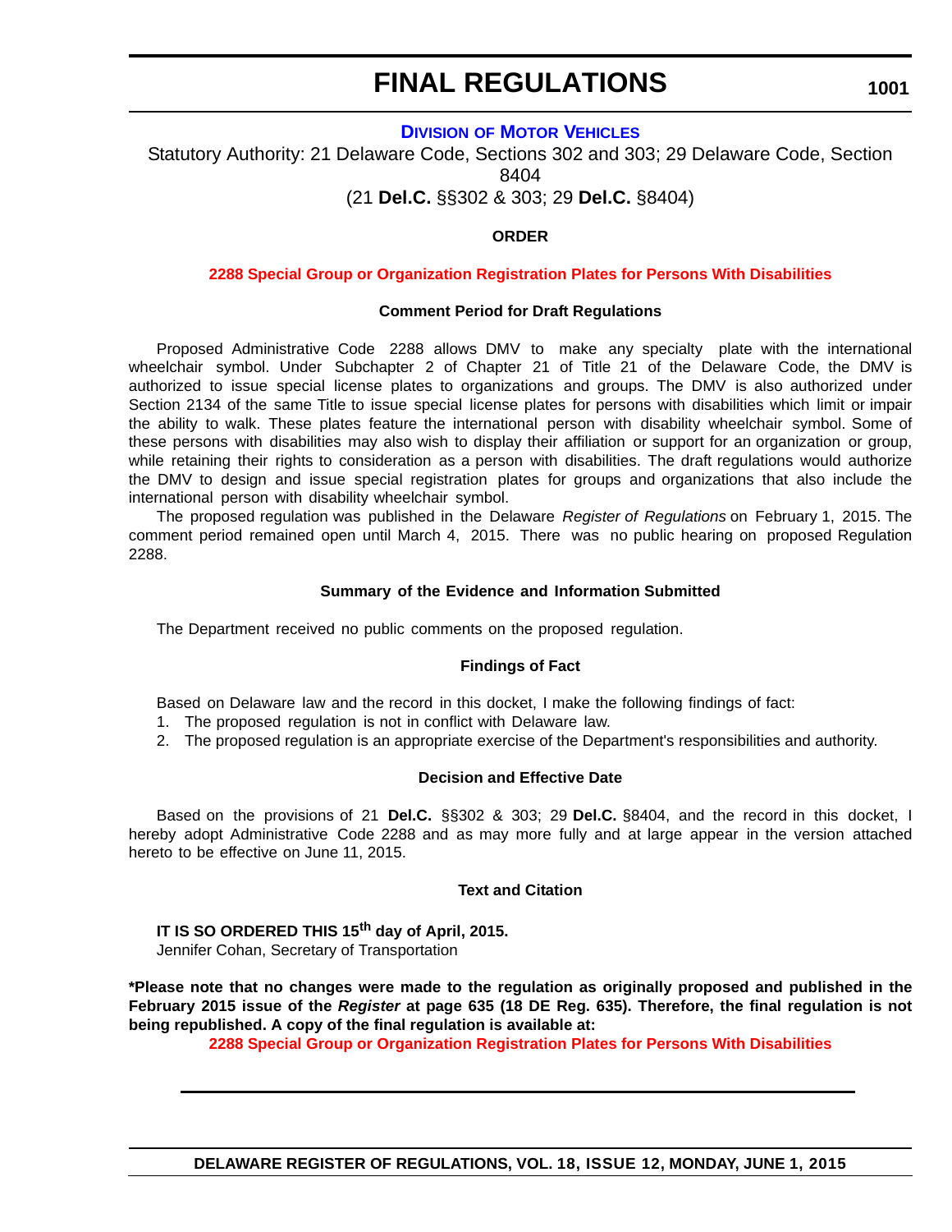# FINAL REGULATIONS

## DIVISION OF MOTOR VEHICLES

Statutory Authority: 21 Delaware Code, Sections 302 and 303; 29 Delaware Code, Section 8404
(21 **Del.C.** §§302 & 303; 29 **Del.C.** §8404)

**ORDER**

**2288 Special Group or Organization Registration Plates for Persons With Disabilities**

**Comment Period for Draft Regulations**

Proposed Administrative Code 2288 allows DMV to make any specialty plate with the international wheelchair symbol. Under Subchapter 2 of Chapter 21 of Title 21 of the Delaware Code, the DMV is authorized to issue special license plates to organizations and groups. The DMV is also authorized under Section 2134 of the same Title to issue special license plates for persons with disabilities which limit or impair the ability to walk. These plates feature the international person with disability wheelchair symbol. Some of these persons with disabilities may also wish to display their affiliation or support for an organization or group, while retaining their rights to consideration as a person with disabilities. The draft regulations would authorize the DMV to design and issue special registration plates for groups and organizations that also include the international person with disability wheelchair symbol.

The proposed regulation was published in the Delaware *Register of Regulations* on February 1, 2015. The comment period remained open until March 4, 2015. There was no public hearing on proposed Regulation 2288.

**Summary of the Evidence and Information Submitted**

The Department received no public comments on the proposed regulation.

**Findings of Fact**

Based on Delaware law and the record in this docket, I make the following findings of fact:

1. The proposed regulation is not in conflict with Delaware law.
2. The proposed regulation is an appropriate exercise of the Department's responsibilities and authority.

**Decision and Effective Date**

Based on the provisions of 21 **Del.C.** §§302 & 303; 29 **Del.C.** §8404, and the record in this docket, I hereby adopt Administrative Code 2288 and as may more fully and at large appear in the version attached hereto to be effective on June 11, 2015.

**Text and Citation**

**IT IS SO ORDERED THIS 15th day of April, 2015.**
Jennifer Cohan, Secretary of Transportation

**\*Please note that no changes were made to the regulation as originally proposed and published in the February 2015 issue of the *Register* at page 635 (18 DE Reg. 635). Therefore, the final regulation is not being republished. A copy of the final regulation is available at:**

**2288 Special Group or Organization Registration Plates for Persons With Disabilities**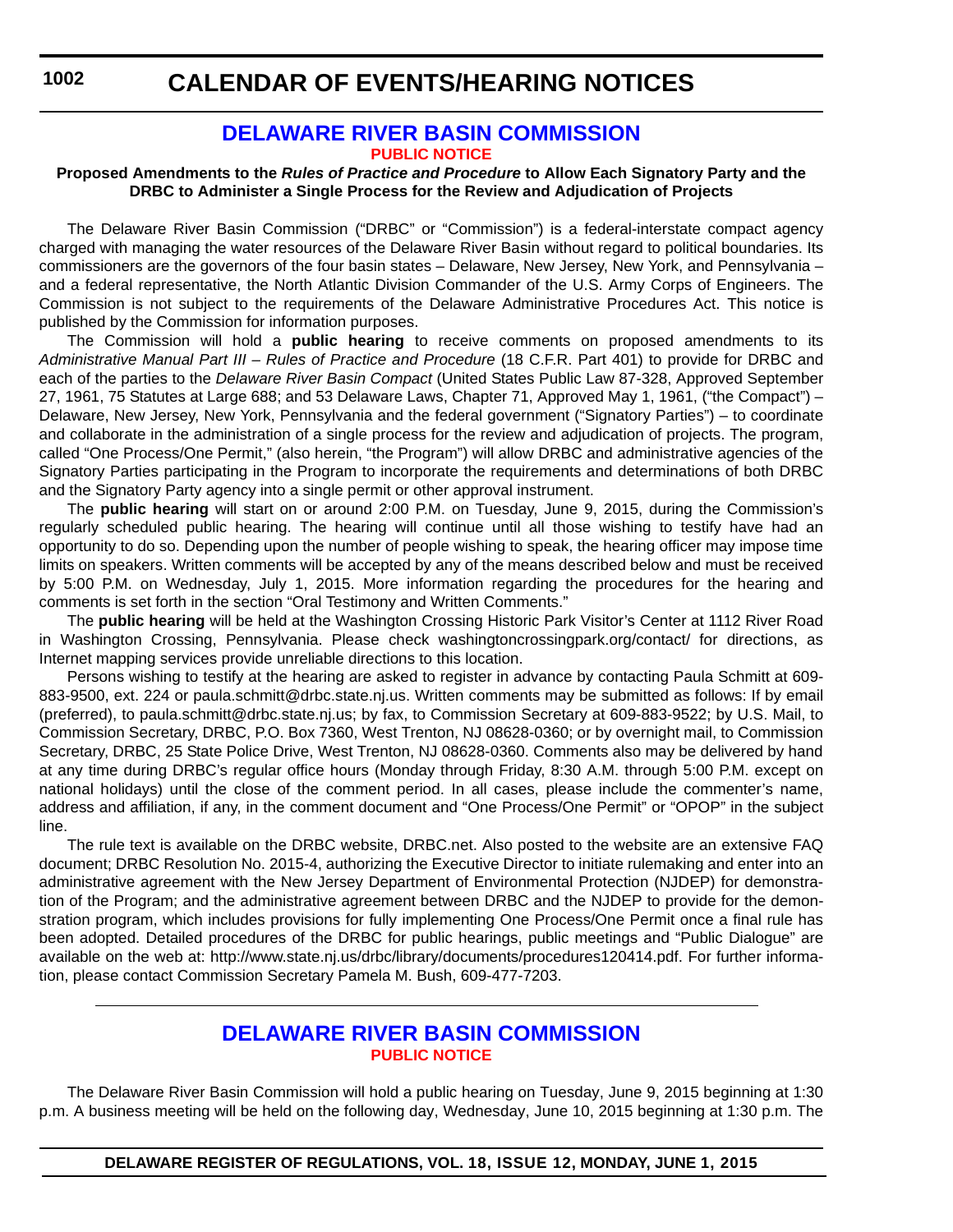# CALENDAR OF EVENTS/HEARING NOTICES

## DELAWARE RIVER BASIN COMMISSION

**PUBLIC NOTICE**

**Proposed Amendments to the *Rules of Practice and Procedure* to Allow Each Signatory Party and the DRBC to Administer a Single Process for the Review and Adjudication of Projects**

The Delaware River Basin Commission ("DRBC" or "Commission") is a federal-interstate compact agency charged with managing the water resources of the Delaware River Basin without regard to political boundaries. Its commissioners are the governors of the four basin states – Delaware, New Jersey, New York, and Pennsylvania – and a federal representative, the North Atlantic Division Commander of the U.S. Army Corps of Engineers. The Commission is not subject to the requirements of the Delaware Administrative Procedures Act. This notice is published by the Commission for information purposes.

The Commission will hold a **public hearing** to receive comments on proposed amendments to its *Administrative Manual Part III – Rules of Practice and Procedure* (18 C.F.R. Part 401) to provide for DRBC and each of the parties to the *Delaware River Basin Compact* (United States Public Law 87-328, Approved September 27, 1961, 75 Statutes at Large 688; and 53 Delaware Laws, Chapter 71, Approved May 1, 1961, ("the Compact") – Delaware, New Jersey, New York, Pennsylvania and the federal government ("Signatory Parties") – to coordinate and collaborate in the administration of a single process for the review and adjudication of projects. The program, called "One Process/One Permit," (also herein, "the Program") will allow DRBC and administrative agencies of the Signatory Parties participating in the Program to incorporate the requirements and determinations of both DRBC and the Signatory Party agency into a single permit or other approval instrument.

The **public hearing** will start on or around 2:00 P.M. on Tuesday, June 9, 2015, during the Commission's regularly scheduled public hearing. The hearing will continue until all those wishing to testify have had an opportunity to do so. Depending upon the number of people wishing to speak, the hearing officer may impose time limits on speakers. Written comments will be accepted by any of the means described below and must be received by 5:00 P.M. on Wednesday, July 1, 2015. More information regarding the procedures for the hearing and comments is set forth in the section "Oral Testimony and Written Comments."

The **public hearing** will be held at the Washington Crossing Historic Park Visitor's Center at 1112 River Road in Washington Crossing, Pennsylvania. Please check washingtoncrossingpark.org/contact/ for directions, as Internet mapping services provide unreliable directions to this location.

Persons wishing to testify at the hearing are asked to register in advance by contacting Paula Schmitt at 609-883-9500, ext. 224 or paula.schmitt@drbc.state.nj.us. Written comments may be submitted as follows: If by email (preferred), to paula.schmitt@drbc.state.nj.us; by fax, to Commission Secretary at 609-883-9522; by U.S. Mail, to Commission Secretary, DRBC, P.O. Box 7360, West Trenton, NJ 08628-0360; or by overnight mail, to Commission Secretary, DRBC, 25 State Police Drive, West Trenton, NJ 08628-0360. Comments also may be delivered by hand at any time during DRBC's regular office hours (Monday through Friday, 8:30 A.M. through 5:00 P.M. except on national holidays) until the close of the comment period. In all cases, please include the commenter's name, address and affiliation, if any, in the comment document and "One Process/One Permit" or "OPOP" in the subject line.

The rule text is available on the DRBC website, DRBC.net. Also posted to the website are an extensive FAQ document; DRBC Resolution No. 2015-4, authorizing the Executive Director to initiate rulemaking and enter into an administrative agreement with the New Jersey Department of Environmental Protection (NJDEP) for demonstration of the Program; and the administrative agreement between DRBC and the NJDEP to provide for the demonstration program, which includes provisions for fully implementing One Process/One Permit once a final rule has been adopted. Detailed procedures of the DRBC for public hearings, public meetings and "Public Dialogue" are available on the web at: http://www.state.nj.us/drbc/library/documents/procedures120414.pdf. For further information, please contact Commission Secretary Pamela M. Bush, 609-477-7203.

---

## DELAWARE RIVER BASIN COMMISSION

**PUBLIC NOTICE**

The Delaware River Basin Commission will hold a public hearing on Tuesday, June 9, 2015 beginning at 1:30 p.m. A business meeting will be held on the following day, Wednesday, June 10, 2015 beginning at 1:30 p.m. The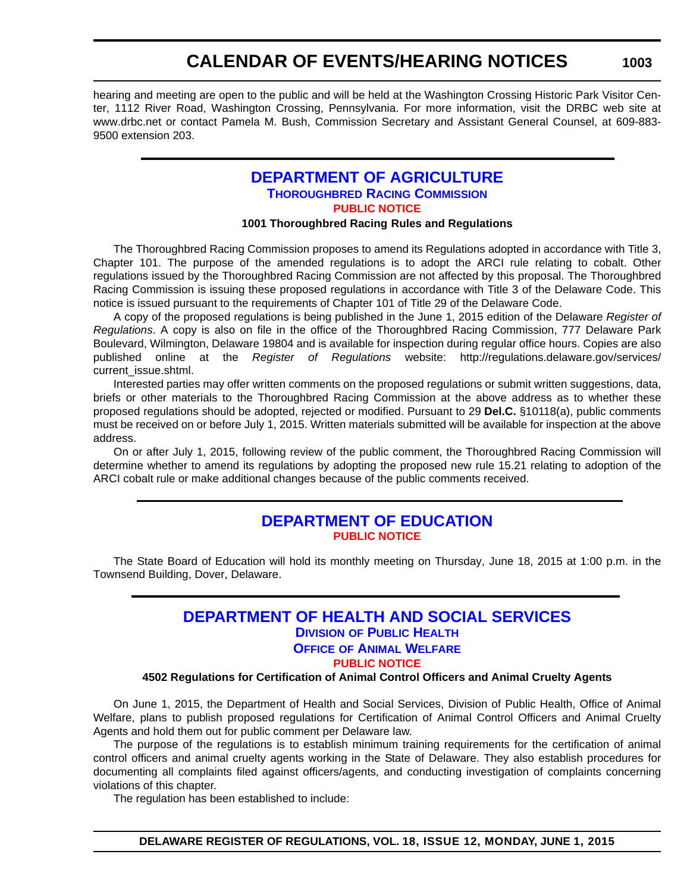hearing and meeting are open to the public and will be held at the Washington Crossing Historic Park Visitor Center, 1112 River Road, Washington Crossing, Pennsylvania. For more information, visit the DRBC web site at www.drbc.net or contact Pamela M. Bush, Commission Secretary and Assistant General Counsel, at 609-883-9500 extension 203.

## DEPARTMENT OF AGRICULTURE

### THOROUGHBRED RACING COMMISSION

#### PUBLIC NOTICE

**1001 Thoroughbred Racing Rules and Regulations**

The Thoroughbred Racing Commission proposes to amend its Regulations adopted in accordance with Title 3, Chapter 101. The purpose of the amended regulations is to adopt the ARCI rule relating to cobalt. Other regulations issued by the Thoroughbred Racing Commission are not affected by this proposal. The Thoroughbred Racing Commission is issuing these proposed regulations in accordance with Title 3 of the Delaware Code. This notice is issued pursuant to the requirements of Chapter 101 of Title 29 of the Delaware Code.

A copy of the proposed regulations is being published in the June 1, 2015 edition of the Delaware *Register of Regulations*. A copy is also on file in the office of the Thoroughbred Racing Commission, 777 Delaware Park Boulevard, Wilmington, Delaware 19804 and is available for inspection during regular office hours. Copies are also published online at the *Register of Regulations* website: http://regulations.delaware.gov/services/current_issue.shtml.

Interested parties may offer written comments on the proposed regulations or submit written suggestions, data, briefs or other materials to the Thoroughbred Racing Commission at the above address as to whether these proposed regulations should be adopted, rejected or modified. Pursuant to 29 **Del.C.** §10118(a), public comments must be received on or before July 1, 2015. Written materials submitted will be available for inspection at the above address.

On or after July 1, 2015, following review of the public comment, the Thoroughbred Racing Commission will determine whether to amend its regulations by adopting the proposed new rule 15.21 relating to adoption of the ARCI cobalt rule or make additional changes because of the public comments received.

## DEPARTMENT OF EDUCATION

#### PUBLIC NOTICE

The State Board of Education will hold its monthly meeting on Thursday, June 18, 2015 at 1:00 p.m. in the Townsend Building, Dover, Delaware.

## DEPARTMENT OF HEALTH AND SOCIAL SERVICES

### DIVISION OF PUBLIC HEALTH

### OFFICE OF ANIMAL WELFARE

#### PUBLIC NOTICE

**4502 Regulations for Certification of Animal Control Officers and Animal Cruelty Agents**

On June 1, 2015, the Department of Health and Social Services, Division of Public Health, Office of Animal Welfare, plans to publish proposed regulations for Certification of Animal Control Officers and Animal Cruelty Agents and hold them out for public comment per Delaware law.

The purpose of the regulations is to establish minimum training requirements for the certification of animal control officers and animal cruelty agents working in the State of Delaware. They also establish procedures for documenting all complaints filed against officers/agents, and conducting investigation of complaints concerning violations of this chapter.

The regulation has been established to include: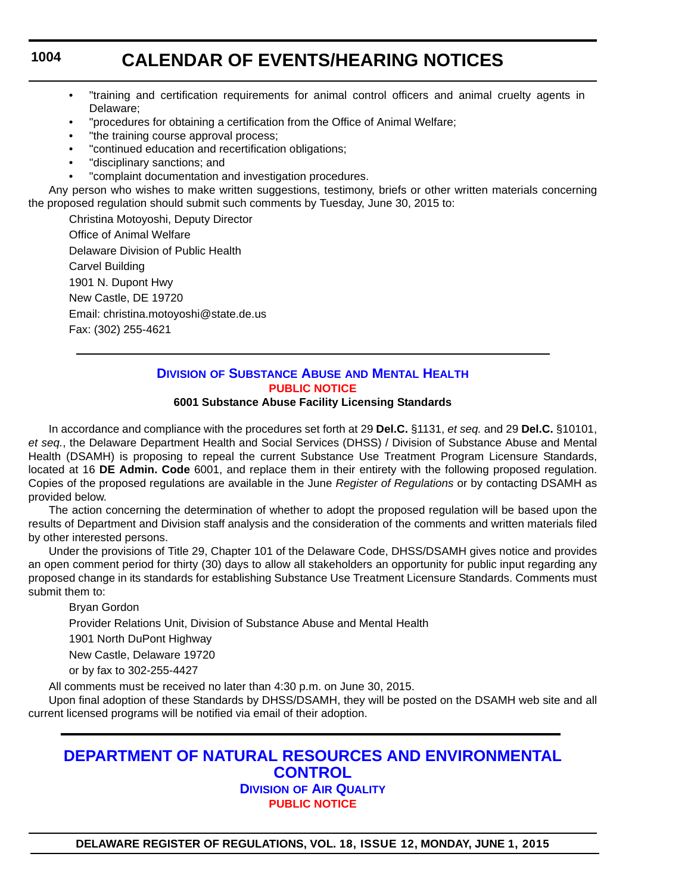- "training and certification requirements for animal control officers and animal cruelty agents in Delaware;
- "procedures for obtaining a certification from the Office of Animal Welfare;
- "the training course approval process;
- "continued education and recertification obligations;
- "disciplinary sanctions; and
- "complaint documentation and investigation procedures.

Any person who wishes to make written suggestions, testimony, briefs or other written materials concerning the proposed regulation should submit such comments by Tuesday, June 30, 2015 to:

Christina Motoyoshi, Deputy Director
Office of Animal Welfare
Delaware Division of Public Health
Carvel Building
1901 N. Dupont Hwy
New Castle, DE 19720
Email: christina.motoyoshi@state.de.us
Fax: (302) 255-4621

## DIVISION OF SUBSTANCE ABUSE AND MENTAL HEALTH

**PUBLIC NOTICE**

**6001 Substance Abuse Facility Licensing Standards**

In accordance and compliance with the procedures set forth at 29 **Del.C.** §1131, *et seq.* and 29 **Del.C.** §10101, *et seq.*, the Delaware Department Health and Social Services (DHSS) / Division of Substance Abuse and Mental Health (DSAMH) is proposing to repeal the current Substance Use Treatment Program Licensure Standards, located at 16 **DE Admin. Code** 6001, and replace them in their entirety with the following proposed regulation. Copies of the proposed regulations are available in the June *Register of Regulations* or by contacting DSAMH as provided below.

The action concerning the determination of whether to adopt the proposed regulation will be based upon the results of Department and Division staff analysis and the consideration of the comments and written materials filed by other interested persons.

Under the provisions of Title 29, Chapter 101 of the Delaware Code, DHSS/DSAMH gives notice and provides an open comment period for thirty (30) days to allow all stakeholders an opportunity for public input regarding any proposed change in its standards for establishing Substance Use Treatment Licensure Standards. Comments must submit them to:

Bryan Gordon
Provider Relations Unit, Division of Substance Abuse and Mental Health
1901 North DuPont Highway
New Castle, Delaware 19720
or by fax to 302-255-4427

All comments must be received no later than 4:30 p.m. on June 30, 2015.

Upon final adoption of these Standards by DHSS/DSAMH, they will be posted on the DSAMH web site and all current licensed programs will be notified via email of their adoption.

# DEPARTMENT OF NATURAL RESOURCES AND ENVIRONMENTAL CONTROL

## DIVISION OF AIR QUALITY

**PUBLIC NOTICE**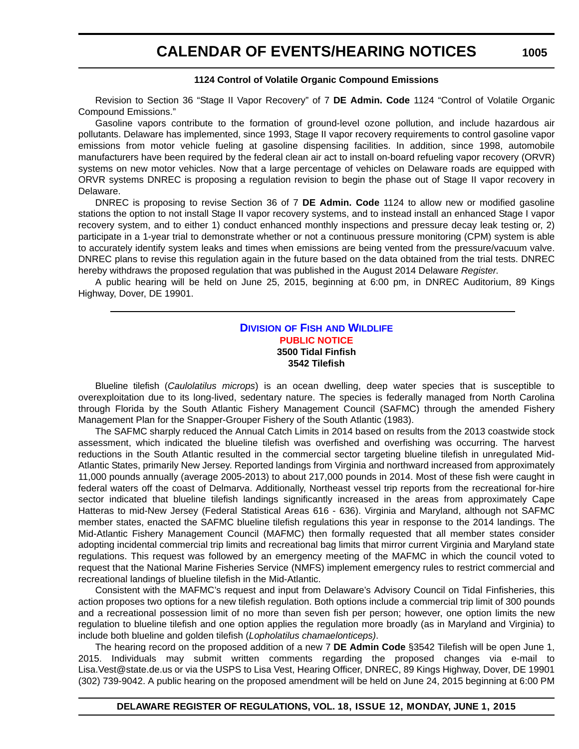### 1124 Control of Volatile Organic Compound Emissions

Revision to Section 36 "Stage II Vapor Recovery" of 7 **DE Admin. Code** 1124 "Control of Volatile Organic Compound Emissions."

Gasoline vapors contribute to the formation of ground-level ozone pollution, and include hazardous air pollutants. Delaware has implemented, since 1993, Stage II vapor recovery requirements to control gasoline vapor emissions from motor vehicle fueling at gasoline dispensing facilities. In addition, since 1998, automobile manufacturers have been required by the federal clean air act to install on-board refueling vapor recovery (ORVR) systems on new motor vehicles. Now that a large percentage of vehicles on Delaware roads are equipped with ORVR systems DNREC is proposing a regulation revision to begin the phase out of Stage II vapor recovery in Delaware.

DNREC is proposing to revise Section 36 of 7 **DE Admin. Code** 1124 to allow new or modified gasoline stations the option to not install Stage II vapor recovery systems, and to instead install an enhanced Stage I vapor recovery system, and to either 1) conduct enhanced monthly inspections and pressure decay leak testing or, 2) participate in a 1-year trial to demonstrate whether or not a continuous pressure monitoring (CPM) system is able to accurately identify system leaks and times when emissions are being vented from the pressure/vacuum valve. DNREC plans to revise this regulation again in the future based on the data obtained from the trial tests. DNREC hereby withdraws the proposed regulation that was published in the August 2014 Delaware *Register.*

A public hearing will be held on June 25, 2015, beginning at 6:00 pm, in DNREC Auditorium, 89 Kings Highway, Dover, DE 19901.

---

## Division of Fish and Wildlife

### PUBLIC NOTICE

### 3500 Tidal Finfish
### 3542 Tilefish

Blueline tilefish (*Caulolatilus microps*) is an ocean dwelling, deep water species that is susceptible to overexploitation due to its long-lived, sedentary nature. The species is federally managed from North Carolina through Florida by the South Atlantic Fishery Management Council (SAFMC) through the amended Fishery Management Plan for the Snapper-Grouper Fishery of the South Atlantic (1983).

The SAFMC sharply reduced the Annual Catch Limits in 2014 based on results from the 2013 coastwide stock assessment, which indicated the blueline tilefish was overfished and overfishing was occurring. The harvest reductions in the South Atlantic resulted in the commercial sector targeting blueline tilefish in unregulated Mid-Atlantic States, primarily New Jersey. Reported landings from Virginia and northward increased from approximately 11,000 pounds annually (average 2005-2013) to about 217,000 pounds in 2014. Most of these fish were caught in federal waters off the coast of Delmarva. Additionally, Northeast vessel trip reports from the recreational for-hire sector indicated that blueline tilefish landings significantly increased in the areas from approximately Cape Hatteras to mid-New Jersey (Federal Statistical Areas 616 - 636). Virginia and Maryland, although not SAFMC member states, enacted the SAFMC blueline tilefish regulations this year in response to the 2014 landings. The Mid-Atlantic Fishery Management Council (MAFMC) then formally requested that all member states consider adopting incidental commercial trip limits and recreational bag limits that mirror current Virginia and Maryland state regulations. This request was followed by an emergency meeting of the MAFMC in which the council voted to request that the National Marine Fisheries Service (NMFS) implement emergency rules to restrict commercial and recreational landings of blueline tilefish in the Mid-Atlantic.

Consistent with the MAFMC's request and input from Delaware's Advisory Council on Tidal Finfisheries, this action proposes two options for a new tilefish regulation. Both options include a commercial trip limit of 300 pounds and a recreational possession limit of no more than seven fish per person; however, one option limits the new regulation to blueline tilefish and one option applies the regulation more broadly (as in Maryland and Virginia) to include both blueline and golden tilefish (*Lopholatilus chamaelonticeps)*.

The hearing record on the proposed addition of a new 7 **DE Admin Code** §3542 Tilefish will be open June 1, 2015. Individuals may submit written comments regarding the proposed changes via e-mail to Lisa.Vest@state.de.us or via the USPS to Lisa Vest, Hearing Officer, DNREC, 89 Kings Highway, Dover, DE 19901 (302) 739-9042. A public hearing on the proposed amendment will be held on June 24, 2015 beginning at 6:00 PM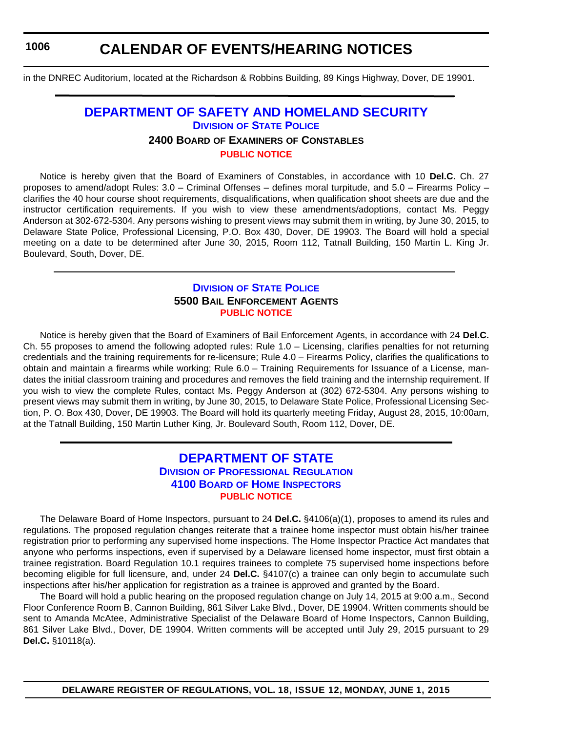in the DNREC Auditorium, located at the Richardson & Robbins Building, 89 Kings Highway, Dover, DE 19901.

## DEPARTMENT OF SAFETY AND HOMELAND SECURITY

### Division of State Police

### 2400 Board of Examiners of Constables

**PUBLIC NOTICE**

Notice is hereby given that the Board of Examiners of Constables, in accordance with 10 **Del.C.** Ch. 27 proposes to amend/adopt Rules: 3.0 – Criminal Offenses – defines moral turpitude, and 5.0 – Firearms Policy – clarifies the 40 hour course shoot requirements, disqualifications, when qualification shoot sheets are due and the instructor certification requirements. If you wish to view these amendments/adoptions, contact Ms. Peggy Anderson at 302-672-5304. Any persons wishing to present views may submit them in writing, by June 30, 2015, to Delaware State Police, Professional Licensing, P.O. Box 430, Dover, DE 19903. The Board will hold a special meeting on a date to be determined after June 30, 2015, Room 112, Tatnall Building, 150 Martin L. King Jr. Boulevard, South, Dover, DE.

### Division of State Police

### 5500 Bail Enforcement Agents

**PUBLIC NOTICE**

Notice is hereby given that the Board of Examiners of Bail Enforcement Agents, in accordance with 24 **Del.C.** Ch. 55 proposes to amend the following adopted rules: Rule 1.0 – Licensing, clarifies penalties for not returning credentials and the training requirements for re-licensure; Rule 4.0 – Firearms Policy, clarifies the qualifications to obtain and maintain a firearms while working; Rule 6.0 – Training Requirements for Issuance of a License, mandates the initial classroom training and procedures and removes the field training and the internship requirement. If you wish to view the complete Rules, contact Ms. Peggy Anderson at (302) 672-5304. Any persons wishing to present views may submit them in writing, by June 30, 2015, to Delaware State Police, Professional Licensing Section, P. O. Box 430, Dover, DE 19903. The Board will hold its quarterly meeting Friday, August 28, 2015, 10:00am, at the Tatnall Building, 150 Martin Luther King, Jr. Boulevard South, Room 112, Dover, DE.

## DEPARTMENT OF STATE

### Division of Professional Regulation

### 4100 Board of Home Inspectors

**PUBLIC NOTICE**

The Delaware Board of Home Inspectors, pursuant to 24 **Del.C.** §4106(a)(1), proposes to amend its rules and regulations*.* The proposed regulation changes reiterate that a trainee home inspector must obtain his/her trainee registration prior to performing any supervised home inspections. The Home Inspector Practice Act mandates that anyone who performs inspections, even if supervised by a Delaware licensed home inspector, must first obtain a trainee registration. Board Regulation 10.1 requires trainees to complete 75 supervised home inspections before becoming eligible for full licensure, and, under 24 **Del.C.** §4107(c) a trainee can only begin to accumulate such inspections after his/her application for registration as a trainee is approved and granted by the Board.

The Board will hold a public hearing on the proposed regulation change on July 14, 2015 at 9:00 a.m., Second Floor Conference Room B, Cannon Building, 861 Silver Lake Blvd., Dover, DE 19904. Written comments should be sent to Amanda McAtee, Administrative Specialist of the Delaware Board of Home Inspectors, Cannon Building, 861 Silver Lake Blvd., Dover, DE 19904. Written comments will be accepted until July 29, 2015 pursuant to 29 **Del.C.** §10118(a).